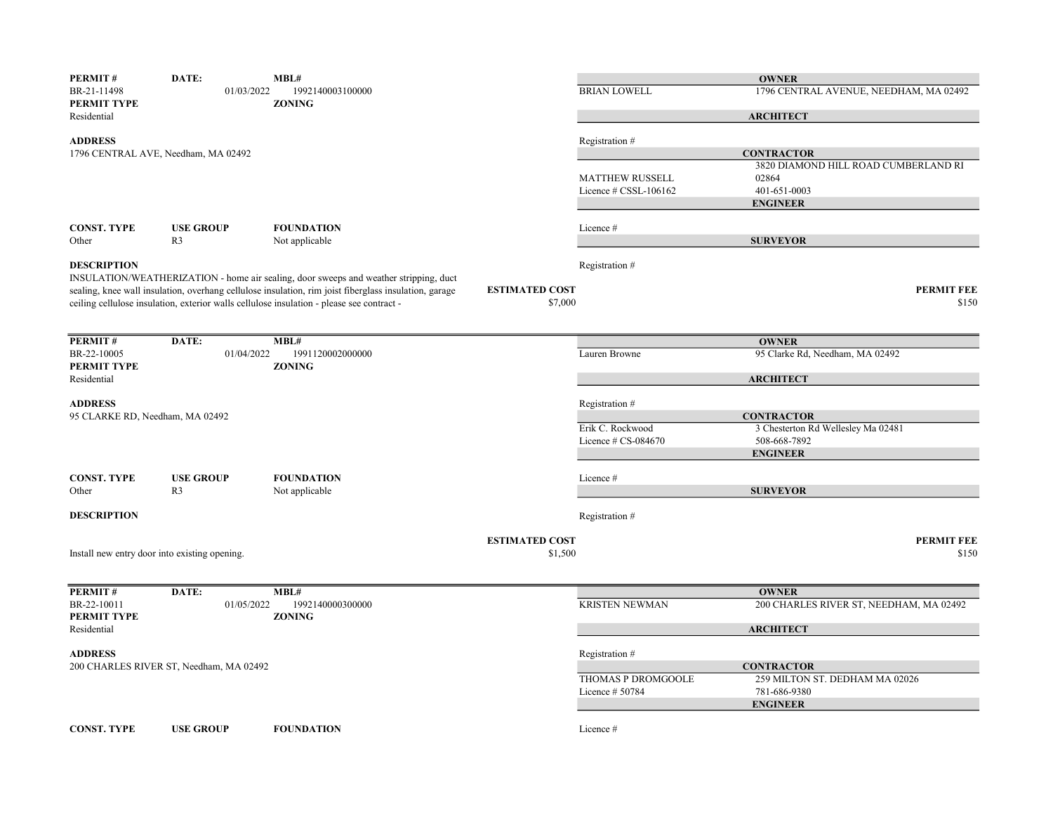**PERMIT #** BR-21-11498
**DATE:** 01/03/2022
**MBL#** 1992140003100000
**PERMIT TYPE** Residential
**ZONING**

**ADDRESS**
1796 CENTRAL AVE, Needham, MA 02492

**OWNER**
BRIAN LOWELL — 1796 CENTRAL AVENUE, NEEDHAM, MA 02492

**ARCHITECT**
Registration #

**CONTRACTOR**
MATTHEW RUSSELL — 3820 DIAMOND HILL ROAD CUMBERLAND RI 02864
Licence # CSSL-106162 — 401-651-0003

**ENGINEER**
Licence #

**SURVEYOR**
Registration #

| CONST. TYPE | USE GROUP | FOUNDATION |
|---|---|---|
| Other | R3 | Not applicable |

**DESCRIPTION**
INSULATION/WEATHERIZATION - home air sealing, door sweeps and weather stripping, duct sealing, knee wall insulation, overhang cellulose insulation, rim joist fiberglass insulation, garage ceiling cellulose insulation, exterior walls cellulose insulation - please see contract -

**ESTIMATED COST** $7,000
**PERMIT FEE** $150

---

**PERMIT #** BR-22-10005
**DATE:** 01/04/2022
**MBL#** 1991120002000000
**PERMIT TYPE** Residential
**ZONING**

**ADDRESS**
95 CLARKE RD, Needham, MA 02492

**OWNER**
Lauren Browne — 95 Clarke Rd, Needham, MA 02492

**ARCHITECT**
Registration #

**CONTRACTOR**
Erik C. Rockwood — 3 Chesterton Rd Wellesley Ma 02481
Licence # CS-084670 — 508-668-7892

**ENGINEER**
Licence #

**SURVEYOR**
Registration #

| CONST. TYPE | USE GROUP | FOUNDATION |
|---|---|---|
| Other | R3 | Not applicable |

**DESCRIPTION**
Install new entry door into existing opening.

**ESTIMATED COST** $1,500
**PERMIT FEE** $150

---

**PERMIT #** BR-22-10011
**DATE:** 01/05/2022
**MBL#** 1992140000300000
**PERMIT TYPE** Residential
**ZONING**

**ADDRESS**
200 CHARLES RIVER ST, Needham, MA 02492

**OWNER**
KRISTEN NEWMAN — 200 CHARLES RIVER ST, NEEDHAM, MA 02492

**ARCHITECT**
Registration #

**CONTRACTOR**
THOMAS P DROMGOOLE — 259 MILTON ST. DEDHAM MA 02026
Licence # 50784 — 781-686-9380

**ENGINEER**
Licence #

**CONST. TYPE** **USE GROUP** **FOUNDATION**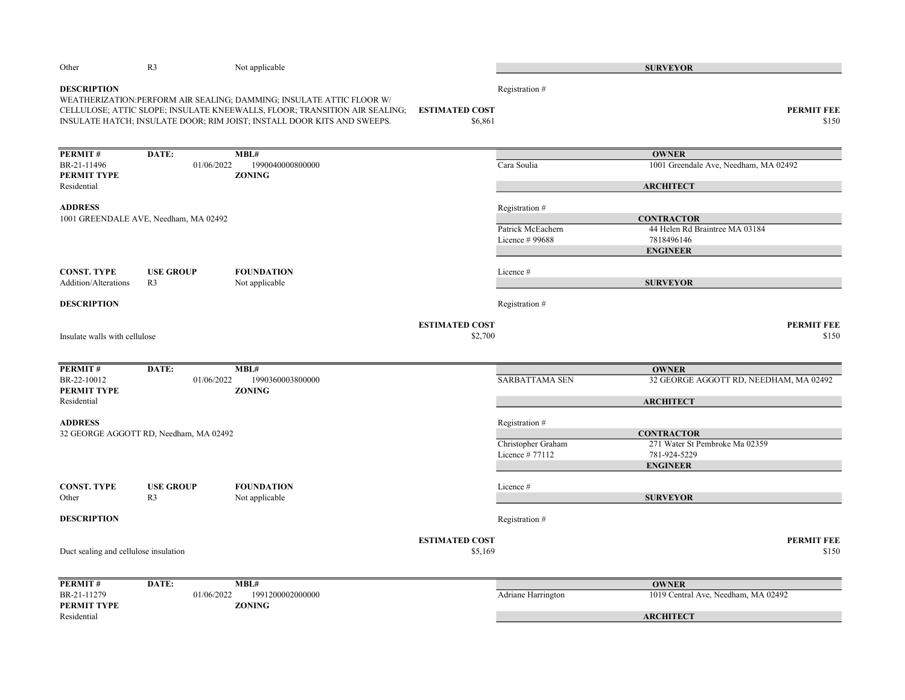| | | |
|---|---|---|
| Other | R3 | Not applicable |

**SURVEYOR**

Registration #

**DESCRIPTION**

WEATHERIZATION:PERFORM AIR SEALING; DAMMING; INSULATE ATTIC FLOOR W/ CELLULOSE; ATTIC SLOPE; INSULATE KNEEWALLS, FLOOR; TRANSITION AIR SEALING; INSULATE HATCH; INSULATE DOOR; RIM JOIST; INSTALL DOOR KITS AND SWEEPS.

**ESTIMATED COST** $6,861

**PERMIT FEE** $150

---

| **PERMIT #** | **DATE:** | **MBL#** |
|---|---|---|
| BR-21-11496 | 01/06/2022 | 1990040000800000 |
| **PERMIT TYPE** | | **ZONING** |
| Residential | | |

**OWNER**
Cara Soulia — 1001 Greendale Ave, Needham, MA 02492

**ARCHITECT**
Registration #

**ADDRESS**
1001 GREENDALE AVE, Needham, MA 02492

**CONTRACTOR**
Patrick McEachern — 44 Helen Rd Braintree MA 03184
Licence # 99688 — 7818496146

**ENGINEER**
Licence #

| **CONST. TYPE** | **USE GROUP** | **FOUNDATION** |
|---|---|---|
| Addition/Alterations | R3 | Not applicable |

**SURVEYOR**
Registration #

**DESCRIPTION**

Insulate walls with cellulose

**ESTIMATED COST** $2,700

**PERMIT FEE** $150

---

| **PERMIT #** | **DATE:** | **MBL#** |
|---|---|---|
| BR-22-10012 | 01/06/2022 | 1990360003800000 |
| **PERMIT TYPE** | | **ZONING** |
| Residential | | |

**OWNER**
SARBATTAMA SEN — 32 GEORGE AGGOTT RD, NEEDHAM, MA 02492

**ARCHITECT**
Registration #

**ADDRESS**
32 GEORGE AGGOTT RD, Needham, MA 02492

**CONTRACTOR**
Christopher Graham — 271 Water St Pembroke Ma 02359
Licence # 77112 — 781-924-5229

**ENGINEER**
Licence #

| **CONST. TYPE** | **USE GROUP** | **FOUNDATION** |
|---|---|---|
| Other | R3 | Not applicable |

**SURVEYOR**
Registration #

**DESCRIPTION**

Duct sealing and cellulose insulation

**ESTIMATED COST** $5,169

**PERMIT FEE** $150

---

| **PERMIT #** | **DATE:** | **MBL#** |
|---|---|---|
| BR-21-11279 | 01/06/2022 | 1991200002000000 |
| **PERMIT TYPE** | | **ZONING** |
| Residential | | |

**OWNER**
Adriane Harrington — 1019 Central Ave, Needham, MA 02492

**ARCHITECT**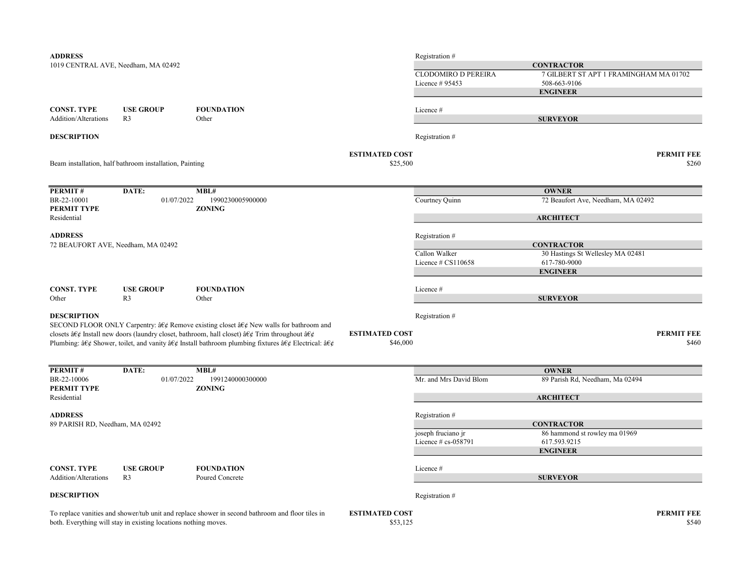**ADDRESS**
1019 CENTRAL AVE, Needham, MA 02492

Registration #

**CONTRACTOR**

CLODOMIRO D PEREIRA — 7 GILBERT ST APT 1 FRAMINGHAM MA 01702
Licence # 95453 — 508-663-9106

**ENGINEER**

| CONST. TYPE | USE GROUP | FOUNDATION |
|---|---|---|
| Addition/Alterations | R3 | Other |

Licence #

**SURVEYOR**

**DESCRIPTION**

Registration #

Beam installation, half bathroom installation, Painting

**ESTIMATED COST** $25,500

**PERMIT FEE** $260

---

| PERMIT # | DATE: | MBL# |
|---|---|---|
| BR-22-10001 | 01/07/2022 | 1990230005900000 |

**PERMIT TYPE** Residential

**ZONING**

**OWNER**

Courtney Quinn — 72 Beaufort Ave, Needham, MA 02492

**ARCHITECT**

**ADDRESS**
72 BEAUFORT AVE, Needham, MA 02492

Registration #

**CONTRACTOR**

Callon Walker — 30 Hastings St Wellesley MA 02481
Licence # CS110658 — 617-780-9000

**ENGINEER**

| CONST. TYPE | USE GROUP | FOUNDATION |
|---|---|---|
| Other | R3 | Other |

Licence #

**SURVEYOR**

**DESCRIPTION**
SECOND FLOOR ONLY Carpentry: â€¢ Remove existing closet â€¢ New walls for bathroom and closets â€¢ Install new doors (laundry closet, bathroom, hall closet) â€¢ Trim throughout â€¢ Plumbing: â€¢ Shower, toilet, and vanity â€¢ Install bathroom plumbing fixtures â€¢ Electrical: â€¢

Registration #

**ESTIMATED COST** $46,000

**PERMIT FEE** $460

---

| PERMIT # | DATE: | MBL# |
|---|---|---|
| BR-22-10006 | 01/07/2022 | 1991240000300000 |

**PERMIT TYPE** Residential

**ZONING**

**OWNER**

Mr. and Mrs David Blom — 89 Parish Rd, Needham, Ma 02494

**ARCHITECT**

**ADDRESS**
89 PARISH RD, Needham, MA 02492

Registration #

**CONTRACTOR**

joseph fruciano jr — 86 hammond st rowley ma 01969
Licence # cs-058791 — 617.593.9215

**ENGINEER**

| CONST. TYPE | USE GROUP | FOUNDATION |
|---|---|---|
| Addition/Alterations | R3 | Poured Concrete |

Licence #

**SURVEYOR**

**DESCRIPTION**

Registration #

To replace vanities and shower/tub unit and replace shower in second bathroom and floor tiles in both. Everything will stay in existing locations nothing moves.

**ESTIMATED COST** $53,125

**PERMIT FEE** $540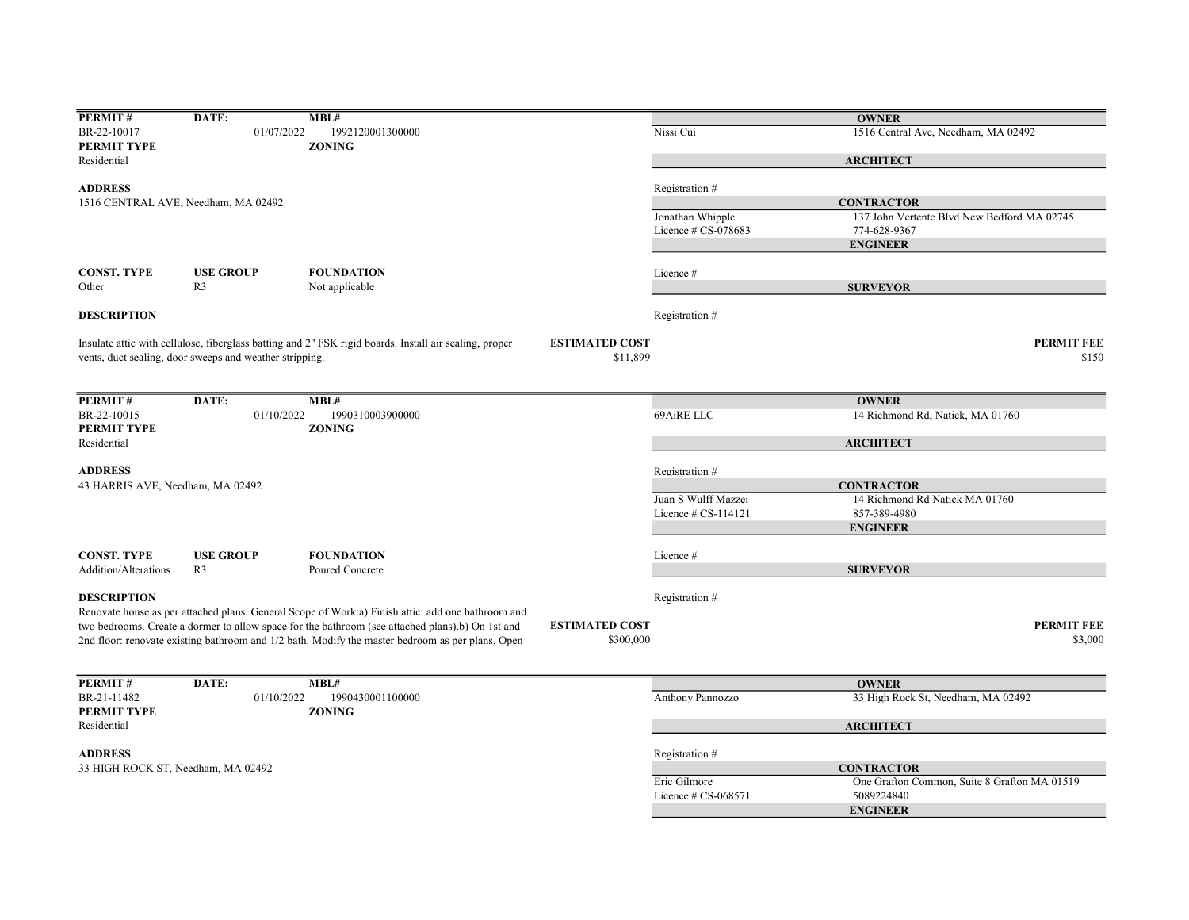| PERMIT # | DATE: | MBL# |
|---|---|---|
| BR-22-10017 | 01/07/2022 | 1992120001300000 |

**PERMIT TYPE**
Residential

**ZONING**

**ADDRESS**
1516 CENTRAL AVE, Needham, MA 02492

| CONST. TYPE | USE GROUP | FOUNDATION |
|---|---|---|
| Other | R3 | Not applicable |

**DESCRIPTION**

Insulate attic with cellulose, fiberglass batting and 2" FSK rigid boards. Install air sealing, proper vents, duct sealing, door sweeps and weather stripping.

**ESTIMATED COST** $11,899

**OWNER**
Nissi Cui — 1516 Central Ave, Needham, MA 02492

**ARCHITECT**
Registration #

**CONTRACTOR**
Jonathan Whipple — 137 John Vertente Blvd New Bedford MA 02745
Licence # CS-078683 — 774-628-9367

**ENGINEER**
Licence #

**SURVEYOR**
Registration #

**PERMIT FEE** $150

---

| PERMIT # | DATE: | MBL# |
|---|---|---|
| BR-22-10015 | 01/10/2022 | 1990310003900000 |

**PERMIT TYPE**
Residential

**ZONING**

**ADDRESS**
43 HARRIS AVE, Needham, MA 02492

| CONST. TYPE | USE GROUP | FOUNDATION |
|---|---|---|
| Addition/Alterations | R3 | Poured Concrete |

**DESCRIPTION**

Renovate house as per attached plans. General Scope of Work:a) Finish attic: add one bathroom and two bedrooms. Create a dormer to allow space for the bathroom (see attached plans).b) On 1st and 2nd floor: renovate existing bathroom and 1/2 bath. Modify the master bedroom as per plans. Open

**ESTIMATED COST** $300,000

**OWNER**
69AiRE LLC — 14 Richmond Rd, Natick, MA 01760

**ARCHITECT**
Registration #

**CONTRACTOR**
Juan S Wulff Mazzei — 14 Richmond Rd Natick MA 01760
Licence # CS-114121 — 857-389-4980

**ENGINEER**
Licence #

**SURVEYOR**
Registration #

**PERMIT FEE** $3,000

---

| PERMIT # | DATE: | MBL# |
|---|---|---|
| BR-21-11482 | 01/10/2022 | 1990430001100000 |

**PERMIT TYPE**
Residential

**ZONING**

**ADDRESS**
33 HIGH ROCK ST, Needham, MA 02492

**OWNER**
Anthony Pannozzo — 33 High Rock St, Needham, MA 02492

**ARCHITECT**
Registration #

**CONTRACTOR**
Eric Gilmore — One Grafton Common, Suite 8 Grafton MA 01519
Licence # CS-068571 — 5089224840

**ENGINEER**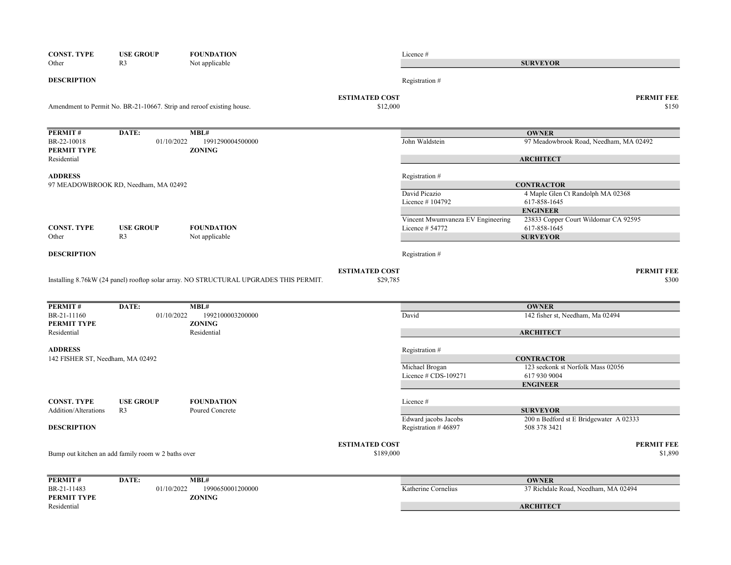| CONST. TYPE | USE GROUP | FOUNDATION |
|---|---|---|
| Other | R3 | Not applicable |

Licence #

**SURVEYOR**

Registration #

**DESCRIPTION**

Amendment to Permit No. BR-21-10667. Strip and reroof existing house.

**ESTIMATED COST** $12,000

**PERMIT FEE** $150

---

| PERMIT # | DATE: | MBL# |
|---|---|---|
| BR-22-10018 | 01/10/2022 | 1991290004500000 |
| **PERMIT TYPE** | | **ZONING** |
| Residential | | |

**OWNER**

John Waldstein — 97 Meadowbrook Road, Needham, MA 02492

**ARCHITECT**

Registration #

**ADDRESS**

97 MEADOWBROOK RD, Needham, MA 02492

**CONTRACTOR**

David Picazio — 4 Maple Glen Ct Randolph MA 02368
Licence # 104792 — 617-858-1645

**ENGINEER**

Vincent Mwumvaneza EV Engineering — 23833 Copper Court Wildomar CA 92595
Licence # 54772 — 617-858-1645

| CONST. TYPE | USE GROUP | FOUNDATION |
|---|---|---|
| Other | R3 | Not applicable |

**SURVEYOR**

Registration #

**DESCRIPTION**

Installing 8.76kW (24 panel) rooftop solar array. NO STRUCTURAL UPGRADES THIS PERMIT.

**ESTIMATED COST** $29,785

**PERMIT FEE** $300

---

| PERMIT # | DATE: | MBL# |
|---|---|---|
| BR-21-11160 | 01/10/2022 | 1992100003200000 |
| **PERMIT TYPE** | | **ZONING** |
| Residential | | Residential |

**OWNER**

David — 142 fisher st, Needham, Ma 02494

**ARCHITECT**

Registration #

**ADDRESS**

142 FISHER ST, Needham, MA 02492

**CONTRACTOR**

Michael Brogan — 123 seekonk st Norfolk Mass 02056
Licence # CDS-109271 — 617 930 9004

**ENGINEER**

Licence #

| CONST. TYPE | USE GROUP | FOUNDATION |
|---|---|---|
| Addition/Alterations | R3 | Poured Concrete |

**SURVEYOR**

Edward jacobs Jacobs — 200 n Bedford st E Bridgewater A 02333
Registration # 46897 — 508 378 3421

**DESCRIPTION**

Bump out kitchen an add family room w 2 baths over

**ESTIMATED COST** $189,000

**PERMIT FEE** $1,890

---

| PERMIT # | DATE: | MBL# |
|---|---|---|
| BR-21-11483 | 01/10/2022 | 1990650001200000 |
| **PERMIT TYPE** | | **ZONING** |
| Residential | | |

**OWNER**

Katherine Cornelius — 37 Richdale Road, Needham, MA 02494

**ARCHITECT**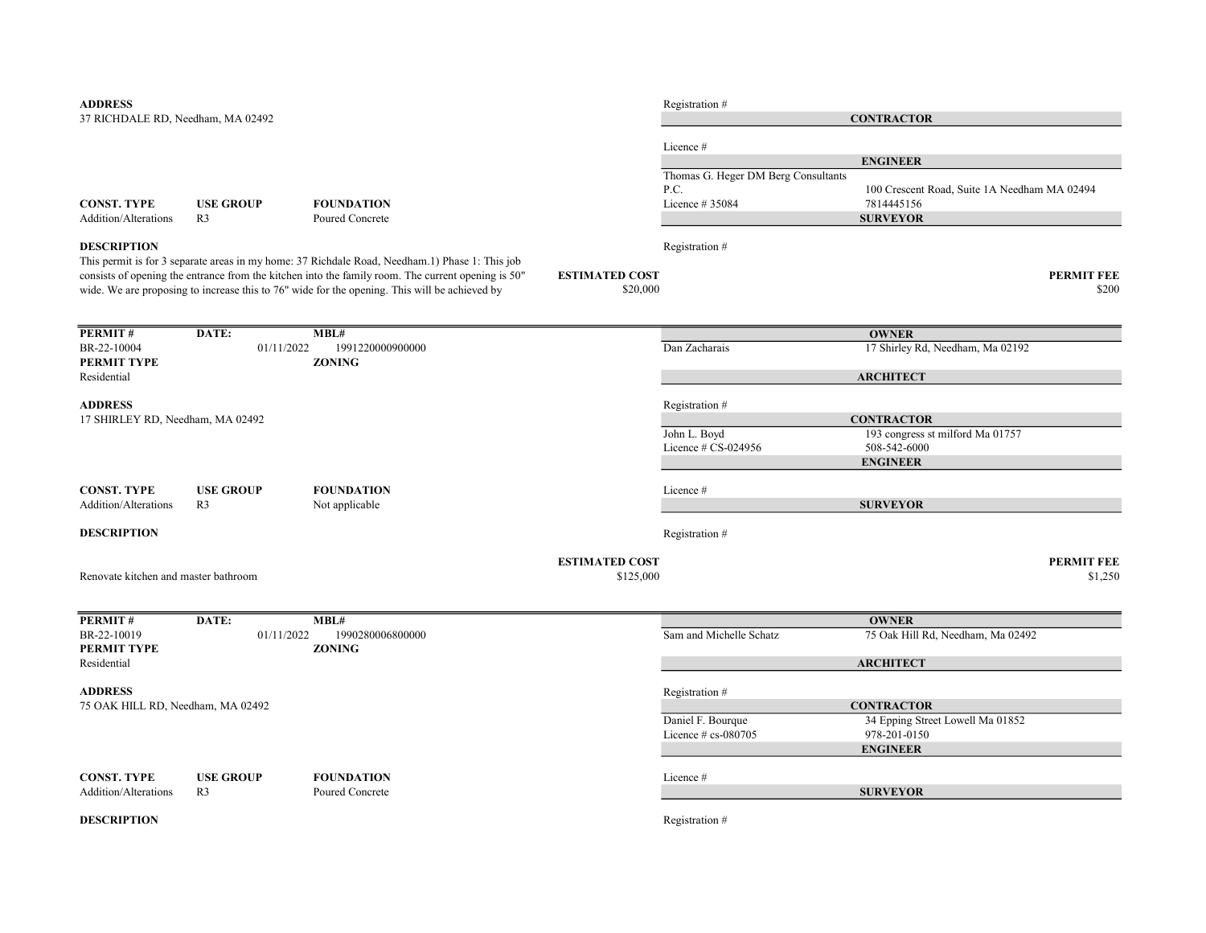**ADDRESS**
37 RICHDALE RD, Needham, MA 02492

Registration #

**CONTRACTOR**

Licence #

**ENGINEER**

Thomas G. Heger DM Berg Consultants P.C. — 100 Crescent Road, Suite 1A Needham MA 02494
Licence # 35084 — 7814445156

**SURVEYOR**

| CONST. TYPE | USE GROUP | FOUNDATION |
|---|---|---|
| Addition/Alterations | R3 | Poured Concrete |

**DESCRIPTION**
This permit is for 3 separate areas in my home: 37 Richdale Road, Needham.1) Phase 1: This job consists of opening the entrance from the kitchen into the family room. The current opening is 50" wide. We are proposing to increase this to 76" wide for the opening. This will be achieved by

Registration #

**ESTIMATED COST** $20,000

**PERMIT FEE** $200

---

| PERMIT # | DATE: | MBL# |
|---|---|---|
| BR-22-10004 | 01/11/2022 | 1991220000900000 |

**PERMIT TYPE**
Residential

**ZONING**

**OWNER**
Dan Zacharais — 17 Shirley Rd, Needham, Ma 02192

**ARCHITECT**

Registration #

**ADDRESS**
17 SHIRLEY RD, Needham, MA 02492

**CONTRACTOR**
John L. Boyd — 193 congress st milford Ma 01757
Licence # CS-024956 — 508-542-6000

**ENGINEER**

Licence #

**SURVEYOR**

| CONST. TYPE | USE GROUP | FOUNDATION |
|---|---|---|
| Addition/Alterations | R3 | Not applicable |

**DESCRIPTION**
Renovate kitchen and master bathroom

Registration #

**ESTIMATED COST** $125,000

**PERMIT FEE** $1,250

---

| PERMIT # | DATE: | MBL# |
|---|---|---|
| BR-22-10019 | 01/11/2022 | 1990280006800000 |

**PERMIT TYPE**
Residential

**ZONING**

**OWNER**
Sam and Michelle Schatz — 75 Oak Hill Rd, Needham, Ma 02492

**ARCHITECT**

Registration #

**ADDRESS**
75 OAK HILL RD, Needham, MA 02492

**CONTRACTOR**
Daniel F. Bourque — 34 Epping Street Lowell Ma 01852
Licence # cs-080705 — 978-201-0150

**ENGINEER**

Licence #

**SURVEYOR**

| CONST. TYPE | USE GROUP | FOUNDATION |
|---|---|---|
| Addition/Alterations | R3 | Poured Concrete |

**DESCRIPTION**

Registration #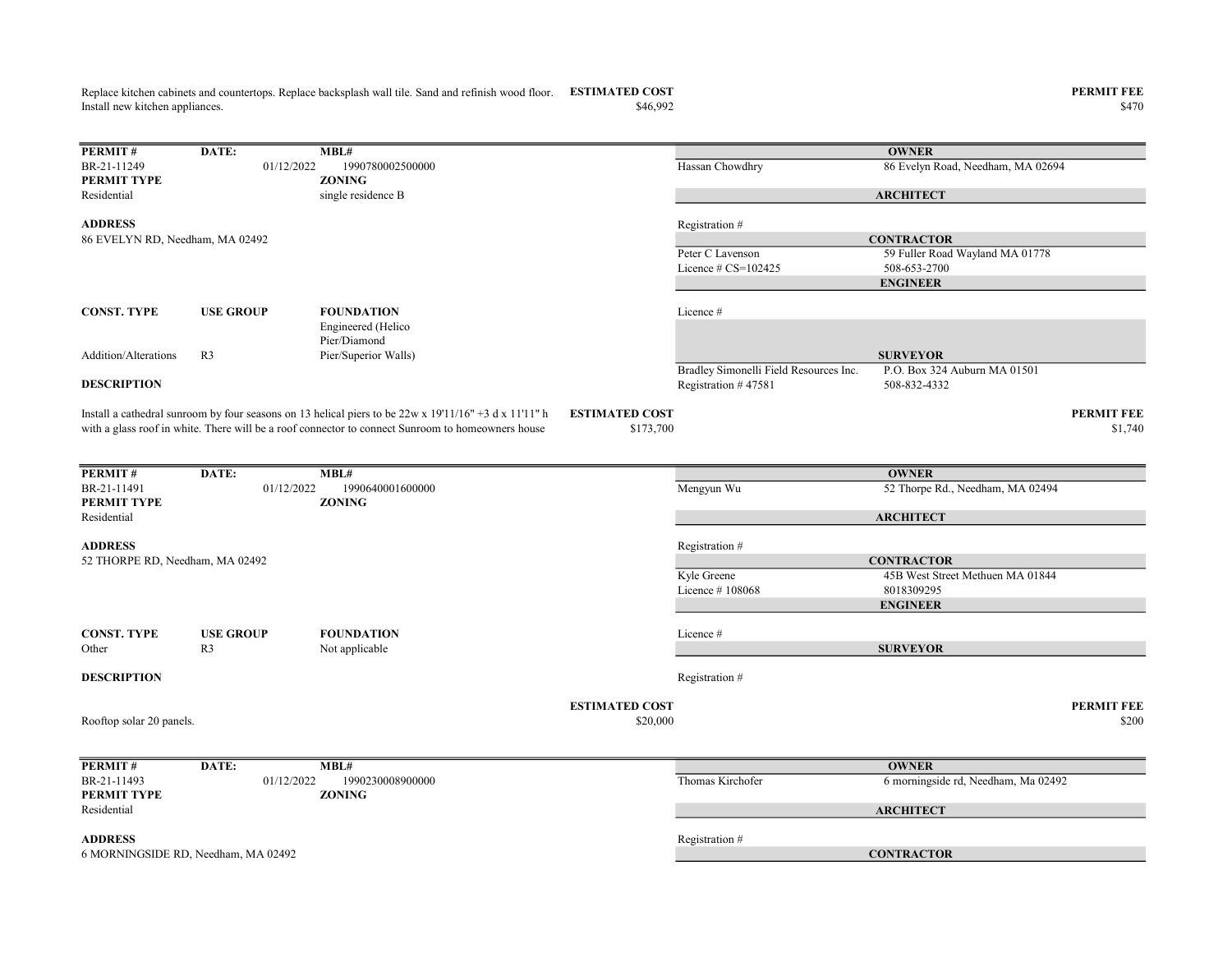Replace kitchen cabinets and countertops. Replace backsplash wall tile. Sand and refinish wood floor. Install new kitchen appliances.

**ESTIMATED COST** $46,992

**PERMIT FEE** $470

---

| **PERMIT #** | **DATE:** | **MBL#** |
|---|---|---|
| BR-21-11249 | 01/12/2022 | 1990780002500000 |
| **PERMIT TYPE** | | **ZONING** |
| Residential | | single residence B |

**ADDRESS**
86 EVELYN RD, Needham, MA 02492

| **CONST. TYPE** | **USE GROUP** | **FOUNDATION** |
|---|---|---|
| Addition/Alterations | R3 | Engineered (Helico Pier/Diamond Pier/Superior Walls) |

| | |
|---|---|
| **OWNER** | |
| Hassan Chowdhry | 86 Evelyn Road, Needham, MA 02694 |
| **ARCHITECT** | |
| Registration # | |
| **CONTRACTOR** | |
| Peter C Lavenson | 59 Fuller Road Wayland MA 01778 |
| Licence # CS=102425 | 508-653-2700 |
| **ENGINEER** | |
| Licence # | |
| **SURVEYOR** | |
| Bradley Simonelli Field Resources Inc. | P.O. Box 324 Auburn MA 01501 |
| Registration # 47581 | 508-832-4332 |

**DESCRIPTION**

Install a cathedral sunroom by four seasons on 13 helical piers to be 22w x 19'11/16" +3 d x 11'11" h with a glass roof in white. There will be a roof connector to connect Sunroom to homeowners house

**ESTIMATED COST** $173,700

**PERMIT FEE** $1,740

---

| **PERMIT #** | **DATE:** | **MBL#** |
|---|---|---|
| BR-21-11491 | 01/12/2022 | 1990640001600000 |
| **PERMIT TYPE** | | **ZONING** |
| Residential | | |

**ADDRESS**
52 THORPE RD, Needham, MA 02492

| **CONST. TYPE** | **USE GROUP** | **FOUNDATION** |
|---|---|---|
| Other | R3 | Not applicable |

| | |
|---|---|
| **OWNER** | |
| Mengyun Wu | 52 Thorpe Rd., Needham, MA 02494 |
| **ARCHITECT** | |
| Registration # | |
| **CONTRACTOR** | |
| Kyle Greene | 45B West Street Methuen MA 01844 |
| Licence # 108068 | 8018309295 |
| **ENGINEER** | |
| Licence # | |
| **SURVEYOR** | |
| Registration # | |

**DESCRIPTION**

Rooftop solar 20 panels.

**ESTIMATED COST** $20,000

**PERMIT FEE** $200

---

| **PERMIT #** | **DATE:** | **MBL#** |
|---|---|---|
| BR-21-11493 | 01/12/2022 | 1990230008900000 |
| **PERMIT TYPE** | | **ZONING** |
| Residential | | |

**ADDRESS**
6 MORNINGSIDE RD, Needham, MA 02492

| | |
|---|---|
| **OWNER** | |
| Thomas Kirchofer | 6 morningside rd, Needham, Ma 02492 |
| **ARCHITECT** | |
| Registration # | |
| **CONTRACTOR** | |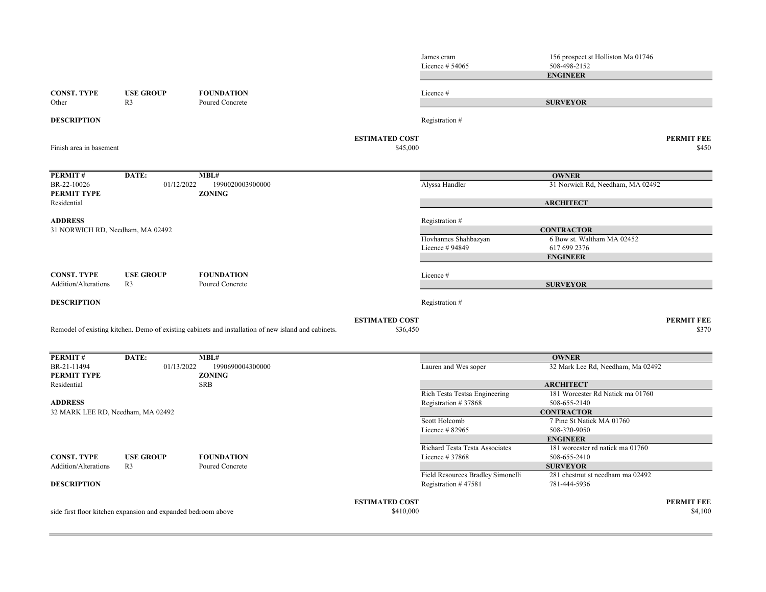| | |
|---|---|
| James cram | 156 prospect st Holliston Ma 01746 |
| Licence # 54065 | 508-498-2152 |

**ENGINEER**

Licence #

**SURVEYOR**

Registration #

| CONST. TYPE | USE GROUP | FOUNDATION |
|---|---|---|
| Other | R3 | Poured Concrete |

**DESCRIPTION**

Finish area in basement

**ESTIMATED COST** $45,000

**PERMIT FEE** $450

---

| PERMIT # | DATE: | MBL# |
|---|---|---|
| BR-22-10026 | 01/12/2022 | 1990020003900000 |

**PERMIT TYPE**
Residential

**ZONING**

**ADDRESS**
31 NORWICH RD, Needham, MA 02492

**OWNER**

| | |
|---|---|
| Alyssa Handler | 31 Norwich Rd, Needham, MA 02492 |

**ARCHITECT**

Registration #

**CONTRACTOR**

| | |
|---|---|
| Hovhannes Shahbazyan | 6 Bow st. Waltham MA 02452 |
| Licence # 94849 | 617 699 2376 |

**ENGINEER**

Licence #

**SURVEYOR**

Registration #

| CONST. TYPE | USE GROUP | FOUNDATION |
|---|---|---|
| Addition/Alterations | R3 | Poured Concrete |

**DESCRIPTION**

Remodel of existing kitchen. Demo of existing cabinets and installation of new island and cabinets.

**ESTIMATED COST** $36,450

**PERMIT FEE** $370

---

| PERMIT # | DATE: | MBL# |
|---|---|---|
| BR-21-11494 | 01/13/2022 | 1990690004300000 |

**PERMIT TYPE**
Residential

**ZONING**
SRB

**ADDRESS**
32 MARK LEE RD, Needham, MA 02492

**OWNER**

| | |
|---|---|
| Lauren and Wes soper | 32 Mark Lee Rd, Needham, Ma 02492 |

**ARCHITECT**

| | |
|---|---|
| Rich Testa Testsa Engineering | 181 Worcester Rd Natick ma 01760 |
| Registration # 37868 | 508-655-2140 |

**CONTRACTOR**

| | |
|---|---|
| Scott Holcomb | 7 Pine St Natick MA 01760 |
| Licence # 82965 | 508-320-9050 |

**ENGINEER**

| | |
|---|---|
| Richard Testa Testa Associates | 181 worcester rd natick ma 01760 |
| Licence # 37868 | 508-655-2410 |

**SURVEYOR**

| | |
|---|---|
| Field Resources Bradley Simonelli | 281 chestnut st needham ma 02492 |
| Registration # 47581 | 781-444-5936 |

| CONST. TYPE | USE GROUP | FOUNDATION |
|---|---|---|
| Addition/Alterations | R3 | Poured Concrete |

**DESCRIPTION**

side first floor kitchen expansion and expanded bedroom above

**ESTIMATED COST** $410,000

**PERMIT FEE** $4,100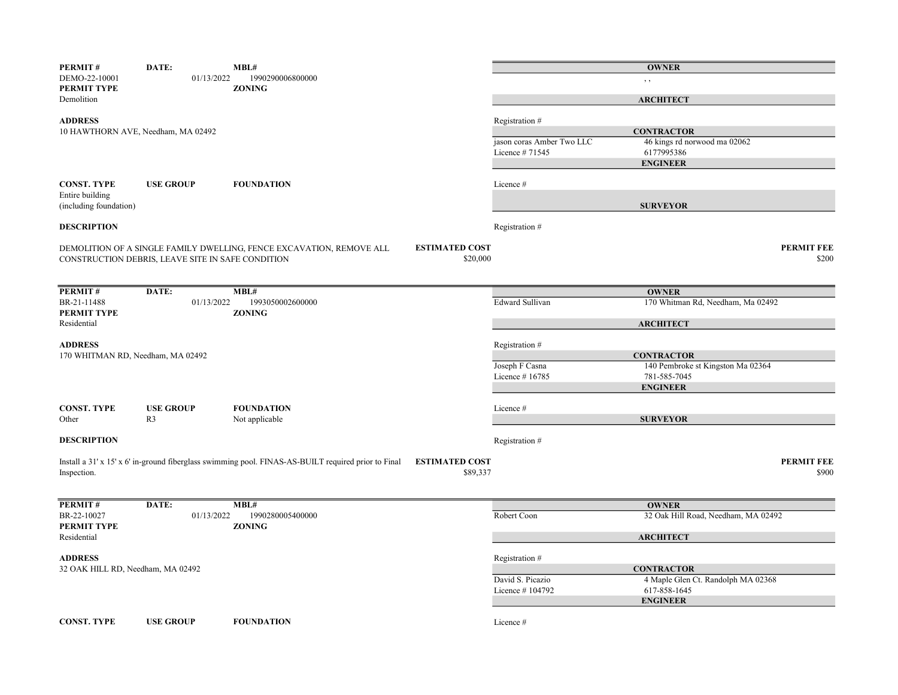**PERMIT #** DEMO-22-10001 **DATE:** 01/13/2022 **MBL#** 1990290006800000

**PERMIT TYPE** Demolition

**ZONING**

**ADDRESS**
10 HAWTHORN AVE, Needham, MA 02492

**CONST. TYPE** Entire building (including foundation)

**USE GROUP**

**FOUNDATION**

**DESCRIPTION**

DEMOLITION OF A SINGLE FAMILY DWELLING, FENCE EXCAVATION, REMOVE ALL CONSTRUCTION DEBRIS, LEAVE SITE IN SAFE CONDITION

**ESTIMATED COST** $20,000

**OWNER**
, ,

**ARCHITECT**
Registration #

**CONTRACTOR**
jason coras Amber Two LLC — 46 kings rd norwood ma 02062
Licence # 71545 — 6177995386

**ENGINEER**
Licence #

**SURVEYOR**
Registration #

**PERMIT FEE** $200

---

**PERMIT #** BR-21-11488 **DATE:** 01/13/2022 **MBL#** 1993050002600000

**PERMIT TYPE** Residential

**ZONING**

**ADDRESS**
170 WHITMAN RD, Needham, MA 02492

**CONST. TYPE** Other

**USE GROUP** R3

**FOUNDATION** Not applicable

**DESCRIPTION**

Install a 31' x 15' x 6' in-ground fiberglass swimming pool. FINAS-AS-BUILT required prior to Final Inspection.

**ESTIMATED COST** $89,337

**OWNER**
Edward Sullivan — 170 Whitman Rd, Needham, Ma 02492

**ARCHITECT**
Registration #

**CONTRACTOR**
Joseph F Casna — 140 Pembroke st Kingston Ma 02364
Licence # 16785 — 781-585-7045

**ENGINEER**
Licence #

**SURVEYOR**
Registration #

**PERMIT FEE** $900

---

**PERMIT #** BR-22-10027 **DATE:** 01/13/2022 **MBL#** 1990280005400000

**PERMIT TYPE** Residential

**ZONING**

**ADDRESS**
32 OAK HILL RD, Needham, MA 02492

**CONST. TYPE**

**USE GROUP**

**FOUNDATION**

**OWNER**
Robert Coon — 32 Oak Hill Road, Needham, MA 02492

**ARCHITECT**
Registration #

**CONTRACTOR**
David S. Picazio — 4 Maple Glen Ct. Randolph MA 02368
Licence # 104792 — 617-858-1645

**ENGINEER**
Licence #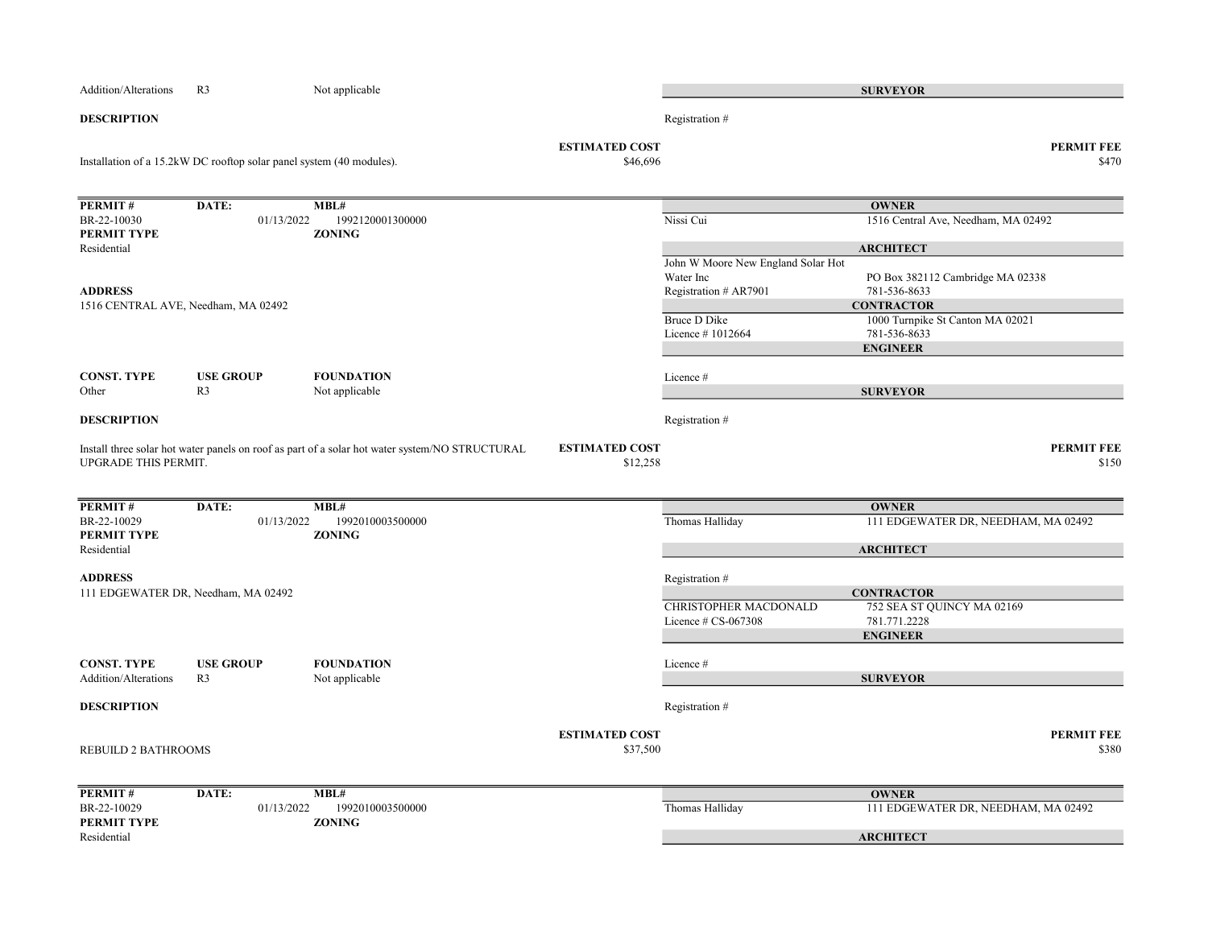| CONST. TYPE | USE GROUP | FOUNDATION |
|---|---|---|
| Addition/Alterations | R3 | Not applicable |

**SURVEYOR**

Registration #

**DESCRIPTION**

Installation of a 15.2kW DC rooftop solar panel system (40 modules).

**ESTIMATED COST** $46,696

**PERMIT FEE** $470

---

| PERMIT # | DATE: | MBL# |
|---|---|---|
| BR-22-10030 | 01/13/2022 | 1992120001300000 |
| **PERMIT TYPE** | | **ZONING** |
| Residential | | |

**ADDRESS**

1516 CENTRAL AVE, Needham, MA 02492

**OWNER**

Nissi Cui — 1516 Central Ave, Needham, MA 02492

**ARCHITECT**

John W Moore New England Solar Hot Water Inc — PO Box 382112 Cambridge MA 02338

Registration # AR7901 — 781-536-8633

**CONTRACTOR**

Bruce D Dike — 1000 Turnpike St Canton MA 02021

Licence # 1012664 — 781-536-8633

**ENGINEER**

Licence #

**SURVEYOR**

Registration #

| CONST. TYPE | USE GROUP | FOUNDATION |
|---|---|---|
| Other | R3 | Not applicable |

**DESCRIPTION**

Install three solar hot water panels on roof as part of a solar hot water system/NO STRUCTURAL UPGRADE THIS PERMIT.

**ESTIMATED COST** $12,258

**PERMIT FEE** $150

---

| PERMIT # | DATE: | MBL# |
|---|---|---|
| BR-22-10029 | 01/13/2022 | 1992010003500000 |
| **PERMIT TYPE** | | **ZONING** |
| Residential | | |

**ADDRESS**

111 EDGEWATER DR, Needham, MA 02492

**OWNER**

Thomas Halliday — 111 EDGEWATER DR, NEEDHAM, MA 02492

**ARCHITECT**

Registration #

**CONTRACTOR**

CHRISTOPHER MACDONALD — 752 SEA ST QUINCY MA 02169

Licence # CS-067308 — 781.771.2228

**ENGINEER**

Licence #

**SURVEYOR**

Registration #

| CONST. TYPE | USE GROUP | FOUNDATION |
|---|---|---|
| Addition/Alterations | R3 | Not applicable |

**DESCRIPTION**

REBUILD 2 BATHROOMS

**ESTIMATED COST** $37,500

**PERMIT FEE** $380

---

| PERMIT # | DATE: | MBL# |
|---|---|---|
| BR-22-10029 | 01/13/2022 | 1992010003500000 |
| **PERMIT TYPE** | | **ZONING** |
| Residential | | |

**OWNER**

Thomas Halliday — 111 EDGEWATER DR, NEEDHAM, MA 02492

**ARCHITECT**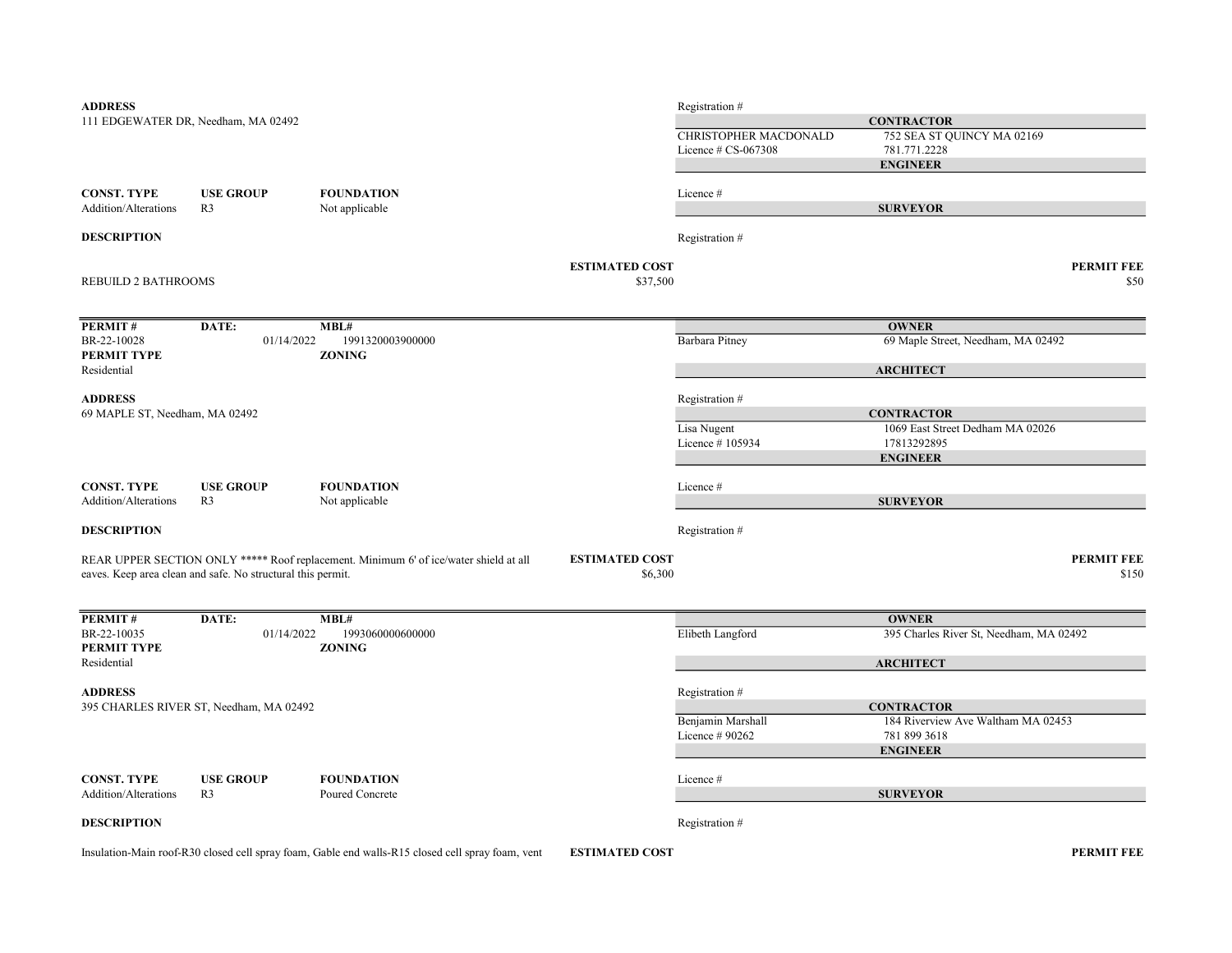**ADDRESS**
111 EDGEWATER DR, Needham, MA 02492

Registration #

**CONTRACTOR**

CHRISTOPHER MACDONALD — 752 SEA ST QUINCY MA 02169
Licence # CS-067308 — 781.771.2228

**ENGINEER**

| CONST. TYPE | USE GROUP | FOUNDATION |
|---|---|---|
| Addition/Alterations | R3 | Not applicable |

Licence #

**SURVEYOR**

**DESCRIPTION**

Registration #

REBUILD 2 BATHROOMS

**ESTIMATED COST** $37,500

**PERMIT FEE** $50

---

| PERMIT # | DATE: | MBL# |
|---|---|---|
| BR-22-10028 | 01/14/2022 | 1991320003900000 |

**PERMIT TYPE**
Residential

**ZONING**

**OWNER**

Barbara Pitney — 69 Maple Street, Needham, MA 02492

**ARCHITECT**

**ADDRESS**
69 MAPLE ST, Needham, MA 02492

Registration #

**CONTRACTOR**

Lisa Nugent — 1069 East Street Dedham MA 02026
Licence # 105934 — 17813292895

**ENGINEER**

| CONST. TYPE | USE GROUP | FOUNDATION |
|---|---|---|
| Addition/Alterations | R3 | Not applicable |

Licence #

**SURVEYOR**

**DESCRIPTION**

Registration #

REAR UPPER SECTION ONLY ***** Roof replacement. Minimum 6' of ice/water shield at all eaves. Keep area clean and safe. No structural this permit.

**ESTIMATED COST** $6,300

**PERMIT FEE** $150

---

| PERMIT # | DATE: | MBL# |
|---|---|---|
| BR-22-10035 | 01/14/2022 | 1993060000600000 |

**PERMIT TYPE**
Residential

**ZONING**

**OWNER**

Elibeth Langford — 395 Charles River St, Needham, MA 02492

**ARCHITECT**

**ADDRESS**
395 CHARLES RIVER ST, Needham, MA 02492

Registration #

**CONTRACTOR**

Benjamin Marshall — 184 Riverview Ave Waltham MA 02453
Licence # 90262 — 781 899 3618

**ENGINEER**

| CONST. TYPE | USE GROUP | FOUNDATION |
|---|---|---|
| Addition/Alterations | R3 | Poured Concrete |

Licence #

**SURVEYOR**

**DESCRIPTION**

Registration #

Insulation-Main roof-R30 closed cell spray foam, Gable end walls-R15 closed cell spray foam, vent

**ESTIMATED COST**

**PERMIT FEE**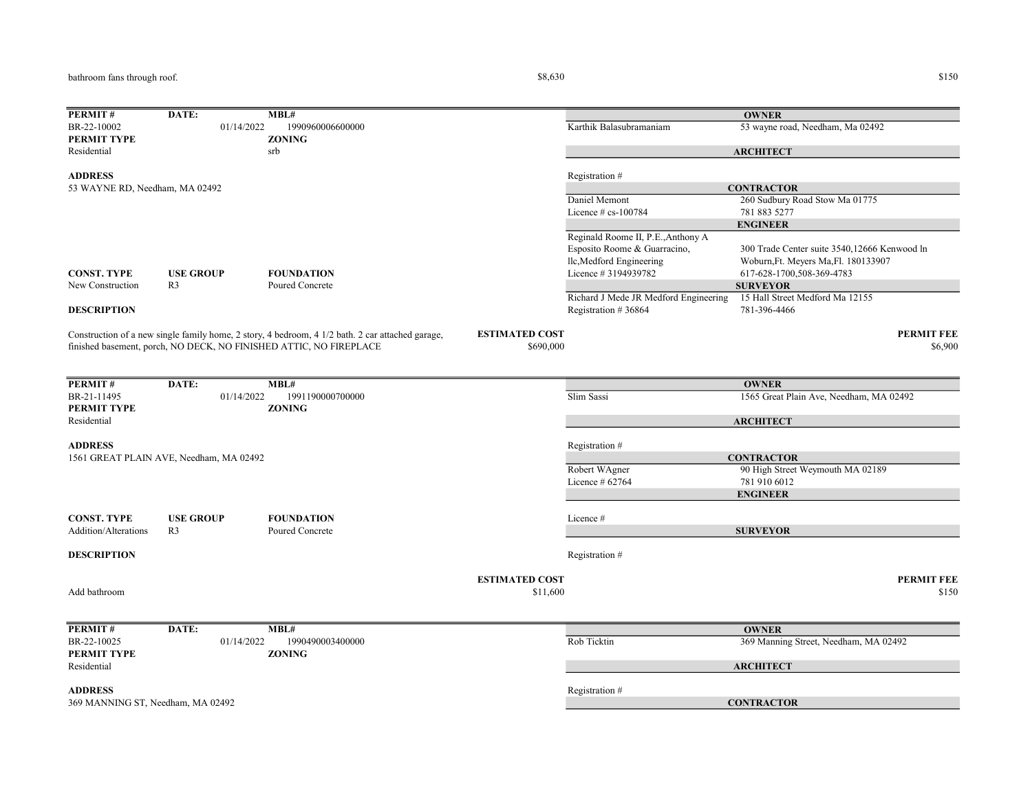bathroom fans through roof. $8,630 $150

| PERMIT # | DATE: | MBL# | | OWNER |
|---|---|---|---|---|
| BR-22-10002 | 01/14/2022 | 1990960006600000 | Karthik Balasubramaniam | 53 wayne road, Needham, Ma 02492 |
| **PERMIT TYPE** | | **ZONING** | | **ARCHITECT** |
| Residential | | srb | | |
| **ADDRESS** | | | Registration # | |
| 53 WAYNE RD, Needham, MA 02492 | | | | **CONTRACTOR** |
| | | | Daniel Memont | 260 Sudbury Road Stow Ma 01775 |
| | | | Licence # cs-100784 | 781 883 5277 |
| | | | | **ENGINEER** |
| | | | Reginald Roome II, P.E.,Anthony A Esposito Roome & Guarracino, llc,Medford Engineering | 300 Trade Center suite 3540,12666 Kenwood ln Woburn,Ft. Meyers Ma,Fl. 180133907 |
| **CONST. TYPE** | **USE GROUP** | **FOUNDATION** | Licence # 3194939782 | 617-628-1700,508-369-4783 |
| New Construction | R3 | Poured Concrete | | **SURVEYOR** |
| **DESCRIPTION** | | | Richard J Mede JR Medford Engineering | 15 Hall Street Medford Ma 12155 |
| | | | Registration # 36864 | 781-396-4466 |

Construction of a new single family home, 2 story, 4 bedroom, 4 1/2 bath. 2 car attached garage, finished basement, porch, NO DECK, NO FINISHED ATTIC, NO FIREPLACE

**ESTIMATED COST** $690,000 | **PERMIT FEE** $6,900

| PERMIT # | DATE: | MBL# | | OWNER |
|---|---|---|---|---|
| BR-21-11495 | 01/14/2022 | 1991190000700000 | Slim Sassi | 1565 Great Plain Ave, Needham, MA 02492 |
| **PERMIT TYPE** | | **ZONING** | | **ARCHITECT** |
| Residential | | | | |
| **ADDRESS** | | | Registration # | |
| 1561 GREAT PLAIN AVE, Needham, MA 02492 | | | | **CONTRACTOR** |
| | | | Robert WAgner | 90 High Street Weymouth MA 02189 |
| | | | Licence # 62764 | 781 910 6012 |
| | | | | **ENGINEER** |
| **CONST. TYPE** | **USE GROUP** | **FOUNDATION** | Licence # | |
| Addition/Alterations | R3 | Poured Concrete | | **SURVEYOR** |
| **DESCRIPTION** | | | Registration # | |

Add bathroom

**ESTIMATED COST** $11,600 | **PERMIT FEE** $150

| PERMIT # | DATE: | MBL# | | OWNER |
|---|---|---|---|---|
| BR-22-10025 | 01/14/2022 | 1990490003400000 | Rob Ticktin | 369 Manning Street, Needham, MA 02492 |
| **PERMIT TYPE** | | **ZONING** | | **ARCHITECT** |
| Residential | | | | |
| **ADDRESS** | | | Registration # | |
| 369 MANNING ST, Needham, MA 02492 | | | | **CONTRACTOR** |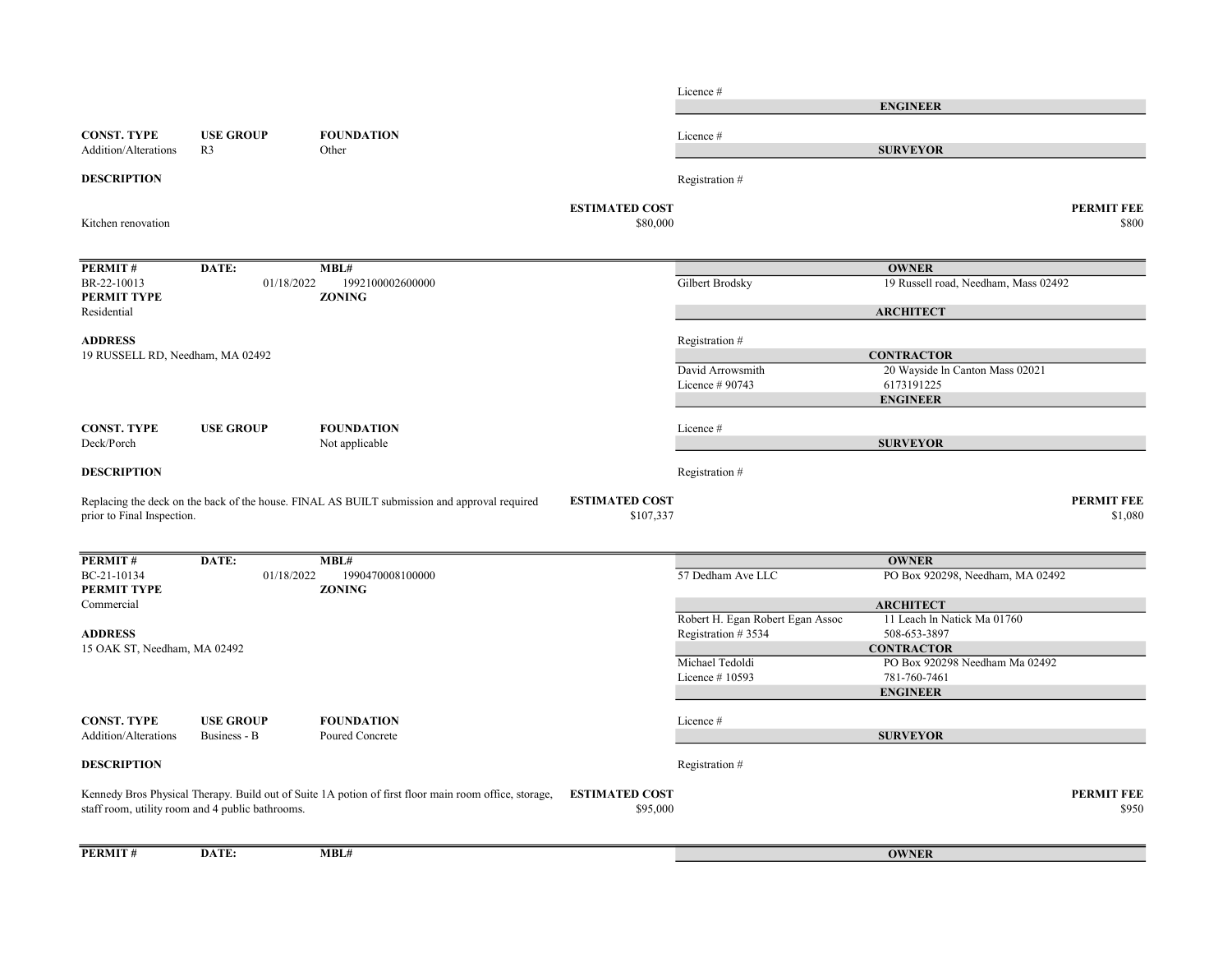Licence #

**ENGINEER**

| **CONST. TYPE** | **USE GROUP** | **FOUNDATION** |
|---|---|---|
| Addition/Alterations | R3 | Other |

Licence #

**SURVEYOR**

**DESCRIPTION**

Registration #

Kitchen renovation

**ESTIMATED COST** $80,000

**PERMIT FEE** $800

---

| **PERMIT #** | **DATE:** | **MBL#** |
|---|---|---|
| BR-22-10013 | 01/18/2022 | 1992100002600000 |

**PERMIT TYPE**
Residential

**ZONING**

**ADDRESS**
19 RUSSELL RD, Needham, MA 02492

**OWNER**
Gilbert Brodsky — 19 Russell road, Needham, Mass 02492

**ARCHITECT**
Registration #

**CONTRACTOR**
David Arrowsmith — 20 Wayside ln Canton Mass 02021
Licence # 90743 — 6173191225

**ENGINEER**
Licence #

| **CONST. TYPE** | **USE GROUP** | **FOUNDATION** |
|---|---|---|
| Deck/Porch | | Not applicable |

**SURVEYOR**
Registration #

**DESCRIPTION**

Replacing the deck on the back of the house. FINAL AS BUILT submission and approval required prior to Final Inspection.

**ESTIMATED COST** $107,337

**PERMIT FEE** $1,080

---

| **PERMIT #** | **DATE:** | **MBL#** |
|---|---|---|
| BC-21-10134 | 01/18/2022 | 1990470008100000 |

**PERMIT TYPE**
Commercial

**ZONING**

**ADDRESS**
15 OAK ST, Needham, MA 02492

**OWNER**
57 Dedham Ave LLC — PO Box 920298, Needham, MA 02492

**ARCHITECT**
Robert H. Egan Robert Egan Assoc — 11 Leach ln Natick Ma 01760
Registration # 3534 — 508-653-3897

**CONTRACTOR**
Michael Tedoldi — PO Box 920298 Needham Ma 02492
Licence # 10593 — 781-760-7461

**ENGINEER**
Licence #

| **CONST. TYPE** | **USE GROUP** | **FOUNDATION** |
|---|---|---|
| Addition/Alterations | Business - B | Poured Concrete |

**SURVEYOR**
Registration #

**DESCRIPTION**

Kennedy Bros Physical Therapy. Build out of Suite 1A potion of first floor main room office, storage, staff room, utility room and 4 public bathrooms.

**ESTIMATED COST** $95,000

**PERMIT FEE** $950

---

| **PERMIT #** | **DATE:** | **MBL#** |
|---|---|---|

**OWNER**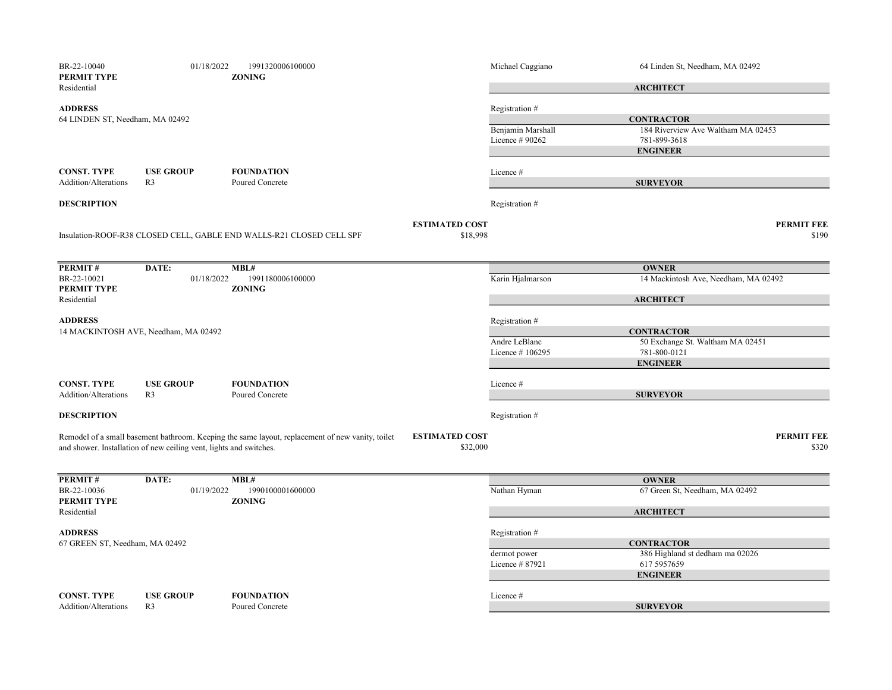BR-22-10040 | 01/18/2022 | 1991320006100000

Michael Caggiano — 64 Linden St, Needham, MA 02492

**PERMIT TYPE**
Residential

**ZONING**

**ARCHITECT**

**ADDRESS**
64 LINDEN ST, Needham, MA 02492

Registration #

**CONTRACTOR**
Benjamin Marshall — 184 Riverview Ave Waltham MA 02453
Licence # 90262 — 781-899-3618

**ENGINEER**

Licence #

| CONST. TYPE | USE GROUP | FOUNDATION |
|---|---|---|
| Addition/Alterations | R3 | Poured Concrete |

**SURVEYOR**

Registration #

**DESCRIPTION**

Insulation-ROOF-R38 CLOSED CELL, GABLE END WALLS-R21 CLOSED CELL SPF

**ESTIMATED COST** $18,998

**PERMIT FEE** $190

---

| PERMIT # | DATE: | MBL# |
|---|---|---|
| BR-22-10021 | 01/18/2022 | 1991180006100000 |

**OWNER**
Karin Hjalmarson — 14 Mackintosh Ave, Needham, MA 02492

**PERMIT TYPE**
Residential

**ZONING**

**ARCHITECT**

**ADDRESS**
14 MACKINTOSH AVE, Needham, MA 02492

Registration #

**CONTRACTOR**
Andre LeBlanc — 50 Exchange St. Waltham MA 02451
Licence # 106295 — 781-800-0121

**ENGINEER**

Licence #

| CONST. TYPE | USE GROUP | FOUNDATION |
|---|---|---|
| Addition/Alterations | R3 | Poured Concrete |

**SURVEYOR**

Registration #

**DESCRIPTION**

Remodel of a small basement bathroom. Keeping the same layout, replacement of new vanity, toilet and shower. Installation of new ceiling vent, lights and switches.

**ESTIMATED COST** $32,000

**PERMIT FEE** $320

---

| PERMIT # | DATE: | MBL# |
|---|---|---|
| BR-22-10036 | 01/19/2022 | 1990100001600000 |

**OWNER**
Nathan Hyman — 67 Green St, Needham, MA 02492

**PERMIT TYPE**
Residential

**ZONING**

**ARCHITECT**

**ADDRESS**
67 GREEN ST, Needham, MA 02492

Registration #

**CONTRACTOR**
dermot power — 386 Highland st dedham ma 02026
Licence # 87921 — 617 5957659

**ENGINEER**

Licence #

| CONST. TYPE | USE GROUP | FOUNDATION |
|---|---|---|
| Addition/Alterations | R3 | Poured Concrete |

**SURVEYOR**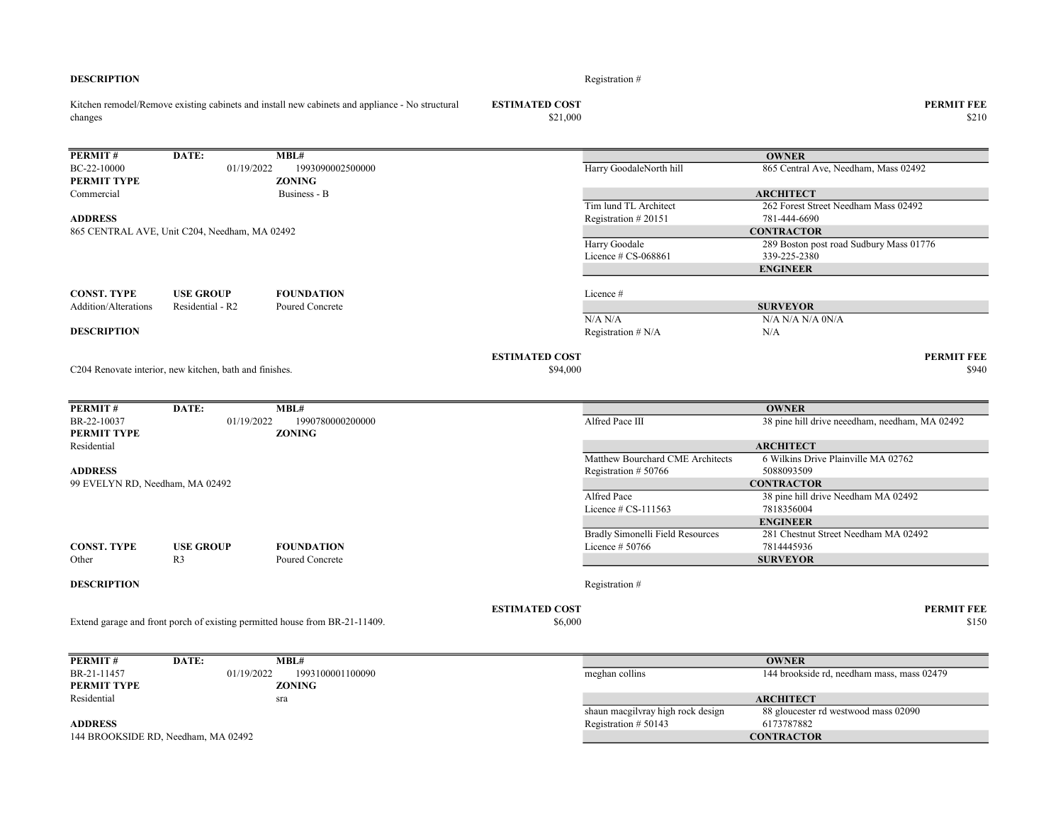**DESCRIPTION**

Registration #

Kitchen remodel/Remove existing cabinets and install new cabinets and appliance - No structural changes

**ESTIMATED COST** $21,000

**PERMIT FEE** $210

---

| **PERMIT #** | **DATE:** | **MBL#** |
|---|---|---|
| BC-22-10000 | 01/19/2022 | 1993090002500000 |
| **PERMIT TYPE** | | **ZONING** |
| Commercial | | Business - B |

**ADDRESS**

865 CENTRAL AVE, Unit C204, Needham, MA 02492

| **CONST. TYPE** | **USE GROUP** | **FOUNDATION** |
|---|---|---|
| Addition/Alterations | Residential - R2 | Poured Concrete |

| | |
|---|---|
| **OWNER** | |
| Harry GoodaleNorth hill | 865 Central Ave, Needham, Mass 02492 |
| **ARCHITECT** | |
| Tim lund TL Architect | 262 Forest Street Needham Mass 02492 |
| Registration # 20151 | 781-444-6690 |
| **CONTRACTOR** | |
| Harry Goodale | 289 Boston post road Sudbury Mass 01776 |
| Licence # CS-068861 | 339-225-2380 |
| **ENGINEER** | |
| Licence # | |
| **SURVEYOR** | |
| N/A N/A | N/A N/A N/A 0N/A |
| Registration # N/A | N/A |

**DESCRIPTION**

C204 Renovate interior, new kitchen, bath and finishes.

**ESTIMATED COST** $94,000

**PERMIT FEE** $940

---

| **PERMIT #** | **DATE:** | **MBL#** |
|---|---|---|
| BR-22-10037 | 01/19/2022 | 1990780000200000 |
| **PERMIT TYPE** | | **ZONING** |
| Residential | | |

**ADDRESS**

99 EVELYN RD, Needham, MA 02492

| **CONST. TYPE** | **USE GROUP** | **FOUNDATION** |
|---|---|---|
| Other | R3 | Poured Concrete |

| | |
|---|---|
| **OWNER** | |
| Alfred Pace III | 38 pine hill drive neeedham, needham, MA 02492 |
| **ARCHITECT** | |
| Matthew Bourchard CME Architects | 6 Wilkins Drive Plainville MA 02762 |
| Registration # 50766 | 5088093509 |
| **CONTRACTOR** | |
| Alfred Pace | 38 pine hill drive Needham MA 02492 |
| Licence # CS-111563 | 7818356004 |
| **ENGINEER** | |
| Bradly Simonelli Field Resources | 281 Chestnut Street Needham MA 02492 |
| Licence # 50766 | 7814445936 |
| **SURVEYOR** | |
| Registration # | |

**DESCRIPTION**

Extend garage and front porch of existing permitted house from BR-21-11409.

**ESTIMATED COST** $6,000

**PERMIT FEE** $150

---

| **PERMIT #** | **DATE:** | **MBL#** |
|---|---|---|
| BR-21-11457 | 01/19/2022 | 1993100001100090 |
| **PERMIT TYPE** | | **ZONING** |
| Residential | | sra |

**ADDRESS**

144 BROOKSIDE RD, Needham, MA 02492

| | |
|---|---|
| **OWNER** | |
| meghan collins | 144 brookside rd, needham mass, mass 02479 |
| **ARCHITECT** | |
| shaun macgilvray high rock design | 88 gloucester rd westwood mass 02090 |
| Registration # 50143 | 6173787882 |
| **CONTRACTOR** | |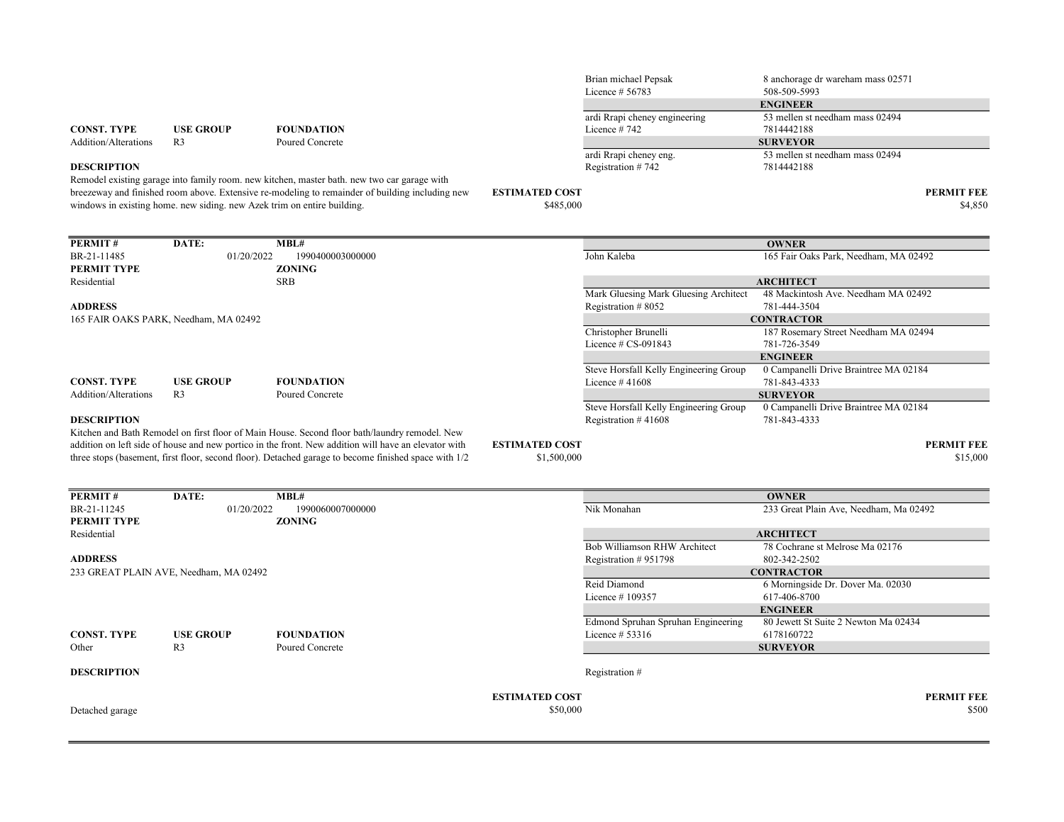| | |
|---|---|
| Brian michael Pepsak | 8 anchorage dr wareham mass 02571 |
| Licence # 56783 | 508-509-5993 |
| **ENGINEER** | |
| ardi Rrapi cheney engineering | 53 mellen st needham mass 02494 |
| Licence # 742 | 7814442188 |
| **SURVEYOR** | |
| ardi Rrapi cheney eng. | 53 mellen st needham mass 02494 |
| Registration # 742 | 7814442188 |

| CONST. TYPE | USE GROUP | FOUNDATION |
|---|---|---|
| Addition/Alterations | R3 | Poured Concrete |

**DESCRIPTION**

Remodel existing garage into family room. new kitchen, master bath. new two car garage with breezeway and finished room above. Extensive re-modeling to remainder of building including new windows in existing home. new siding. new Azek trim on entire building.

**ESTIMATED COST** $485,000

**PERMIT FEE** $4,850

---

| PERMIT # | DATE: | MBL# |
|---|---|---|
| BR-21-11485 | 01/20/2022 | 1990400003000000 |

| PERMIT TYPE | ZONING |
|---|---|
| Residential | SRB |

**ADDRESS**

165 FAIR OAKS PARK, Needham, MA 02492

| | |
|---|---|
| **OWNER** | |
| John Kaleba | 165 Fair Oaks Park, Needham, MA 02492 |
| **ARCHITECT** | |
| Mark Gluesing Mark Gluesing Architect | 48 Mackintosh Ave. Needham MA 02492 |
| Registration # 8052 | 781-444-3504 |
| **CONTRACTOR** | |
| Christopher Brunelli | 187 Rosemary Street Needham MA 02494 |
| Licence # CS-091843 | 781-726-3549 |
| **ENGINEER** | |
| Steve Horsfall Kelly Engineering Group | 0 Campanelli Drive Braintree MA 02184 |
| Licence # 41608 | 781-843-4333 |
| **SURVEYOR** | |
| Steve Horsfall Kelly Engineering Group | 0 Campanelli Drive Braintree MA 02184 |
| Registration # 41608 | 781-843-4333 |

| CONST. TYPE | USE GROUP | FOUNDATION |
|---|---|---|
| Addition/Alterations | R3 | Poured Concrete |

**DESCRIPTION**

Kitchen and Bath Remodel on first floor of Main House. Second floor bath/laundry remodel. New addition on left side of house and new portico in the front. New addition will have an elevator with three stops (basement, first floor, second floor). Detached garage to become finished space with 1/2

**ESTIMATED COST** $1,500,000

**PERMIT FEE** $15,000

---

| PERMIT # | DATE: | MBL# |
|---|---|---|
| BR-21-11245 | 01/20/2022 | 1990060007000000 |

| PERMIT TYPE | ZONING |
|---|---|
| Residential | |

**ADDRESS**

233 GREAT PLAIN AVE, Needham, MA 02492

| | |
|---|---|
| **OWNER** | |
| Nik Monahan | 233 Great Plain Ave, Needham, Ma 02492 |
| **ARCHITECT** | |
| Bob Williamson RHW Architect | 78 Cochrane st Melrose Ma 02176 |
| Registration # 951798 | 802-342-2502 |
| **CONTRACTOR** | |
| Reid Diamond | 6 Morningside Dr. Dover Ma. 02030 |
| Licence # 109357 | 617-406-8700 |
| **ENGINEER** | |
| Edmond Spruhan Spruhan Engineering | 80 Jewett St Suite 2 Newton Ma 02434 |
| Licence # 53316 | 6178160722 |
| **SURVEYOR** | |
| Registration # | |

| CONST. TYPE | USE GROUP | FOUNDATION |
|---|---|---|
| Other | R3 | Poured Concrete |

**DESCRIPTION**

Detached garage

**ESTIMATED COST** $50,000

**PERMIT FEE** $500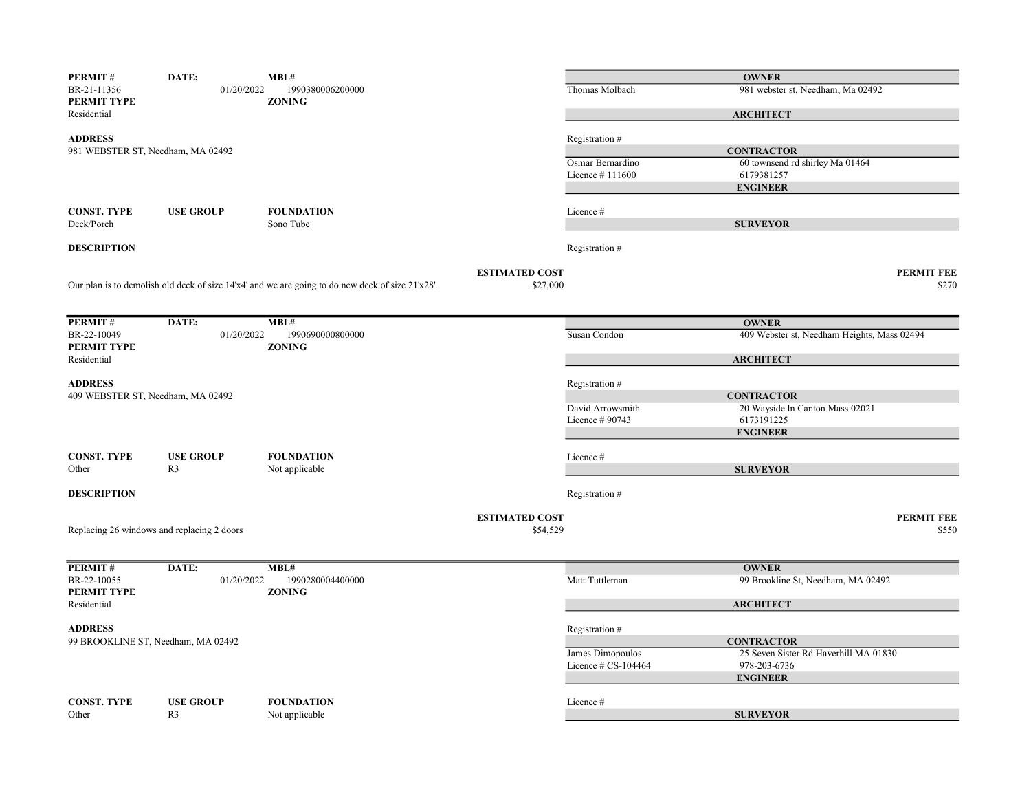| PERMIT # | DATE: | MBL# |
|---|---|---|
| BR-21-11356 | 01/20/2022 | 1990380006200000 |

**PERMIT TYPE**
Residential

**ZONING**

**ADDRESS**
981 WEBSTER ST, Needham, MA 02492

| CONST. TYPE | USE GROUP | FOUNDATION |
|---|---|---|
| Deck/Porch | | Sono Tube |

**DESCRIPTION**

Our plan is to demolish old deck of size 14'x4' and we are going to do new deck of size 21'x28'.

**ESTIMATED COST**
$27,000

**OWNER**
Thomas Molbach — 981 webster st, Needham, Ma 02492

**ARCHITECT**
Registration #

**CONTRACTOR**
Osmar Bernardino — 60 townsend rd shirley Ma 01464
Licence # 111600 — 6179381257

**ENGINEER**
Licence #

**SURVEYOR**
Registration #

**PERMIT FEE**
$270

---

| PERMIT # | DATE: | MBL# |
|---|---|---|
| BR-22-10049 | 01/20/2022 | 1990690000800000 |

**PERMIT TYPE**
Residential

**ZONING**

**ADDRESS**
409 WEBSTER ST, Needham, MA 02492

| CONST. TYPE | USE GROUP | FOUNDATION |
|---|---|---|
| Other | R3 | Not applicable |

**DESCRIPTION**

Replacing 26 windows and replacing 2 doors

**ESTIMATED COST**
$54,529

**OWNER**
Susan Condon — 409 Webster st, Needham Heights, Mass 02494

**ARCHITECT**
Registration #

**CONTRACTOR**
David Arrowsmith — 20 Wayside ln Canton Mass 02021
Licence # 90743 — 6173191225

**ENGINEER**
Licence #

**SURVEYOR**
Registration #

**PERMIT FEE**
$550

---

| PERMIT # | DATE: | MBL# |
|---|---|---|
| BR-22-10055 | 01/20/2022 | 1990280004400000 |

**PERMIT TYPE**
Residential

**ZONING**

**ADDRESS**
99 BROOKLINE ST, Needham, MA 02492

| CONST. TYPE | USE GROUP | FOUNDATION |
|---|---|---|
| Other | R3 | Not applicable |

**OWNER**
Matt Tuttleman — 99 Brookline St, Needham, MA 02492

**ARCHITECT**
Registration #

**CONTRACTOR**
James Dimopoulos — 25 Seven Sister Rd Haverhill MA 01830
Licence # CS-104464 — 978-203-6736

**ENGINEER**
Licence #

**SURVEYOR**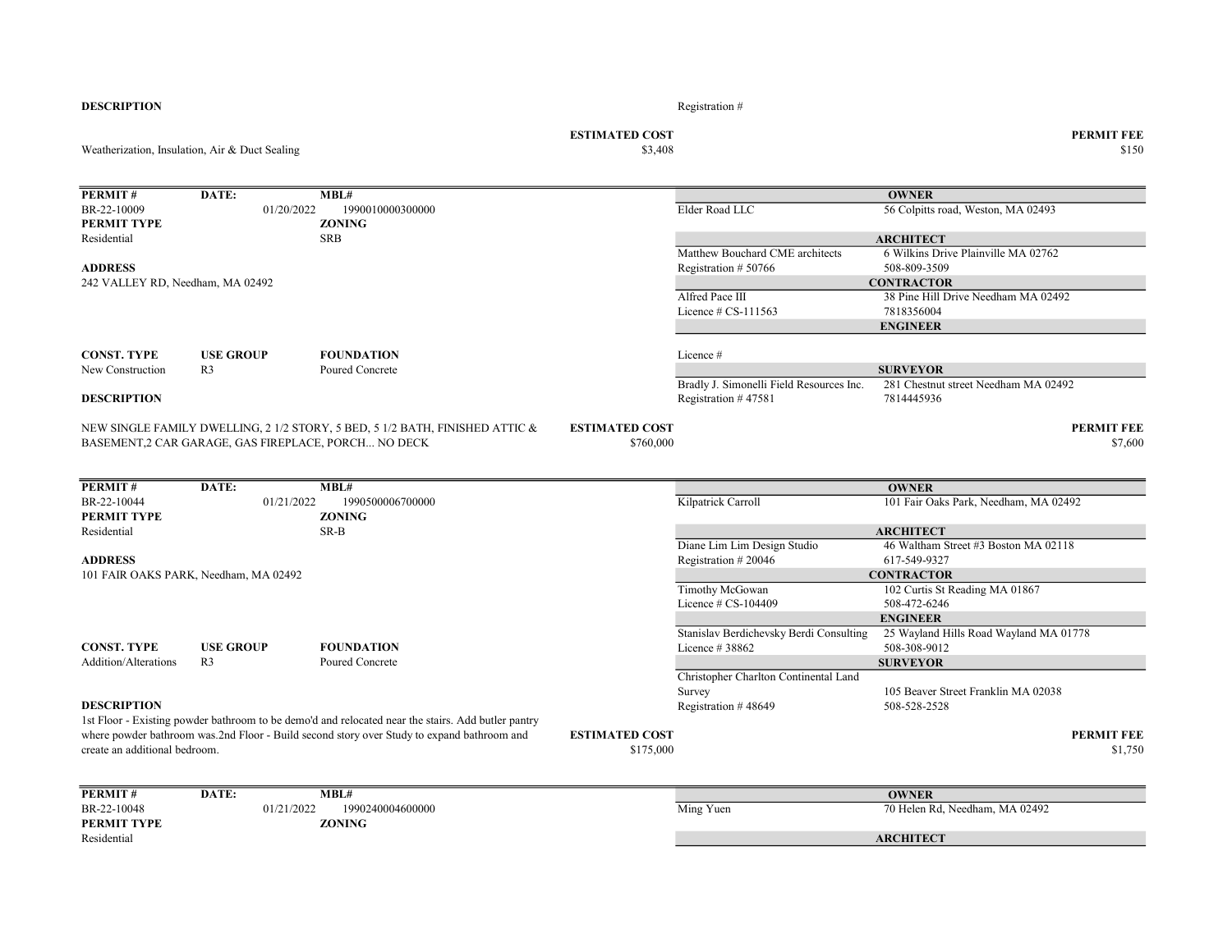**DESCRIPTION**

Registration #

Weatherization, Insulation, Air & Duct Sealing

**ESTIMATED COST** $3,408

**PERMIT FEE** $150

---

| PERMIT # | DATE: | MBL# |
|---|---|---|
| BR-22-10009 | 01/20/2022 | 1990010000300000 |
| **PERMIT TYPE** | | **ZONING** |
| Residential | | SRB |

**ADDRESS**
242 VALLEY RD, Needham, MA 02492

| CONST. TYPE | USE GROUP | FOUNDATION |
|---|---|---|
| New Construction | R3 | Poured Concrete |

**DESCRIPTION**

NEW SINGLE FAMILY DWELLING, 2 1/2 STORY, 5 BED, 5 1/2 BATH, FINISHED ATTIC & BASEMENT,2 CAR GARAGE, GAS FIREPLACE, PORCH... NO DECK

**ESTIMATED COST** $760,000

**PERMIT FEE** $7,600

| | |
|---|---|
| | **OWNER** |
| Elder Road LLC | 56 Colpitts road, Weston, MA 02493 |
| | **ARCHITECT** |
| Matthew Bouchard CME architects | 6 Wilkins Drive Plainville MA 02762 |
| Registration # 50766 | 508-809-3509 |
| | **CONTRACTOR** |
| Alfred Pace III | 38 Pine Hill Drive Needham MA 02492 |
| Licence # CS-111563 | 7818356004 |
| | **ENGINEER** |
| Licence # | |
| | **SURVEYOR** |
| Bradly J. Simonelli Field Resources Inc. | 281 Chestnut street Needham MA 02492 |
| Registration # 47581 | 7814445936 |

---

| PERMIT # | DATE: | MBL# |
|---|---|---|
| BR-22-10044 | 01/21/2022 | 1990500006700000 |
| **PERMIT TYPE** | | **ZONING** |
| Residential | | SR-B |

**ADDRESS**
101 FAIR OAKS PARK, Needham, MA 02492

| CONST. TYPE | USE GROUP | FOUNDATION |
|---|---|---|
| Addition/Alterations | R3 | Poured Concrete |

**DESCRIPTION**

1st Floor - Existing powder bathroom to be demo'd and relocated near the stairs. Add butler pantry where powder bathroom was.2nd Floor - Build second story over Study to expand bathroom and create an additional bedroom.

**ESTIMATED COST** $175,000

**PERMIT FEE** $1,750

| | |
|---|---|
| | **OWNER** |
| Kilpatrick Carroll | 101 Fair Oaks Park, Needham, MA 02492 |
| | **ARCHITECT** |
| Diane Lim Lim Design Studio | 46 Waltham Street #3 Boston MA 02118 |
| Registration # 20046 | 617-549-9327 |
| | **CONTRACTOR** |
| Timothy McGowan | 102 Curtis St Reading MA 01867 |
| Licence # CS-104409 | 508-472-6246 |
| | **ENGINEER** |
| Stanislav Berdichevsky Berdi Consulting | 25 Wayland Hills Road Wayland MA 01778 |
| Licence # 38862 | 508-308-9012 |
| | **SURVEYOR** |
| Christopher Charlton Continental Land Survey | 105 Beaver Street Franklin MA 02038 |
| Registration # 48649 | 508-528-2528 |

---

| PERMIT # | DATE: | MBL# |
|---|---|---|
| BR-22-10048 | 01/21/2022 | 1990240004600000 |
| **PERMIT TYPE** | | **ZONING** |
| Residential | | |

| | |
|---|---|
| | **OWNER** |
| Ming Yuen | 70 Helen Rd, Needham, MA 02492 |
| | **ARCHITECT** |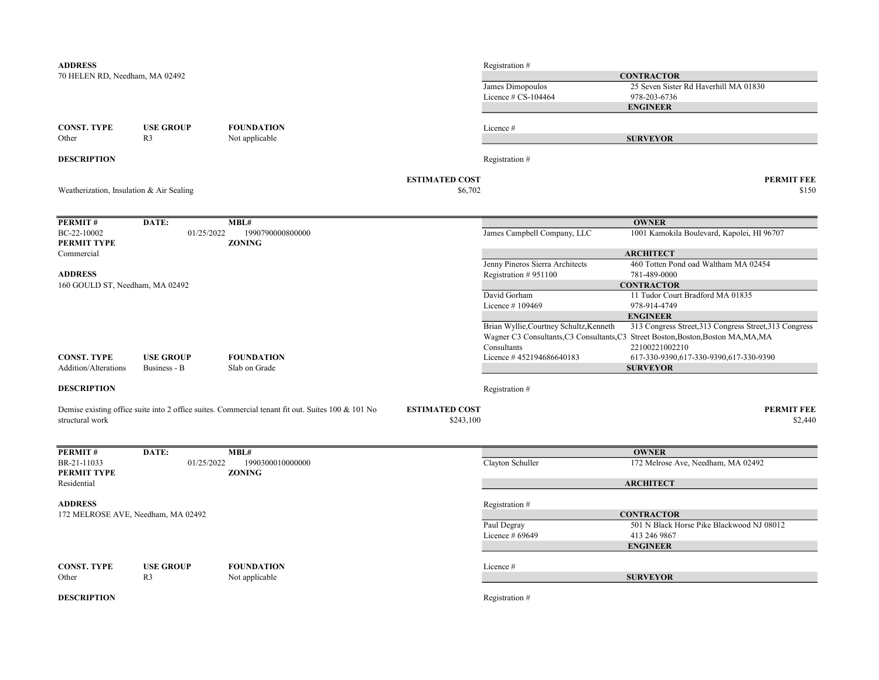**ADDRESS**
70 HELEN RD, Needham, MA 02492

Registration #

**CONTRACTOR**
James Dimopoulos — 25 Seven Sister Rd Haverhill MA 01830
Licence # CS-104464 — 978-203-6736

**ENGINEER**

| CONST. TYPE | USE GROUP | FOUNDATION |
|---|---|---|
| Other | R3 | Not applicable |

Licence #

**SURVEYOR**

**DESCRIPTION**

Registration #

Weatherization, Insulation & Air Sealing

**ESTIMATED COST** $6,702

**PERMIT FEE** $150

---

| PERMIT # | DATE: | MBL# |
|---|---|---|
| BC-22-10002 | 01/25/2022 | 1990790000800000 |

**PERMIT TYPE** Commercial

**ZONING**

**OWNER**
James Campbell Company, LLC — 1001 Kamokila Boulevard, Kapolei, HI 96707

**ARCHITECT**
Jenny Pineros Sierra Architects — 460 Totten Pond oad Waltham MA 02454
Registration # 951100 — 781-489-0000

**ADDRESS**
160 GOULD ST, Needham, MA 02492

**CONTRACTOR**
David Gorham — 11 Tudor Court Bradford MA 01835
Licence # 109469 — 978-914-4749

**ENGINEER**
Brian Wyllie,Courtney Schultz,Kenneth Wagner C3 Consultants,C3 Consultants,C3 Consultants — 313 Congress Street,313 Congress Street,313 Congress Street Boston,Boston,Boston MA,MA,MA 22100221002210
Licence # 452194686640183 — 617-330-9390,617-330-9390,617-330-9390

| CONST. TYPE | USE GROUP | FOUNDATION |
|---|---|---|
| Addition/Alterations | Business - B | Slab on Grade |

**SURVEYOR**

**DESCRIPTION**

Registration #

Demise existing office suite into 2 office suites. Commercial tenant fit out. Suites 100 & 101 No structural work

**ESTIMATED COST** $243,100

**PERMIT FEE** $2,440

---

| PERMIT # | DATE: | MBL# |
|---|---|---|
| BR-21-11033 | 01/25/2022 | 1990300010000000 |

**PERMIT TYPE** Residential

**ZONING**

**OWNER**
Clayton Schuller — 172 Melrose Ave, Needham, MA 02492

**ARCHITECT**

**ADDRESS**
172 MELROSE AVE, Needham, MA 02492

Registration #

**CONTRACTOR**
Paul Degray — 501 N Black Horse Pike Blackwood NJ 08012
Licence # 69649 — 413 246 9867

**ENGINEER**

| CONST. TYPE | USE GROUP | FOUNDATION |
|---|---|---|
| Other | R3 | Not applicable |

Licence #

**SURVEYOR**

**DESCRIPTION**

Registration #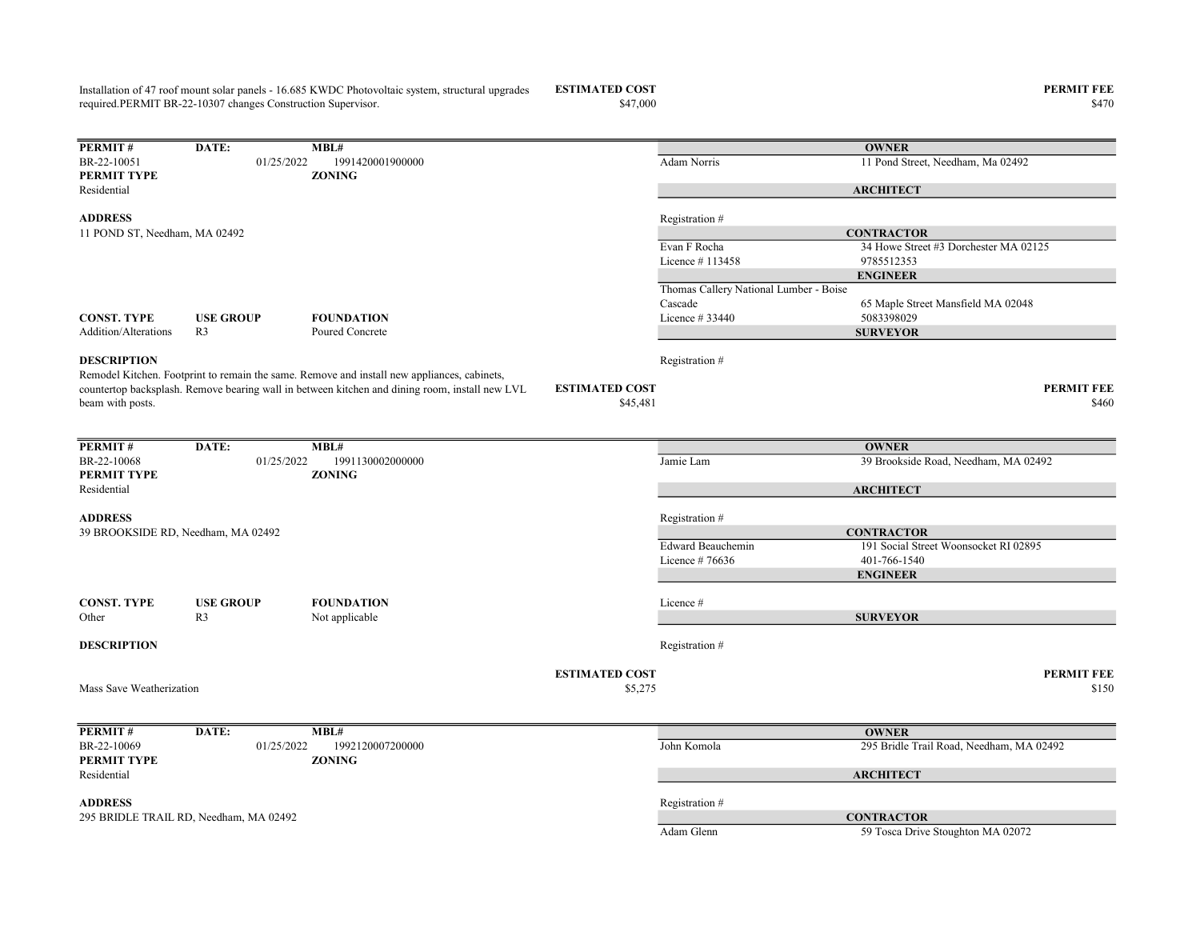Installation of 47 roof mount solar panels - 16.685 KWDC Photovoltaic system, structural upgrades required.PERMIT BR-22-10307 changes Construction Supervisor.

**ESTIMATED COST** $47,000

**PERMIT FEE** $470

---

| PERMIT # | DATE: | MBL# |
|---|---|---|
| BR-22-10051 | 01/25/2022 | 1991420001900000 |

**PERMIT TYPE**
Residential

**ZONING**

**ADDRESS**
11 POND ST, Needham, MA 02492

| CONST. TYPE | USE GROUP | FOUNDATION |
|---|---|---|
| Addition/Alterations | R3 | Poured Concrete |

**OWNER**
Adam Norris — 11 Pond Street, Needham, Ma 02492

**ARCHITECT**
Registration #

**CONTRACTOR**
Evan F Rocha — 34 Howe Street #3 Dorchester MA 02125
Licence # 113458 — 9785512353

**ENGINEER**
Thomas Callery National Lumber - Boise Cascade — 65 Maple Street Mansfield MA 02048
Licence # 33440 — 5083398029

**SURVEYOR**
Registration #

**DESCRIPTION**
Remodel Kitchen. Footprint to remain the same. Remove and install new appliances, cabinets, countertop backsplash. Remove bearing wall in between kitchen and dining room, install new LVL beam with posts.

**ESTIMATED COST** $45,481

**PERMIT FEE** $460

---

| PERMIT # | DATE: | MBL# |
|---|---|---|
| BR-22-10068 | 01/25/2022 | 1991130002000000 |

**PERMIT TYPE**
Residential

**ZONING**

**ADDRESS**
39 BROOKSIDE RD, Needham, MA 02492

| CONST. TYPE | USE GROUP | FOUNDATION |
|---|---|---|
| Other | R3 | Not applicable |

**OWNER**
Jamie Lam — 39 Brookside Road, Needham, MA 02492

**ARCHITECT**
Registration #

**CONTRACTOR**
Edward Beauchemin — 191 Social Street Woonsocket RI 02895
Licence # 76636 — 401-766-1540

**ENGINEER**
Licence #

**SURVEYOR**
Registration #

**DESCRIPTION**
Mass Save Weatherization

**ESTIMATED COST** $5,275

**PERMIT FEE** $150

---

| PERMIT # | DATE: | MBL# |
|---|---|---|
| BR-22-10069 | 01/25/2022 | 1992120007200000 |

**PERMIT TYPE**
Residential

**ZONING**

**ADDRESS**
295 BRIDLE TRAIL RD, Needham, MA 02492

**OWNER**
John Komola — 295 Bridle Trail Road, Needham, MA 02492

**ARCHITECT**
Registration #

**CONTRACTOR**
Adam Glenn — 59 Tosca Drive Stoughton MA 02072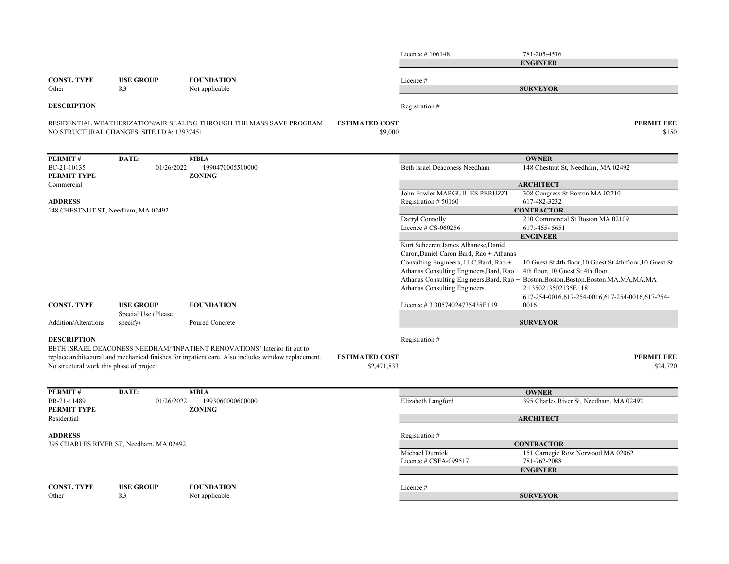| | |
|---|---|
| Licence # 106148 | 781-205-4516 |
| | **ENGINEER** |
| Licence # | |
| | **SURVEYOR** |
| Registration # | |

| CONST. TYPE | USE GROUP | FOUNDATION |
|---|---|---|
| Other | R3 | Not applicable |

**DESCRIPTION**

RESIDENTIAL WEATHERIZATION/AIR SEALING THROUGH THE MASS SAVE PROGRAM. NO STRUCTURAL CHANGES. SITE I.D #: 13937451

**ESTIMATED COST** $9,000

**PERMIT FEE** $150

---

| PERMIT # | DATE: | MBL# |
|---|---|---|
| BC-21-10135 | 01/26/2022 | 1990470005500000 |

**PERMIT TYPE**
Commercial

**ZONING**

**ADDRESS**
148 CHESTNUT ST, Needham, MA 02492

| | |
|---|---|
| | **OWNER** |
| Beth Israel Deaconess Needham | 148 Chestnut St, Needham, MA 02492 |
| | **ARCHITECT** |
| John Fowler MARGUILIES PERUZZI | 308 Congress St Boston MA 02210 |
| Registration # 50160 | 617-482-3232 |
| | **CONTRACTOR** |
| Darryl Connolly | 210 Commercial St Boston MA 02109 |
| Licence # CS-060256 | 617.-455- 5651 |
| | **ENGINEER** |
| Kurt Scheeren,James Albanese,Daniel Caron,Daniel Caron Bard, Rao + Athanas Consulting Engineers, LLC,Bard, Rao + Athanas Consulting Engineers,Bard, Rao + Athanas Consulting Engineers,Bard, Rao + Athanas Consulting Engineers | 10 Guest St 4th floor,10 Guest St 4th floor,10 Guest St 4th floor, 10 Guest St 4th floor Boston,Boston,Boston,Boston MA,MA,MA,MA 2.1350213502135E+18 617-254-0016,617-254-0016,617-254-0016,617-254-0016 |
| Licence # 3.30574024735435E+19 | |
| | **SURVEYOR** |
| Registration # | |

| CONST. TYPE | USE GROUP | FOUNDATION |
|---|---|---|
| Addition/Alterations | Special Use (Please specify) | Poured Concrete |

**DESCRIPTION**

BETH ISRAEL DEACONESS NEEDHAM/"INPATIENT RENOVATIONS" Interior fit out to replace architectural and mechanical finishes for inpatient care. Also includes window replacement. No structural work this phase of project

**ESTIMATED COST** $2,471,833

**PERMIT FEE** $24,720

---

| PERMIT # | DATE: | MBL# |
|---|---|---|
| BR-21-11489 | 01/26/2022 | 1993060000600000 |

**PERMIT TYPE**
Residential

**ZONING**

**ADDRESS**
395 CHARLES RIVER ST, Needham, MA 02492

| | |
|---|---|
| | **OWNER** |
| Elizabeth Langford | 395 Charles River St, Needham, MA 02492 |
| | **ARCHITECT** |
| Registration # | |
| | **CONTRACTOR** |
| Michael Durniok | 151 Carnegie Row Norwood MA 02062 |
| Licence # CSFA-099517 | 781-762-2088 |
| | **ENGINEER** |
| Licence # | |
| | **SURVEYOR** |

| CONST. TYPE | USE GROUP | FOUNDATION |
|---|---|---|
| Other | R3 | Not applicable |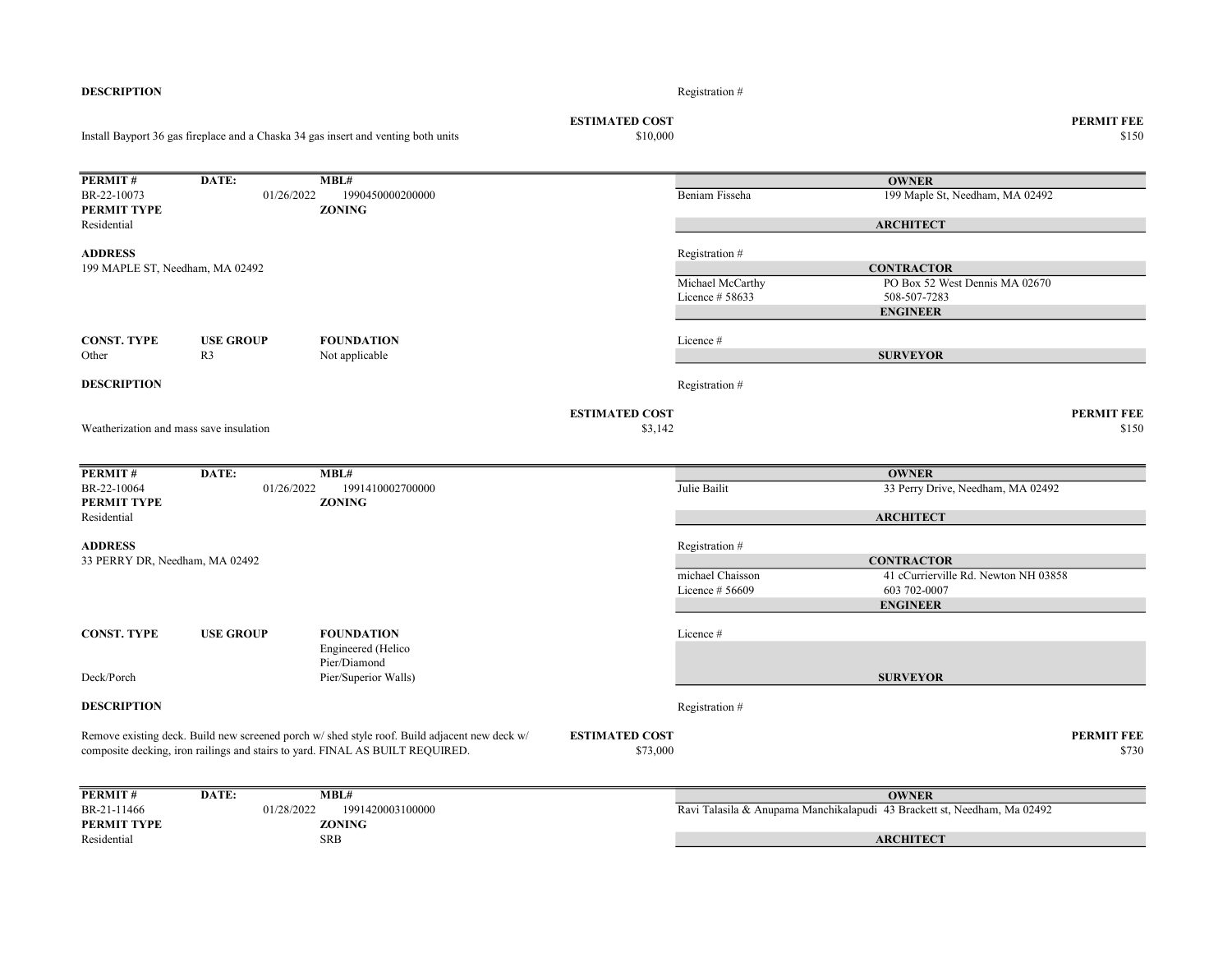**DESCRIPTION**

Registration #

Install Bayport 36 gas fireplace and a Chaska 34 gas insert and venting both units

**ESTIMATED COST** $10,000

**PERMIT FEE** $150

---

| **PERMIT #** | **DATE:** | **MBL#** |
|---|---|---|
| BR-22-10073 | 01/26/2022 | 1990450000200000 |
| **PERMIT TYPE** | | **ZONING** |
| Residential | | |

**OWNER**
Beniam Fisseha — 199 Maple St, Needham, MA 02492

**ARCHITECT**
Registration #

**ADDRESS**
199 MAPLE ST, Needham, MA 02492

**CONTRACTOR**
Michael McCarthy — PO Box 52 West Dennis MA 02670
Licence # 58633 — 508-507-7283

**ENGINEER**
Licence #

| **CONST. TYPE** | **USE GROUP** | **FOUNDATION** |
|---|---|---|
| Other | R3 | Not applicable |

**SURVEYOR**
Registration #

**DESCRIPTION**

Weatherization and mass save insulation

**ESTIMATED COST** $3,142

**PERMIT FEE** $150

---

| **PERMIT #** | **DATE:** | **MBL#** |
|---|---|---|
| BR-22-10064 | 01/26/2022 | 1991410002700000 |
| **PERMIT TYPE** | | **ZONING** |
| Residential | | |

**OWNER**
Julie Bailit — 33 Perry Drive, Needham, MA 02492

**ARCHITECT**
Registration #

**ADDRESS**
33 PERRY DR, Needham, MA 02492

**CONTRACTOR**
michael Chaisson — 41 cCurrierville Rd. Newton NH 03858
Licence # 56609 — 603 702-0007

**ENGINEER**
Licence #

| **CONST. TYPE** | **USE GROUP** | **FOUNDATION** |
|---|---|---|
| Deck/Porch | | Engineered (Helico Pier/Diamond Pier/Superior Walls) |

**SURVEYOR**
Registration #

**DESCRIPTION**

Remove existing deck. Build new screened porch w/ shed style roof. Build adjacent new deck w/ composite decking, iron railings and stairs to yard. FINAL AS BUILT REQUIRED.

**ESTIMATED COST** $73,000

**PERMIT FEE** $730

---

| **PERMIT #** | **DATE:** | **MBL#** |
|---|---|---|
| BR-21-11466 | 01/28/2022 | 1991420003100000 |
| **PERMIT TYPE** | | **ZONING** |
| Residential | | SRB |

**OWNER**
Ravi Talasila & Anupama Manchikalapudi — 43 Brackett st, Needham, Ma 02492

**ARCHITECT**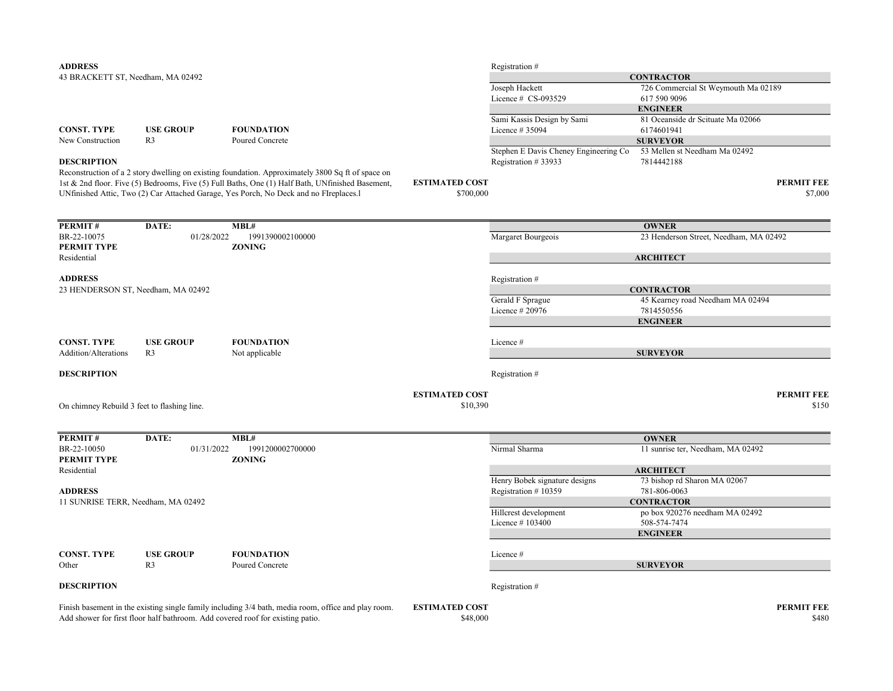**ADDRESS**
43 BRACKETT ST, Needham, MA 02492

Registration #

**CONTRACTOR**
Joseph Hackett — 726 Commercial St Weymouth Ma 02189
Licence # CS-093529 — 617 590 9096

**ENGINEER**
Sami Kassis Design by Sami — 81 Oceanside dr Scituate Ma 02066
Licence # 35094 — 6174601941

**SURVEYOR**
Stephen E Davis Cheney Engineering Co — 53 Mellen st Needham Ma 02492
Registration # 33933 — 7814442188

| CONST. TYPE | USE GROUP | FOUNDATION |
|---|---|---|
| New Construction | R3 | Poured Concrete |

**DESCRIPTION**
Reconstruction of a 2 story dwelling on existing foundation. Approximately 3800 Sq ft of space on 1st & 2nd floor. Five (5) Bedrooms, Five (5) Full Baths, One (1) Half Bath, UNfinished Basement, UNfinished Attic, Two (2) Car Attached Garage, Yes Porch, No Deck and no FIreplaces.l

**ESTIMATED COST** $700,000
**PERMIT FEE** $7,000

---

| PERMIT # | DATE: | MBL# |
|---|---|---|
| BR-22-10075 | 01/28/2022 | 1991390002100000 |

**PERMIT TYPE** Residential
**ZONING**

**OWNER**
Margaret Bourgeois — 23 Henderson Street, Needham, MA 02492

**ARCHITECT**
Registration #

**ADDRESS**
23 HENDERSON ST, Needham, MA 02492

**CONTRACTOR**
Gerald F Sprague — 45 Kearney road Needham MA 02494
Licence # 20976 — 7814550556

**ENGINEER**
Licence #

**SURVEYOR**
Registration #

| CONST. TYPE | USE GROUP | FOUNDATION |
|---|---|---|
| Addition/Alterations | R3 | Not applicable |

**DESCRIPTION**
On chimney Rebuild 3 feet to flashing line.

**ESTIMATED COST** $10,390
**PERMIT FEE** $150

---

| PERMIT # | DATE: | MBL# |
|---|---|---|
| BR-22-10050 | 01/31/2022 | 1991200002700000 |

**PERMIT TYPE** Residential
**ZONING**

**OWNER**
Nirmal Sharma — 11 sunrise ter, Needham, MA 02492

**ARCHITECT**
Henry Bobek signature designs — 73 bishop rd Sharon MA 02067
Registration # 10359 — 781-806-0063

**ADDRESS**
11 SUNRISE TERR, Needham, MA 02492

**CONTRACTOR**
Hillcrest development — po box 920276 needham MA 02492
Licence # 103400 — 508-574-7474

**ENGINEER**
Licence #

**SURVEYOR**
Registration #

| CONST. TYPE | USE GROUP | FOUNDATION |
|---|---|---|
| Other | R3 | Poured Concrete |

**DESCRIPTION**
Finish basement in the existing single family including 3/4 bath, media room, office and play room. Add shower for first floor half bathroom. Add covered roof for existing patio.

**ESTIMATED COST** $48,000
**PERMIT FEE** $480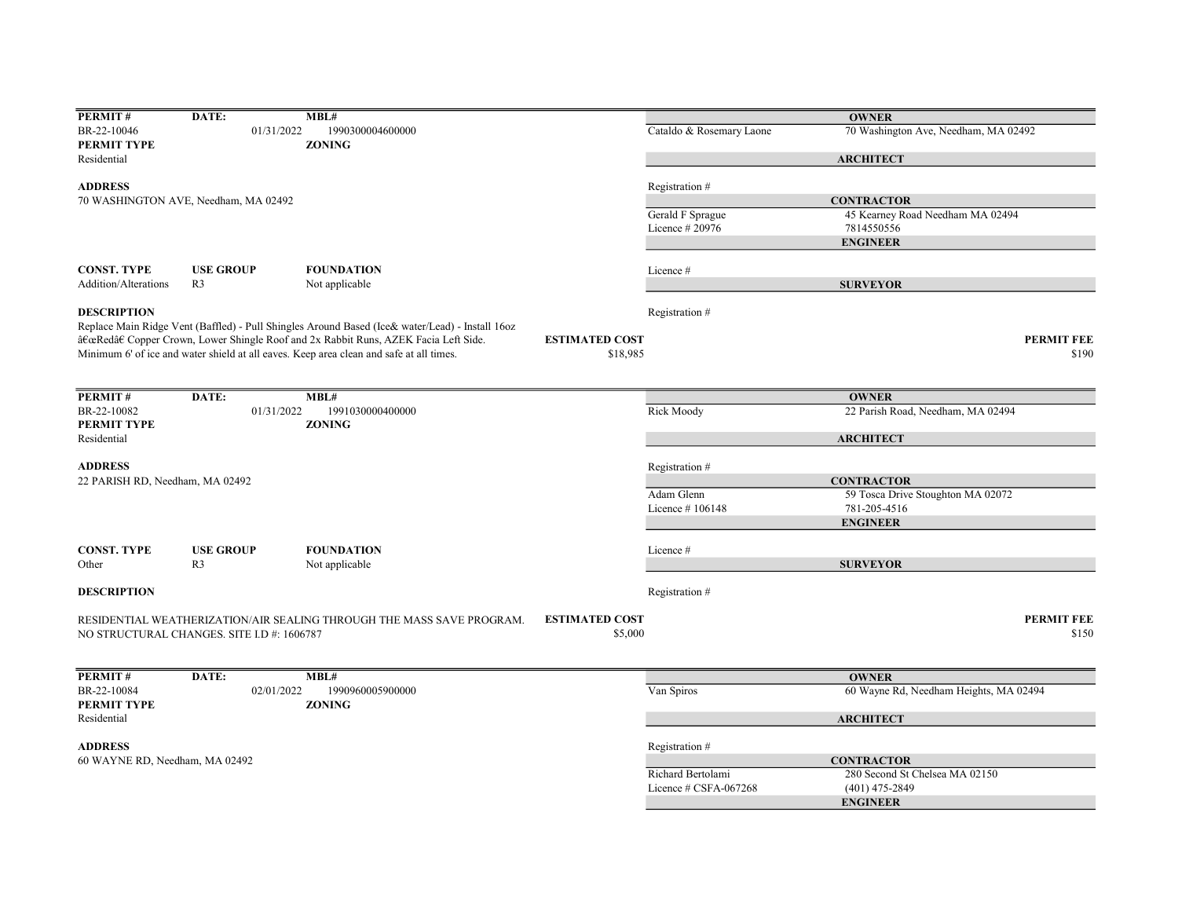| PERMIT # | DATE: | MBL# | | OWNER |
|---|---|---|---|---|
| BR-22-10046 | 01/31/2022 | 1990300004600000 | Cataldo & Rosemary Laone | 70 Washington Ave, Needham, MA 02492 |

**PERMIT TYPE**
Residential

**ZONING**

**ARCHITECT**
Registration #

**ADDRESS**
70 WASHINGTON AVE, Needham, MA 02492

**CONTRACTOR**
Gerald F Sprague — 45 Kearney Road Needham MA 02494
Licence # 20976 — 7814550556

**ENGINEER**
Licence #

| CONST. TYPE | USE GROUP | FOUNDATION |
|---|---|---|
| Addition/Alterations | R3 | Not applicable |

**SURVEYOR**
Registration #

**DESCRIPTION**
Replace Main Ridge Vent (Baffled) - Pull Shingles Around Based (Ice& water/Lead) - Install 16oz â€œRedâ€ Copper Crown, Lower Shingle Roof and 2x Rabbit Runs, AZEK Facia Left Side. Minimum 6' of ice and water shield at all eaves. Keep area clean and safe at all times.

| ESTIMATED COST | PERMIT FEE |
|---|---|
| $18,985 | $190 |

---

| PERMIT # | DATE: | MBL# | | OWNER |
|---|---|---|---|---|
| BR-22-10082 | 01/31/2022 | 1991030000400000 | Rick Moody | 22 Parish Road, Needham, MA 02494 |

**PERMIT TYPE**
Residential

**ZONING**

**ARCHITECT**
Registration #

**ADDRESS**
22 PARISH RD, Needham, MA 02492

**CONTRACTOR**
Adam Glenn — 59 Tosca Drive Stoughton MA 02072
Licence # 106148 — 781-205-4516

**ENGINEER**
Licence #

| CONST. TYPE | USE GROUP | FOUNDATION |
|---|---|---|
| Other | R3 | Not applicable |

**SURVEYOR**
Registration #

**DESCRIPTION**
RESIDENTIAL WEATHERIZATION/AIR SEALING THROUGH THE MASS SAVE PROGRAM. NO STRUCTURAL CHANGES. SITE I.D #: 1606787

| ESTIMATED COST | PERMIT FEE |
|---|---|
| $5,000 | $150 |

---

| PERMIT # | DATE: | MBL# | | OWNER |
|---|---|---|---|---|
| BR-22-10084 | 02/01/2022 | 1990960005900000 | Van Spiros | 60 Wayne Rd, Needham Heights, MA 02494 |

**PERMIT TYPE**
Residential

**ZONING**

**ARCHITECT**
Registration #

**ADDRESS**
60 WAYNE RD, Needham, MA 02492

**CONTRACTOR**
Richard Bertolami — 280 Second St Chelsea MA 02150
Licence # CSFA-067268 — (401) 475-2849

**ENGINEER**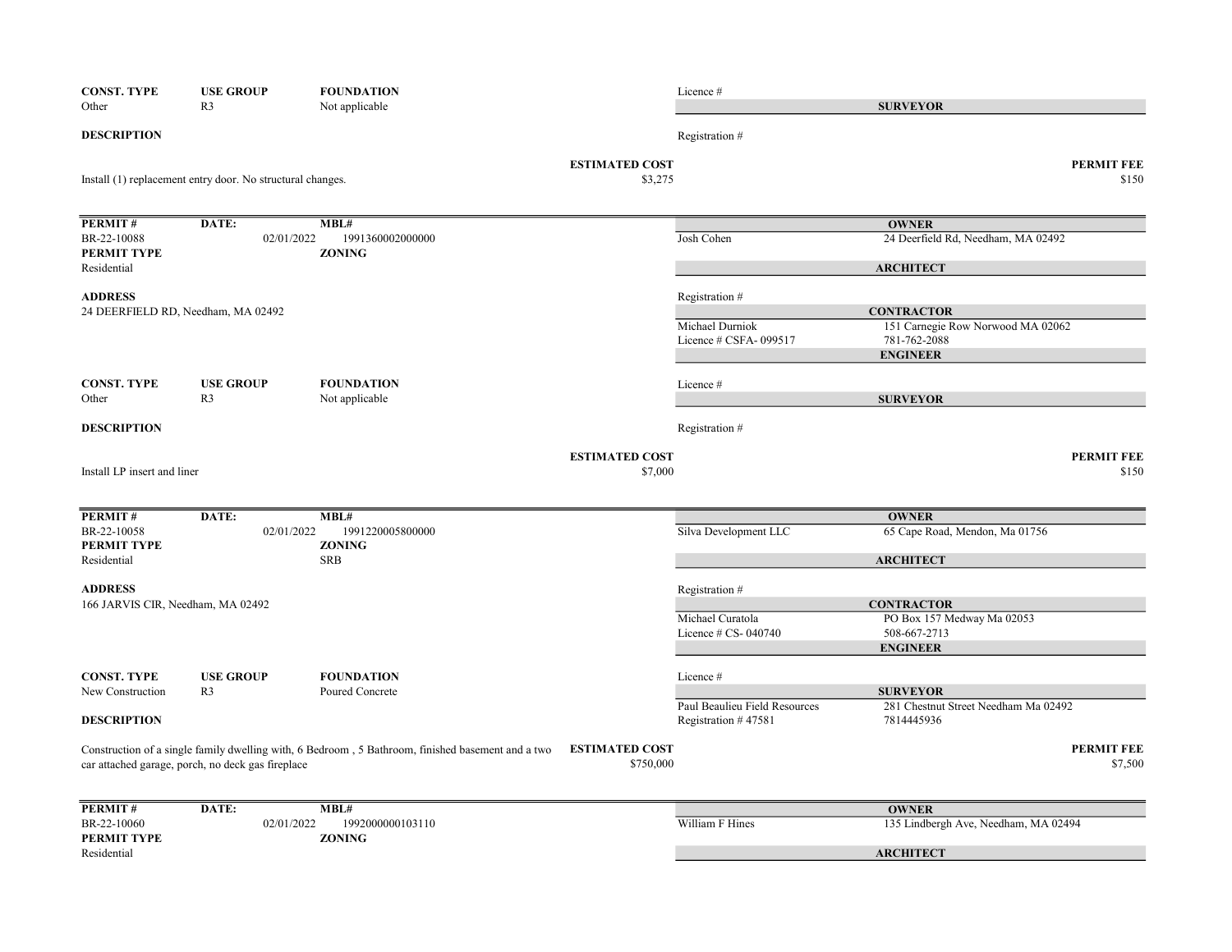| CONST. TYPE | USE GROUP | FOUNDATION | | |
|---|---|---|---|---|
| Other | R3 | Not applicable | | |

Licence #

**SURVEYOR**

**DESCRIPTION**

Registration #

Install (1) replacement entry door. No structural changes.

**ESTIMATED COST** $3,275

**PERMIT FEE** $150

---

| PERMIT # | DATE: | MBL# |
|---|---|---|
| BR-22-10088 | 02/01/2022 | 1991360002000000 |
| **PERMIT TYPE** | | **ZONING** |
| Residential | | |

**OWNER**
Josh Cohen — 24 Deerfield Rd, Needham, MA 02492

**ARCHITECT**

**ADDRESS**
24 DEERFIELD RD, Needham, MA 02492

Registration #

**CONTRACTOR**
Michael Durniok — 151 Carnegie Row Norwood MA 02062
Licence # CSFA- 099517 — 781-762-2088

**ENGINEER**

| CONST. TYPE | USE GROUP | FOUNDATION |
|---|---|---|
| Other | R3 | Not applicable |

Licence #

**SURVEYOR**

**DESCRIPTION**

Registration #

Install LP insert and liner

**ESTIMATED COST** $7,000

**PERMIT FEE** $150

---

| PERMIT # | DATE: | MBL# |
|---|---|---|
| BR-22-10058 | 02/01/2022 | 1991220005800000 |
| **PERMIT TYPE** | | **ZONING** |
| Residential | | SRB |

**OWNER**
Silva Development LLC — 65 Cape Road, Mendon, Ma 01756

**ARCHITECT**

**ADDRESS**
166 JARVIS CIR, Needham, MA 02492

Registration #

**CONTRACTOR**
Michael Curatola — PO Box 157 Medway Ma 02053
Licence # CS- 040740 — 508-667-2713

**ENGINEER**

| CONST. TYPE | USE GROUP | FOUNDATION |
|---|---|---|
| New Construction | R3 | Poured Concrete |

Licence #

**SURVEYOR**
Paul Beaulieu Field Resources — 281 Chestnut Street Needham Ma 02492
Registration # 47581 — 7814445936

**DESCRIPTION**

Construction of a single family dwelling with, 6 Bedroom , 5 Bathroom, finished basement and a two car attached garage, porch, no deck gas fireplace

**ESTIMATED COST** $750,000

**PERMIT FEE** $7,500

---

| PERMIT # | DATE: | MBL# |
|---|---|---|
| BR-22-10060 | 02/01/2022 | 1992000000103110 |
| **PERMIT TYPE** | | **ZONING** |
| Residential | | |

**OWNER**
William F Hines — 135 Lindbergh Ave, Needham, MA 02494

**ARCHITECT**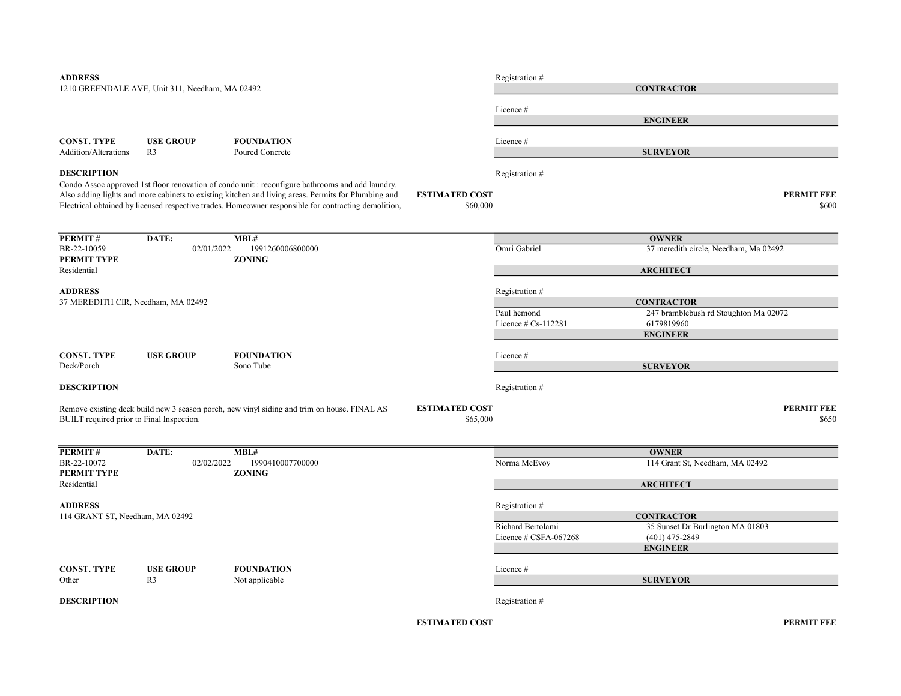**ADDRESS**
1210 GREENDALE AVE, Unit 311, Needham, MA 02492

Registration #

**CONTRACTOR**

Licence #

**ENGINEER**

| CONST. TYPE | USE GROUP | FOUNDATION |
|---|---|---|
| Addition/Alterations | R3 | Poured Concrete |

Licence #

**SURVEYOR**

**DESCRIPTION**

Condo Assoc approved 1st floor renovation of condo unit : reconfigure bathrooms and add laundry. Also adding lights and more cabinets to existing kitchen and living areas. Permits for Plumbing and Electrical obtained by licensed respective trades. Homeowner responsible for contracting demolition,

Registration #

**ESTIMATED COST** $60,000

**PERMIT FEE** $600

---

| PERMIT # | DATE: | MBL# |
|---|---|---|
| BR-22-10059 | 02/01/2022 | 1991260006800000 |

**PERMIT TYPE**
Residential

**ZONING**

**OWNER**
Omri Gabriel — 37 meredith circle, Needham, Ma 02492

**ARCHITECT**

**ADDRESS**
37 MEREDITH CIR, Needham, MA 02492

Registration #

**CONTRACTOR**
Paul hemond — 247 bramblebush rd Stoughton Ma 02072
Licence # Cs-112281 — 6179819960

**ENGINEER**

| CONST. TYPE | USE GROUP | FOUNDATION |
|---|---|---|
| Deck/Porch | | Sono Tube |

Licence #

**SURVEYOR**

**DESCRIPTION**

Registration #

Remove existing deck build new 3 season porch, new vinyl siding and trim on house. FINAL AS BUILT required prior to Final Inspection.

**ESTIMATED COST** $65,000

**PERMIT FEE** $650

---

| PERMIT # | DATE: | MBL# |
|---|---|---|
| BR-22-10072 | 02/02/2022 | 1990410007700000 |

**PERMIT TYPE**
Residential

**ZONING**

**OWNER**
Norma McEvoy — 114 Grant St, Needham, MA 02492

**ARCHITECT**

**ADDRESS**
114 GRANT ST, Needham, MA 02492

Registration #

**CONTRACTOR**
Richard Bertolami — 35 Sunset Dr Burlington MA 01803
Licence # CSFA-067268 — (401) 475-2849

**ENGINEER**

| CONST. TYPE | USE GROUP | FOUNDATION |
|---|---|---|
| Other | R3 | Not applicable |

Licence #

**SURVEYOR**

**DESCRIPTION**

Registration #

**ESTIMATED COST**

**PERMIT FEE**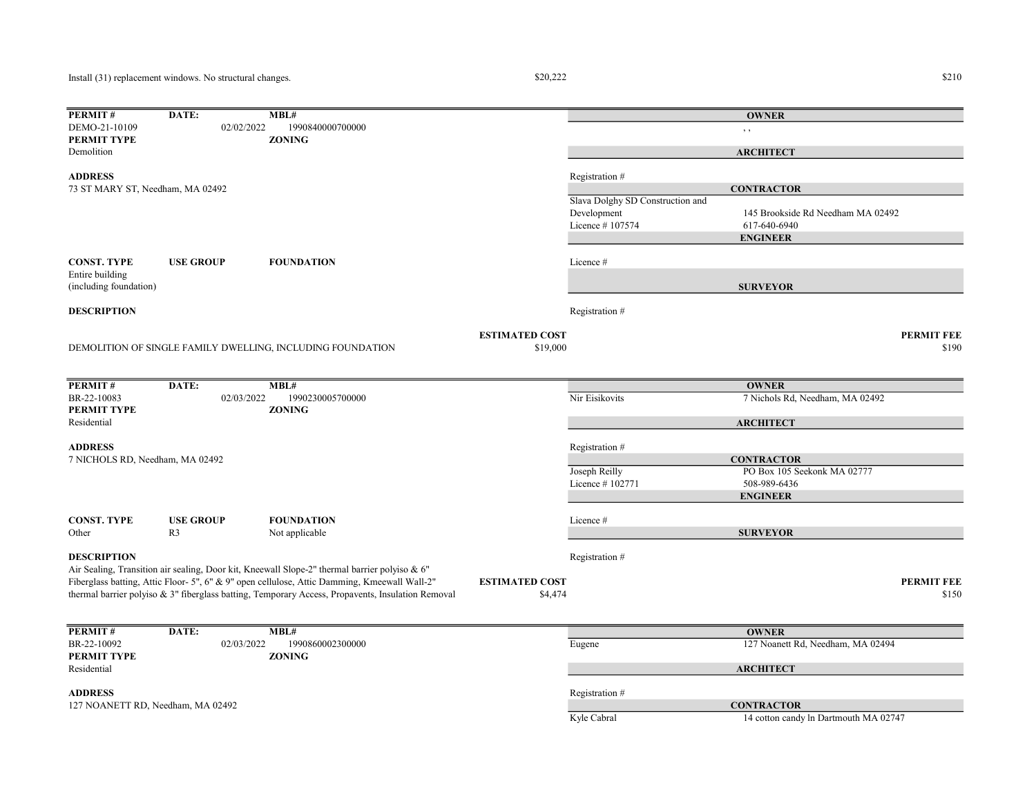Install (31) replacement windows. No structural changes. $20,222 $210

---

**PERMIT #** DEMO-21-10109 **DATE:** 02/02/2022 **MBL#** 1990840000700000
**PERMIT TYPE** Demolition
**ZONING**

**ADDRESS**
73 ST MARY ST, Needham, MA 02492

**OWNER**
, ,

**ARCHITECT**
Registration #

**CONTRACTOR**
Slava Dolghy SD Construction and Development
Licence # 107574
145 Brookside Rd Needham MA 02492
617-640-6940

**ENGINEER**
Licence #

**SURVEYOR**
Registration #

**CONST. TYPE** Entire building (including foundation)
**USE GROUP**
**FOUNDATION**

**DESCRIPTION**
DEMOLITION OF SINGLE FAMILY DWELLING, INCLUDING FOUNDATION

**ESTIMATED COST** $19,000
**PERMIT FEE** $190

---

**PERMIT #** BR-22-10083 **DATE:** 02/03/2022 **MBL#** 1990230005700000
**PERMIT TYPE** Residential
**ZONING**

**ADDRESS**
7 NICHOLS RD, Needham, MA 02492

**OWNER**
Nir Eisikovits
7 Nichols Rd, Needham, MA 02492

**ARCHITECT**
Registration #

**CONTRACTOR**
Joseph Reilly
Licence # 102771
PO Box 105 Seekonk MA 02777
508-989-6436

**ENGINEER**
Licence #

**SURVEYOR**
Registration #

**CONST. TYPE** Other
**USE GROUP** R3
**FOUNDATION** Not applicable

**DESCRIPTION**
Air Sealing, Transition air sealing, Door kit, Kneewall Slope-2" thermal barrier polyiso & 6" Fiberglass batting, Attic Floor- 5", 6" & 9" open cellulose, Attic Damming, Kmeewall Wall-2" thermal barrier polyiso & 3" fiberglass batting, Temporary Access, Propavents, Insulation Removal

**ESTIMATED COST** $4,474
**PERMIT FEE** $150

---

**PERMIT #** BR-22-10092 **DATE:** 02/03/2022 **MBL#** 1990860002300000
**PERMIT TYPE** Residential
**ZONING**

**ADDRESS**
127 NOANETT RD, Needham, MA 02492

**OWNER**
Eugene
127 Noanett Rd, Needham, MA 02494

**ARCHITECT**
Registration #

**CONTRACTOR**
Kyle Cabral
14 cotton candy ln Dartmouth MA 02747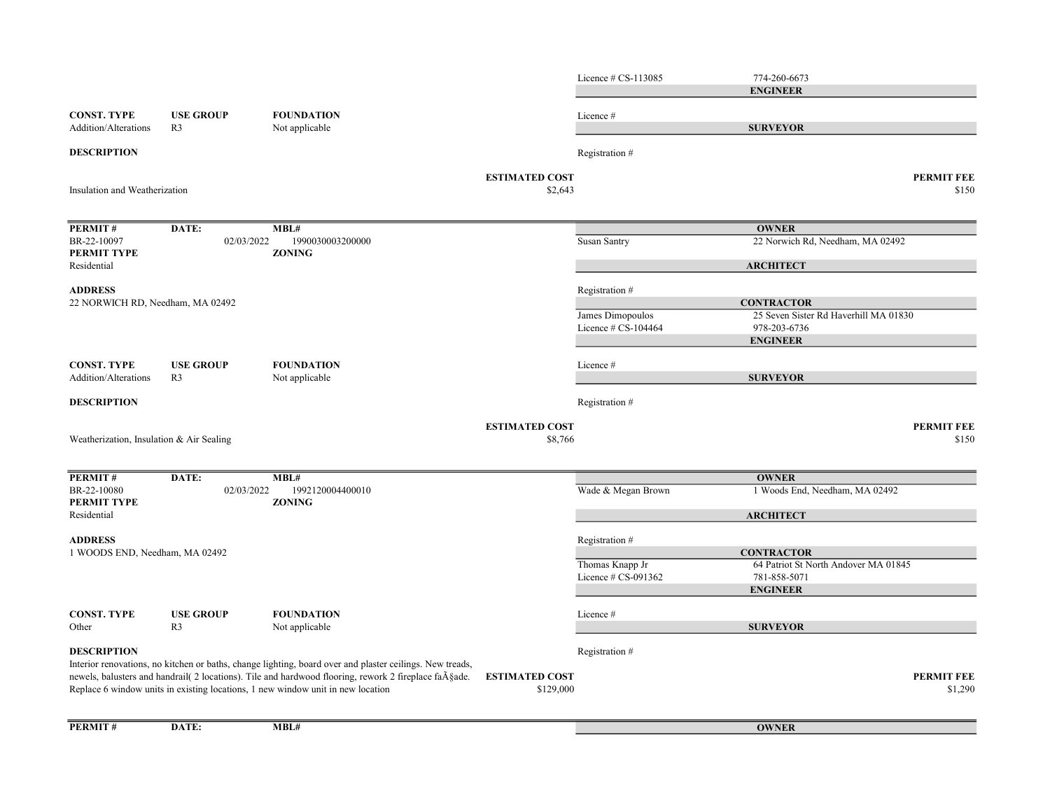Licence # CS-113085 | 774-260-6673

**ENGINEER**

| CONST. TYPE | USE GROUP | FOUNDATION |
|---|---|---|
| Addition/Alterations | R3 | Not applicable |

Licence #

**SURVEYOR**

**DESCRIPTION**

Registration #

Insulation and Weatherization

**ESTIMATED COST** $2,643

**PERMIT FEE** $150

---

| PERMIT # | DATE: | MBL# |
|---|---|---|
| BR-22-10097 | 02/03/2022 | 1990030003200000 |

**PERMIT TYPE** Residential

**ZONING**

**OWNER**

Susan Santry | 22 Norwich Rd, Needham, MA 02492

**ARCHITECT**

Registration #

**ADDRESS**

22 NORWICH RD, Needham, MA 02492

**CONTRACTOR**

James Dimopoulos | 25 Seven Sister Rd Haverhill MA 01830

Licence # CS-104464 | 978-203-6736

**ENGINEER**

| CONST. TYPE | USE GROUP | FOUNDATION |
|---|---|---|
| Addition/Alterations | R3 | Not applicable |

Licence #

**SURVEYOR**

**DESCRIPTION**

Registration #

Weatherization, Insulation & Air Sealing

**ESTIMATED COST** $8,766

**PERMIT FEE** $150

---

| PERMIT # | DATE: | MBL# |
|---|---|---|
| BR-22-10080 | 02/03/2022 | 1992120004400010 |

**PERMIT TYPE** Residential

**ZONING**

**OWNER**

Wade & Megan Brown | 1 Woods End, Needham, MA 02492

**ARCHITECT**

Registration #

**ADDRESS**

1 WOODS END, Needham, MA 02492

**CONTRACTOR**

Thomas Knapp Jr | 64 Patriot St North Andover MA 01845

Licence # CS-091362 | 781-858-5071

**ENGINEER**

| CONST. TYPE | USE GROUP | FOUNDATION |
|---|---|---|
| Other | R3 | Not applicable |

Licence #

**SURVEYOR**

**DESCRIPTION**

Registration #

Interior renovations, no kitchen or baths, change lighting, board over and plaster ceilings. New treads, newels, balusters and handrail( 2 locations). Tile and hardwood flooring, rework 2 fireplace faÃ§ade. Replace 6 window units in existing locations, 1 new window unit in new location

**ESTIMATED COST** $129,000

**PERMIT FEE** $1,290

---

| PERMIT # | DATE: | MBL# |
|---|---|---|

**OWNER**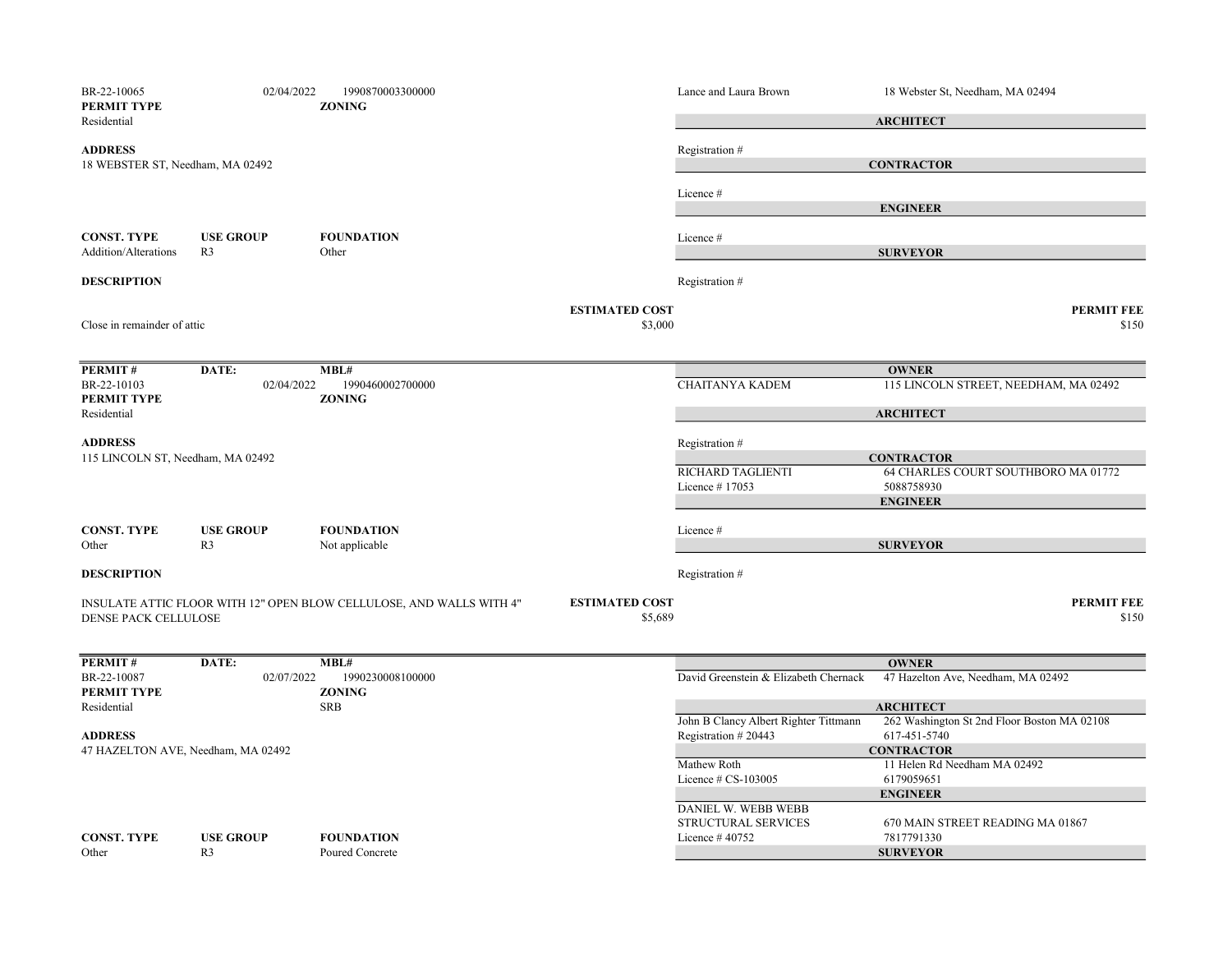BR-22-10065 | 02/04/2022 | 1990870003300000

**PERMIT TYPE**
Residential

**ZONING**

**ADDRESS**
18 WEBSTER ST, Needham, MA 02492

**CONST. TYPE** Addition/Alterations | **USE GROUP** R3 | **FOUNDATION** Other

**DESCRIPTION**

Close in remainder of attic

**ESTIMATED COST** $3,000

Lance and Laura Brown — 18 Webster St, Needham, MA 02494

**ARCHITECT**

Registration #

**CONTRACTOR**

Licence #

**ENGINEER**

Licence #

**SURVEYOR**

Registration #

**PERMIT FEE** $150

---

| PERMIT # | DATE: | MBL# |
|---|---|---|
| BR-22-10103 | 02/04/2022 | 1990460002700000 |

**PERMIT TYPE**
Residential

**ZONING**

**ADDRESS**
115 LINCOLN ST, Needham, MA 02492

**CONST. TYPE** Other | **USE GROUP** R3 | **FOUNDATION** Not applicable

**DESCRIPTION**

INSULATE ATTIC FLOOR WITH 12" OPEN BLOW CELLULOSE, AND WALLS WITH 4" DENSE PACK CELLULOSE

**ESTIMATED COST** $5,689

**OWNER**
CHAITANYA KADEM — 115 LINCOLN STREET, NEEDHAM, MA 02492

**ARCHITECT**

Registration #

**CONTRACTOR**
RICHARD TAGLIENTI — 64 CHARLES COURT SOUTHBORO MA 01772
Licence # 17053 — 5088758930

**ENGINEER**

Licence #

**SURVEYOR**

Registration #

**PERMIT FEE** $150

---

| PERMIT # | DATE: | MBL# |
|---|---|---|
| BR-22-10087 | 02/07/2022 | 1990230008100000 |

**PERMIT TYPE**
Residential

**ZONING**
SRB

**ADDRESS**
47 HAZELTON AVE, Needham, MA 02492

**CONST. TYPE** Other | **USE GROUP** R3 | **FOUNDATION** Poured Concrete

**OWNER**
David Greenstein & Elizabeth Chernack — 47 Hazelton Ave, Needham, MA 02492

**ARCHITECT**
John B Clancy Albert Righter Tittmann — 262 Washington St 2nd Floor Boston MA 02108
Registration # 20443 — 617-451-5740

**CONTRACTOR**
Mathew Roth — 11 Helen Rd Needham MA 02492
Licence # CS-103005 — 6179059651

**ENGINEER**
DANIEL W. WEBB WEBB STRUCTURAL SERVICES — 670 MAIN STREET READING MA 01867
Licence # 40752 — 7817791330

**SURVEYOR**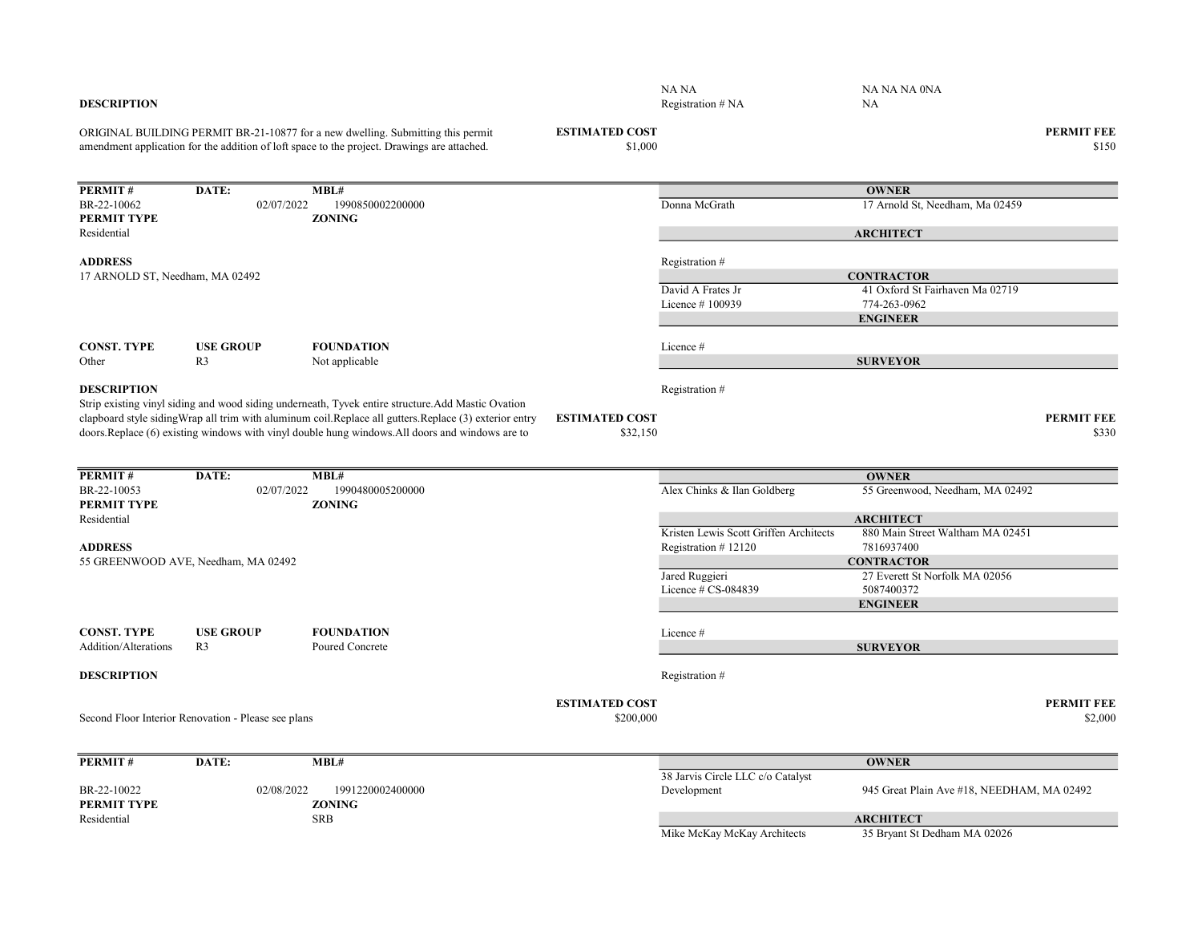| | |
|---|---|
| NA NA | NA NA NA 0NA |
| Registration # NA | NA |

**DESCRIPTION**

ORIGINAL BUILDING PERMIT BR-21-10877 for a new dwelling. Submitting this permit amendment application for the addition of loft space to the project. Drawings are attached.

**ESTIMATED COST** $1,000

**PERMIT FEE** $150

---

| PERMIT # | DATE: | MBL# |
|---|---|---|
| BR-22-10062 | 02/07/2022 | 1990850002200000 |

**PERMIT TYPE**: Residential

**ZONING**:

**ADDRESS**
17 ARNOLD ST, Needham, MA 02492

| CONST. TYPE | USE GROUP | FOUNDATION |
|---|---|---|
| Other | R3 | Not applicable |

| | |
|---|---|
| **OWNER** | |
| Donna McGrath | 17 Arnold St, Needham, Ma 02459 |
| **ARCHITECT** | |
| Registration # | |
| **CONTRACTOR** | |
| David A Frates Jr | 41 Oxford St Fairhaven Ma 02719 |
| Licence # 100939 | 774-263-0962 |
| **ENGINEER** | |
| Licence # | |
| **SURVEYOR** | |
| Registration # | |

**DESCRIPTION**

Strip existing vinyl siding and wood siding underneath, Tyvek entire structure.Add Mastic Ovation clapboard style sidingWrap all trim with aluminum coil.Replace all gutters.Replace (3) exterior entry doors.Replace (6) existing windows with vinyl double hung windows.All doors and windows are to

**ESTIMATED COST** $32,150

**PERMIT FEE** $330

---

| PERMIT # | DATE: | MBL# |
|---|---|---|
| BR-22-10053 | 02/07/2022 | 1990480005200000 |

**PERMIT TYPE**: Residential

**ZONING**:

**ADDRESS**
55 GREENWOOD AVE, Needham, MA 02492

| CONST. TYPE | USE GROUP | FOUNDATION |
|---|---|---|
| Addition/Alterations | R3 | Poured Concrete |

| | |
|---|---|
| **OWNER** | |
| Alex Chinks & Ilan Goldberg | 55 Greenwood, Needham, MA 02492 |
| **ARCHITECT** | |
| Kristen Lewis Scott Griffen Architects | 880 Main Street Waltham MA 02451 |
| Registration # 12120 | 7816937400 |
| **CONTRACTOR** | |
| Jared Ruggieri | 27 Everett St Norfolk MA 02056 |
| Licence # CS-084839 | 5087400372 |
| **ENGINEER** | |
| Licence # | |
| **SURVEYOR** | |
| Registration # | |

**DESCRIPTION**

Second Floor Interior Renovation - Please see plans

**ESTIMATED COST** $200,000

**PERMIT FEE** $2,000

---

| PERMIT # | DATE: | MBL# |
|---|---|---|
| BR-22-10022 | 02/08/2022 | 1991220002400000 |

**PERMIT TYPE**: Residential

**ZONING**: SRB

| | |
|---|---|
| **OWNER** | |
| 38 Jarvis Circle LLC c/o Catalyst Development | 945 Great Plain Ave #18, NEEDHAM, MA 02492 |
| **ARCHITECT** | |
| Mike McKay McKay Architects | 35 Bryant St Dedham MA 02026 |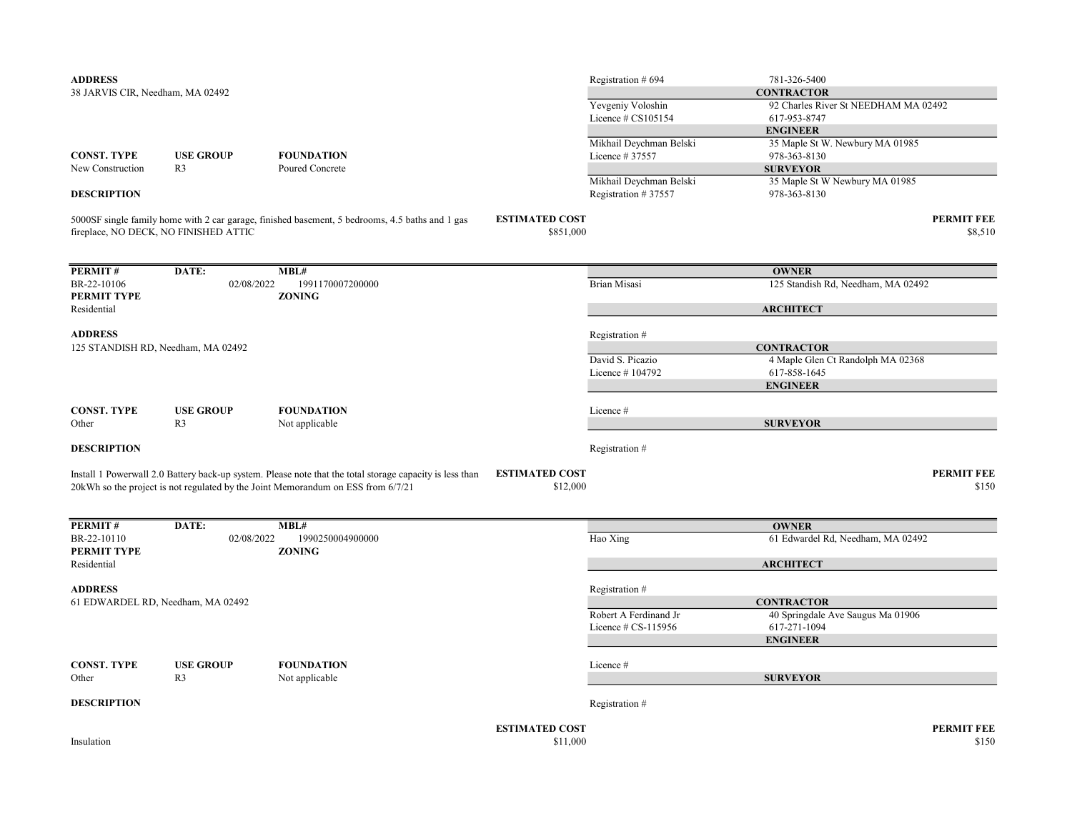**ADDRESS**
38 JARVIS CIR, Needham, MA 02492

| | |
|---|---|
| Registration # 694 | 781-326-5400 |
| | **CONTRACTOR** |
| Yevgeniy Voloshin | 92 Charles River St NEEDHAM MA 02492 |
| Licence # CS105154 | 617-953-8747 |
| | **ENGINEER** |
| Mikhail Deychman Belski | 35 Maple St W. Newbury MA 01985 |
| Licence # 37557 | 978-363-8130 |
| | **SURVEYOR** |
| Mikhail Deychman Belski | 35 Maple St W Newbury MA 01985 |
| Registration # 37557 | 978-363-8130 |

| CONST. TYPE | USE GROUP | FOUNDATION |
|---|---|---|
| New Construction | R3 | Poured Concrete |

**DESCRIPTION**

5000SF single family home with 2 car garage, finished basement, 5 bedrooms, 4.5 baths and 1 gas fireplace, NO DECK, NO FINISHED ATTIC

**ESTIMATED COST** $851,000

**PERMIT FEE** $8,510

---

| PERMIT # | DATE: | MBL# |
|---|---|---|
| BR-22-10106 | 02/08/2022 | 1991170007200000 |

**PERMIT TYPE**
Residential

**ZONING**

**ADDRESS**
125 STANDISH RD, Needham, MA 02492

| | |
|---|---|
| | **OWNER** |
| Brian Misasi | 125 Standish Rd, Needham, MA 02492 |
| | **ARCHITECT** |
| Registration # | |
| | **CONTRACTOR** |
| David S. Picazio | 4 Maple Glen Ct Randolph MA 02368 |
| Licence # 104792 | 617-858-1645 |
| | **ENGINEER** |
| Licence # | |
| | **SURVEYOR** |
| Registration # | |

| CONST. TYPE | USE GROUP | FOUNDATION |
|---|---|---|
| Other | R3 | Not applicable |

**DESCRIPTION**

Install 1 Powerwall 2.0 Battery back-up system. Please note that the total storage capacity is less than 20kWh so the project is not regulated by the Joint Memorandum on ESS from 6/7/21

**ESTIMATED COST** $12,000

**PERMIT FEE** $150

---

| PERMIT # | DATE: | MBL# |
|---|---|---|
| BR-22-10110 | 02/08/2022 | 1990250004900000 |

**PERMIT TYPE**
Residential

**ZONING**

**ADDRESS**
61 EDWARDEL RD, Needham, MA 02492

| | |
|---|---|
| | **OWNER** |
| Hao Xing | 61 Edwardel Rd, Needham, MA 02492 |
| | **ARCHITECT** |
| Registration # | |
| | **CONTRACTOR** |
| Robert A Ferdinand Jr | 40 Springdale Ave Saugus Ma 01906 |
| Licence # CS-115956 | 617-271-1094 |
| | **ENGINEER** |
| Licence # | |
| | **SURVEYOR** |
| Registration # | |

| CONST. TYPE | USE GROUP | FOUNDATION |
|---|---|---|
| Other | R3 | Not applicable |

**DESCRIPTION**

Insulation

**ESTIMATED COST** $11,000

**PERMIT FEE** $150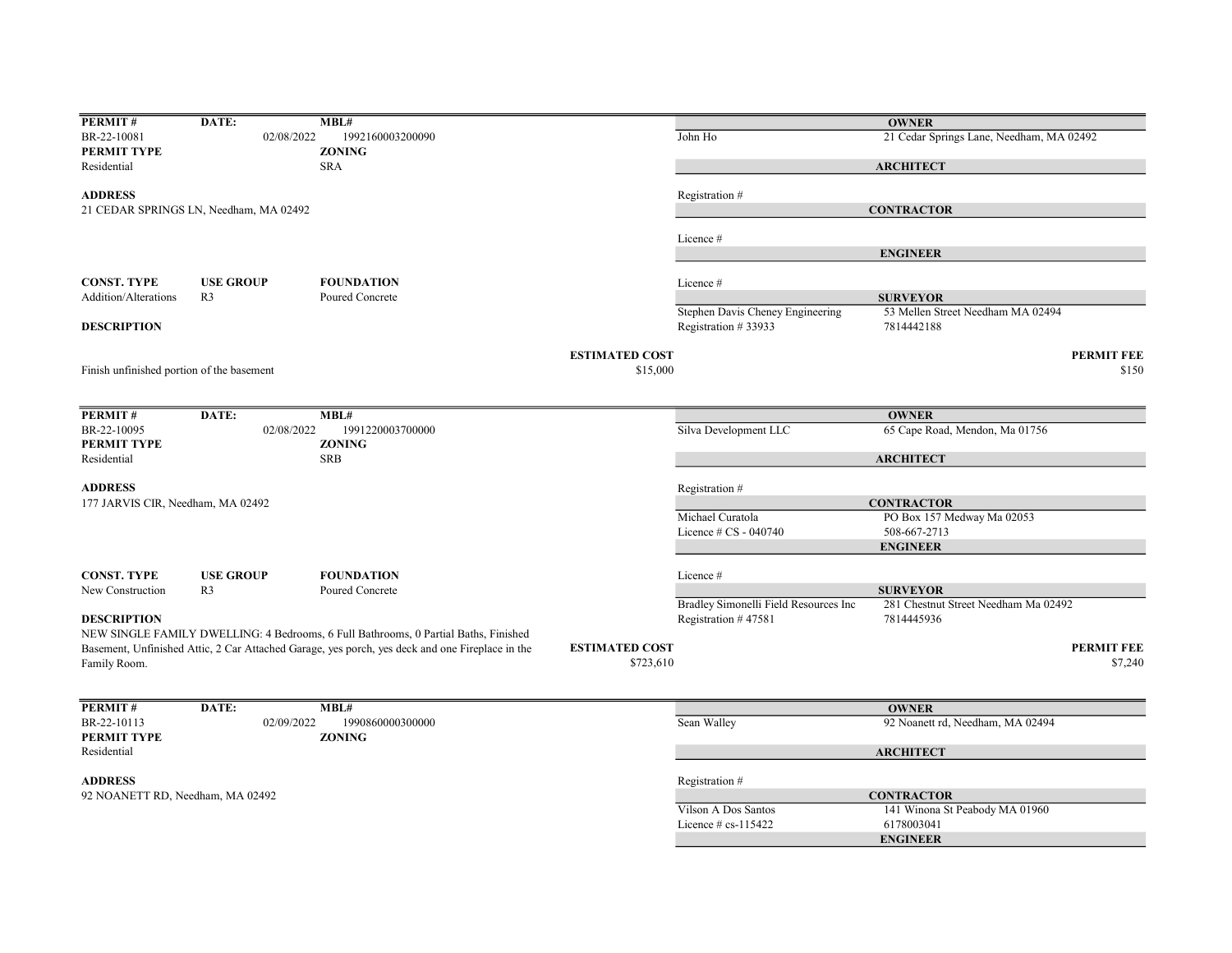| PERMIT # | DATE: | MBL# |
|---|---|---|
| BR-22-10081 | 02/08/2022 | 1992160003200090 |

**PERMIT TYPE**
Residential

**ZONING**
SRA

**ADDRESS**
21 CEDAR SPRINGS LN, Needham, MA 02492

| CONST. TYPE | USE GROUP | FOUNDATION |
|---|---|---|
| Addition/Alterations | R3 | Poured Concrete |

**DESCRIPTION**

Finish unfinished portion of the basement

**OWNER**
John Ho — 21 Cedar Springs Lane, Needham, MA 02492

**ARCHITECT**
Registration #

**CONTRACTOR**
Licence #

**ENGINEER**
Licence #

**SURVEYOR**
Stephen Davis Cheney Engineering — 53 Mellen Street Needham MA 02494
Registration # 33933 — 7814442188

**ESTIMATED COST** $15,000

**PERMIT FEE** $150

---

| PERMIT # | DATE: | MBL# |
|---|---|---|
| BR-22-10095 | 02/08/2022 | 1991220003700000 |

**PERMIT TYPE**
Residential

**ZONING**
SRB

**ADDRESS**
177 JARVIS CIR, Needham, MA 02492

| CONST. TYPE | USE GROUP | FOUNDATION |
|---|---|---|
| New Construction | R3 | Poured Concrete |

**DESCRIPTION**

NEW SINGLE FAMILY DWELLING: 4 Bedrooms, 6 Full Bathrooms, 0 Partial Baths, Finished Basement, Unfinished Attic, 2 Car Attached Garage, yes porch, yes deck and one Fireplace in the Family Room.

**OWNER**
Silva Development LLC — 65 Cape Road, Mendon, Ma 01756

**ARCHITECT**
Registration #

**CONTRACTOR**
Michael Curatola — PO Box 157 Medway Ma 02053
Licence # CS - 040740 — 508-667-2713

**ENGINEER**
Licence #

**SURVEYOR**
Bradley Simonelli Field Resources Inc — 281 Chestnut Street Needham Ma 02492
Registration # 47581 — 7814445936

**ESTIMATED COST** $723,610

**PERMIT FEE** $7,240

---

| PERMIT # | DATE: | MBL# |
|---|---|---|
| BR-22-10113 | 02/09/2022 | 1990860000300000 |

**PERMIT TYPE**
Residential

**ZONING**

**ADDRESS**
92 NOANETT RD, Needham, MA 02492

**OWNER**
Sean Walley — 92 Noanett rd, Needham, MA 02494

**ARCHITECT**
Registration #

**CONTRACTOR**
Vilson A Dos Santos — 141 Winona St Peabody MA 01960
Licence # cs-115422 — 6178003041

**ENGINEER**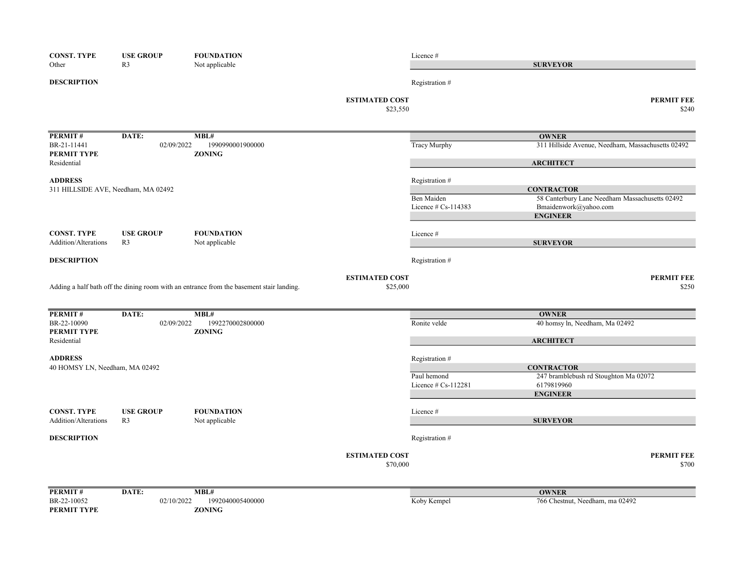| CONST. TYPE | USE GROUP | FOUNDATION | |
|---|---|---|---|
| Other | R3 | Not applicable | |

Licence #

**SURVEYOR**

**DESCRIPTION**

Registration #

**ESTIMATED COST** $23,550

**PERMIT FEE** $240

---

| PERMIT # | DATE: | MBL# |
|---|---|---|
| BR-21-11441 | 02/09/2022 | 1990990001900000 |

**PERMIT TYPE** Residential

**ZONING**

**OWNER**

Tracy Murphy — 311 Hillside Avenue, Needham, Massachusetts 02492

**ARCHITECT**

Registration #

**ADDRESS**

311 HILLSIDE AVE, Needham, MA 02492

**CONTRACTOR**

Ben Maiden — 58 Canterbury Lane Needham Massachusetts 02492

Licence # Cs-114383 — Bmaidenwork@yahoo.com

**ENGINEER**

Licence #

| CONST. TYPE | USE GROUP | FOUNDATION |
|---|---|---|
| Addition/Alterations | R3 | Not applicable |

**SURVEYOR**

**DESCRIPTION**

Registration #

Adding a half bath off the dining room with an entrance from the basement stair landing.

**ESTIMATED COST** $25,000

**PERMIT FEE** $250

---

| PERMIT # | DATE: | MBL# |
|---|---|---|
| BR-22-10090 | 02/09/2022 | 1992270002800000 |

**PERMIT TYPE** Residential

**ZONING**

**OWNER**

Ronite velde — 40 homsy ln, Needham, Ma 02492

**ARCHITECT**

Registration #

**ADDRESS**

40 HOMSY LN, Needham, MA 02492

**CONTRACTOR**

Paul hemond — 247 bramblebush rd Stoughton Ma 02072

Licence # Cs-112281 — 6179819960

**ENGINEER**

Licence #

| CONST. TYPE | USE GROUP | FOUNDATION |
|---|---|---|
| Addition/Alterations | R3 | Not applicable |

**SURVEYOR**

**DESCRIPTION**

Registration #

**ESTIMATED COST** $70,000

**PERMIT FEE** $700

---

| PERMIT # | DATE: | MBL# |
|---|---|---|
| BR-22-10052 | 02/10/2022 | 1992040005400000 |

**PERMIT TYPE**

**ZONING**

**OWNER**

Koby Kempel — 766 Chestnut, Needham, ma 02492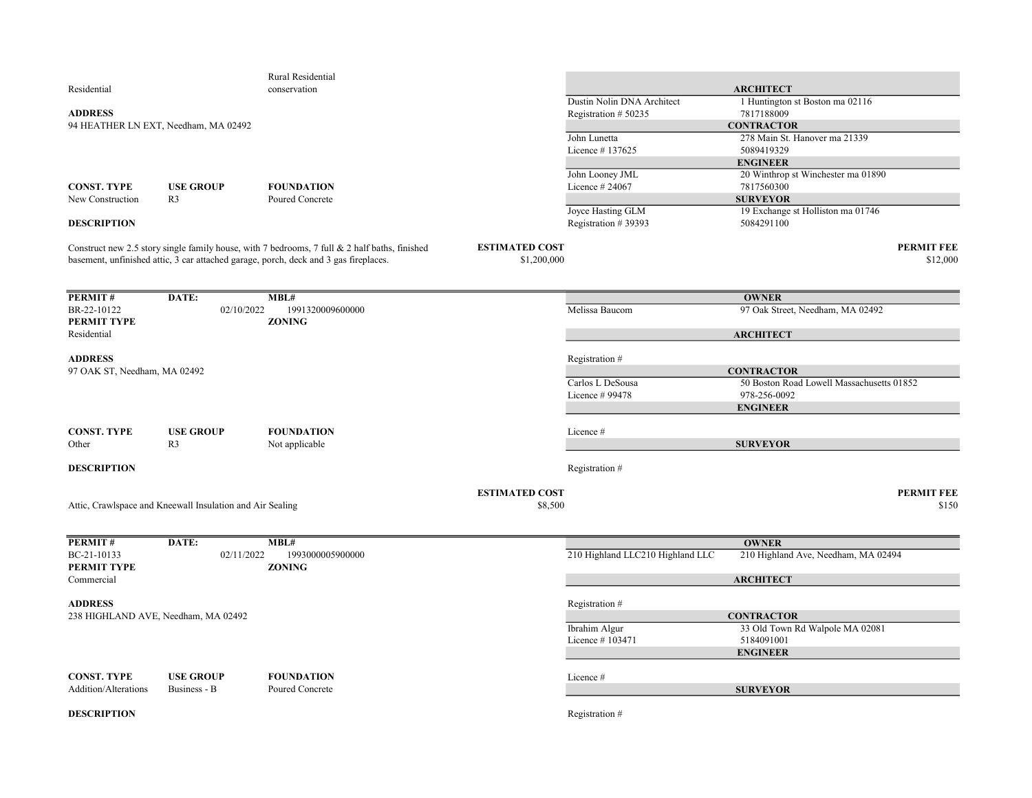Residential | Rural Residential conservation

**ADDRESS**
94 HEATHER LN EXT, Needham, MA 02492

| **CONST. TYPE** | **USE GROUP** | **FOUNDATION** |
|---|---|---|
| New Construction | R3 | Poured Concrete |

**DESCRIPTION**

Construct new 2.5 story single family house, with 7 bedrooms, 7 full & 2 half baths, finished basement, unfinished attic, 3 car attached garage, porch, deck and 3 gas fireplaces.

**ESTIMATED COST** $1,200,000

| | **ARCHITECT** |
|---|---|
| Dustin Nolin DNA Architect | 1 Huntington st Boston ma 02116 |
| Registration # 50235 | 7817188009 |
| | **CONTRACTOR** |
| John Lunetta | 278 Main St. Hanover ma 21339 |
| Licence # 137625 | 5089419329 |
| | **ENGINEER** |
| John Looney JML | 20 Winthrop st Winchester ma 01890 |
| Licence # 24067 | 7817560300 |
| | **SURVEYOR** |
| Joyce Hasting GLM | 19 Exchange st Holliston ma 01746 |
| Registration # 39393 | 5084291100 |

**PERMIT FEE** $12,000

---

| **PERMIT #** | **DATE:** | **MBL#** |
|---|---|---|
| BR-22-10122 | 02/10/2022 | 1991320009600000 |

**PERMIT TYPE**
Residential

**ZONING**

**ADDRESS**
97 OAK ST, Needham, MA 02492

| **CONST. TYPE** | **USE GROUP** | **FOUNDATION** |
|---|---|---|
| Other | R3 | Not applicable |

**DESCRIPTION**

Attic, Crawlspace and Kneewall Insulation and Air Sealing

**ESTIMATED COST** $8,500

| | **OWNER** |
|---|---|
| Melissa Baucom | 97 Oak Street, Needham, MA 02492 |
| | **ARCHITECT** |
| Registration # | |
| | **CONTRACTOR** |
| Carlos L DeSousa | 50 Boston Road Lowell Massachusetts 01852 |
| Licence # 99478 | 978-256-0092 |
| | **ENGINEER** |
| Licence # | |
| | **SURVEYOR** |
| Registration # | |

**PERMIT FEE** $150

---

| **PERMIT #** | **DATE:** | **MBL#** |
|---|---|---|
| BC-21-10133 | 02/11/2022 | 1993000005900000 |

**PERMIT TYPE**
Commercial

**ZONING**

**ADDRESS**
238 HIGHLAND AVE, Needham, MA 02492

| **CONST. TYPE** | **USE GROUP** | **FOUNDATION** |
|---|---|---|
| Addition/Alterations | Business - B | Poured Concrete |

**DESCRIPTION**

| | **OWNER** |
|---|---|
| 210 Highland LLC210 Highland LLC | 210 Highland Ave, Needham, MA 02494 |
| | **ARCHITECT** |
| Registration # | |
| | **CONTRACTOR** |
| Ibrahim Algur | 33 Old Town Rd Walpole MA 02081 |
| Licence # 103471 | 5184091001 |
| | **ENGINEER** |
| Licence # | |
| | **SURVEYOR** |
| Registration # | |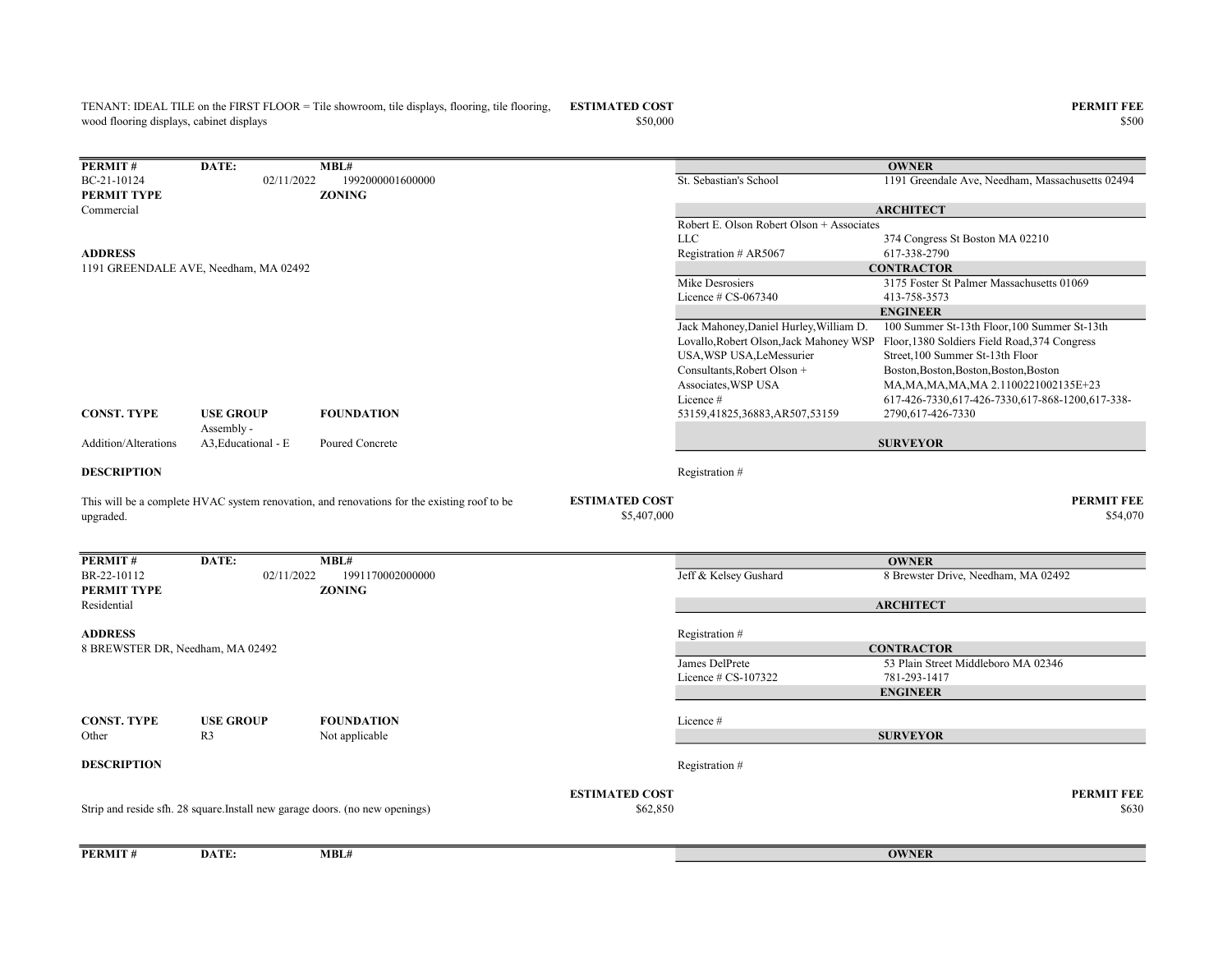TENANT: IDEAL TILE on the FIRST FLOOR = Tile showroom, tile displays, flooring, tile flooring, wood flooring displays, cabinet displays

**ESTIMATED COST** $50,000

**PERMIT FEE** $500

---

| **PERMIT #** | **DATE:** | **MBL#** |
|---|---|---|
| BC-21-10124 | 02/11/2022 | 1992000001600000 |
| **PERMIT TYPE** | | **ZONING** |
| Commercial | | |

**ADDRESS**
1191 GREENDALE AVE, Needham, MA 02492

| **CONST. TYPE** | **USE GROUP** | **FOUNDATION** |
|---|---|---|
| Addition/Alterations | Assembly - A3,Educational - E | Poured Concrete |

**OWNER**
St. Sebastian's School — 1191 Greendale Ave, Needham, Massachusetts 02494

**ARCHITECT**
Robert E. Olson Robert Olson + Associates LLC — 374 Congress St Boston MA 02210
Registration # AR5067 — 617-338-2790

**CONTRACTOR**
Mike Desrosiers — 3175 Foster St Palmer Massachusetts 01069
Licence # CS-067340 — 413-758-3573

**ENGINEER**
Jack Mahoney,Daniel Hurley,William D. Lovallo,Robert Olson,Jack Mahoney WSP USA,WSP USA,LeMessurier Consultants,Robert Olson + Associates,WSP USA — 100 Summer St-13th Floor,100 Summer St-13th Floor,1380 Soldiers Field Road,374 Congress Street,100 Summer St-13th Floor Boston,Boston,Boston,Boston,Boston MA,MA,MA,MA,MA 2.1100221002135E+23
Licence # 53159,41825,36883,AR507,53159 — 617-426-7330,617-426-7330,617-868-1200,617-338-2790,617-426-7330

**SURVEYOR**
Registration #

**DESCRIPTION**

This will be a complete HVAC system renovation, and renovations for the existing roof to be upgraded.

**ESTIMATED COST** $5,407,000

**PERMIT FEE** $54,070

---

| **PERMIT #** | **DATE:** | **MBL#** |
|---|---|---|
| BR-22-10112 | 02/11/2022 | 1991170002000000 |
| **PERMIT TYPE** | | **ZONING** |
| Residential | | |

**ADDRESS**
8 BREWSTER DR, Needham, MA 02492

| **CONST. TYPE** | **USE GROUP** | **FOUNDATION** |
|---|---|---|
| Other | R3 | Not applicable |

**OWNER**
Jeff & Kelsey Gushard — 8 Brewster Drive, Needham, MA 02492

**ARCHITECT**
Registration #

**CONTRACTOR**
James DelPrete — 53 Plain Street Middleboro MA 02346
Licence # CS-107322 — 781-293-1417

**ENGINEER**
Licence #

**SURVEYOR**
Registration #

**DESCRIPTION**

Strip and reside sfh. 28 square.Install new garage doors. (no new openings)

**ESTIMATED COST** $62,850

**PERMIT FEE** $630

---

| **PERMIT #** | **DATE:** | **MBL#** |
|---|---|---|

**OWNER**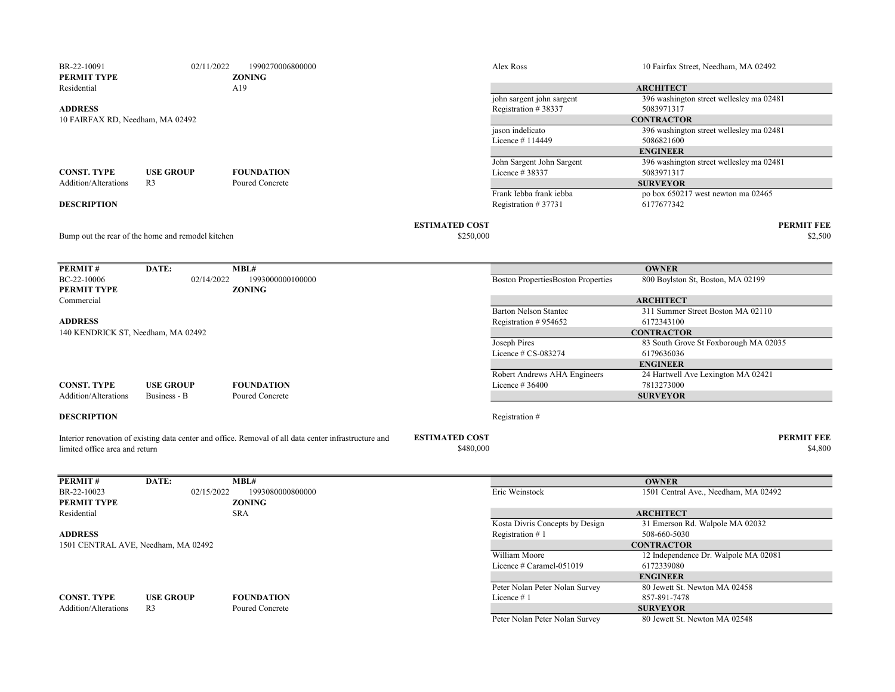| | | | | |
|---|---|---|---|---|
| BR-22-10091 | 02/11/2022 | 1990270006800000 | Alex Ross | 10 Fairfax Street, Needham, MA 02492 |
| **PERMIT TYPE** | | **ZONING** | | |
| Residential | | A19 | | **ARCHITECT** |
| | | | john sargent john sargent | 396 washington street wellesley ma 02481 |
| **ADDRESS** | | | Registration # 38337 | 5083971317 |
| 10 FAIRFAX RD, Needham, MA 02492 | | | | **CONTRACTOR** |
| | | | jason indelicato | 396 washington street wellesley ma 02481 |
| | | | Licence # 114449 | 5086821600 |
| | | | | **ENGINEER** |
| | | | John Sargent John Sargent | 396 washington street wellesley ma 02481 |
| **CONST. TYPE** | **USE GROUP** | **FOUNDATION** | Licence # 38337 | 5083971317 |
| Addition/Alterations | R3 | Poured Concrete | | **SURVEYOR** |
| | | | Frank Iebba frank iebba | po box 650217 west newton ma 02465 |
| **DESCRIPTION** | | | Registration # 37731 | 6177677342 |

**ESTIMATED COST** $250,000 | **PERMIT FEE** $2,500

Bump out the rear of the home and remodel kitchen

| **PERMIT #** | **DATE:** | **MBL#** | | **OWNER** |
|---|---|---|---|---|
| BC-22-10006 | 02/14/2022 | 1993000000100000 | Boston PropertiesBoston Properties | 800 Boylston St, Boston, MA 02199 |
| **PERMIT TYPE** | | **ZONING** | | |
| Commercial | | | | **ARCHITECT** |
| | | | Barton Nelson Stantec | 311 Summer Street Boston MA 02110 |
| **ADDRESS** | | | Registration # 954652 | 6172343100 |
| 140 KENDRICK ST, Needham, MA 02492 | | | | **CONTRACTOR** |
| | | | Joseph Pires | 83 South Grove St Foxborough MA 02035 |
| | | | Licence # CS-083274 | 6179636036 |
| | | | | **ENGINEER** |
| | | | Robert Andrews AHA Engineers | 24 Hartwell Ave Lexington MA 02421 |
| **CONST. TYPE** | **USE GROUP** | **FOUNDATION** | Licence # 36400 | 7813273000 |
| Addition/Alterations | Business - B | Poured Concrete | | **SURVEYOR** |
| **DESCRIPTION** | | | Registration # | |

**ESTIMATED COST** $480,000 | **PERMIT FEE** $4,800

Interior renovation of existing data center and office. Removal of all data center infrastructure and limited office area and return

| **PERMIT #** | **DATE:** | **MBL#** | | **OWNER** |
|---|---|---|---|---|
| BR-22-10023 | 02/15/2022 | 1993080000800000 | Eric Weinstock | 1501 Central Ave., Needham, MA 02492 |
| **PERMIT TYPE** | | **ZONING** | | |
| Residential | | SRA | | **ARCHITECT** |
| | | | Kosta Divris Concepts by Design | 31 Emerson Rd. Walpole MA 02032 |
| **ADDRESS** | | | Registration # 1 | 508-660-5030 |
| 1501 CENTRAL AVE, Needham, MA 02492 | | | | **CONTRACTOR** |
| | | | William Moore | 12 Independence Dr. Walpole MA 02081 |
| | | | Licence # Caramel-051019 | 6172339080 |
| | | | | **ENGINEER** |
| | | | Peter Nolan Peter Nolan Survey | 80 Jewett St. Newton MA 02458 |
| **CONST. TYPE** | **USE GROUP** | **FOUNDATION** | Licence # 1 | 857-891-7478 |
| Addition/Alterations | R3 | Poured Concrete | | **SURVEYOR** |
| | | | Peter Nolan Peter Nolan Survey | 80 Jewett St. Newton MA 02548 |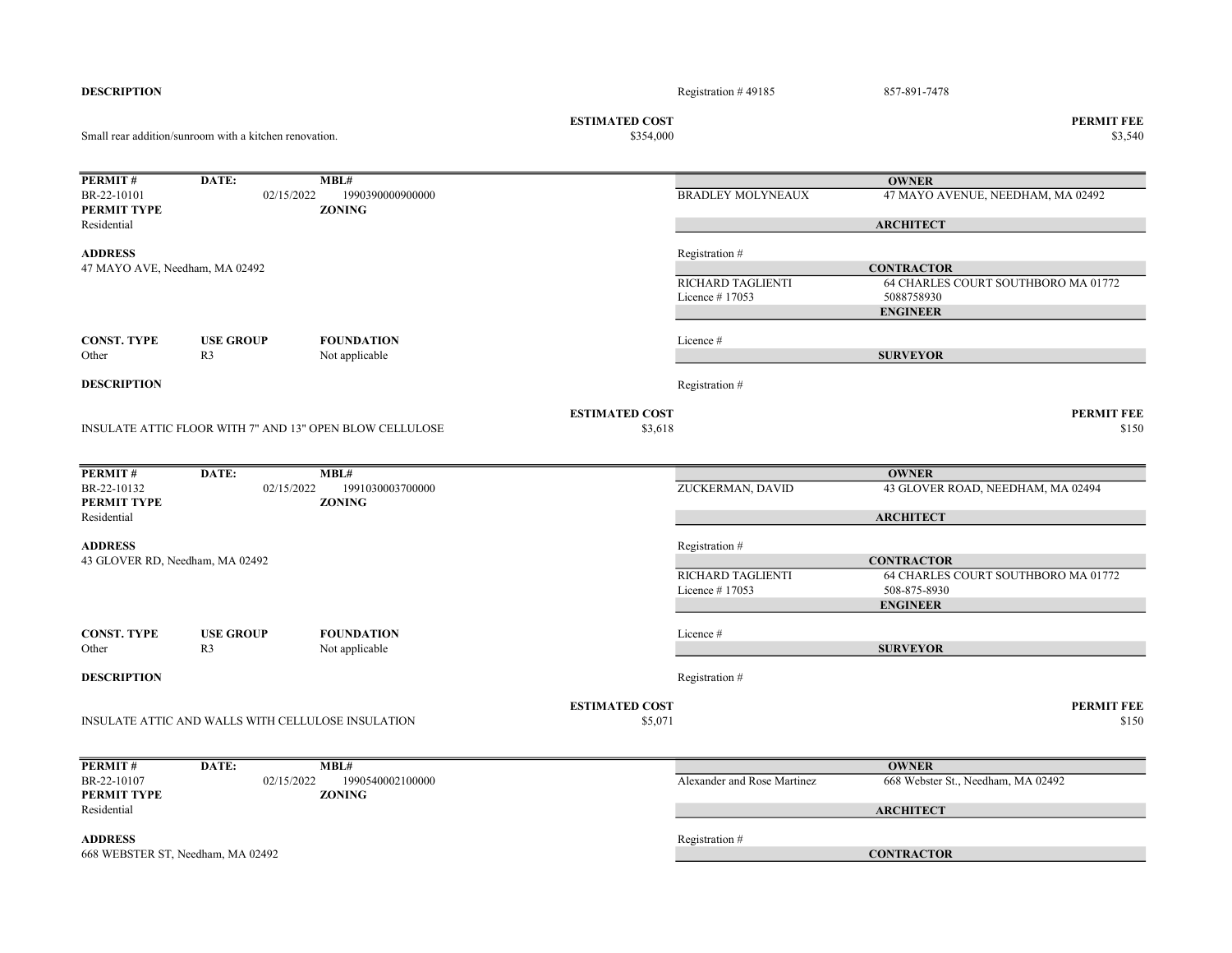**DESCRIPTION**

Registration # 49185 857-891-7478

Small rear addition/sunroom with a kitchen renovation.

| ESTIMATED COST | PERMIT FEE |
|---|---|
| $354,000 | $3,540 |

---

| PERMIT # | DATE: | MBL# |
|---|---|---|
| BR-22-10101 | 02/15/2022 | 1990390000900000 |

**PERMIT TYPE:** Residential
**ZONING:**

**ADDRESS**
47 MAYO AVE, Needham, MA 02492

**OWNER:** BRADLEY MOLYNEAUX — 47 MAYO AVENUE, NEEDHAM, MA 02492

**ARCHITECT**
Registration #

**CONTRACTOR:** RICHARD TAGLIENTI — 64 CHARLES COURT SOUTHBORO MA 01772
Licence # 17053 — 5088758930

**ENGINEER**
Licence #

**SURVEYOR**
Registration #

| CONST. TYPE | USE GROUP | FOUNDATION |
|---|---|---|
| Other | R3 | Not applicable |

**DESCRIPTION**

INSULATE ATTIC FLOOR WITH 7" AND 13" OPEN BLOW CELLULOSE

| ESTIMATED COST | PERMIT FEE |
|---|---|
| $3,618 | $150 |

---

| PERMIT # | DATE: | MBL# |
|---|---|---|
| BR-22-10132 | 02/15/2022 | 1991030003700000 |

**PERMIT TYPE:** Residential
**ZONING:**

**ADDRESS**
43 GLOVER RD, Needham, MA 02492

**OWNER:** ZUCKERMAN, DAVID — 43 GLOVER ROAD, NEEDHAM, MA 02494

**ARCHITECT**
Registration #

**CONTRACTOR:** RICHARD TAGLIENTI — 64 CHARLES COURT SOUTHBORO MA 01772
Licence # 17053 — 508-875-8930

**ENGINEER**
Licence #

**SURVEYOR**
Registration #

| CONST. TYPE | USE GROUP | FOUNDATION |
|---|---|---|
| Other | R3 | Not applicable |

**DESCRIPTION**

INSULATE ATTIC AND WALLS WITH CELLULOSE INSULATION

| ESTIMATED COST | PERMIT FEE |
|---|---|
| $5,071 | $150 |

---

| PERMIT # | DATE: | MBL# |
|---|---|---|
| BR-22-10107 | 02/15/2022 | 1990540002100000 |

**PERMIT TYPE:** Residential
**ZONING:**

**ADDRESS**
668 WEBSTER ST, Needham, MA 02492

**OWNER:** Alexander and Rose Martinez — 668 Webster St., Needham, MA 02492

**ARCHITECT**
Registration #

**CONTRACTOR**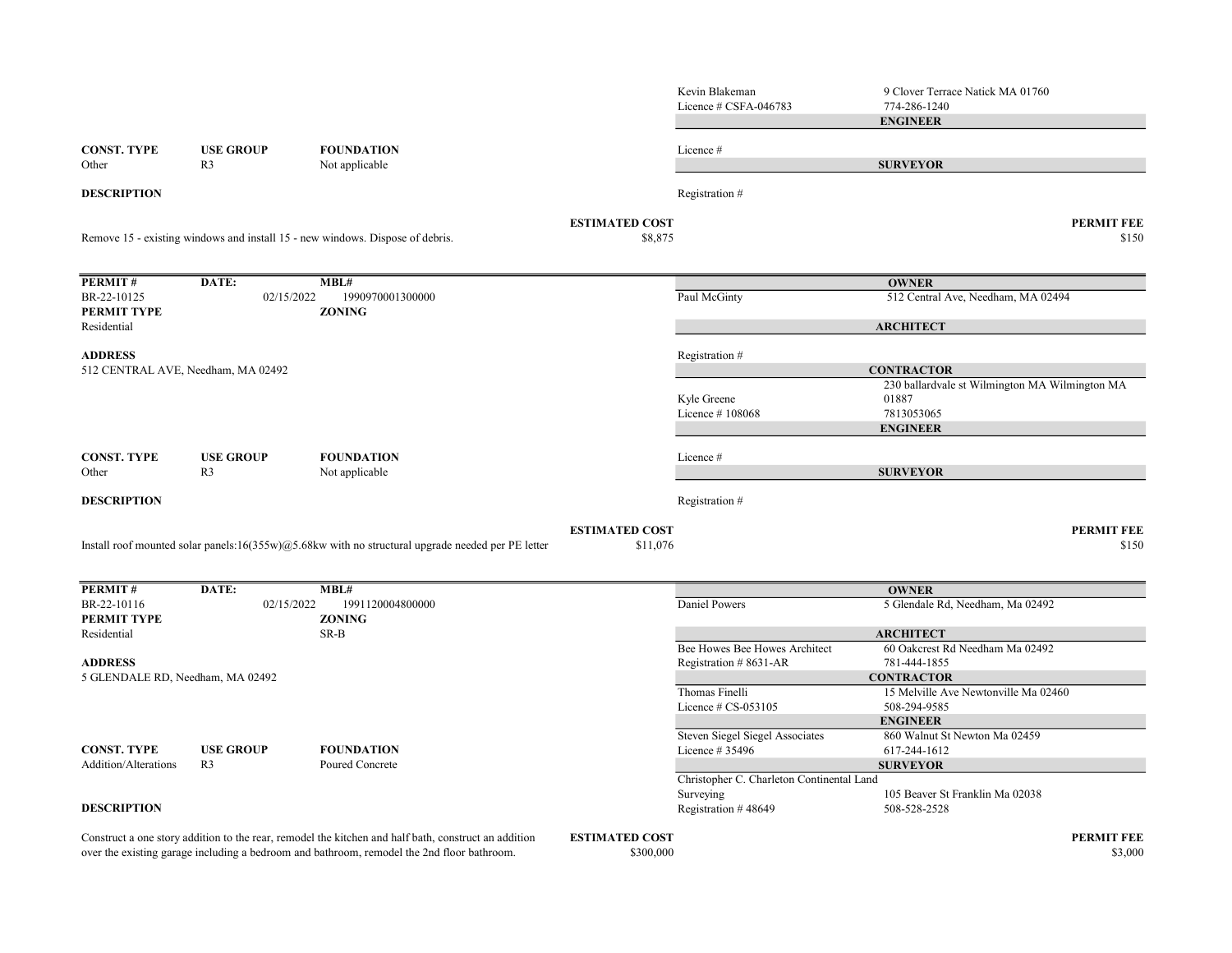Kevin Blakeman — 9 Clover Terrace Natick MA 01760
Licence # CSFA-046783 — 774-286-1240

**ENGINEER**

Licence #

**SURVEYOR**

Registration #

| CONST. TYPE | USE GROUP | FOUNDATION |
|---|---|---|
| Other | R3 | Not applicable |

**DESCRIPTION**

Remove 15 - existing windows and install 15 - new windows. Dispose of debris.

**ESTIMATED COST** $8,875

**PERMIT FEE** $150

---

| PERMIT # | DATE: | MBL# |
|---|---|---|
| BR-22-10125 | 02/15/2022 | 1990970001300000 |

**PERMIT TYPE**
Residential

**ZONING**

**ADDRESS**
512 CENTRAL AVE, Needham, MA 02492

**OWNER**
Paul McGinty — 512 Central Ave, Needham, MA 02494

**ARCHITECT**
Registration #

**CONTRACTOR**
Kyle Greene — 230 ballardvale st Wilmington MA Wilmington MA 01887
Licence # 108068 — 7813053065

**ENGINEER**
Licence #

**SURVEYOR**
Registration #

| CONST. TYPE | USE GROUP | FOUNDATION |
|---|---|---|
| Other | R3 | Not applicable |

**DESCRIPTION**

Install roof mounted solar panels:16(355w)@5.68kw with no structural upgrade needed per PE letter

**ESTIMATED COST** $11,076

**PERMIT FEE** $150

---

| PERMIT # | DATE: | MBL# |
|---|---|---|
| BR-22-10116 | 02/15/2022 | 1991120004800000 |

**PERMIT TYPE**
Residential

**ZONING**
SR-B

**ADDRESS**
5 GLENDALE RD, Needham, MA 02492

**OWNER**
Daniel Powers — 5 Glendale Rd, Needham, Ma 02492

**ARCHITECT**
Bee Howes Bee Howes Architect — 60 Oakcrest Rd Needham Ma 02492
Registration # 8631-AR — 781-444-1855

**CONTRACTOR**
Thomas Finelli — 15 Melville Ave Newtonville Ma 02460
Licence # CS-053105 — 508-294-9585

**ENGINEER**
Steven Siegel Siegel Associates — 860 Walnut St Newton Ma 02459
Licence # 35496 — 617-244-1612

**SURVEYOR**
Christopher C. Charleton Continental Land Surveying — 105 Beaver St Franklin Ma 02038
Registration # 48649 — 508-528-2528

| CONST. TYPE | USE GROUP | FOUNDATION |
|---|---|---|
| Addition/Alterations | R3 | Poured Concrete |

**DESCRIPTION**

Construct a one story addition to the rear, remodel the kitchen and half bath, construct an addition over the existing garage including a bedroom and bathroom, remodel the 2nd floor bathroom.

**ESTIMATED COST** $300,000

**PERMIT FEE** $3,000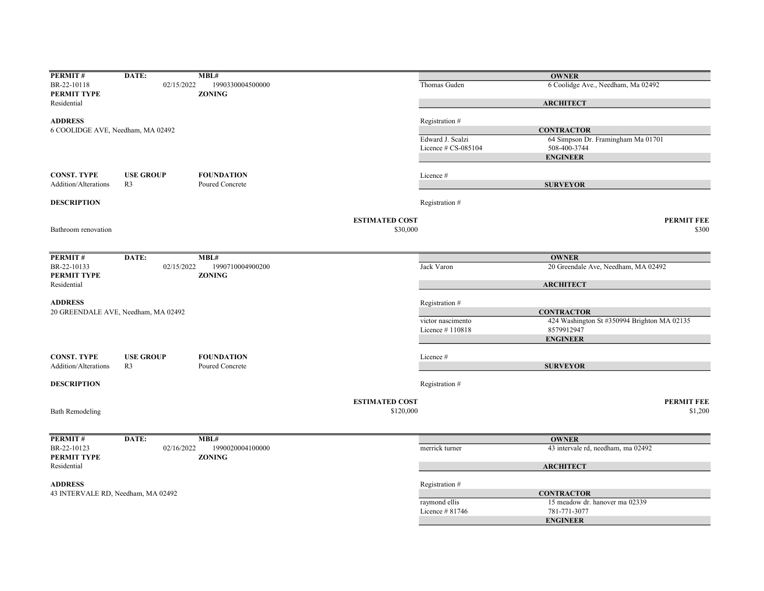| PERMIT # | DATE: | MBL# |
|---|---|---|
| BR-22-10118 | 02/15/2022 | 1990330004500000 |
| **PERMIT TYPE** | | **ZONING** |
| Residential | | |

**ADDRESS**
6 COOLIDGE AVE, Needham, MA 02492

| CONST. TYPE | USE GROUP | FOUNDATION |
|---|---|---|
| Addition/Alterations | R3 | Poured Concrete |

**DESCRIPTION**

Bathroom renovation

**ESTIMATED COST**
$30,000

| **OWNER** | |
|---|---|
| Thomas Guden | 6 Coolidge Ave., Needham, Ma 02492 |
| **ARCHITECT** | |
| Registration # | |
| **CONTRACTOR** | |
| Edward J. Scalzi | 64 Simpson Dr. Framingham Ma 01701 |
| Licence # CS-085104 | 508-400-3744 |
| **ENGINEER** | |
| Licence # | |
| **SURVEYOR** | |
| Registration # | |

**PERMIT FEE**
$300

---

| PERMIT # | DATE: | MBL# |
|---|---|---|
| BR-22-10133 | 02/15/2022 | 1990710004900200 |
| **PERMIT TYPE** | | **ZONING** |
| Residential | | |

**ADDRESS**
20 GREENDALE AVE, Needham, MA 02492

| CONST. TYPE | USE GROUP | FOUNDATION |
|---|---|---|
| Addition/Alterations | R3 | Poured Concrete |

**DESCRIPTION**

Bath Remodeling

**ESTIMATED COST**
$120,000

| **OWNER** | |
|---|---|
| Jack Varon | 20 Greendale Ave, Needham, MA 02492 |
| **ARCHITECT** | |
| Registration # | |
| **CONTRACTOR** | |
| victor nascimento | 424 Washington St #350994 Brighton MA 02135 |
| Licence # 110818 | 8579912947 |
| **ENGINEER** | |
| Licence # | |
| **SURVEYOR** | |
| Registration # | |

**PERMIT FEE**
$1,200

---

| PERMIT # | DATE: | MBL# |
|---|---|---|
| BR-22-10123 | 02/16/2022 | 1990020004100000 |
| **PERMIT TYPE** | | **ZONING** |
| Residential | | |

**ADDRESS**
43 INTERVALE RD, Needham, MA 02492

| **OWNER** | |
|---|---|
| merrick turner | 43 intervale rd, needham, ma 02492 |
| **ARCHITECT** | |
| Registration # | |
| **CONTRACTOR** | |
| raymond ellis | 15 meadow dr. hanover ma 02339 |
| Licence # 81746 | 781-771-3077 |
| **ENGINEER** | |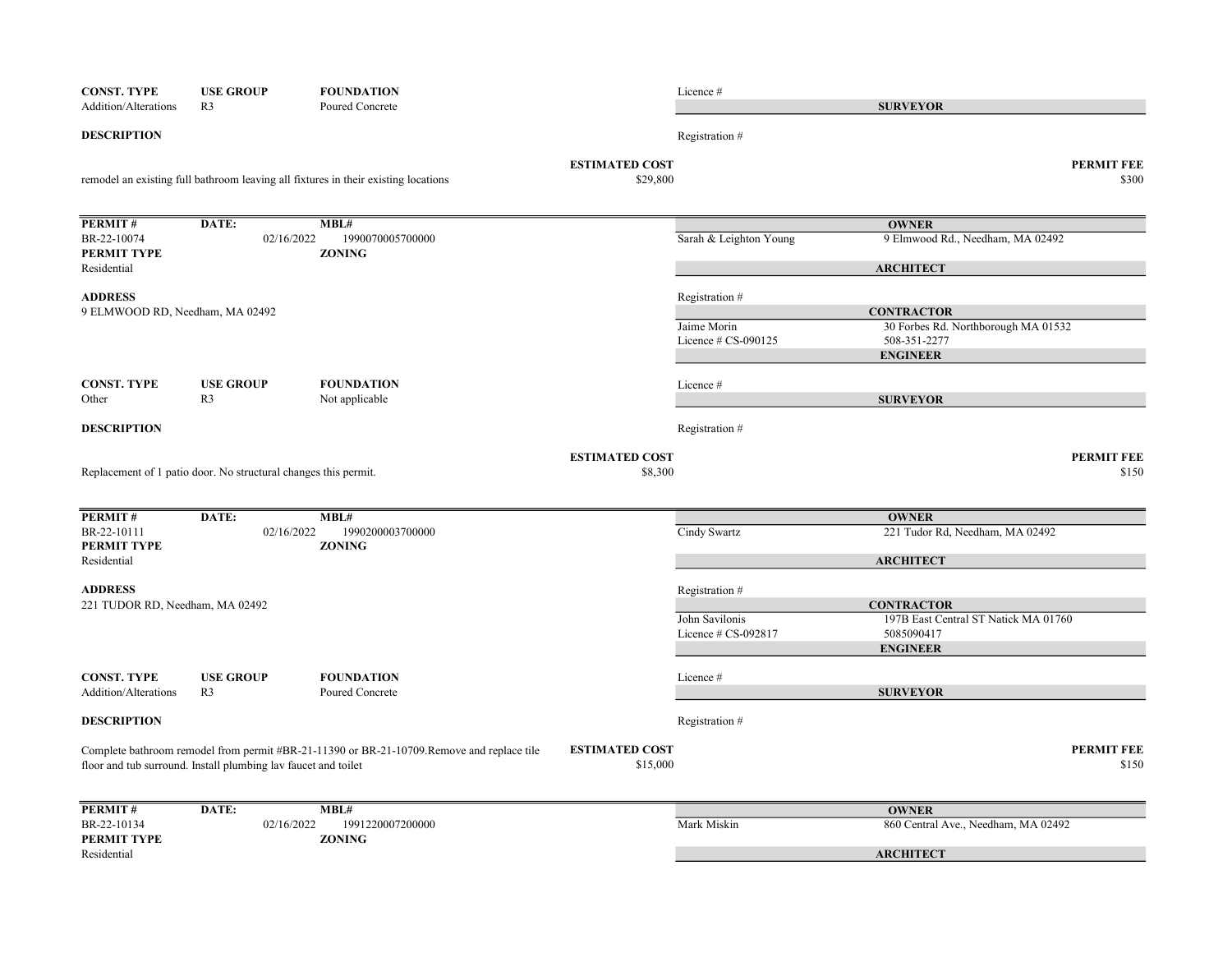| CONST. TYPE | USE GROUP | FOUNDATION |
|---|---|---|
| Addition/Alterations | R3 | Poured Concrete |

Licence #

**SURVEYOR**

**DESCRIPTION**

Registration #

remodel an existing full bathroom leaving all fixtures in their existing locations

**ESTIMATED COST** $29,800

**PERMIT FEE** $300

---

| PERMIT # | DATE: | MBL# |
|---|---|---|
| BR-22-10074 | 02/16/2022 | 1990070005700000 |
| **PERMIT TYPE** | | **ZONING** |
| Residential | | |

**OWNER**

Sarah & Leighton Young — 9 Elmwood Rd., Needham, MA 02492

**ARCHITECT**

**ADDRESS**

9 ELMWOOD RD, Needham, MA 02492

Registration #

**CONTRACTOR**

Jaime Morin — 30 Forbes Rd. Northborough MA 01532

Licence # CS-090125 — 508-351-2277

**ENGINEER**

| CONST. TYPE | USE GROUP | FOUNDATION |
|---|---|---|
| Other | R3 | Not applicable |

Licence #

**SURVEYOR**

**DESCRIPTION**

Registration #

Replacement of 1 patio door. No structural changes this permit.

**ESTIMATED COST** $8,300

**PERMIT FEE** $150

---

| PERMIT # | DATE: | MBL# |
|---|---|---|
| BR-22-10111 | 02/16/2022 | 1990200003700000 |
| **PERMIT TYPE** | | **ZONING** |
| Residential | | |

**OWNER**

Cindy Swartz — 221 Tudor Rd, Needham, MA 02492

**ARCHITECT**

**ADDRESS**

221 TUDOR RD, Needham, MA 02492

Registration #

**CONTRACTOR**

John Savilonis — 197B East Central ST Natick MA 01760

Licence # CS-092817 — 5085090417

**ENGINEER**

| CONST. TYPE | USE GROUP | FOUNDATION |
|---|---|---|
| Addition/Alterations | R3 | Poured Concrete |

Licence #

**SURVEYOR**

**DESCRIPTION**

Registration #

Complete bathroom remodel from permit #BR-21-11390 or BR-21-10709.Remove and replace tile floor and tub surround. Install plumbing lav faucet and toilet

**ESTIMATED COST** $15,000

**PERMIT FEE** $150

---

| PERMIT # | DATE: | MBL# |
|---|---|---|
| BR-22-10134 | 02/16/2022 | 1991220007200000 |
| **PERMIT TYPE** | | **ZONING** |
| Residential | | |

**OWNER**

Mark Miskin — 860 Central Ave., Needham, MA 02492

**ARCHITECT**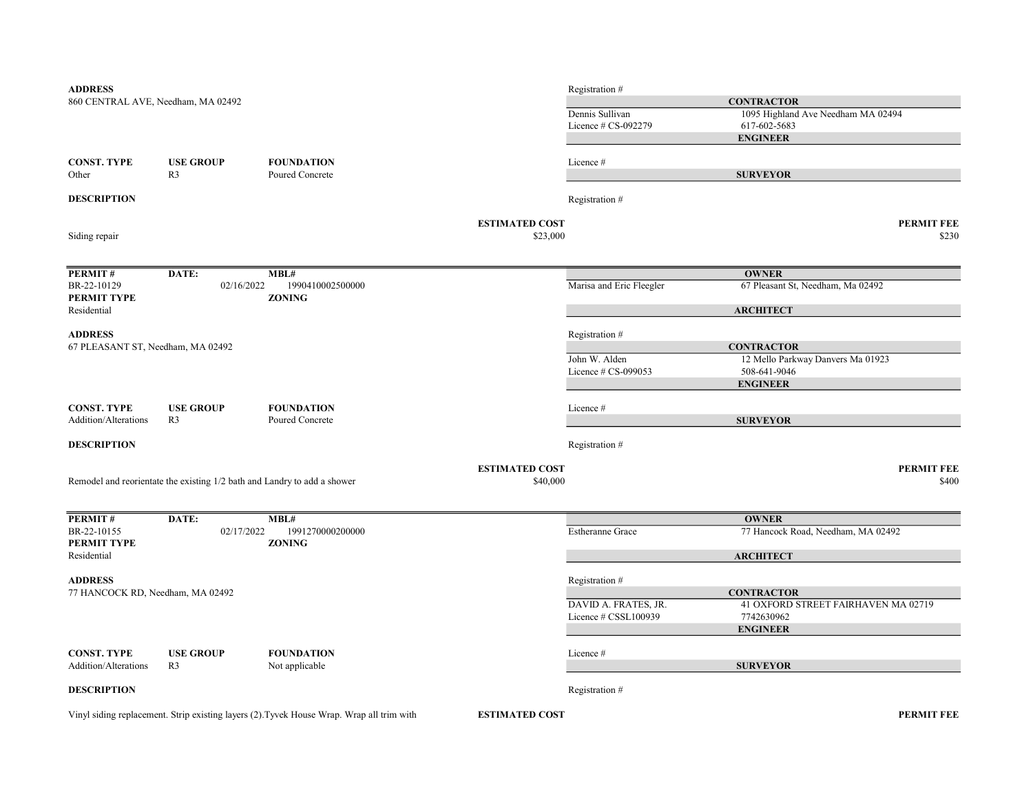**ADDRESS**
860 CENTRAL AVE, Needham, MA 02492

Registration #

**CONTRACTOR**
Dennis Sullivan — 1095 Highland Ave Needham MA 02494
Licence # CS-092279 — 617-602-5683

**ENGINEER**

| CONST. TYPE | USE GROUP | FOUNDATION |
|---|---|---|
| Other | R3 | Poured Concrete |

Licence #

**SURVEYOR**

**DESCRIPTION**

Registration #

Siding repair

**ESTIMATED COST**: $23,000

**PERMIT FEE**: $230

---

| PERMIT # | DATE: | MBL# |
|---|---|---|
| BR-22-10129 | 02/16/2022 | 1990410002500000 |

**PERMIT TYPE**: Residential

**ZONING**

**OWNER**
Marisa and Eric Fleegler — 67 Pleasant St, Needham, Ma 02492

**ARCHITECT**

**ADDRESS**
67 PLEASANT ST, Needham, MA 02492

Registration #

**CONTRACTOR**
John W. Alden — 12 Mello Parkway Danvers Ma 01923
Licence # CS-099053 — 508-641-9046

**ENGINEER**

| CONST. TYPE | USE GROUP | FOUNDATION |
|---|---|---|
| Addition/Alterations | R3 | Poured Concrete |

Licence #

**SURVEYOR**

**DESCRIPTION**

Registration #

Remodel and reorientate the existing 1/2 bath and Landry to add a shower

**ESTIMATED COST**: $40,000

**PERMIT FEE**: $400

---

| PERMIT # | DATE: | MBL# |
|---|---|---|
| BR-22-10155 | 02/17/2022 | 1991270000200000 |

**PERMIT TYPE**: Residential

**ZONING**

**OWNER**
Estheranne Grace — 77 Hancock Road, Needham, MA 02492

**ARCHITECT**

**ADDRESS**
77 HANCOCK RD, Needham, MA 02492

Registration #

**CONTRACTOR**
DAVID A. FRATES, JR. — 41 OXFORD STREET FAIRHAVEN MA 02719
Licence # CSSL100939 — 7742630962

**ENGINEER**

| CONST. TYPE | USE GROUP | FOUNDATION |
|---|---|---|
| Addition/Alterations | R3 | Not applicable |

Licence #

**SURVEYOR**

**DESCRIPTION**

Registration #

Vinyl siding replacement. Strip existing layers (2).Tyvek House Wrap. Wrap all trim with

**ESTIMATED COST**

**PERMIT FEE**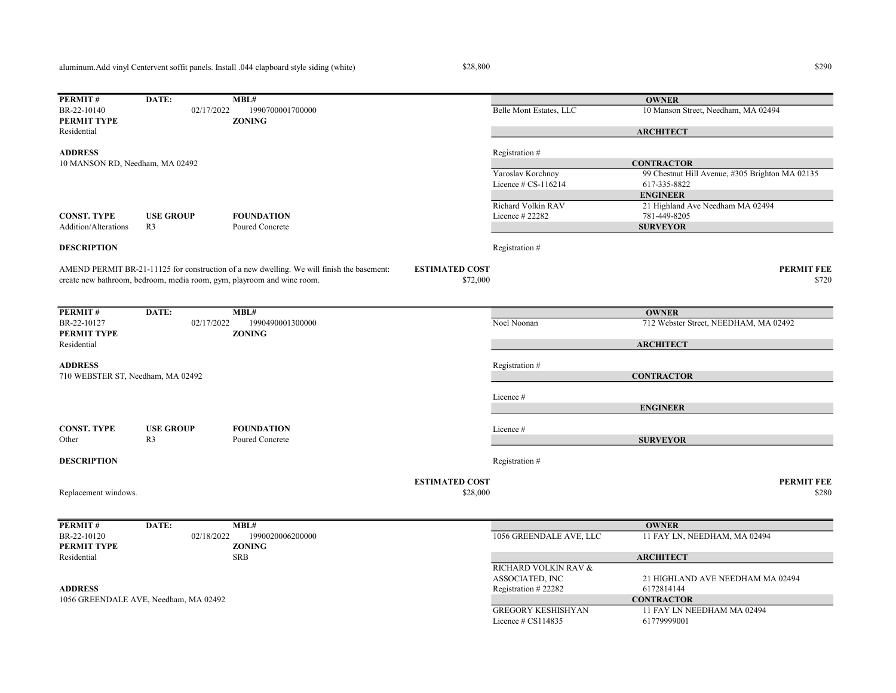aluminum.Add vinyl Centervent soffit panels. Install .044 clapboard style siding (white) $28,800 $290

---

**PERMIT #** BR-22-10140 **DATE:** 02/17/2022 **MBL#** 1990700001700000

**PERMIT TYPE** Residential **ZONING**

**ADDRESS**
10 MANSON RD, Needham, MA 02492

**CONST. TYPE** Addition/Alterations **USE GROUP** R3 **FOUNDATION** Poured Concrete

**DESCRIPTION**

AMEND PERMIT BR-21-11125 for construction of a new dwelling. We will finish the basement: create new bathroom, bedroom, media room, gym, playroom and wine room.

**ESTIMATED COST** $72,000

**PERMIT FEE** $720

**OWNER**
Belle Mont Estates, LLC — 10 Manson Street, Needham, MA 02494

**ARCHITECT**
Registration #

**CONTRACTOR**
Yaroslav Korchnoy — 99 Chestnut Hill Avenue, #305 Brighton MA 02135
Licence # CS-116214 — 617-335-8822

**ENGINEER**
Richard Volkin RAV — 21 Highland Ave Needham MA 02494
Licence # 22282 — 781-449-8205

**SURVEYOR**
Registration #

---

**PERMIT #** BR-22-10127 **DATE:** 02/17/2022 **MBL#** 1990490001300000

**PERMIT TYPE** Residential **ZONING**

**ADDRESS**
710 WEBSTER ST, Needham, MA 02492

**CONST. TYPE** Other **USE GROUP** R3 **FOUNDATION** Poured Concrete

**DESCRIPTION**

Replacement windows.

**ESTIMATED COST** $28,000

**PERMIT FEE** $280

**OWNER**
Noel Noonan — 712 Webster Street, NEEDHAM, MA 02492

**ARCHITECT**
Registration #

**CONTRACTOR**
Licence #

**ENGINEER**
Licence #

**SURVEYOR**
Registration #

---

**PERMIT #** BR-22-10120 **DATE:** 02/18/2022 **MBL#** 1990020006200000

**PERMIT TYPE** Residential **ZONING** SRB

**ADDRESS**
1056 GREENDALE AVE, Needham, MA 02492

**OWNER**
1056 GREENDALE AVE, LLC — 11 FAY LN, NEEDHAM, MA 02494

**ARCHITECT**
RICHARD VOLKIN RAV & ASSOCIATED, INC — 21 HIGHLAND AVE NEEDHAM MA 02494
Registration # 22282 — 6172814144

**CONTRACTOR**
GREGORY KESHISHYAN — 11 FAY LN NEEDHAM MA 02494
Licence # CS114835 — 61779999001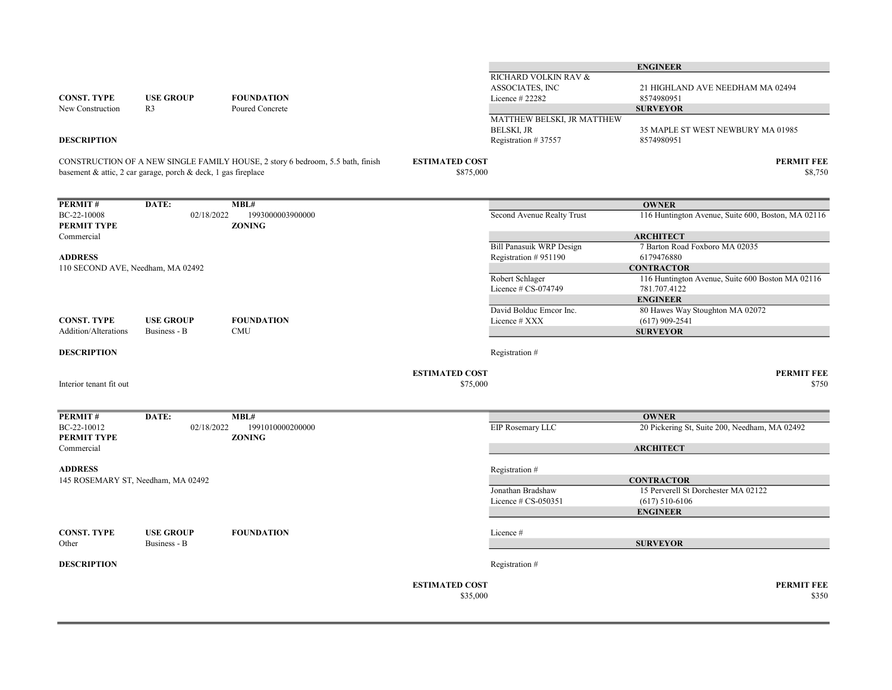| | | | **ENGINEER** | |
|---|---|---|---|---|
| | | | RICHARD VOLKIN RAV & ASSOCIATES, INC | 21 HIGHLAND AVE NEEDHAM MA 02494 |
| **CONST. TYPE** | **USE GROUP** | **FOUNDATION** | Licence # 22282 | 8574980951 |
| New Construction | R3 | Poured Concrete | **SURVEYOR** | |
| | | | MATTHEW BELSKI, JR MATTHEW BELSKI, JR | 35 MAPLE ST WEST NEWBURY MA 01985 |
| **DESCRIPTION** | | | Registration # 37557 | 8574980951 |

CONSTRUCTION OF A NEW SINGLE FAMILY HOUSE, 2 story 6 bedroom, 5.5 bath, finish basement & attic, 2 car garage, porch & deck, 1 gas fireplace

**ESTIMATED COST** $875,000

**PERMIT FEE** $8,750

---

| **PERMIT #** | **DATE:** | **MBL#** |
|---|---|---|
| BC-22-10008 | 02/18/2022 | 1993000003900000 |

**PERMIT TYPE**
Commercial

**ZONING**

**ADDRESS**
110 SECOND AVE, Needham, MA 02492

| **CONST. TYPE** | **USE GROUP** | **FOUNDATION** |
|---|---|---|
| Addition/Alterations | Business - B | CMU |

| Role | Name | Address / Phone |
|---|---|---|
| **OWNER** | Second Avenue Realty Trust | 116 Huntington Avenue, Suite 600, Boston, MA 02116 |
| **ARCHITECT** | Bill Panasuik WRP Design | 7 Barton Road Foxboro MA 02035 |
| | Registration # 951190 | 6179476880 |
| **CONTRACTOR** | Robert Schlager | 116 Huntington Avenue, Suite 600 Boston MA 02116 |
| | Licence # CS-074749 | 781.707.4122 |
| **ENGINEER** | David Bolduc Emcor Inc. | 80 Hawes Way Stoughton MA 02072 |
| | Licence # XXX | (617) 909-2541 |
| **SURVEYOR** | Registration # | |

**DESCRIPTION**

Interior tenant fit out

**ESTIMATED COST** $75,000

**PERMIT FEE** $750

---

| **PERMIT #** | **DATE:** | **MBL#** |
|---|---|---|
| BC-22-10012 | 02/18/2022 | 1991010000200000 |

**PERMIT TYPE**
Commercial

**ZONING**

**ADDRESS**
145 ROSEMARY ST, Needham, MA 02492

| **CONST. TYPE** | **USE GROUP** | **FOUNDATION** |
|---|---|---|
| Other | Business - B | |

| Role | Name | Address / Phone |
|---|---|---|
| **OWNER** | EIP Rosemary LLC | 20 Pickering St, Suite 200, Needham, MA 02492 |
| **ARCHITECT** | Registration # | |
| **CONTRACTOR** | Jonathan Bradshaw | 15 Perverell St Dorchester MA 02122 |
| | Licence # CS-050351 | (617) 510-6106 |
| **ENGINEER** | Licence # | |
| **SURVEYOR** | Registration # | |

**DESCRIPTION**

**ESTIMATED COST** $35,000

**PERMIT FEE** $350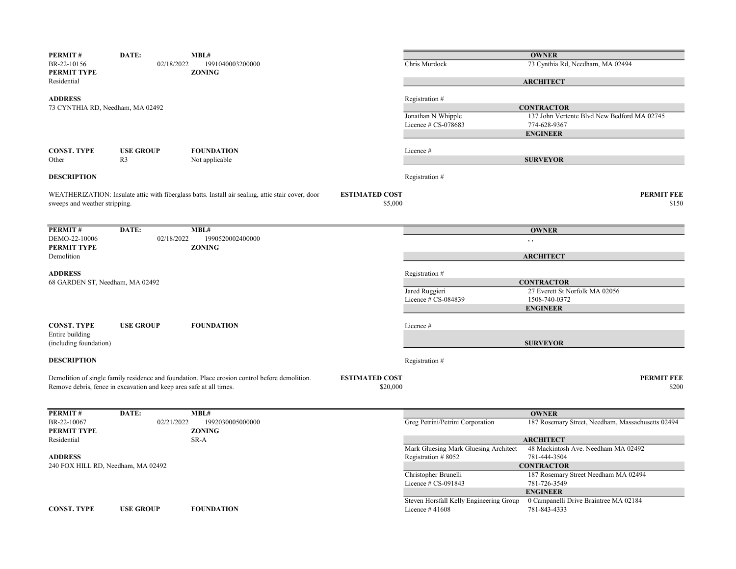**PERMIT #** BR-22-10156 **DATE:** 02/18/2022 **MBL#** 1991040003200000

**PERMIT TYPE** Residential **ZONING**

**ADDRESS**
73 CYNTHIA RD, Needham, MA 02492

**CONST. TYPE** Other **USE GROUP** R3 **FOUNDATION** Not applicable

**DESCRIPTION**

WEATHERIZATION: Insulate attic with fiberglass batts. Install air sealing, attic stair cover, door sweeps and weather stripping.

**ESTIMATED COST** $5,000

**PERMIT FEE** $150

| | |
|---|---|
| **OWNER** | |
| Chris Murdock | 73 Cynthia Rd, Needham, MA 02494 |
| **ARCHITECT** | |
| Registration # | |
| **CONTRACTOR** | |
| Jonathan N Whipple | 137 John Vertente Blvd New Bedford MA 02745 |
| Licence # CS-078683 | 774-628-9367 |
| **ENGINEER** | |
| Licence # | |
| **SURVEYOR** | |
| Registration # | |

---

**PERMIT #** DEMO-22-10006 **DATE:** 02/18/2022 **MBL#** 1990520002400000

**PERMIT TYPE** Demolition **ZONING**

**ADDRESS**
68 GARDEN ST, Needham, MA 02492

**CONST. TYPE** Entire building (including foundation) **USE GROUP** **FOUNDATION**

**DESCRIPTION**

Demolition of single family residence and foundation. Place erosion control before demolition. Remove debris, fence in excavation and keep area safe at all times.

**ESTIMATED COST** $20,000

**PERMIT FEE** $200

| | |
|---|---|
| **OWNER** | |
| | , , |
| **ARCHITECT** | |
| Registration # | |
| **CONTRACTOR** | |
| Jared Ruggieri | 27 Everett St Norfolk MA 02056 |
| Licence # CS-084839 | 1508-740-0372 |
| **ENGINEER** | |
| Licence # | |
| **SURVEYOR** | |
| Registration # | |

---

**PERMIT #** BR-22-10067 **DATE:** 02/21/2022 **MBL#** 1992030005000000

**PERMIT TYPE** Residential **ZONING** SR-A

**ADDRESS**
240 FOX HILL RD, Needham, MA 02492

**CONST. TYPE** **USE GROUP** **FOUNDATION**

| | |
|---|---|
| **OWNER** | |
| Greg Petrini/Petrini Corporation | 187 Rosemary Street, Needham, Massachusetts 02494 |
| **ARCHITECT** | |
| Mark Gluesing Mark Gluesing Architect | 48 Mackintosh Ave. Needham MA 02492 |
| Registration # 8052 | 781-444-3504 |
| **CONTRACTOR** | |
| Christopher Brunelli | 187 Rosemary Street Needham MA 02494 |
| Licence # CS-091843 | 781-726-3549 |
| **ENGINEER** | |
| Steven Horsfall Kelly Engineering Group | 0 Campanelli Drive Braintree MA 02184 |
| Licence # 41608 | 781-843-4333 |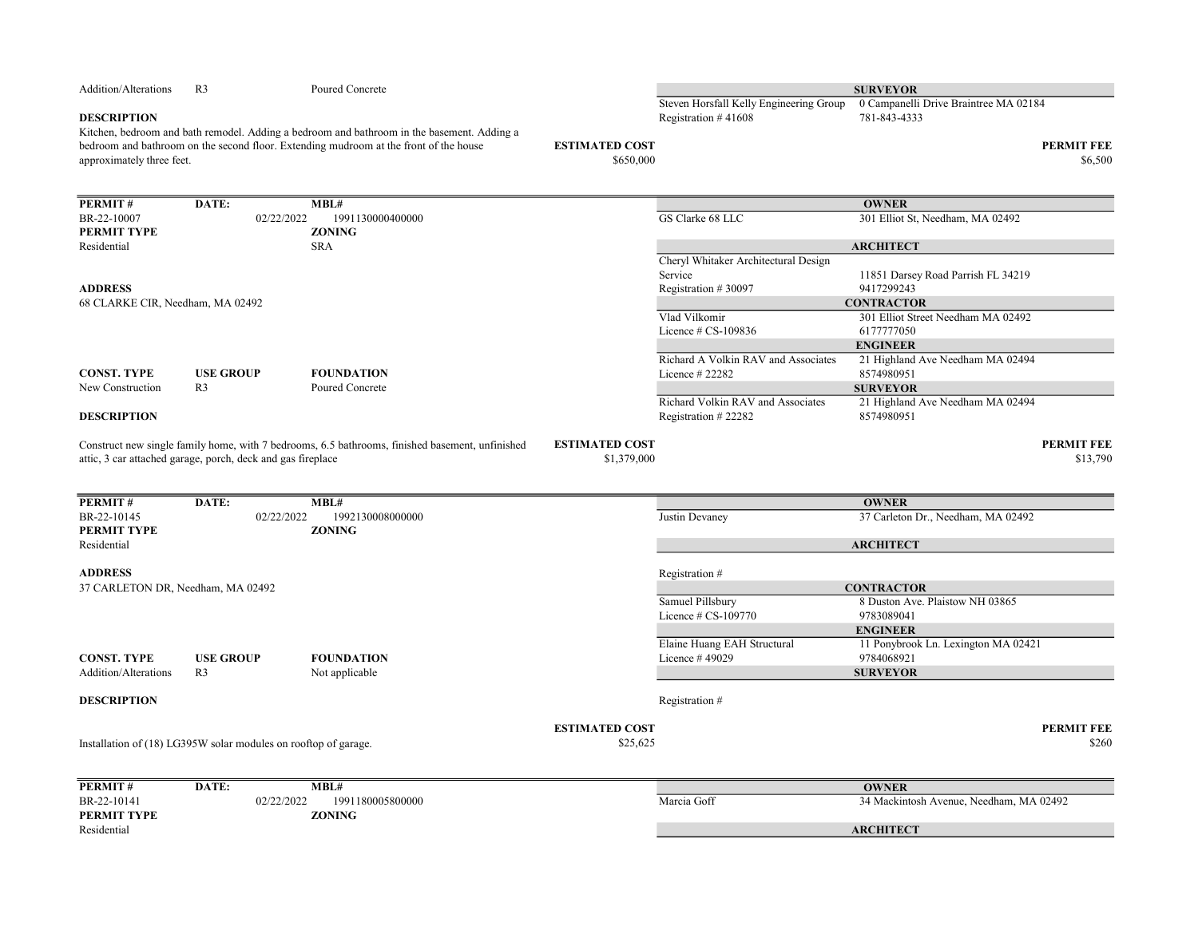| CONST. TYPE | USE GROUP | FOUNDATION |
|---|---|---|
| Addition/Alterations | R3 | Poured Concrete |

**SURVEYOR**

Steven Horsfall Kelly Engineering Group — 0 Campanelli Drive Braintree MA 02184
Registration # 41608 — 781-843-4333

**DESCRIPTION**

Kitchen, bedroom and bath remodel. Adding a bedroom and bathroom in the basement. Adding a bedroom and bathroom on the second floor. Extending mudroom at the front of the house approximately three feet.

**ESTIMATED COST** $650,000

**PERMIT FEE** $6,500

---

| PERMIT # | DATE: | MBL# |
|---|---|---|
| BR-22-10007 | 02/22/2022 | 1991130000400000 |

| PERMIT TYPE | ZONING |
|---|---|
| Residential | SRA |

**ADDRESS**

68 CLARKE CIR, Needham, MA 02492

| CONST. TYPE | USE GROUP | FOUNDATION |
|---|---|---|
| New Construction | R3 | Poured Concrete |

**DESCRIPTION**

Construct new single family home, with 7 bedrooms, 6.5 bathrooms, finished basement, unfinished attic, 3 car attached garage, porch, deck and gas fireplace

**OWNER**

GS Clarke 68 LLC — 301 Elliot St, Needham, MA 02492

**ARCHITECT**

Cheryl Whitaker Architectural Design Service — 11851 Darsey Road Parrish FL 34219
Registration # 30097 — 9417299243

**CONTRACTOR**

Vlad Vilkomir — 301 Elliot Street Needham MA 02492
Licence # CS-109836 — 6177777050

**ENGINEER**

Richard A Volkin RAV and Associates — 21 Highland Ave Needham MA 02494
Licence # 22282 — 8574980951

**SURVEYOR**

Richard Volkin RAV and Associates — 21 Highland Ave Needham MA 02494
Registration # 22282 — 8574980951

**ESTIMATED COST** $1,379,000

**PERMIT FEE** $13,790

---

| PERMIT # | DATE: | MBL# |
|---|---|---|
| BR-22-10145 | 02/22/2022 | 1992130008000000 |

| PERMIT TYPE | ZONING |
|---|---|
| Residential | |

**ADDRESS**

37 CARLETON DR, Needham, MA 02492

| CONST. TYPE | USE GROUP | FOUNDATION |
|---|---|---|
| Addition/Alterations | R3 | Not applicable |

**DESCRIPTION**

Installation of (18) LG395W solar modules on rooftop of garage.

**OWNER**

Justin Devaney — 37 Carleton Dr., Needham, MA 02492

**ARCHITECT**

Registration #

**CONTRACTOR**

Samuel Pillsbury — 8 Duston Ave. Plaistow NH 03865
Licence # CS-109770 — 9783089041

**ENGINEER**

Elaine Huang EAH Structural — 11 Ponybrook Ln. Lexington MA 02421
Licence # 49029 — 9784068921

**SURVEYOR**

Registration #

**ESTIMATED COST** $25,625

**PERMIT FEE** $260

---

| PERMIT # | DATE: | MBL# |
|---|---|---|
| BR-22-10141 | 02/22/2022 | 1991180005800000 |

| PERMIT TYPE | ZONING |
|---|---|
| Residential | |

**OWNER**

Marcia Goff — 34 Mackintosh Avenue, Needham, MA 02492

**ARCHITECT**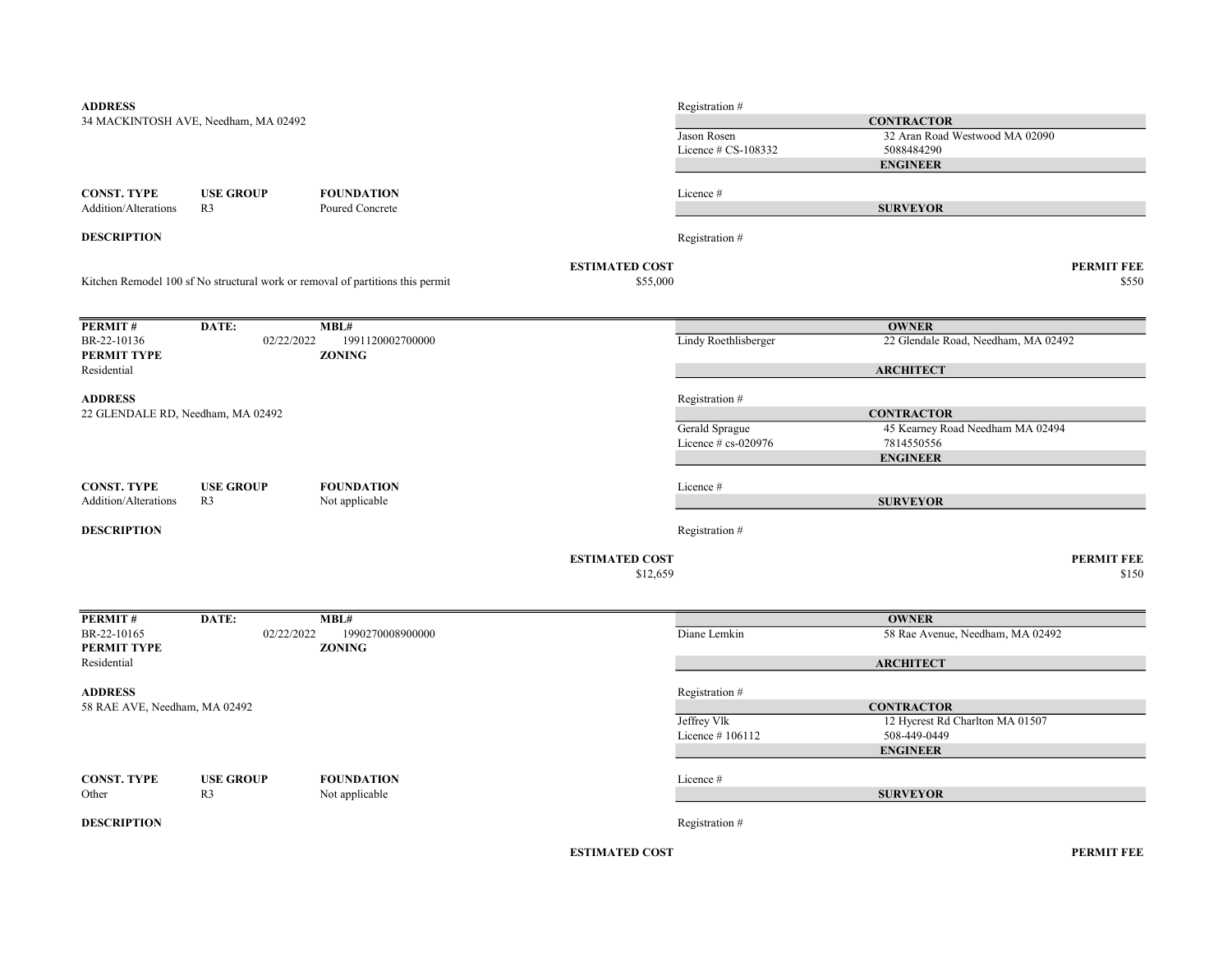**ADDRESS**
34 MACKINTOSH AVE, Needham, MA 02492

Registration #

**CONTRACTOR**

Jason Rosen — 32 Aran Road Westwood MA 02090
Licence # CS-108332 — 5088484290

**ENGINEER**

| CONST. TYPE | USE GROUP | FOUNDATION |
|---|---|---|
| Addition/Alterations | R3 | Poured Concrete |

Licence #

**SURVEYOR**

**DESCRIPTION**

Registration #

Kitchen Remodel 100 sf No structural work or removal of partitions this permit

**ESTIMATED COST** $55,000

**PERMIT FEE** $550

---

| PERMIT # | DATE: | MBL# |
|---|---|---|
| BR-22-10136 | 02/22/2022 | 1991120002700000 |

**PERMIT TYPE**
Residential

**ZONING**

**OWNER**

Lindy Roethlisberger — 22 Glendale Road, Needham, MA 02492

**ARCHITECT**

**ADDRESS**
22 GLENDALE RD, Needham, MA 02492

Registration #

**CONTRACTOR**

Gerald Sprague — 45 Kearney Road Needham MA 02494
Licence # cs-020976 — 7814550556

**ENGINEER**

| CONST. TYPE | USE GROUP | FOUNDATION |
|---|---|---|
| Addition/Alterations | R3 | Not applicable |

Licence #

**SURVEYOR**

**DESCRIPTION**

Registration #

**ESTIMATED COST** $12,659

**PERMIT FEE** $150

---

| PERMIT # | DATE: | MBL# |
|---|---|---|
| BR-22-10165 | 02/22/2022 | 1990270008900000 |

**PERMIT TYPE**
Residential

**ZONING**

**OWNER**

Diane Lemkin — 58 Rae Avenue, Needham, MA 02492

**ARCHITECT**

**ADDRESS**
58 RAE AVE, Needham, MA 02492

Registration #

**CONTRACTOR**

Jeffrey Vlk — 12 Hycrest Rd Charlton MA 01507
Licence # 106112 — 508-449-0449

**ENGINEER**

| CONST. TYPE | USE GROUP | FOUNDATION |
|---|---|---|
| Other | R3 | Not applicable |

Licence #

**SURVEYOR**

**DESCRIPTION**

Registration #

**ESTIMATED COST**

**PERMIT FEE**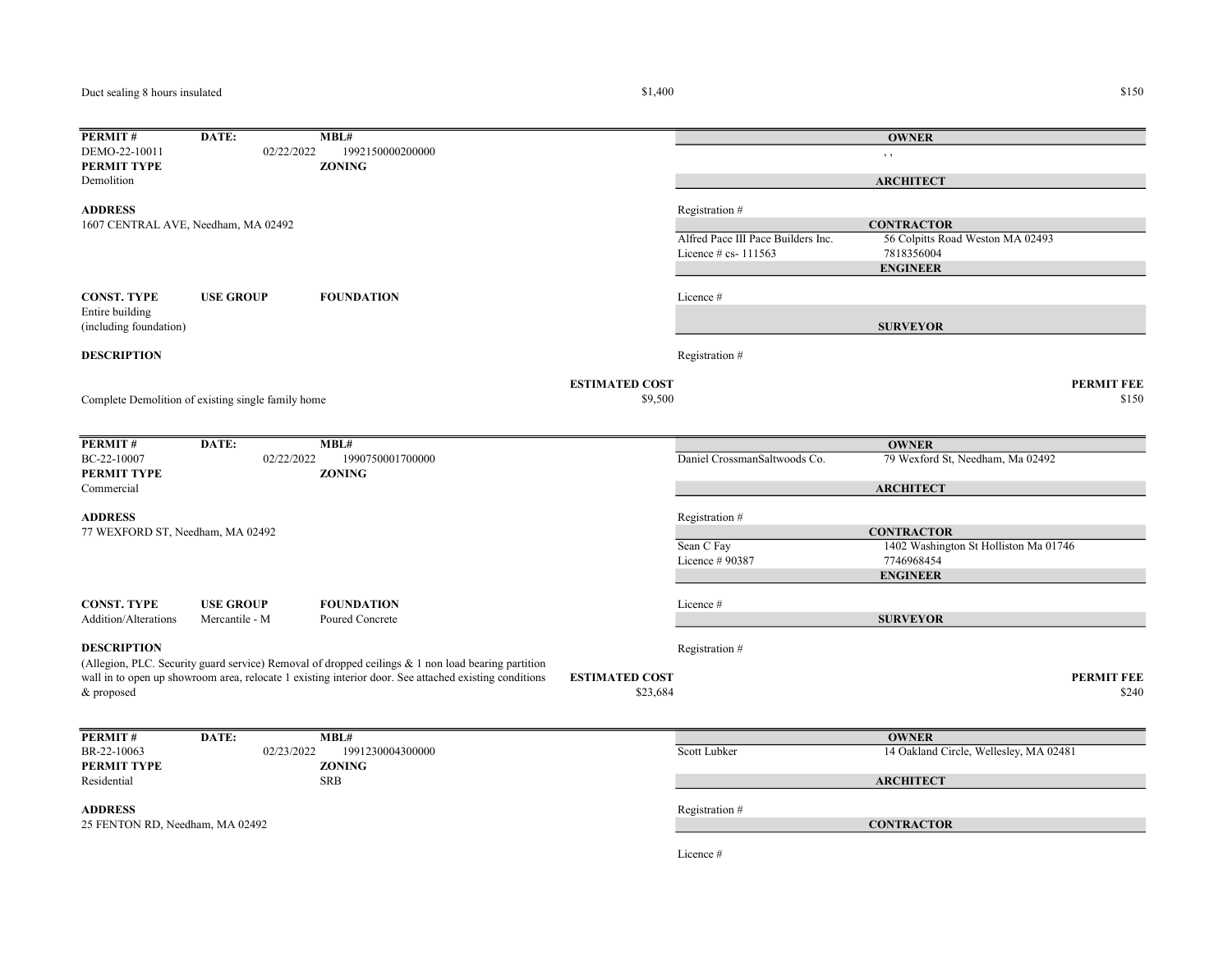Duct sealing 8 hours insulated $1,400 $150

---

| PERMIT # | DATE: | MBL# |
|---|---|---|
| DEMO-22-10011 | 02/22/2022 | 1992150000200000 |

**PERMIT TYPE**
Demolition

**ZONING**

**ADDRESS**
1607 CENTRAL AVE, Needham, MA 02492

**OWNER**
, ,

**ARCHITECT**
Registration #

**CONTRACTOR**
Alfred Pace III Pace Builders Inc. — 56 Colpitts Road Weston MA 02493
Licence # cs- 111563 — 7818356004

**ENGINEER**
Licence #

**SURVEYOR**
Registration #

| CONST. TYPE | USE GROUP | FOUNDATION |
|---|---|---|
| Entire building (including foundation) | | |

**DESCRIPTION**
Complete Demolition of existing single family home

**ESTIMATED COST** $9,500

**PERMIT FEE** $150

---

| PERMIT # | DATE: | MBL# |
|---|---|---|
| BC-22-10007 | 02/22/2022 | 1990750001700000 |

**PERMIT TYPE**
Commercial

**ZONING**

**ADDRESS**
77 WEXFORD ST, Needham, MA 02492

**OWNER**
Daniel CrossmanSaltwoods Co. — 79 Wexford St, Needham, Ma 02492

**ARCHITECT**
Registration #

**CONTRACTOR**
Sean C Fay — 1402 Washington St Holliston Ma 01746
Licence # 90387 — 7746968454

**ENGINEER**
Licence #

**SURVEYOR**
Registration #

| CONST. TYPE | USE GROUP | FOUNDATION |
|---|---|---|
| Addition/Alterations | Mercantile - M | Poured Concrete |

**DESCRIPTION**
(Allegion, PLC. Security guard service) Removal of dropped ceilings & 1 non load bearing partition wall in to open up showroom area, relocate 1 existing interior door. See attached existing conditions & proposed

**ESTIMATED COST** $23,684

**PERMIT FEE** $240

---

| PERMIT # | DATE: | MBL# |
|---|---|---|
| BR-22-10063 | 02/23/2022 | 1991230004300000 |

**PERMIT TYPE**
Residential

**ZONING**
SRB

**ADDRESS**
25 FENTON RD, Needham, MA 02492

**OWNER**
Scott Lubker — 14 Oakland Circle, Wellesley, MA 02481

**ARCHITECT**
Registration #

**CONTRACTOR**
Licence #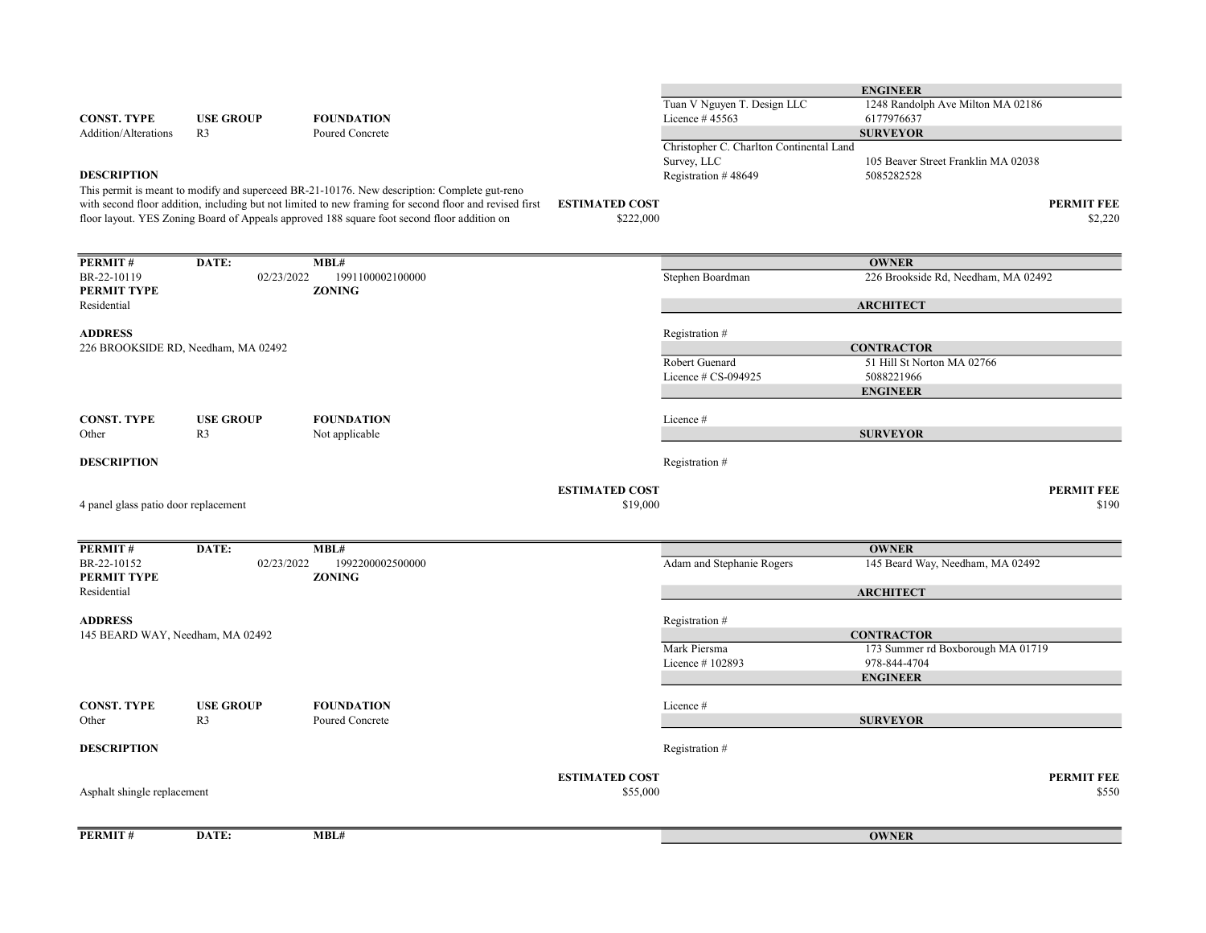| CONST. TYPE | USE GROUP | FOUNDATION |
|---|---|---|
| Addition/Alterations | R3 | Poured Concrete |

**ENGINEER**

Tuan V Nguyen T. Design LLC — 1248 Randolph Ave Milton MA 02186
Licence # 45563 — 6177976637

**SURVEYOR**

Christopher C. Charlton Continental Land Survey, LLC — 105 Beaver Street Franklin MA 02038
Registration # 48649 — 5085282528

**DESCRIPTION**

This permit is meant to modify and superceed BR-21-10176. New description: Complete gut-reno with second floor addition, including but not limited to new framing for second floor and revised first floor layout. YES Zoning Board of Appeals approved 188 square foot second floor addition on

**ESTIMATED COST** $222,000

**PERMIT FEE** $2,220

---

| PERMIT # | DATE: | MBL# |
|---|---|---|
| BR-22-10119 | 02/23/2022 | 1991100002100000 |

| PERMIT TYPE | ZONING |
|---|---|
| Residential | |

**ADDRESS**

226 BROOKSIDE RD, Needham, MA 02492

**OWNER**

Stephen Boardman — 226 Brookside Rd, Needham, MA 02492

**ARCHITECT**

Registration #

**CONTRACTOR**

Robert Guenard — 51 Hill St Norton MA 02766
Licence # CS-094925 — 5088221966

**ENGINEER**

Licence #

**SURVEYOR**

Registration #

| CONST. TYPE | USE GROUP | FOUNDATION |
|---|---|---|
| Other | R3 | Not applicable |

**DESCRIPTION**

4 panel glass patio door replacement

**ESTIMATED COST** $19,000

**PERMIT FEE** $190

---

| PERMIT # | DATE: | MBL# |
|---|---|---|
| BR-22-10152 | 02/23/2022 | 1992200002500000 |

| PERMIT TYPE | ZONING |
|---|---|
| Residential | |

**ADDRESS**

145 BEARD WAY, Needham, MA 02492

**OWNER**

Adam and Stephanie Rogers — 145 Beard Way, Needham, MA 02492

**ARCHITECT**

Registration #

**CONTRACTOR**

Mark Piersma — 173 Summer rd Boxborough MA 01719
Licence # 102893 — 978-844-4704

**ENGINEER**

Licence #

**SURVEYOR**

Registration #

| CONST. TYPE | USE GROUP | FOUNDATION |
|---|---|---|
| Other | R3 | Poured Concrete |

**DESCRIPTION**

Asphalt shingle replacement

**ESTIMATED COST** $55,000

**PERMIT FEE** $550

---

| PERMIT # | DATE: | MBL# |
|---|---|---|

**OWNER**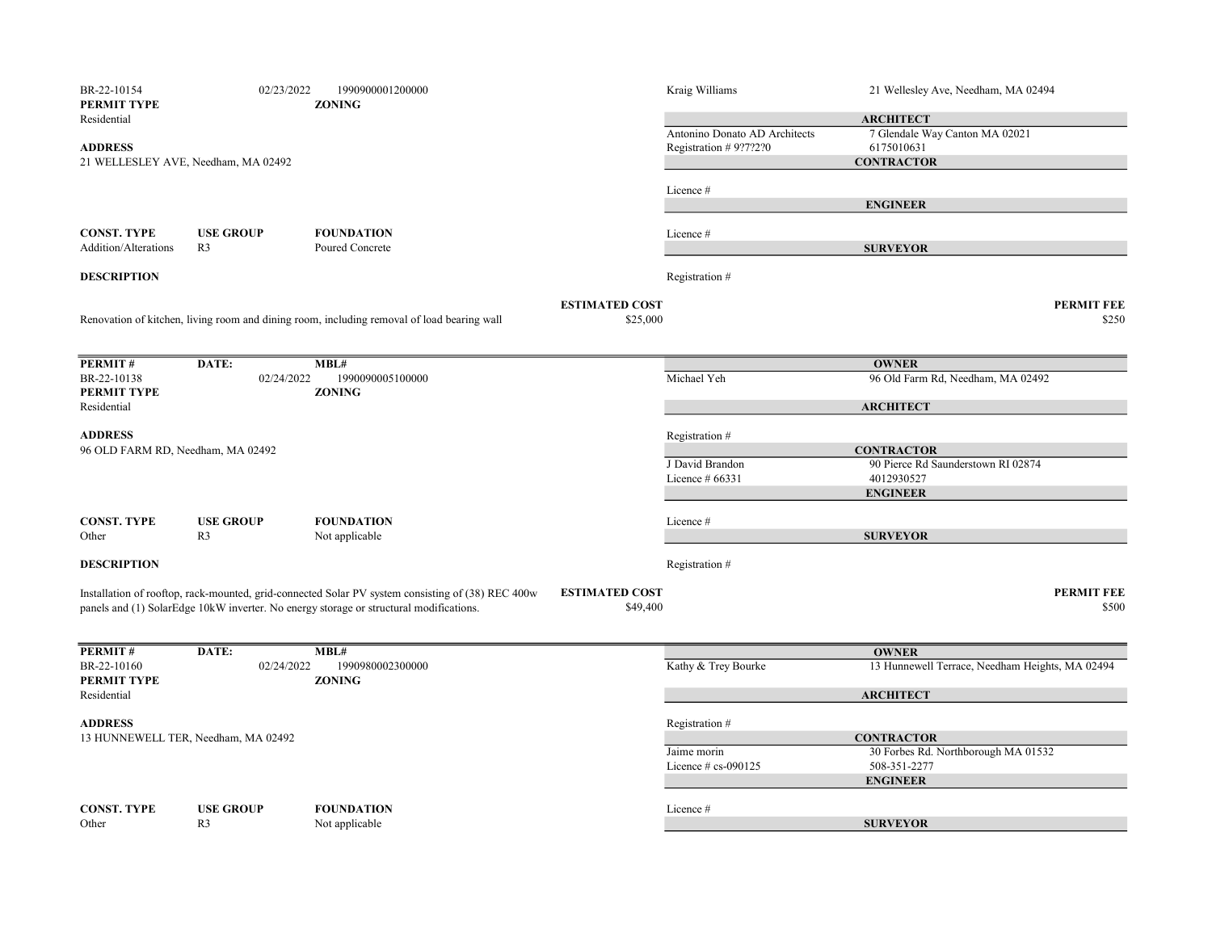| BR-22-10154 | 02/23/2022 | 1990900001200000 | Kraig Williams | 21 Wellesley Ave, Needham, MA 02494 |
|---|---|---|---|---|

**PERMIT TYPE**
Residential

**ZONING**

**ADDRESS**
21 WELLESLEY AVE, Needham, MA 02492

**ARCHITECT**
Antonino Donato AD Architects — 7 Glendale Way Canton MA 02021
Registration # 9?7?2?0 — 6175010631

**CONTRACTOR**
Licence #

**ENGINEER**
Licence #

**SURVEYOR**
Registration #

| CONST. TYPE | USE GROUP | FOUNDATION |
|---|---|---|
| Addition/Alterations | R3 | Poured Concrete |

**DESCRIPTION**

Renovation of kitchen, living room and dining room, including removal of load bearing wall

**ESTIMATED COST** $25,000

**PERMIT FEE** $250

---

| PERMIT # | DATE: | MBL# |
|---|---|---|
| BR-22-10138 | 02/24/2022 | 1990090005100000 |

**OWNER**
Michael Yeh — 96 Old Farm Rd, Needham, MA 02492

**PERMIT TYPE**
Residential

**ZONING**

**ADDRESS**
96 OLD FARM RD, Needham, MA 02492

**ARCHITECT**
Registration #

**CONTRACTOR**
J David Brandon — 90 Pierce Rd Saunderstown RI 02874
Licence # 66331 — 4012930527

**ENGINEER**
Licence #

**SURVEYOR**
Registration #

| CONST. TYPE | USE GROUP | FOUNDATION |
|---|---|---|
| Other | R3 | Not applicable |

**DESCRIPTION**

Installation of rooftop, rack-mounted, grid-connected Solar PV system consisting of (38) REC 400w panels and (1) SolarEdge 10kW inverter. No energy storage or structural modifications.

**ESTIMATED COST** $49,400

**PERMIT FEE** $500

---

| PERMIT # | DATE: | MBL# |
|---|---|---|
| BR-22-10160 | 02/24/2022 | 1990980002300000 |

**OWNER**
Kathy & Trey Bourke — 13 Hunnewell Terrace, Needham Heights, MA 02494

**PERMIT TYPE**
Residential

**ZONING**

**ADDRESS**
13 HUNNEWELL TER, Needham, MA 02492

**ARCHITECT**
Registration #

**CONTRACTOR**
Jaime morin — 30 Forbes Rd. Northborough MA 01532
Licence # cs-090125 — 508-351-2277

**ENGINEER**
Licence #

**SURVEYOR**

| CONST. TYPE | USE GROUP | FOUNDATION |
|---|---|---|
| Other | R3 | Not applicable |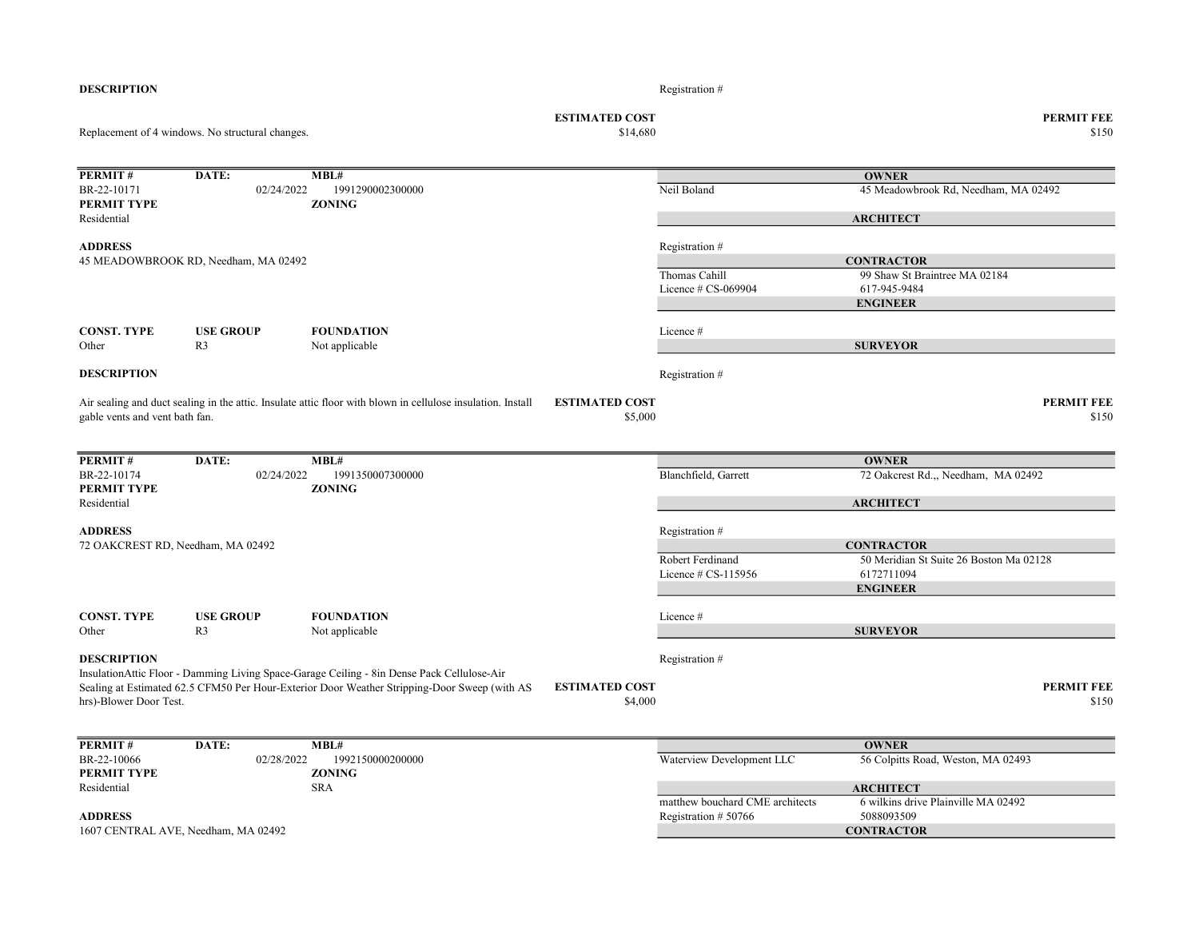**DESCRIPTION**

Registration #

Replacement of 4 windows. No structural changes.

**ESTIMATED COST** $14,680

**PERMIT FEE** $150

---

| **PERMIT #** | **DATE:** | **MBL#** | | **OWNER** |
|---|---|---|---|---|
| BR-22-10171 | 02/24/2022 | 1991290002300000 | Neil Boland | 45 Meadowbrook Rd, Needham, MA 02492 |
| **PERMIT TYPE** | | **ZONING** | | |
| Residential | | | | **ARCHITECT** |

**ADDRESS**
45 MEADOWBROOK RD, Needham, MA 02492

Registration #

**CONTRACTOR**
Thomas Cahill — 99 Shaw St Braintree MA 02184
Licence # CS-069904 — 617-945-9484

**ENGINEER**

| **CONST. TYPE** | **USE GROUP** | **FOUNDATION** |
|---|---|---|
| Other | R3 | Not applicable |

Licence #

**SURVEYOR**

**DESCRIPTION**

Registration #

Air sealing and duct sealing in the attic. Insulate attic floor with blown in cellulose insulation. Install gable vents and vent bath fan.

**ESTIMATED COST** $5,000

**PERMIT FEE** $150

---

| **PERMIT #** | **DATE:** | **MBL#** | | **OWNER** |
|---|---|---|---|---|
| BR-22-10174 | 02/24/2022 | 1991350007300000 | Blanchfield, Garrett | 72 Oakcrest Rd.,, Needham, MA 02492 |
| **PERMIT TYPE** | | **ZONING** | | |
| Residential | | | | **ARCHITECT** |

**ADDRESS**
72 OAKCREST RD, Needham, MA 02492

Registration #

**CONTRACTOR**
Robert Ferdinand — 50 Meridian St Suite 26 Boston Ma 02128
Licence # CS-115956 — 6172711094

**ENGINEER**

| **CONST. TYPE** | **USE GROUP** | **FOUNDATION** |
|---|---|---|
| Other | R3 | Not applicable |

Licence #

**SURVEYOR**

**DESCRIPTION**

Registration #

InsulationAttic Floor - Damming Living Space-Garage Ceiling - 8in Dense Pack Cellulose-Air Sealing at Estimated 62.5 CFM50 Per Hour-Exterior Door Weather Stripping-Door Sweep (with AS hrs)-Blower Door Test.

**ESTIMATED COST** $4,000

**PERMIT FEE** $150

---

| **PERMIT #** | **DATE:** | **MBL#** | | **OWNER** |
|---|---|---|---|---|
| BR-22-10066 | 02/28/2022 | 1992150000200000 | Waterview Development LLC | 56 Colpitts Road, Weston, MA 02493 |
| **PERMIT TYPE** | | **ZONING** | | |
| Residential | | SRA | | **ARCHITECT** |

matthew bouchard CME architects — 6 wilkins drive Plainville MA 02492
Registration # 50766 — 5088093509

**ADDRESS**
1607 CENTRAL AVE, Needham, MA 02492

**CONTRACTOR**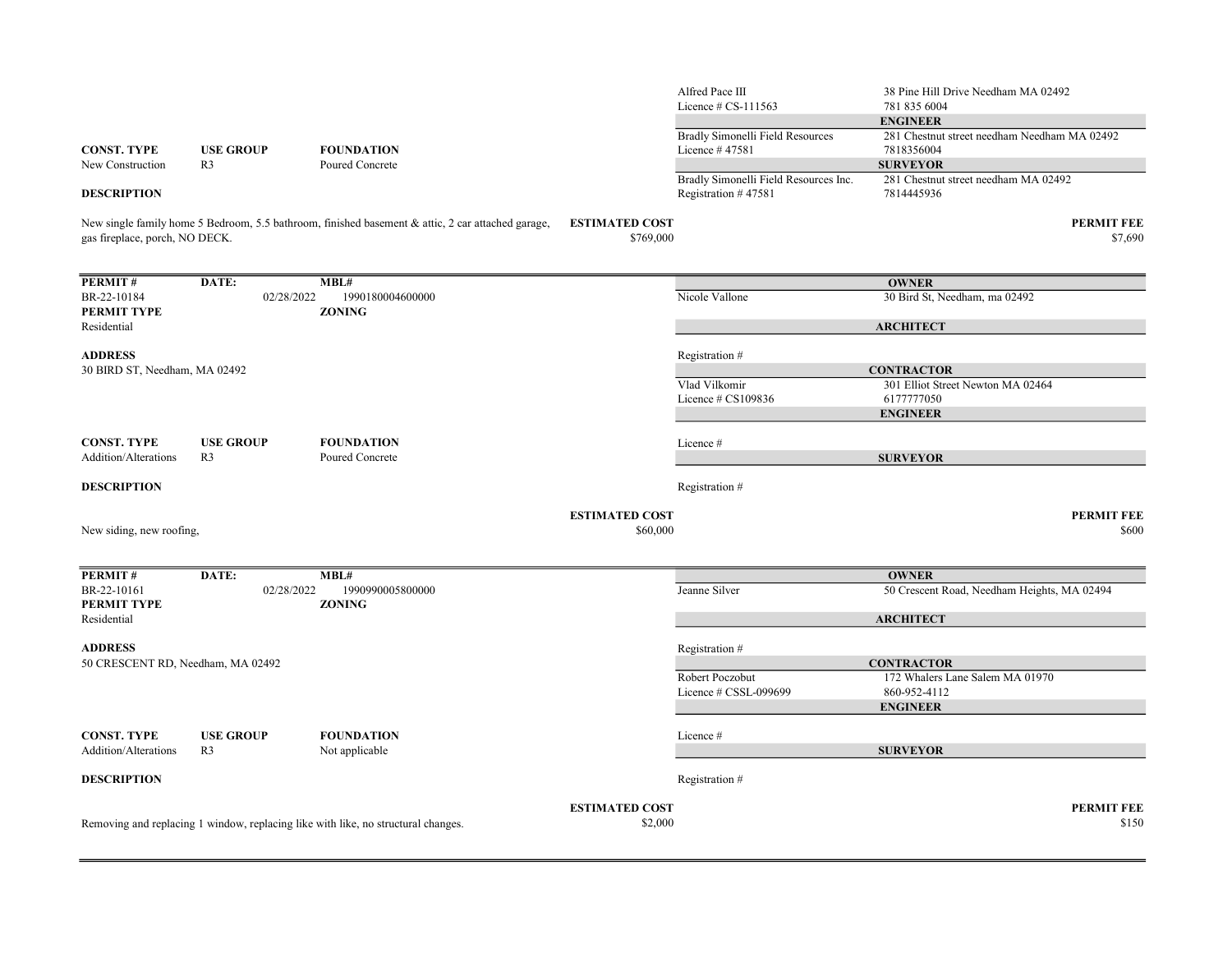| | |
|---|---|
| Alfred Pace III | 38 Pine Hill Drive Needham MA 02492 |
| Licence # CS-111563 | 781 835 6004 |
| **ENGINEER** | |
| Bradly Simonelli Field Resources | 281 Chestnut street needham Needham MA 02492 |
| Licence # 47581 | 7818356004 |
| **SURVEYOR** | |
| Bradly Simonelli Field Resources Inc. | 281 Chestnut street needham MA 02492 |
| Registration # 47581 | 7814445936 |

| CONST. TYPE | USE GROUP | FOUNDATION |
|---|---|---|
| New Construction | R3 | Poured Concrete |

**DESCRIPTION**

New single family home 5 Bedroom, 5.5 bathroom, finished basement & attic, 2 car attached garage, gas fireplace, porch, NO DECK.

**ESTIMATED COST** $769,000

**PERMIT FEE** $7,690

---

| PERMIT # | DATE: | MBL# |
|---|---|---|
| BR-22-10184 | 02/28/2022 | 1990180004600000 |

**PERMIT TYPE** Residential

**ZONING**

**ADDRESS**
30 BIRD ST, Needham, MA 02492

| | |
|---|---|
| **OWNER** | |
| Nicole Vallone | 30 Bird St, Needham, ma 02492 |
| **ARCHITECT** | |
| Registration # | |
| **CONTRACTOR** | |
| Vlad Vilkomir | 301 Elliot Street Newton MA 02464 |
| Licence # CS109836 | 6177777050 |
| **ENGINEER** | |
| Licence # | |
| **SURVEYOR** | |
| Registration # | |

| CONST. TYPE | USE GROUP | FOUNDATION |
|---|---|---|
| Addition/Alterations | R3 | Poured Concrete |

**DESCRIPTION**

New siding, new roofing,

**ESTIMATED COST** $60,000

**PERMIT FEE** $600

---

| PERMIT # | DATE: | MBL# |
|---|---|---|
| BR-22-10161 | 02/28/2022 | 1990990005800000 |

**PERMIT TYPE** Residential

**ZONING**

**ADDRESS**
50 CRESCENT RD, Needham, MA 02492

| | |
|---|---|
| **OWNER** | |
| Jeanne Silver | 50 Crescent Road, Needham Heights, MA 02494 |
| **ARCHITECT** | |
| Registration # | |
| **CONTRACTOR** | |
| Robert Poczobut | 172 Whalers Lane Salem MA 01970 |
| Licence # CSSL-099699 | 860-952-4112 |
| **ENGINEER** | |
| Licence # | |
| **SURVEYOR** | |
| Registration # | |

| CONST. TYPE | USE GROUP | FOUNDATION |
|---|---|---|
| Addition/Alterations | R3 | Not applicable |

**DESCRIPTION**

Removing and replacing 1 window, replacing like with like, no structural changes.

**ESTIMATED COST** $2,000

**PERMIT FEE** $150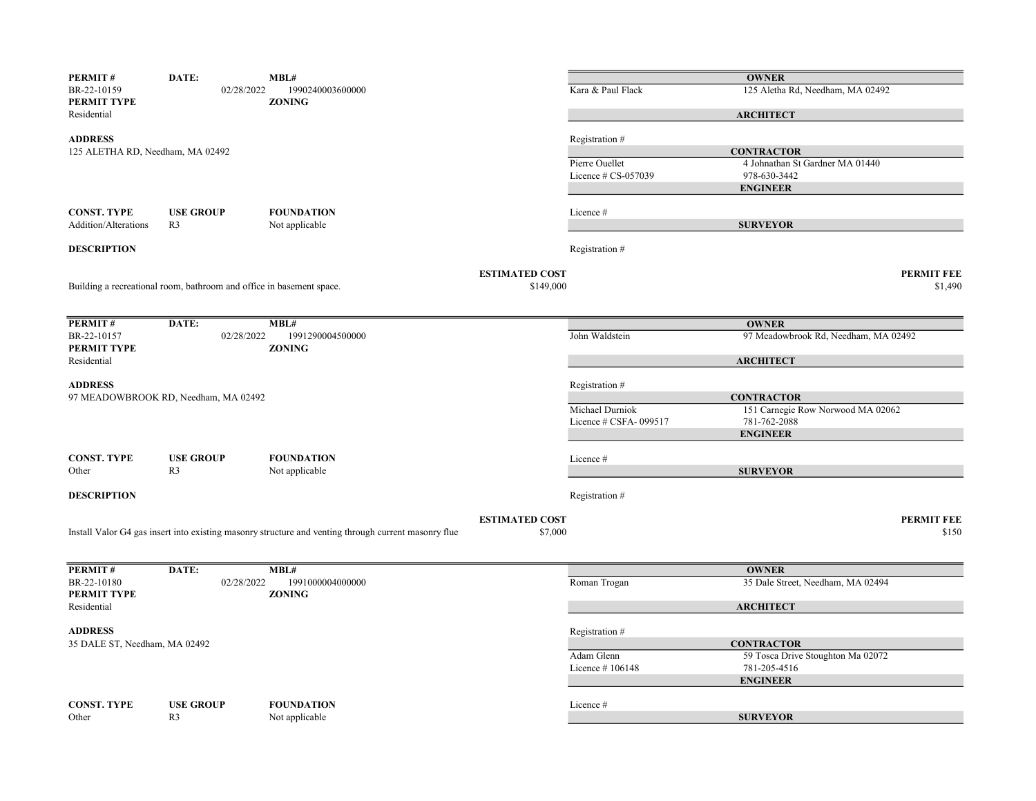**PERMIT #** BR-22-10159 **DATE:** 02/28/2022 **MBL#** 1990240003600000

**PERMIT TYPE** Residential **ZONING**

**ADDRESS**
125 ALETHA RD, Needham, MA 02492

**CONST. TYPE** Addition/Alterations **USE GROUP** R3 **FOUNDATION** Not applicable

**DESCRIPTION**
Building a recreational room, bathroom and office in basement space.

**ESTIMATED COST** $149,000

**OWNER**
Kara & Paul Flack — 125 Aletha Rd, Needham, MA 02492

**ARCHITECT**
Registration #

**CONTRACTOR**
Pierre Ouellet — 4 Johnathan St Gardner MA 01440
Licence # CS-057039 — 978-630-3442

**ENGINEER**
Licence #

**SURVEYOR**
Registration #

**PERMIT FEE** $1,490

---

**PERMIT #** BR-22-10157 **DATE:** 02/28/2022 **MBL#** 1991290004500000

**PERMIT TYPE** Residential **ZONING**

**ADDRESS**
97 MEADOWBROOK RD, Needham, MA 02492

**CONST. TYPE** Other **USE GROUP** R3 **FOUNDATION** Not applicable

**DESCRIPTION**
Install Valor G4 gas insert into existing masonry structure and venting through current masonry flue

**ESTIMATED COST** $7,000

**OWNER**
John Waldstein — 97 Meadowbrook Rd, Needham, MA 02492

**ARCHITECT**
Registration #

**CONTRACTOR**
Michael Durniok — 151 Carnegie Row Norwood MA 02062
Licence # CSFA- 099517 — 781-762-2088

**ENGINEER**
Licence #

**SURVEYOR**
Registration #

**PERMIT FEE** $150

---

**PERMIT #** BR-22-10180 **DATE:** 02/28/2022 **MBL#** 1991000004000000

**PERMIT TYPE** Residential **ZONING**

**ADDRESS**
35 DALE ST, Needham, MA 02492

**CONST. TYPE** Other **USE GROUP** R3 **FOUNDATION** Not applicable

**OWNER**
Roman Trogan — 35 Dale Street, Needham, MA 02494

**ARCHITECT**
Registration #

**CONTRACTOR**
Adam Glenn — 59 Tosca Drive Stoughton Ma 02072
Licence # 106148 — 781-205-4516

**ENGINEER**
Licence #

**SURVEYOR**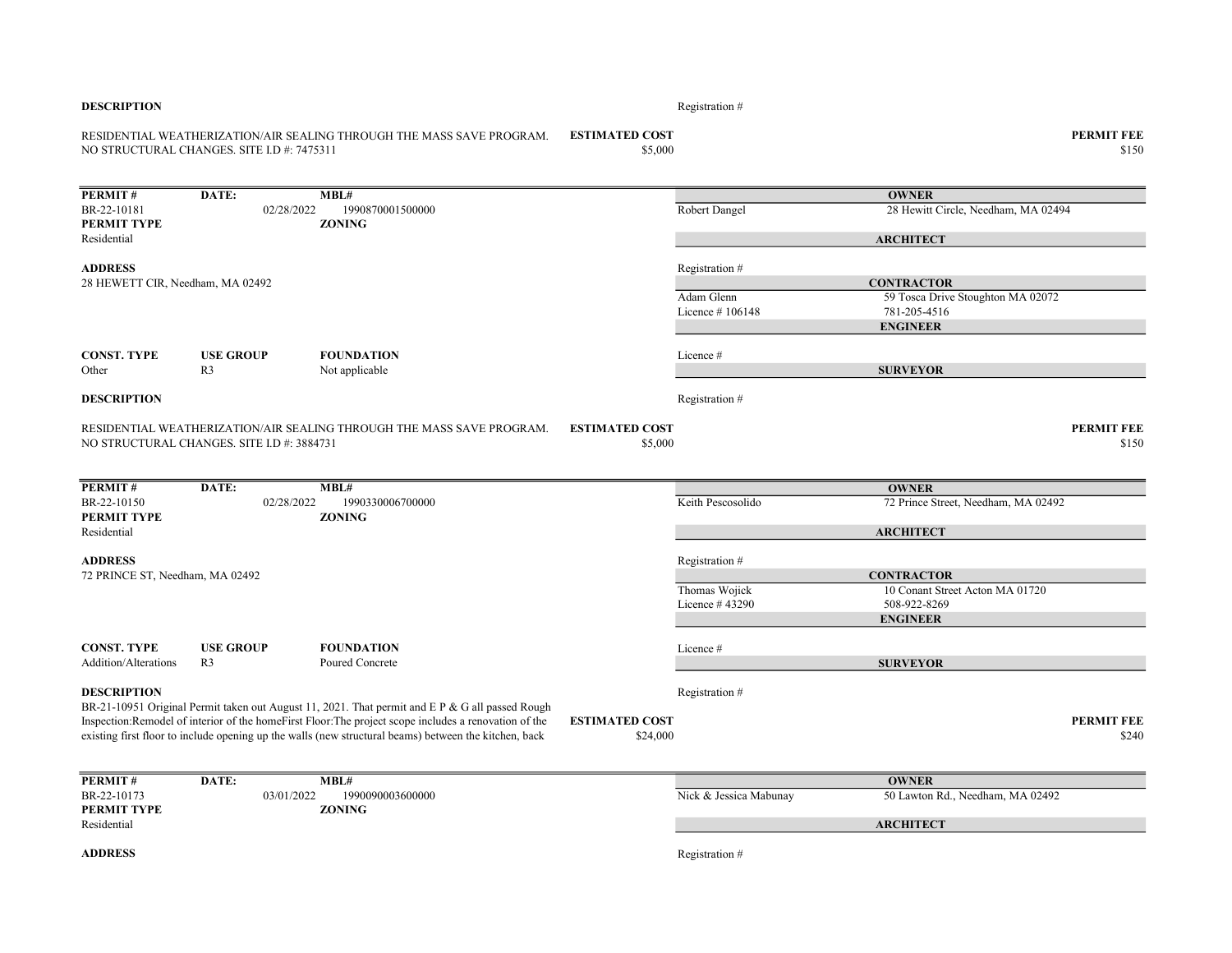**DESCRIPTION**

Registration #

RESIDENTIAL WEATHERIZATION/AIR SEALING THROUGH THE MASS SAVE PROGRAM. NO STRUCTURAL CHANGES. SITE I.D #: 7475311

**ESTIMATED COST** $5,000

**PERMIT FEE** $150

---

| **PERMIT #** | **DATE:** | **MBL#** |
|---|---|---|
| BR-22-10181 | 02/28/2022 | 1990870001500000 |
| **PERMIT TYPE** | | **ZONING** |
| Residential | | |

**ADDRESS**
28 HEWETT CIR, Needham, MA 02492

| **CONST. TYPE** | **USE GROUP** | **FOUNDATION** |
|---|---|---|
| Other | R3 | Not applicable |

**OWNER**
Robert Dangel — 28 Hewitt Circle, Needham, MA 02494

**ARCHITECT**
Registration #

**CONTRACTOR**
Adam Glenn — 59 Tosca Drive Stoughton MA 02072
Licence # 106148 — 781-205-4516

**ENGINEER**
Licence #

**SURVEYOR**
Registration #

**DESCRIPTION**

RESIDENTIAL WEATHERIZATION/AIR SEALING THROUGH THE MASS SAVE PROGRAM. NO STRUCTURAL CHANGES. SITE I.D #: 3884731

**ESTIMATED COST** $5,000

**PERMIT FEE** $150

---

| **PERMIT #** | **DATE:** | **MBL#** |
|---|---|---|
| BR-22-10150 | 02/28/2022 | 1990330006700000 |
| **PERMIT TYPE** | | **ZONING** |
| Residential | | |

**ADDRESS**
72 PRINCE ST, Needham, MA 02492

| **CONST. TYPE** | **USE GROUP** | **FOUNDATION** |
|---|---|---|
| Addition/Alterations | R3 | Poured Concrete |

**OWNER**
Keith Pescosolido — 72 Prince Street, Needham, MA 02492

**ARCHITECT**
Registration #

**CONTRACTOR**
Thomas Wojick — 10 Conant Street Acton MA 01720
Licence # 43290 — 508-922-8269

**ENGINEER**
Licence #

**SURVEYOR**
Registration #

**DESCRIPTION**
BR-21-10951 Original Permit taken out August 11, 2021. That permit and E P & G all passed Rough Inspection:Remodel of interior of the homeFirst Floor:The project scope includes a renovation of the existing first floor to include opening up the walls (new structural beams) between the kitchen, back

**ESTIMATED COST** $24,000

**PERMIT FEE** $240

---

| **PERMIT #** | **DATE:** | **MBL#** |
|---|---|---|
| BR-22-10173 | 03/01/2022 | 1990090003600000 |
| **PERMIT TYPE** | | **ZONING** |
| Residential | | |

**ADDRESS**

**OWNER**
Nick & Jessica Mabunay — 50 Lawton Rd., Needham, MA 02492

**ARCHITECT**
Registration #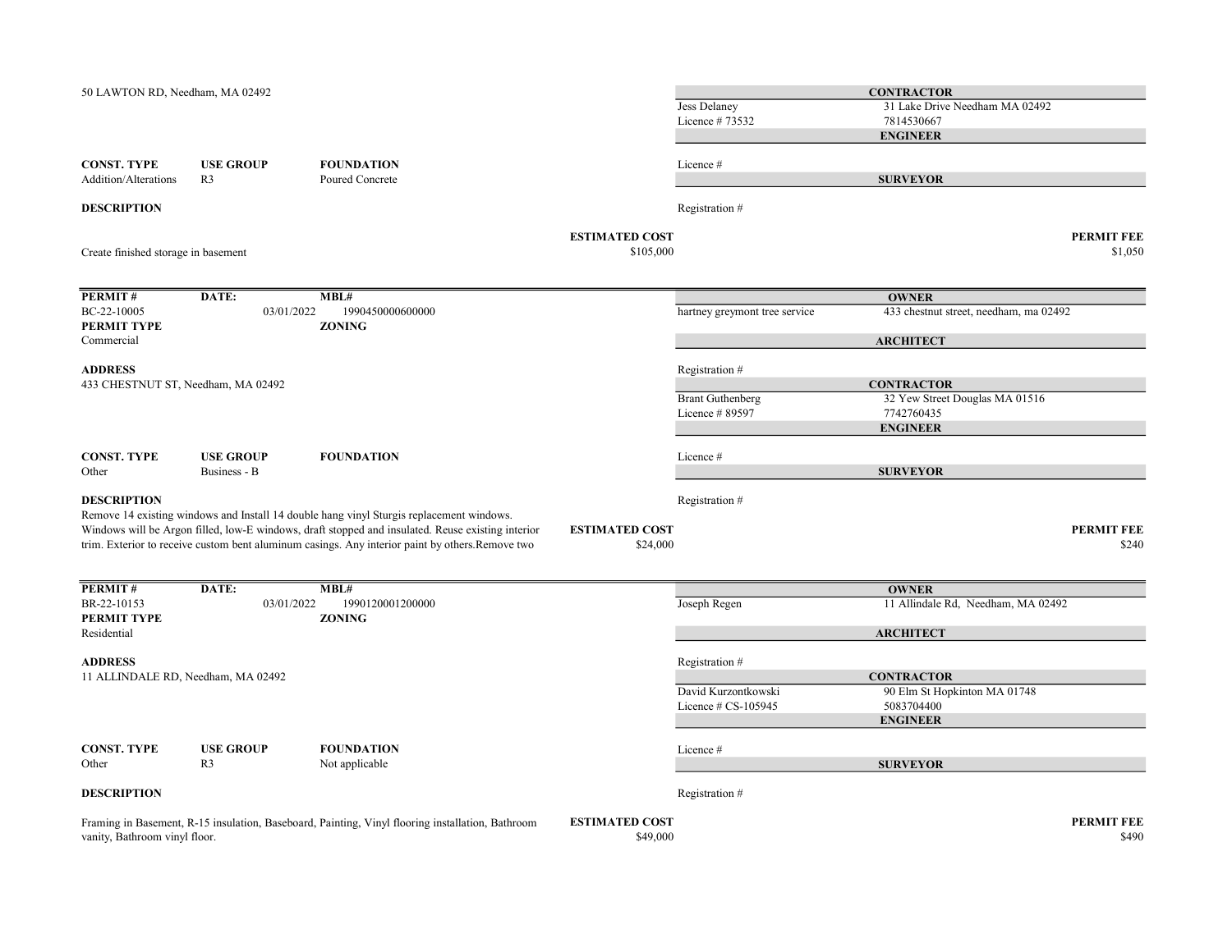50 LAWTON RD, Needham, MA 02492

**CONTRACTOR**

Jess Delaney
Licence # 73532
31 Lake Drive Needham MA 02492
7814530667

**ENGINEER**

Licence #

**SURVEYOR**

Registration #

| CONST. TYPE | USE GROUP | FOUNDATION |
|---|---|---|
| Addition/Alterations | R3 | Poured Concrete |

**DESCRIPTION**

Create finished storage in basement

**ESTIMATED COST** $105,000

**PERMIT FEE** $1,050

---

| PERMIT # | DATE: | MBL# |
|---|---|---|
| BC-22-10005 | 03/01/2022 | 1990450000600000 |

**PERMIT TYPE**
Commercial

**ZONING**

**OWNER**

hartney greymont tree service
433 chestnut street, needham, ma 02492

**ARCHITECT**

Registration #

**ADDRESS**
433 CHESTNUT ST, Needham, MA 02492

**CONTRACTOR**

Brant Guthenberg
Licence # 89597
32 Yew Street Douglas MA 01516
7742760435

**ENGINEER**

Licence #

**SURVEYOR**

Registration #

| CONST. TYPE | USE GROUP | FOUNDATION |
|---|---|---|
| Other | Business - B | |

**DESCRIPTION**

Remove 14 existing windows and Install 14 double hang vinyl Sturgis replacement windows. Windows will be Argon filled, low-E windows, draft stopped and insulated. Reuse existing interior trim. Exterior to receive custom bent aluminum casings. Any interior paint by others.Remove two

**ESTIMATED COST** $24,000

**PERMIT FEE** $240

---

| PERMIT # | DATE: | MBL# |
|---|---|---|
| BR-22-10153 | 03/01/2022 | 1990120001200000 |

**PERMIT TYPE**
Residential

**ZONING**

**OWNER**

Joseph Regen
11 Allindale Rd, Needham, MA 02492

**ARCHITECT**

Registration #

**ADDRESS**
11 ALLINDALE RD, Needham, MA 02492

**CONTRACTOR**

David Kurzontkowski
Licence # CS-105945
90 Elm St Hopkinton MA 01748
5083704400

**ENGINEER**

Licence #

**SURVEYOR**

Registration #

| CONST. TYPE | USE GROUP | FOUNDATION |
|---|---|---|
| Other | R3 | Not applicable |

**DESCRIPTION**

Framing in Basement, R-15 insulation, Baseboard, Painting, Vinyl flooring installation, Bathroom vanity, Bathroom vinyl floor.

**ESTIMATED COST** $49,000

**PERMIT FEE** $490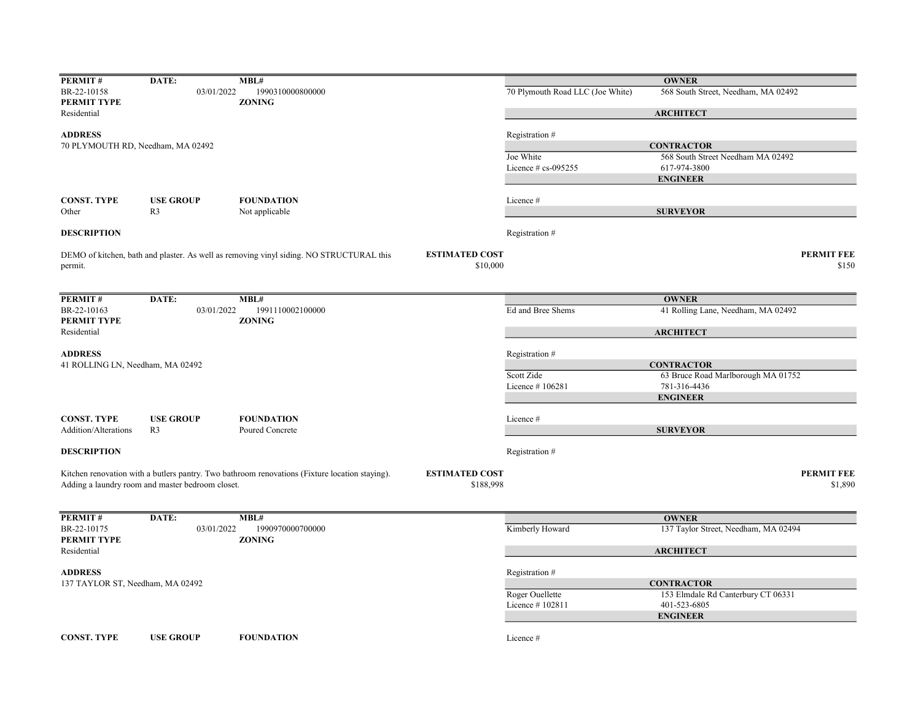| PERMIT # | DATE: | MBL# | | OWNER |
|---|---|---|---|---|
| BR-22-10158 | 03/01/2022 | 1990310000800000 | 70 Plymouth Road LLC (Joe White) | 568 South Street, Needham, MA 02492 |
| **PERMIT TYPE** | | **ZONING** | | |
| Residential | | | | **ARCHITECT** |
| **ADDRESS** | | | Registration # | |
| 70 PLYMOUTH RD, Needham, MA 02492 | | | | **CONTRACTOR** |
| | | | Joe White | 568 South Street Needham MA 02492 |
| | | | Licence # cs-095255 | 617-974-3800 |
| | | | | **ENGINEER** |
| **CONST. TYPE** | **USE GROUP** | **FOUNDATION** | Licence # | |
| Other | R3 | Not applicable | | **SURVEYOR** |
| **DESCRIPTION** | | | Registration # | |

DEMO of kitchen, bath and plaster. As well as removing vinyl siding. NO STRUCTURAL this permit.

**ESTIMATED COST** $10,000

**PERMIT FEE** $150

| PERMIT # | DATE: | MBL# | | OWNER |
|---|---|---|---|---|
| BR-22-10163 | 03/01/2022 | 1991110002100000 | Ed and Bree Shems | 41 Rolling Lane, Needham, MA 02492 |
| **PERMIT TYPE** | | **ZONING** | | |
| Residential | | | | **ARCHITECT** |
| **ADDRESS** | | | Registration # | |
| 41 ROLLING LN, Needham, MA 02492 | | | | **CONTRACTOR** |
| | | | Scott Zide | 63 Bruce Road Marlborough MA 01752 |
| | | | Licence # 106281 | 781-316-4436 |
| | | | | **ENGINEER** |
| **CONST. TYPE** | **USE GROUP** | **FOUNDATION** | Licence # | |
| Addition/Alterations | R3 | Poured Concrete | | **SURVEYOR** |
| **DESCRIPTION** | | | Registration # | |

Kitchen renovation with a butlers pantry. Two bathroom renovations (Fixture location staying). Adding a laundry room and master bedroom closet.

**ESTIMATED COST** $188,998

**PERMIT FEE** $1,890

| PERMIT # | DATE: | MBL# | | OWNER |
|---|---|---|---|---|
| BR-22-10175 | 03/01/2022 | 1990970000700000 | Kimberly Howard | 137 Taylor Street, Needham, MA 02494 |
| **PERMIT TYPE** | | **ZONING** | | |
| Residential | | | | **ARCHITECT** |
| **ADDRESS** | | | Registration # | |
| 137 TAYLOR ST, Needham, MA 02492 | | | | **CONTRACTOR** |
| | | | Roger Ouellette | 153 Elmdale Rd Canterbury CT 06331 |
| | | | Licence # 102811 | 401-523-6805 |
| | | | | **ENGINEER** |
| **CONST. TYPE** | **USE GROUP** | **FOUNDATION** | Licence # | |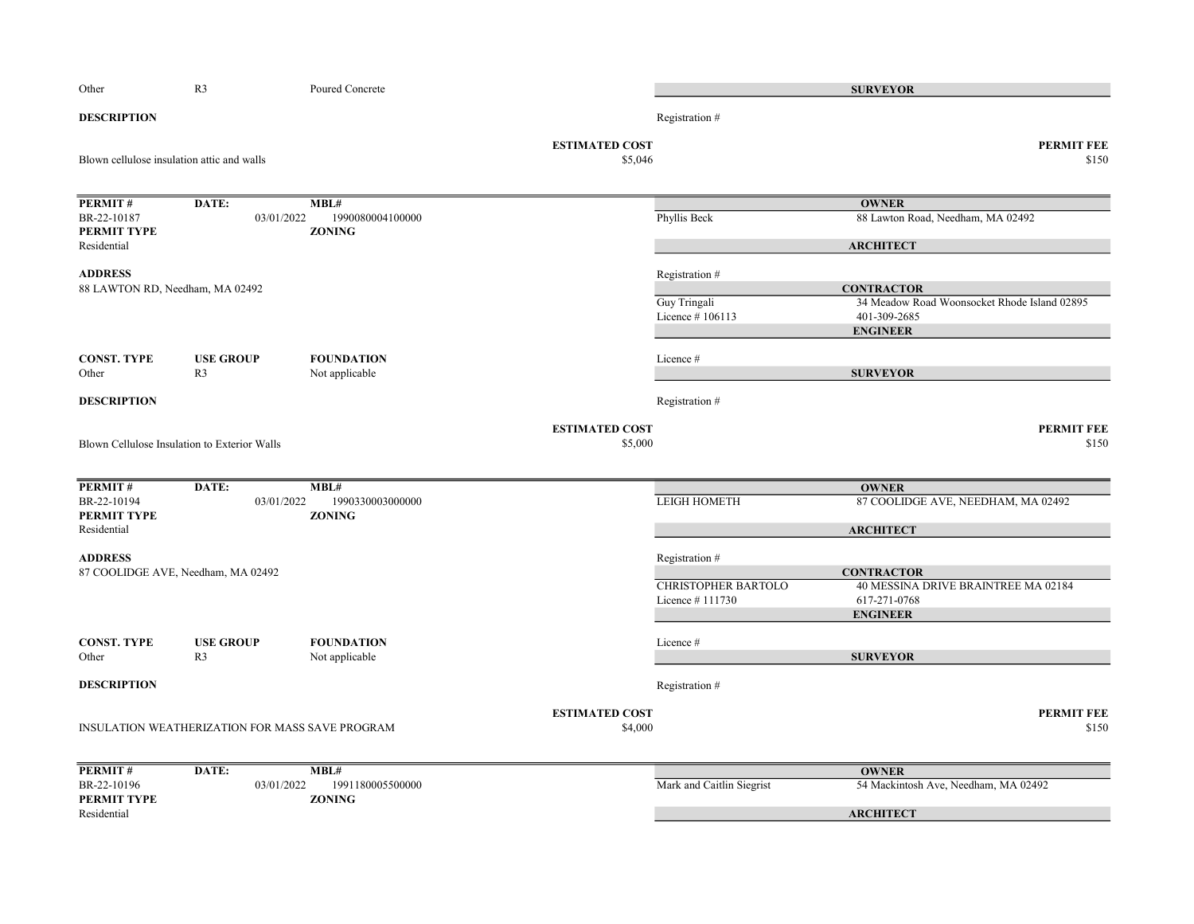| CONST. TYPE | USE GROUP | FOUNDATION |
|---|---|---|
| Other | R3 | Poured Concrete |

**SURVEYOR**

Registration #

**DESCRIPTION**

Blown cellulose insulation attic and walls

**ESTIMATED COST** $5,046

**PERMIT FEE** $150

---

| PERMIT # | DATE: | MBL# |
|---|---|---|
| BR-22-10187 | 03/01/2022 | 1990080004100000 |

**PERMIT TYPE**
Residential

**ZONING**

**ADDRESS**
88 LAWTON RD, Needham, MA 02492

**OWNER**
Phyllis Beck — 88 Lawton Road, Needham, MA 02492

**ARCHITECT**
Registration #

**CONTRACTOR**
Guy Tringali — 34 Meadow Road Woonsocket Rhode Island 02895
Licence # 106113 — 401-309-2685

**ENGINEER**
Licence #

| CONST. TYPE | USE GROUP | FOUNDATION |
|---|---|---|
| Other | R3 | Not applicable |

**SURVEYOR**
Registration #

**DESCRIPTION**

Blown Cellulose Insulation to Exterior Walls

**ESTIMATED COST** $5,000

**PERMIT FEE** $150

---

| PERMIT # | DATE: | MBL# |
|---|---|---|
| BR-22-10194 | 03/01/2022 | 1990330003000000 |

**PERMIT TYPE**
Residential

**ZONING**

**ADDRESS**
87 COOLIDGE AVE, Needham, MA 02492

**OWNER**
LEIGH HOMETH — 87 COOLIDGE AVE, NEEDHAM, MA 02492

**ARCHITECT**
Registration #

**CONTRACTOR**
CHRISTOPHER BARTOLO — 40 MESSINA DRIVE BRAINTREE MA 02184
Licence # 111730 — 617-271-0768

**ENGINEER**
Licence #

| CONST. TYPE | USE GROUP | FOUNDATION |
|---|---|---|
| Other | R3 | Not applicable |

**SURVEYOR**
Registration #

**DESCRIPTION**

INSULATION WEATHERIZATION FOR MASS SAVE PROGRAM

**ESTIMATED COST** $4,000

**PERMIT FEE** $150

---

| PERMIT # | DATE: | MBL# |
|---|---|---|
| BR-22-10196 | 03/01/2022 | 1991180005500000 |

**PERMIT TYPE**
Residential

**ZONING**

**OWNER**
Mark and Caitlin Siegrist — 54 Mackintosh Ave, Needham, MA 02492

**ARCHITECT**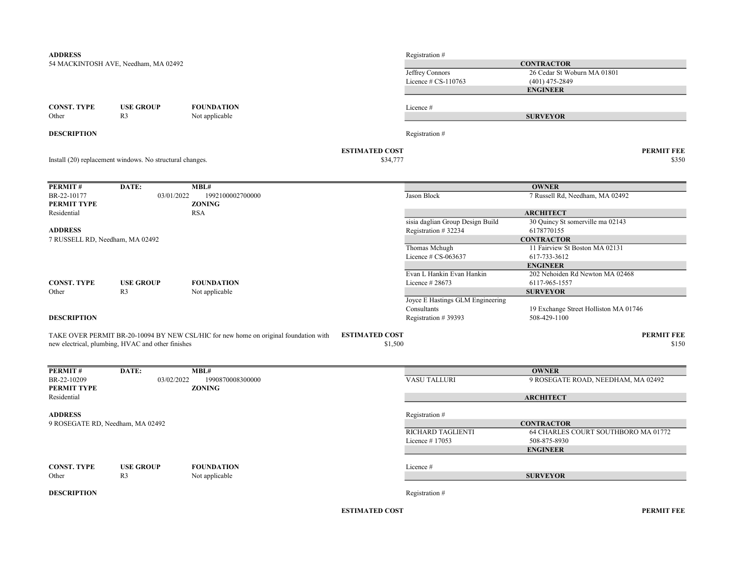**ADDRESS**
54 MACKINTOSH AVE, Needham, MA 02492

| | |
|---|---|
| Registration # | |
| **CONTRACTOR** | |
| Jeffrey Connors | 26 Cedar St Woburn MA 01801 |
| Licence # CS-110763 | (401) 475-2849 |
| **ENGINEER** | |
| Licence # | |
| **SURVEYOR** | |
| Registration # | |

| CONST. TYPE | USE GROUP | FOUNDATION |
|---|---|---|
| Other | R3 | Not applicable |

**DESCRIPTION**

Install (20) replacement windows. No structural changes.

**ESTIMATED COST** $34,777

**PERMIT FEE** $350

---

| PERMIT # | DATE: | MBL# |
|---|---|---|
| BR-22-10177 | 03/01/2022 | 1992100002700000 |
| **PERMIT TYPE** | | **ZONING** |
| Residential | | RSA |

**ADDRESS**
7 RUSSELL RD, Needham, MA 02492

| | |
|---|---|
| **OWNER** | |
| Jason Block | 7 Russell Rd, Needham, MA 02492 |
| **ARCHITECT** | |
| sisia daglian Group Design Build | 30 Quincy St somerville ma 02143 |
| Registration # 32234 | 6178770155 |
| **CONTRACTOR** | |
| Thomas Mchugh | 11 Fairview St Boston MA 02131 |
| Licence # CS-063637 | 617-733-3612 |
| **ENGINEER** | |
| Evan L Hankin Evan Hankin | 202 Nehoiden Rd Newton MA 02468 |
| Licence # 28673 | 6117-965-1557 |
| **SURVEYOR** | |
| Joyce E Hastings GLM Engineering Consultants | 19 Exchange Street Holliston MA 01746 |
| Registration # 39393 | 508-429-1100 |

| CONST. TYPE | USE GROUP | FOUNDATION |
|---|---|---|
| Other | R3 | Not applicable |

**DESCRIPTION**

TAKE OVER PERMIT BR-20-10094 BY NEW CSL/HIC for new home on original foundation with new electrical, plumbing, HVAC and other finishes

**ESTIMATED COST** $1,500

**PERMIT FEE** $150

---

| PERMIT # | DATE: | MBL# |
|---|---|---|
| BR-22-10209 | 03/02/2022 | 1990870008300000 |
| **PERMIT TYPE** | | **ZONING** |
| Residential | | |

**ADDRESS**
9 ROSEGATE RD, Needham, MA 02492

| | |
|---|---|
| **OWNER** | |
| VASU TALLURI | 9 ROSEGATE ROAD, NEEDHAM, MA 02492 |
| **ARCHITECT** | |
| Registration # | |
| **CONTRACTOR** | |
| RICHARD TAGLIENTI | 64 CHARLES COURT SOUTHBORO MA 01772 |
| Licence # 17053 | 508-875-8930 |
| **ENGINEER** | |
| Licence # | |
| **SURVEYOR** | |
| Registration # | |

| CONST. TYPE | USE GROUP | FOUNDATION |
|---|---|---|
| Other | R3 | Not applicable |

**DESCRIPTION**

**ESTIMATED COST**

**PERMIT FEE**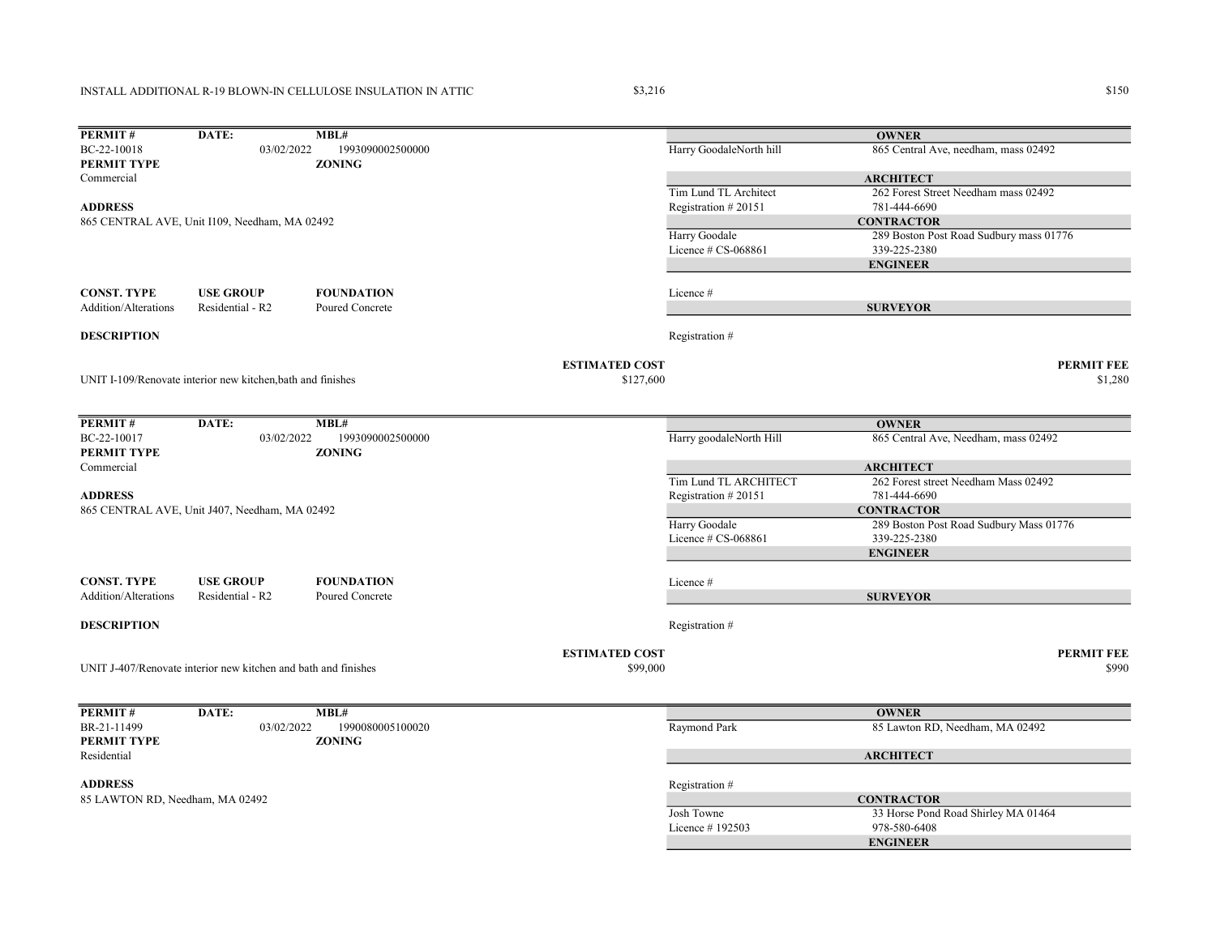INSTALL ADDITIONAL R-19 BLOWN-IN CELLULOSE INSULATION IN ATTIC $3,216 $150

---

| PERMIT # | DATE: | MBL# |
|---|---|---|
| BC-22-10018 | 03/02/2022 | 1993090002500000 |
| **PERMIT TYPE** | | **ZONING** |
| Commercial | | |

**ADDRESS**

865 CENTRAL AVE, Unit I109, Needham, MA 02492

| **OWNER** | |
|---|---|
| Harry GoodaleNorth hill | 865 Central Ave, needham, mass 02492 |
| **ARCHITECT** | |
| Tim Lund TL Architect | 262 Forest Street Needham mass 02492 |
| Registration # 20151 | 781-444-6690 |
| **CONTRACTOR** | |
| Harry Goodale | 289 Boston Post Road Sudbury mass 01776 |
| Licence # CS-068861 | 339-225-2380 |
| **ENGINEER** | |
| Licence # | |
| **SURVEYOR** | |
| Registration # | |

| CONST. TYPE | USE GROUP | FOUNDATION |
|---|---|---|
| Addition/Alterations | Residential - R2 | Poured Concrete |

**DESCRIPTION**

| | ESTIMATED COST | PERMIT FEE |
|---|---|---|
| UNIT I-109/Renovate interior new kitchen,bath and finishes | $127,600 | $1,280 |

---

| PERMIT # | DATE: | MBL# |
|---|---|---|
| BC-22-10017 | 03/02/2022 | 1993090002500000 |
| **PERMIT TYPE** | | **ZONING** |
| Commercial | | |

**ADDRESS**

865 CENTRAL AVE, Unit J407, Needham, MA 02492

| **OWNER** | |
|---|---|
| Harry goodaleNorth Hill | 865 Central Ave, Needham, mass 02492 |
| **ARCHITECT** | |
| Tim Lund TL ARCHITECT | 262 Forest street Needham Mass 02492 |
| Registration # 20151 | 781-444-6690 |
| **CONTRACTOR** | |
| Harry Goodale | 289 Boston Post Road Sudbury Mass 01776 |
| Licence # CS-068861 | 339-225-2380 |
| **ENGINEER** | |
| Licence # | |
| **SURVEYOR** | |
| Registration # | |

| CONST. TYPE | USE GROUP | FOUNDATION |
|---|---|---|
| Addition/Alterations | Residential - R2 | Poured Concrete |

**DESCRIPTION**

| | ESTIMATED COST | PERMIT FEE |
|---|---|---|
| UNIT J-407/Renovate interior new kitchen and bath and finishes | $99,000 | $990 |

---

| PERMIT # | DATE: | MBL# |
|---|---|---|
| BR-21-11499 | 03/02/2022 | 1990080005100020 |
| **PERMIT TYPE** | | **ZONING** |
| Residential | | |

**ADDRESS**

85 LAWTON RD, Needham, MA 02492

| **OWNER** | |
|---|---|
| Raymond Park | 85 Lawton RD, Needham, MA 02492 |
| **ARCHITECT** | |
| Registration # | |
| **CONTRACTOR** | |
| Josh Towne | 33 Horse Pond Road Shirley MA 01464 |
| Licence # 192503 | 978-580-6408 |
| **ENGINEER** | |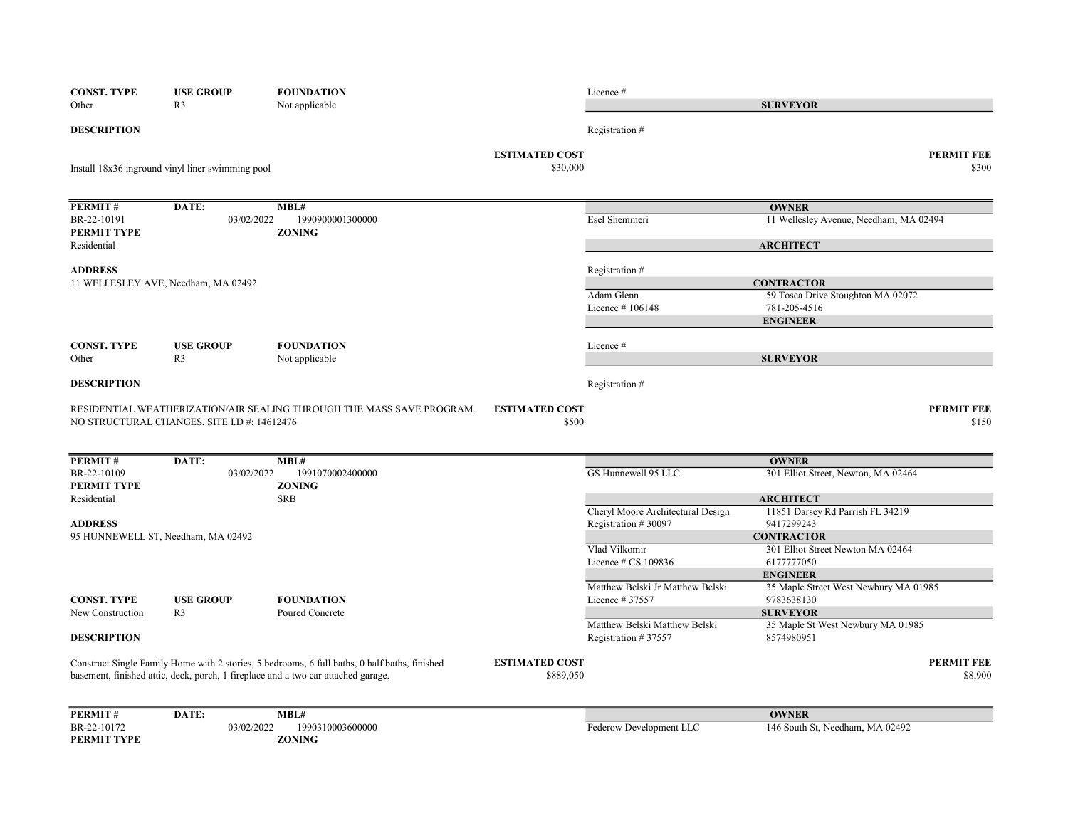| CONST. TYPE | USE GROUP | FOUNDATION |
|---|---|---|
| Other | R3 | Not applicable |

Licence #

**SURVEYOR**

Registration #

**DESCRIPTION**

Install 18x36 inground vinyl liner swimming pool

**ESTIMATED COST** $30,000

**PERMIT FEE** $300

---

| PERMIT # | DATE: | MBL# |
|---|---|---|
| BR-22-10191 | 03/02/2022 | 1990900001300000 |

**PERMIT TYPE**
Residential

**ZONING**

**ADDRESS**
11 WELLESLEY AVE, Needham, MA 02492

**OWNER**
Esel Shemmeri — 11 Wellesley Avenue, Needham, MA 02494

**ARCHITECT**
Registration #

**CONTRACTOR**
Adam Glenn — 59 Tosca Drive Stoughton MA 02072
Licence # 106148 — 781-205-4516

**ENGINEER**
Licence #

**SURVEYOR**
Registration #

| CONST. TYPE | USE GROUP | FOUNDATION |
|---|---|---|
| Other | R3 | Not applicable |

**DESCRIPTION**

RESIDENTIAL WEATHERIZATION/AIR SEALING THROUGH THE MASS SAVE PROGRAM. NO STRUCTURAL CHANGES. SITE I.D #: 14612476

**ESTIMATED COST** $500

**PERMIT FEE** $150

---

| PERMIT # | DATE: | MBL# |
|---|---|---|
| BR-22-10109 | 03/02/2022 | 1991070002400000 |

**PERMIT TYPE**
Residential

**ZONING**
SRB

**ADDRESS**
95 HUNNEWELL ST, Needham, MA 02492

**OWNER**
GS Hunnewell 95 LLC — 301 Elliot Street, Newton, MA 02464

**ARCHITECT**
Cheryl Moore Architectural Design — 11851 Darsey Rd Parrish FL 34219
Registration # 30097 — 9417299243

**CONTRACTOR**
Vlad Vilkomir — 301 Elliot Street Newton MA 02464
Licence # CS 109836 — 6177777050

**ENGINEER**
Matthew Belski Jr Matthew Belski — 35 Maple Street West Newbury MA 01985
Licence # 37557 — 9783638130

**SURVEYOR**
Matthew Belski Matthew Belski — 35 Maple St West Newbury MA 01985
Registration # 37557 — 8574980951

| CONST. TYPE | USE GROUP | FOUNDATION |
|---|---|---|
| New Construction | R3 | Poured Concrete |

**DESCRIPTION**

Construct Single Family Home with 2 stories, 5 bedrooms, 6 full baths, 0 half baths, finished basement, finished attic, deck, porch, 1 fireplace and a two car attached garage.

**ESTIMATED COST** $889,050

**PERMIT FEE** $8,900

---

| PERMIT # | DATE: | MBL# |
|---|---|---|
| BR-22-10172 | 03/02/2022 | 1990310003600000 |

**PERMIT TYPE**

**ZONING**

**OWNER**
Federow Development LLC — 146 South St, Needham, MA 02492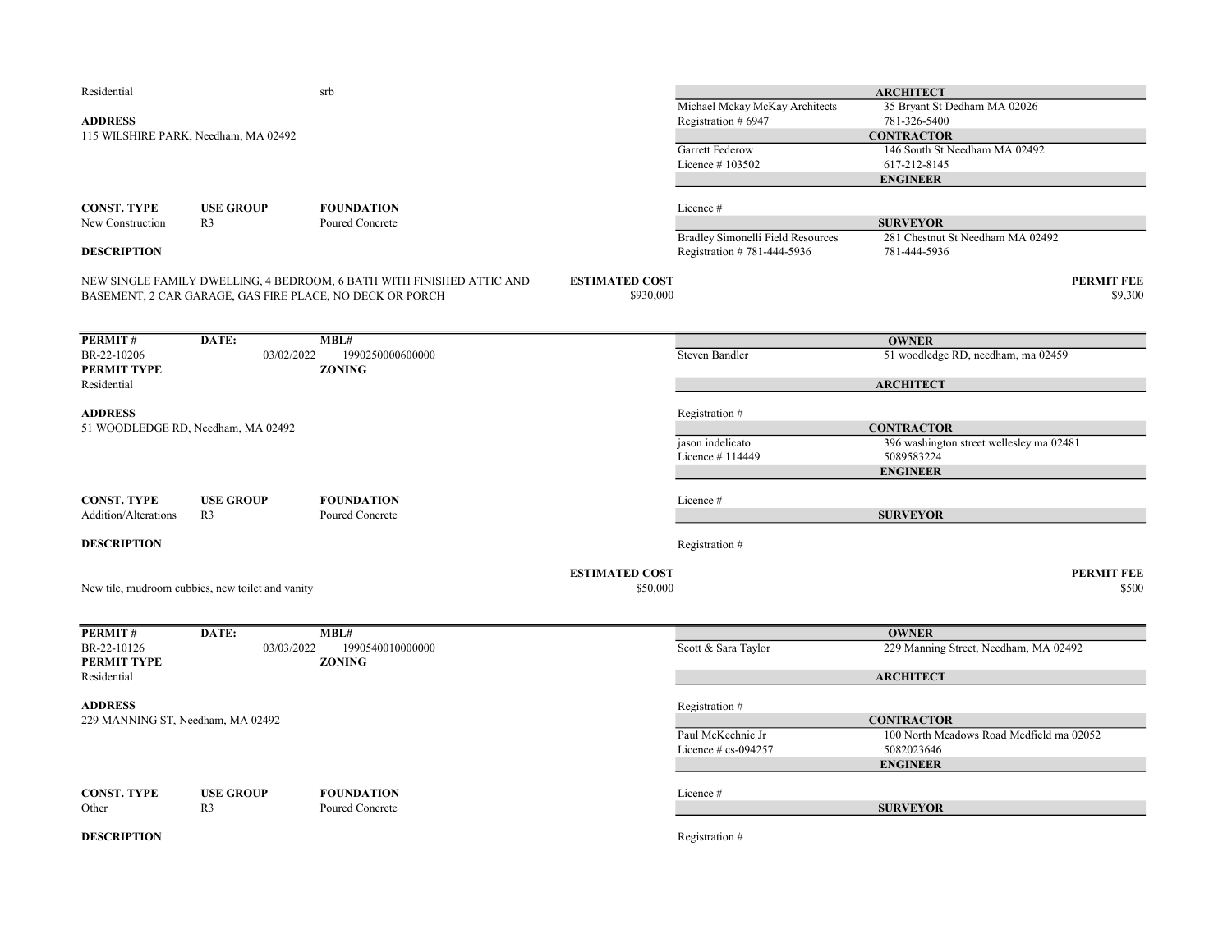Residential srb

**ADDRESS**
115 WILSHIRE PARK, Needham, MA 02492

| **CONST. TYPE** | **USE GROUP** | **FOUNDATION** |
|---|---|---|
| New Construction | R3 | Poured Concrete |

**DESCRIPTION**

NEW SINGLE FAMILY DWELLING, 4 BEDROOM, 6 BATH WITH FINISHED ATTIC AND BASEMENT, 2 CAR GARAGE, GAS FIRE PLACE, NO DECK OR PORCH

**ARCHITECT**
Michael Mckay McKay Architects — 35 Bryant St Dedham MA 02026
Registration # 6947 — 781-326-5400

**CONTRACTOR**
Garrett Federow — 146 South St Needham MA 02492
Licence # 103502 — 617-212-8145

**ENGINEER**
Licence #

**SURVEYOR**
Bradley Simonelli Field Resources — 281 Chestnut St Needham MA 02492
Registration # 781-444-5936 — 781-444-5936

**ESTIMATED COST** $930,000

**PERMIT FEE** $9,300

---

| **PERMIT #** | **DATE:** | **MBL#** |
|---|---|---|
| BR-22-10206 | 03/02/2022 | 1990250000600000 |

**PERMIT TYPE** Residential
**ZONING**

**ADDRESS**
51 WOODLEDGE RD, Needham, MA 02492

| **CONST. TYPE** | **USE GROUP** | **FOUNDATION** |
|---|---|---|
| Addition/Alterations | R3 | Poured Concrete |

**DESCRIPTION**

New tile, mudroom cubbies, new toilet and vanity

**OWNER**
Steven Bandler — 51 woodledge RD, needham, ma 02459

**ARCHITECT**
Registration #

**CONTRACTOR**
jason indelicato — 396 washington street wellesley ma 02481
Licence # 114449 — 5089583224

**ENGINEER**
Licence #

**SURVEYOR**
Registration #

**ESTIMATED COST** $50,000

**PERMIT FEE** $500

---

| **PERMIT #** | **DATE:** | **MBL#** |
|---|---|---|
| BR-22-10126 | 03/03/2022 | 1990540010000000 |

**PERMIT TYPE** Residential
**ZONING**

**ADDRESS**
229 MANNING ST, Needham, MA 02492

| **CONST. TYPE** | **USE GROUP** | **FOUNDATION** |
|---|---|---|
| Other | R3 | Poured Concrete |

**DESCRIPTION**

**OWNER**
Scott & Sara Taylor — 229 Manning Street, Needham, MA 02492

**ARCHITECT**
Registration #

**CONTRACTOR**
Paul McKechnie Jr — 100 North Meadows Road Medfield ma 02052
Licence # cs-094257 — 5082023646

**ENGINEER**
Licence #

**SURVEYOR**
Registration #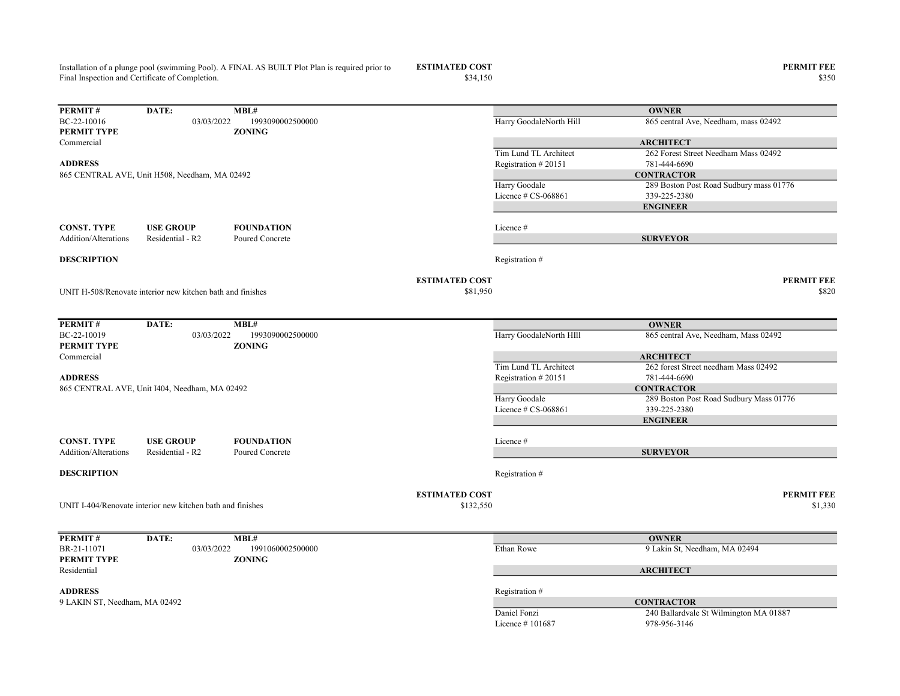Installation of a plunge pool (swimming Pool). A FINAL AS BUILT Plot Plan is required prior to Final Inspection and Certificate of Completion.

**ESTIMATED COST** $34,150

**PERMIT FEE** $350

---

| **PERMIT #** | **DATE:** | **MBL#** |
|---|---|---|
| BC-22-10016 | 03/03/2022 | 1993090002500000 |

**PERMIT TYPE**
Commercial

**ZONING**

**ADDRESS**
865 CENTRAL AVE, Unit H508, Needham, MA 02492

| **CONST. TYPE** | **USE GROUP** | **FOUNDATION** |
|---|---|---|
| Addition/Alterations | Residential - R2 | Poured Concrete |

| | |
|---|---|
| **OWNER** | |
| Harry GoodaleNorth Hill | 865 central Ave, Needham, mass 02492 |
| **ARCHITECT** | |
| Tim Lund TL Architect | 262 Forest Street Needham Mass 02492 |
| Registration # 20151 | 781-444-6690 |
| **CONTRACTOR** | |
| Harry Goodale | 289 Boston Post Road Sudbury mass 01776 |
| Licence # CS-068861 | 339-225-2380 |
| **ENGINEER** | |
| Licence # | |
| **SURVEYOR** | |
| Registration # | |

**DESCRIPTION**

UNIT H-508/Renovate interior new kitchen bath and finishes

**ESTIMATED COST** $81,950

**PERMIT FEE** $820

---

| **PERMIT #** | **DATE:** | **MBL#** |
|---|---|---|
| BC-22-10019 | 03/03/2022 | 1993090002500000 |

**PERMIT TYPE**
Commercial

**ZONING**

**ADDRESS**
865 CENTRAL AVE, Unit I404, Needham, MA 02492

| **CONST. TYPE** | **USE GROUP** | **FOUNDATION** |
|---|---|---|
| Addition/Alterations | Residential - R2 | Poured Concrete |

| | |
|---|---|
| **OWNER** | |
| Harry GoodaleNorth HIll | 865 central Ave, Needham, Mass 02492 |
| **ARCHITECT** | |
| Tim Lund TL Architect | 262 forest Street needham Mass 02492 |
| Registration # 20151 | 781-444-6690 |
| **CONTRACTOR** | |
| Harry Goodale | 289 Boston Post Road Sudbury Mass 01776 |
| Licence # CS-068861 | 339-225-2380 |
| **ENGINEER** | |
| Licence # | |
| **SURVEYOR** | |
| Registration # | |

**DESCRIPTION**

UNIT I-404/Renovate interior new kitchen bath and finishes

**ESTIMATED COST** $132,550

**PERMIT FEE** $1,330

---

| **PERMIT #** | **DATE:** | **MBL#** |
|---|---|---|
| BR-21-11071 | 03/03/2022 | 1991060002500000 |

**PERMIT TYPE**
Residential

**ZONING**

**ADDRESS**
9 LAKIN ST, Needham, MA 02492

| | |
|---|---|
| **OWNER** | |
| Ethan Rowe | 9 Lakin St, Needham, MA 02494 |
| **ARCHITECT** | |
| Registration # | |
| **CONTRACTOR** | |
| Daniel Fonzi | 240 Ballardvale St Wilmington MA 01887 |
| Licence # 101687 | 978-956-3146 |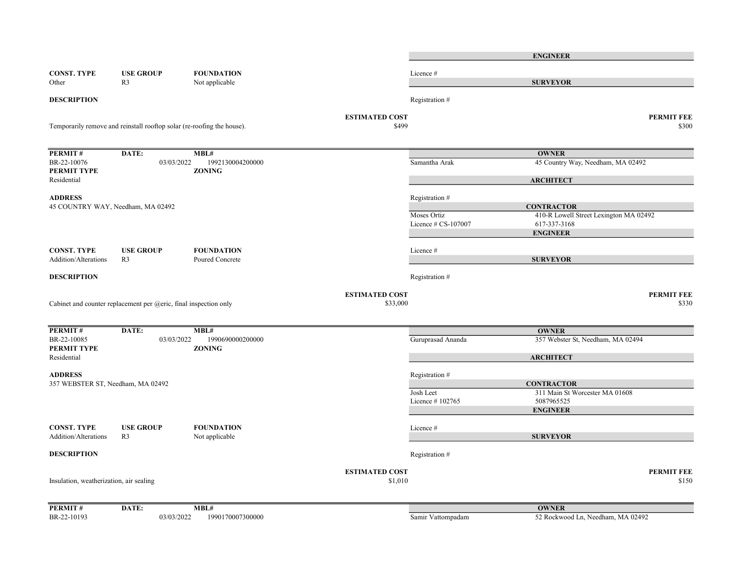**ENGINEER**

| CONST. TYPE | USE GROUP | FOUNDATION |
|---|---|---|
| Other | R3 | Not applicable |

Licence #

**SURVEYOR**

**DESCRIPTION**

Registration #

Temporarily remove and reinstall rooftop solar (re-roofing the house).

**ESTIMATED COST** $499

**PERMIT FEE** $300

---

| PERMIT # | DATE: | MBL# |
|---|---|---|
| BR-22-10076 | 03/03/2022 | 1992130004200000 |

**PERMIT TYPE**: Residential

**ZONING**:

**ADDRESS**
45 COUNTRY WAY, Needham, MA 02492

**OWNER**
Samantha Arak — 45 Country Way, Needham, MA 02492

**ARCHITECT**
Registration #

**CONTRACTOR**
Moses Ortiz — 410-R Lowell Street Lexington MA 02492
Licence # CS-107007 — 617-337-3168

**ENGINEER**
Licence #

| CONST. TYPE | USE GROUP | FOUNDATION |
|---|---|---|
| Addition/Alterations | R3 | Poured Concrete |

**SURVEYOR**
Registration #

**DESCRIPTION**

Cabinet and counter replacement per @eric, final inspection only

**ESTIMATED COST** $33,000

**PERMIT FEE** $330

---

| PERMIT # | DATE: | MBL# |
|---|---|---|
| BR-22-10085 | 03/03/2022 | 1990690000200000 |

**PERMIT TYPE**: Residential

**ZONING**:

**ADDRESS**
357 WEBSTER ST, Needham, MA 02492

**OWNER**
Guruprasad Ananda — 357 Webster St, Needham, MA 02494

**ARCHITECT**
Registration #

**CONTRACTOR**
Josh Leet — 311 Main St Worcester MA 01608
Licence # 102765 — 5087965525

**ENGINEER**
Licence #

| CONST. TYPE | USE GROUP | FOUNDATION |
|---|---|---|
| Addition/Alterations | R3 | Not applicable |

**SURVEYOR**
Registration #

**DESCRIPTION**

Insulation, weatherization, air sealing

**ESTIMATED COST** $1,010

**PERMIT FEE** $150

---

| PERMIT # | DATE: | MBL# |
|---|---|---|
| BR-22-10193 | 03/03/2022 | 1990170007300000 |

**OWNER**
Samir Vattompadam — 52 Rockwood Ln, Needham, MA 02492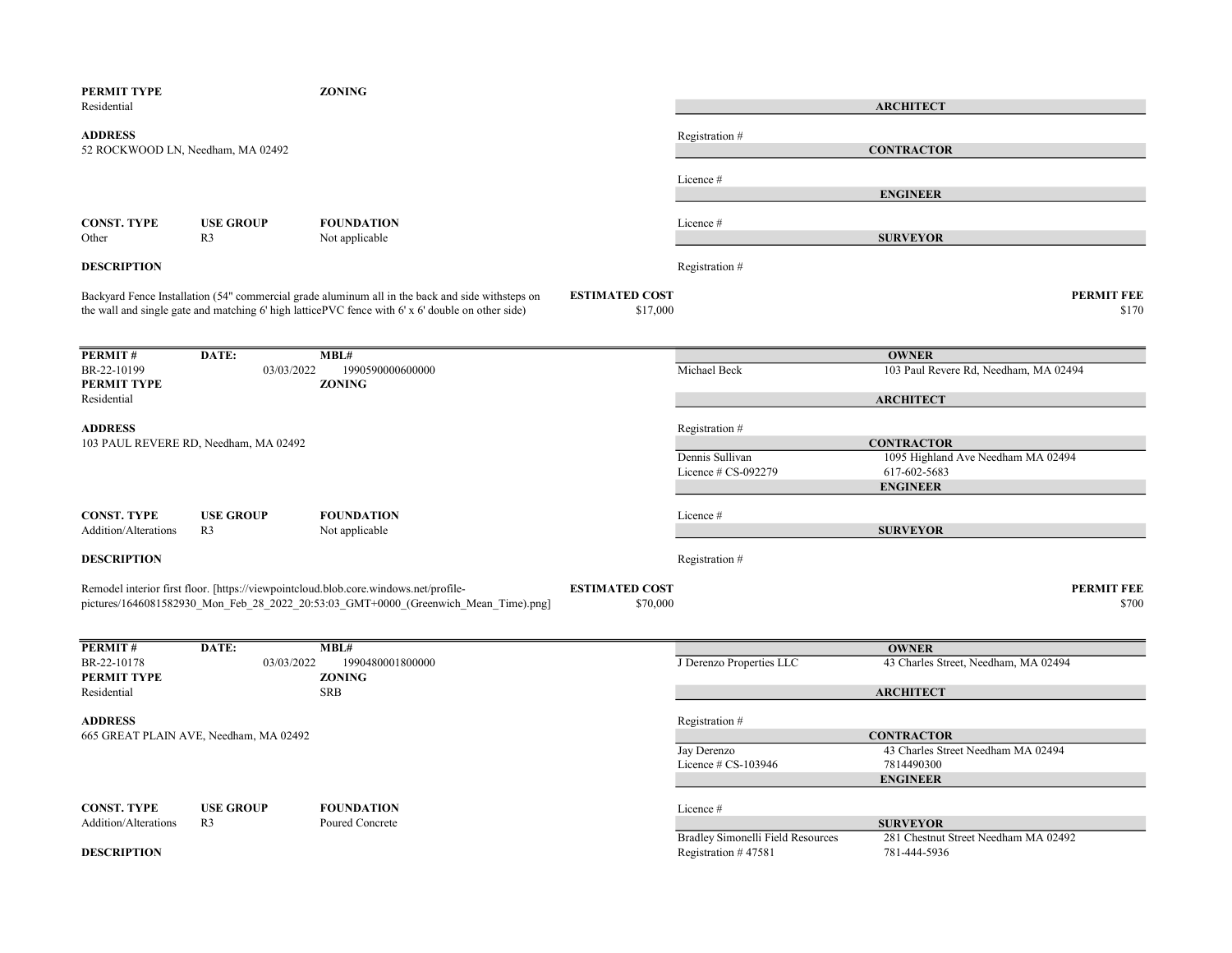**PERMIT TYPE** Residential

**ZONING**

**ARCHITECT**

Registration #

**ADDRESS**
52 ROCKWOOD LN, Needham, MA 02492

**CONTRACTOR**

Licence #

**ENGINEER**

Licence #

**SURVEYOR**

Registration #

| CONST. TYPE | USE GROUP | FOUNDATION |
|---|---|---|
| Other | R3 | Not applicable |

**DESCRIPTION**

Backyard Fence Installation (54" commercial grade aluminum all in the back and side withsteps on the wall and single gate and matching 6' high latticePVC fence with 6' x 6' double on other side)

**ESTIMATED COST** $17,000

**PERMIT FEE** $170

---

| PERMIT # | DATE: | MBL# |
|---|---|---|
| BR-22-10199 | 03/03/2022 | 1990590000600000 |

**PERMIT TYPE** Residential

**ZONING**

**OWNER**
Michael Beck — 103 Paul Revere Rd, Needham, MA 02494

**ARCHITECT**

Registration #

**ADDRESS**
103 PAUL REVERE RD, Needham, MA 02492

**CONTRACTOR**
Dennis Sullivan — 1095 Highland Ave Needham MA 02494
Licence # CS-092279 — 617-602-5683

**ENGINEER**

Licence #

**SURVEYOR**

Registration #

| CONST. TYPE | USE GROUP | FOUNDATION |
|---|---|---|
| Addition/Alterations | R3 | Not applicable |

**DESCRIPTION**

Remodel interior first floor. [https://viewpointcloud.blob.core.windows.net/profile-pictures/1646081582930_Mon_Feb_28_2022_20:53:03_GMT+0000_(Greenwich_Mean_Time).png]

**ESTIMATED COST** $70,000

**PERMIT FEE** $700

---

| PERMIT # | DATE: | MBL# |
|---|---|---|
| BR-22-10178 | 03/03/2022 | 1990480001800000 |

**PERMIT TYPE** Residential

**ZONING** SRB

**OWNER**
J Derenzo Properties LLC — 43 Charles Street, Needham, MA 02494

**ARCHITECT**

Registration #

**ADDRESS**
665 GREAT PLAIN AVE, Needham, MA 02492

**CONTRACTOR**
Jay Derenzo — 43 Charles Street Needham MA 02494
Licence # CS-103946 — 7814490300

**ENGINEER**

Licence #

**SURVEYOR**
Bradley Simonelli Field Resources — 281 Chestnut Street Needham MA 02492
Registration # 47581 — 781-444-5936

| CONST. TYPE | USE GROUP | FOUNDATION |
|---|---|---|
| Addition/Alterations | R3 | Poured Concrete |

**DESCRIPTION**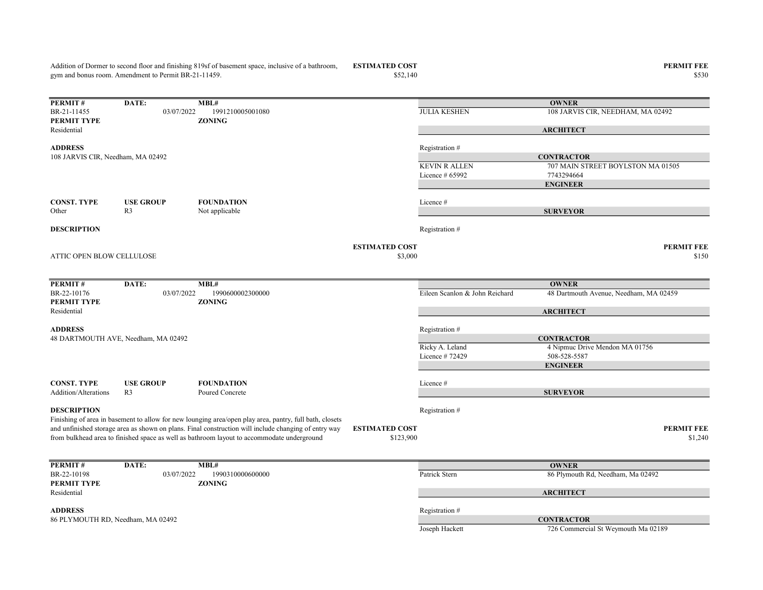Addition of Dormer to second floor and finishing 819sf of basement space, inclusive of a bathroom, gym and bonus room. Amendment to Permit BR-21-11459.

**ESTIMATED COST** $52,140

**PERMIT FEE** $530

---

| **PERMIT #** | **DATE:** | **MBL#** |
|---|---|---|
| BR-21-11455 | 03/07/2022 | 1991210005001080 |

**PERMIT TYPE**: Residential

**ZONING**:

**ADDRESS**
108 JARVIS CIR, Needham, MA 02492

**OWNER**
JULIA KESHEN — 108 JARVIS CIR, NEEDHAM, MA 02492

**ARCHITECT**
Registration #

**CONTRACTOR**
KEVIN R ALLEN — 707 MAIN STREET BOYLSTON MA 01505
Licence # 65992 — 7743294664

**ENGINEER**
Licence #

**SURVEYOR**
Registration #

| **CONST. TYPE** | **USE GROUP** | **FOUNDATION** |
|---|---|---|
| Other | R3 | Not applicable |

**DESCRIPTION**

ATTIC OPEN BLOW CELLULOSE

**ESTIMATED COST** $3,000

**PERMIT FEE** $150

---

| **PERMIT #** | **DATE:** | **MBL#** |
|---|---|---|
| BR-22-10176 | 03/07/2022 | 1990600002300000 |

**PERMIT TYPE**: Residential

**ZONING**:

**ADDRESS**
48 DARTMOUTH AVE, Needham, MA 02492

**OWNER**
Eileen Scanlon & John Reichard — 48 Dartmouth Avenue, Needham, MA 02459

**ARCHITECT**
Registration #

**CONTRACTOR**
Ricky A. Leland — 4 Nipmuc Drive Mendon MA 01756
Licence # 72429 — 508-528-5587

**ENGINEER**
Licence #

**SURVEYOR**
Registration #

| **CONST. TYPE** | **USE GROUP** | **FOUNDATION** |
|---|---|---|
| Addition/Alterations | R3 | Poured Concrete |

**DESCRIPTION**

Finishing of area in basement to allow for new lounging area/open play area, pantry, full bath, closets and unfinished storage area as shown on plans. Final construction will include changing of entry way from bulkhead area to finished space as well as bathroom layout to accommodate underground

**ESTIMATED COST** $123,900

**PERMIT FEE** $1,240

---

| **PERMIT #** | **DATE:** | **MBL#** |
|---|---|---|
| BR-22-10198 | 03/07/2022 | 1990310000600000 |

**PERMIT TYPE**: Residential

**ZONING**:

**ADDRESS**
86 PLYMOUTH RD, Needham, MA 02492

**OWNER**
Patrick Stern — 86 Plymouth Rd, Needham, Ma 02492

**ARCHITECT**
Registration #

**CONTRACTOR**
Joseph Hackett — 726 Commercial St Weymouth Ma 02189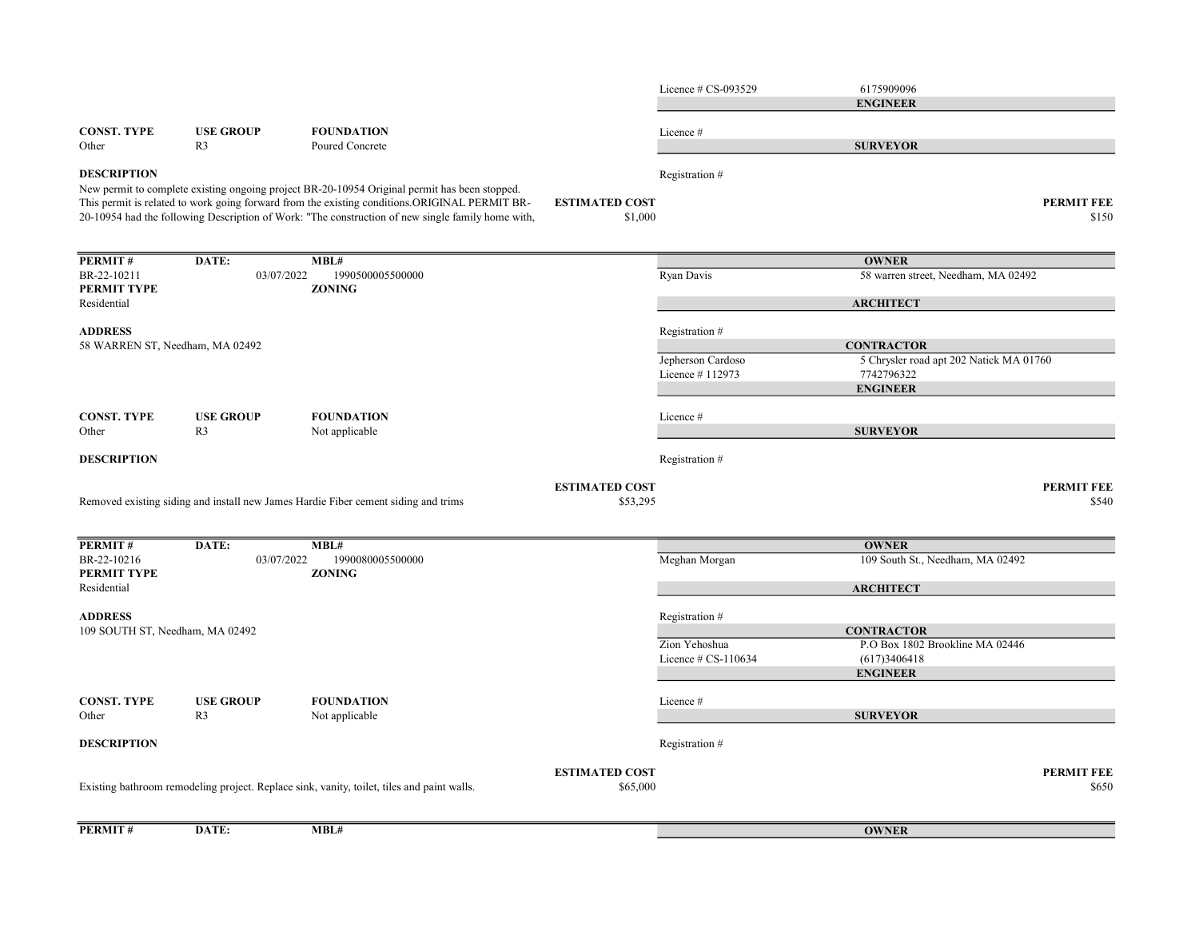Licence # CS-093529 — 6175909096

**ENGINEER**

| CONST. TYPE | USE GROUP | FOUNDATION |
|---|---|---|
| Other | R3 | Poured Concrete |

Licence #

**SURVEYOR**

**DESCRIPTION**

New permit to complete existing ongoing project BR-20-10954 Original permit has been stopped. This permit is related to work going forward from the existing conditions.ORIGINAL PERMIT BR-20-10954 had the following Description of Work: "The construction of new single family home with,

Registration #

**ESTIMATED COST** $1,000

**PERMIT FEE** $150

---

| PERMIT # | DATE: | MBL# |
|---|---|---|
| BR-22-10211 | 03/07/2022 | 1990500005500000 |

**PERMIT TYPE** Residential

**ZONING**

**ADDRESS**
58 WARREN ST, Needham, MA 02492

**OWNER**
Ryan Davis — 58 warren street, Needham, MA 02492

**ARCHITECT**
Registration #

**CONTRACTOR**
Jepherson Cardoso — 5 Chrysler road apt 202 Natick MA 01760
Licence # 112973 — 7742796322

**ENGINEER**

| CONST. TYPE | USE GROUP | FOUNDATION |
|---|---|---|
| Other | R3 | Not applicable |

Licence #

**SURVEYOR**

**DESCRIPTION**

Registration #

Removed existing siding and install new James Hardie Fiber cement siding and trims

**ESTIMATED COST** $53,295

**PERMIT FEE** $540

---

| PERMIT # | DATE: | MBL# |
|---|---|---|
| BR-22-10216 | 03/07/2022 | 1990080005500000 |

**PERMIT TYPE** Residential

**ZONING**

**ADDRESS**
109 SOUTH ST, Needham, MA 02492

**OWNER**
Meghan Morgan — 109 South St., Needham, MA 02492

**ARCHITECT**
Registration #

**CONTRACTOR**
Zion Yehoshua — P.O Box 1802 Brookline MA 02446
Licence # CS-110634 — (617)3406418

**ENGINEER**

| CONST. TYPE | USE GROUP | FOUNDATION |
|---|---|---|
| Other | R3 | Not applicable |

Licence #

**SURVEYOR**

**DESCRIPTION**

Registration #

Existing bathroom remodeling project. Replace sink, vanity, toilet, tiles and paint walls.

**ESTIMATED COST** $65,000

**PERMIT FEE** $650

---

| PERMIT # | DATE: | MBL# |
|---|---|---|

**OWNER**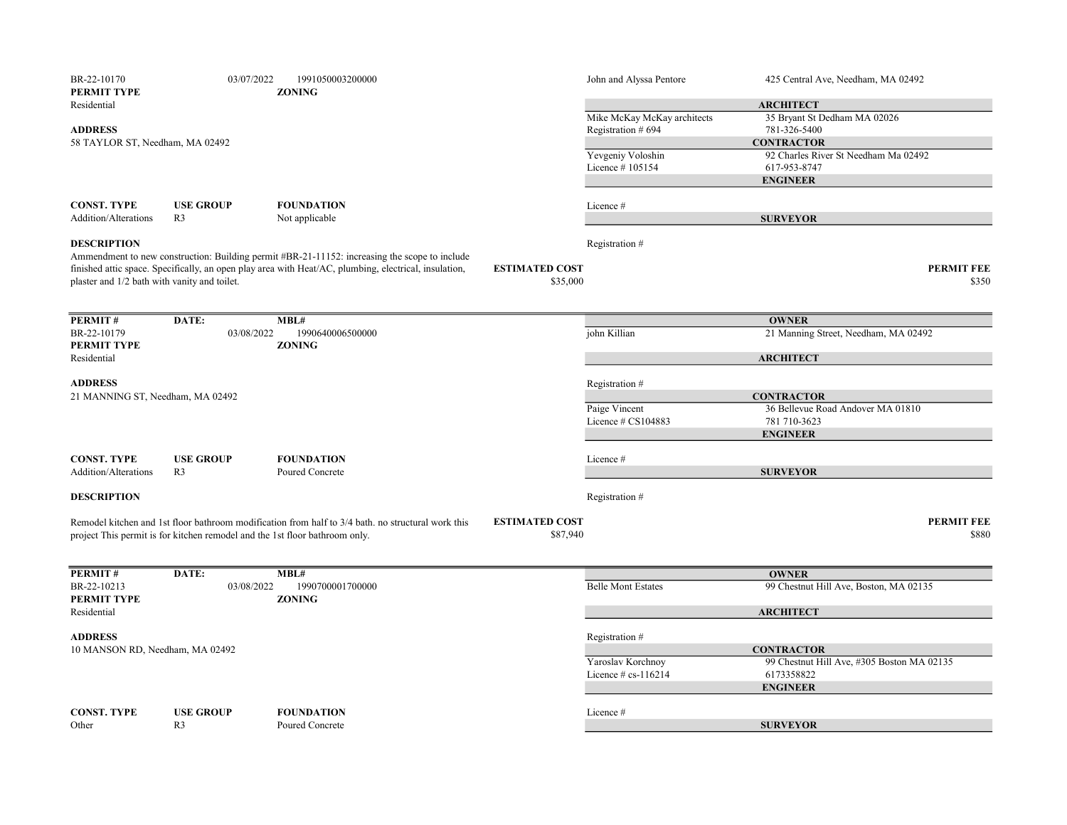BR-22-10170 | 03/07/2022 | 1991050003200000

**PERMIT TYPE**
Residential

**ZONING**

**ADDRESS**
58 TAYLOR ST, Needham, MA 02492

**OWNER**
John and Alyssa Pentore — 425 Central Ave, Needham, MA 02492

**ARCHITECT**
Mike McKay McKay architects — 35 Bryant St Dedham MA 02026
Registration # 694 — 781-326-5400

**CONTRACTOR**
Yevgeniy Voloshin — 92 Charles River St Needham Ma 02492
Licence # 105154 — 617-953-8747

**ENGINEER**
Licence #

**SURVEYOR**
Registration #

| CONST. TYPE | USE GROUP | FOUNDATION |
|---|---|---|
| Addition/Alterations | R3 | Not applicable |

**DESCRIPTION**
Ammendment to new construction: Building permit #BR-21-11152: increasing the scope to include finished attic space. Specifically, an open play area with Heat/AC, plumbing, electrical, insulation, plaster and 1/2 bath with vanity and toilet.

**ESTIMATED COST** $35,000

**PERMIT FEE** $350

---

| PERMIT # | DATE: | MBL# |
|---|---|---|
| BR-22-10179 | 03/08/2022 | 1990640006500000 |

**PERMIT TYPE**
Residential

**ZONING**

**ADDRESS**
21 MANNING ST, Needham, MA 02492

**OWNER**
john Killian — 21 Manning Street, Needham, MA 02492

**ARCHITECT**
Registration #

**CONTRACTOR**
Paige Vincent — 36 Bellevue Road Andover MA 01810
Licence # CS104883 — 781 710-3623

**ENGINEER**
Licence #

**SURVEYOR**
Registration #

| CONST. TYPE | USE GROUP | FOUNDATION |
|---|---|---|
| Addition/Alterations | R3 | Poured Concrete |

**DESCRIPTION**
Remodel kitchen and 1st floor bathroom modification from half to 3/4 bath. no structural work this project This permit is for kitchen remodel and the 1st floor bathroom only.

**ESTIMATED COST** $87,940

**PERMIT FEE** $880

---

| PERMIT # | DATE: | MBL# |
|---|---|---|
| BR-22-10213 | 03/08/2022 | 1990700001700000 |

**PERMIT TYPE**
Residential

**ZONING**

**ADDRESS**
10 MANSON RD, Needham, MA 02492

**OWNER**
Belle Mont Estates — 99 Chestnut Hill Ave, Boston, MA 02135

**ARCHITECT**
Registration #

**CONTRACTOR**
Yaroslav Korchnoy — 99 Chestnut Hill Ave, #305 Boston MA 02135
Licence # cs-116214 — 6173358822

**ENGINEER**
Licence #

**SURVEYOR**

| CONST. TYPE | USE GROUP | FOUNDATION |
|---|---|---|
| Other | R3 | Poured Concrete |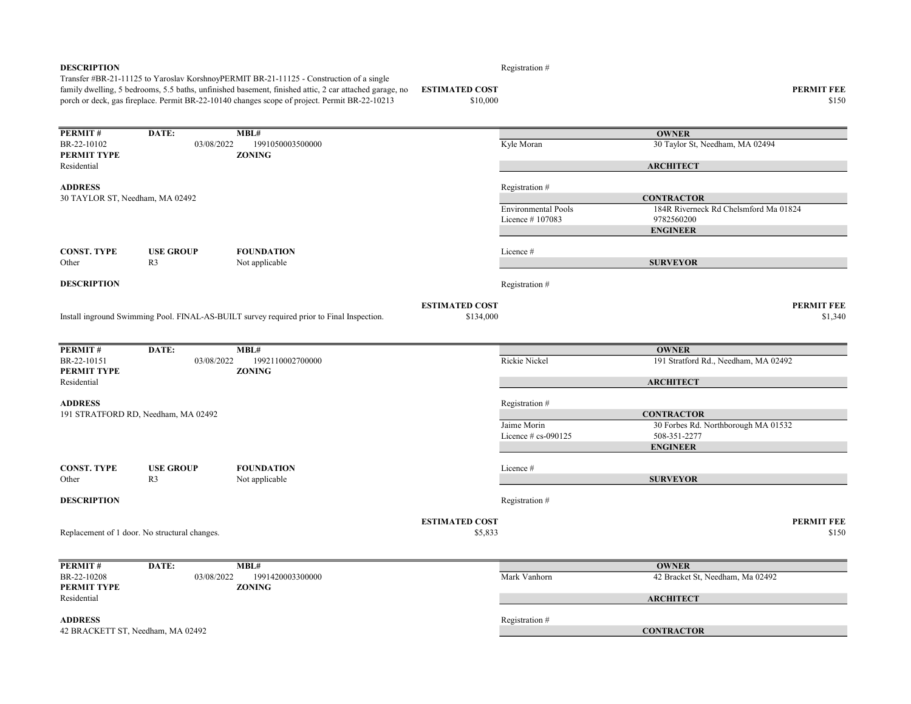**DESCRIPTION**

Transfer #BR-21-11125 to Yaroslav KorshnoyPERMIT BR-21-11125 - Construction of a single family dwelling, 5 bedrooms, 5.5 baths, unfinished basement, finished attic, 2 car attached garage, no porch or deck, gas fireplace. Permit BR-22-10140 changes scope of project. Permit BR-22-10213

Registration #

**ESTIMATED COST** $10,000

**PERMIT FEE** $150

---

| **PERMIT #** | **DATE:** | **MBL#** |
|---|---|---|
| BR-22-10102 | 03/08/2022 | 1991050003500000 |

**PERMIT TYPE**: Residential
**ZONING**:

**ADDRESS**
30 TAYLOR ST, Needham, MA 02492

**OWNER**
Kyle Moran — 30 Taylor St, Needham, MA 02494

**ARCHITECT**
Registration #

**CONTRACTOR**
Environmental Pools — 184R Riverneck Rd Chelsmford Ma 01824
Licence # 107083 — 9782560200

**ENGINEER**
Licence #

| **CONST. TYPE** | **USE GROUP** | **FOUNDATION** |
|---|---|---|
| Other | R3 | Not applicable |

**SURVEYOR**
Registration #

**DESCRIPTION**

Install inground Swimming Pool. FINAL-AS-BUILT survey required prior to Final Inspection.

**ESTIMATED COST** $134,000

**PERMIT FEE** $1,340

---

| **PERMIT #** | **DATE:** | **MBL#** |
|---|---|---|
| BR-22-10151 | 03/08/2022 | 1992110002700000 |

**PERMIT TYPE**: Residential
**ZONING**:

**ADDRESS**
191 STRATFORD RD, Needham, MA 02492

**OWNER**
Rickie Nickel — 191 Stratford Rd., Needham, MA 02492

**ARCHITECT**
Registration #

**CONTRACTOR**
Jaime Morin — 30 Forbes Rd. Northborough MA 01532
Licence # cs-090125 — 508-351-2277

**ENGINEER**
Licence #

| **CONST. TYPE** | **USE GROUP** | **FOUNDATION** |
|---|---|---|
| Other | R3 | Not applicable |

**SURVEYOR**
Registration #

**DESCRIPTION**

Replacement of 1 door. No structural changes.

**ESTIMATED COST** $5,833

**PERMIT FEE** $150

---

| **PERMIT #** | **DATE:** | **MBL#** |
|---|---|---|
| BR-22-10208 | 03/08/2022 | 1991420003300000 |

**PERMIT TYPE**: Residential
**ZONING**:

**ADDRESS**
42 BRACKETT ST, Needham, MA 02492

**OWNER**
Mark Vanhorn — 42 Bracket St, Needham, Ma 02492

**ARCHITECT**
Registration #

**CONTRACTOR**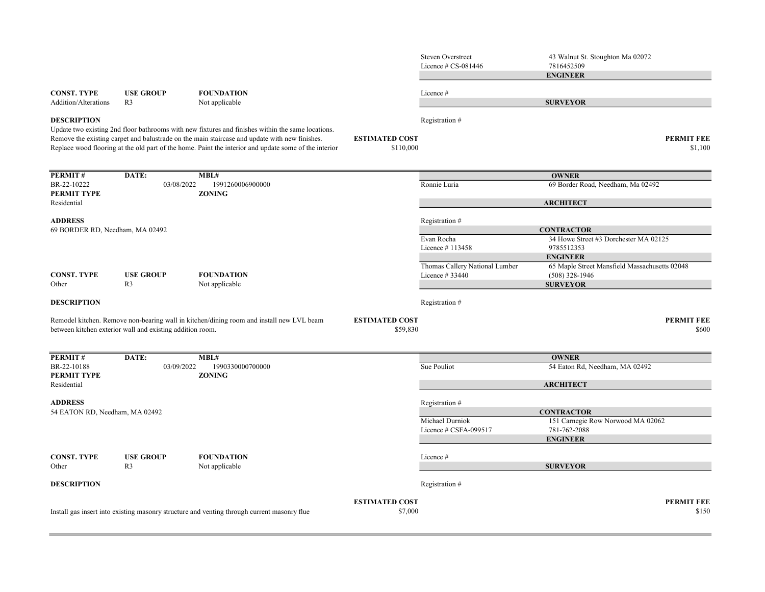Steven Overstreet | 43 Walnut St. Stoughton Ma 02072
Licence # CS-081446 | 7816452509

**ENGINEER**

Licence #

**SURVEYOR**

Registration #

| CONST. TYPE | USE GROUP | FOUNDATION |
|---|---|---|
| Addition/Alterations | R3 | Not applicable |

**DESCRIPTION**

Update two existing 2nd floor bathrooms with new fixtures and finishes within the same locations. Remove the existing carpet and balustrade on the main staircase and update with new finishes. Replace wood flooring at the old part of the home. Paint the interior and update some of the interior

**ESTIMATED COST** $110,000

**PERMIT FEE** $1,100

---

| PERMIT # | DATE: | MBL# |
|---|---|---|
| BR-22-10222 | 03/08/2022 | 1991260006900000 |

**PERMIT TYPE**
Residential

**ZONING**

**ADDRESS**
69 BORDER RD, Needham, MA 02492

**OWNER**
Ronnie Luria | 69 Border Road, Needham, Ma 02492

**ARCHITECT**

Registration #

**CONTRACTOR**
Evan Rocha | 34 Howe Street #3 Dorchester MA 02125
Licence # 113458 | 9785512353

**ENGINEER**
Thomas Callery National Lumber | 65 Maple Street Mansfield Massachusetts 02048
Licence # 33440 | (508) 328-1946

**SURVEYOR**

Registration #

| CONST. TYPE | USE GROUP | FOUNDATION |
|---|---|---|
| Other | R3 | Not applicable |

**DESCRIPTION**

Remodel kitchen. Remove non-bearing wall in kitchen/dining room and install new LVL beam between kitchen exterior wall and existing addition room.

**ESTIMATED COST** $59,830

**PERMIT FEE** $600

---

| PERMIT # | DATE: | MBL# |
|---|---|---|
| BR-22-10188 | 03/09/2022 | 1990330000700000 |

**PERMIT TYPE**
Residential

**ZONING**

**ADDRESS**
54 EATON RD, Needham, MA 02492

**OWNER**
Sue Pouliot | 54 Eaton Rd, Needham, MA 02492

**ARCHITECT**

Registration #

**CONTRACTOR**
Michael Durniok | 151 Carnegie Row Norwood MA 02062
Licence # CSFA-099517 | 781-762-2088

**ENGINEER**

Licence #

**SURVEYOR**

Registration #

| CONST. TYPE | USE GROUP | FOUNDATION |
|---|---|---|
| Other | R3 | Not applicable |

**DESCRIPTION**

Install gas insert into existing masonry structure and venting through current masonry flue

**ESTIMATED COST** $7,000

**PERMIT FEE** $150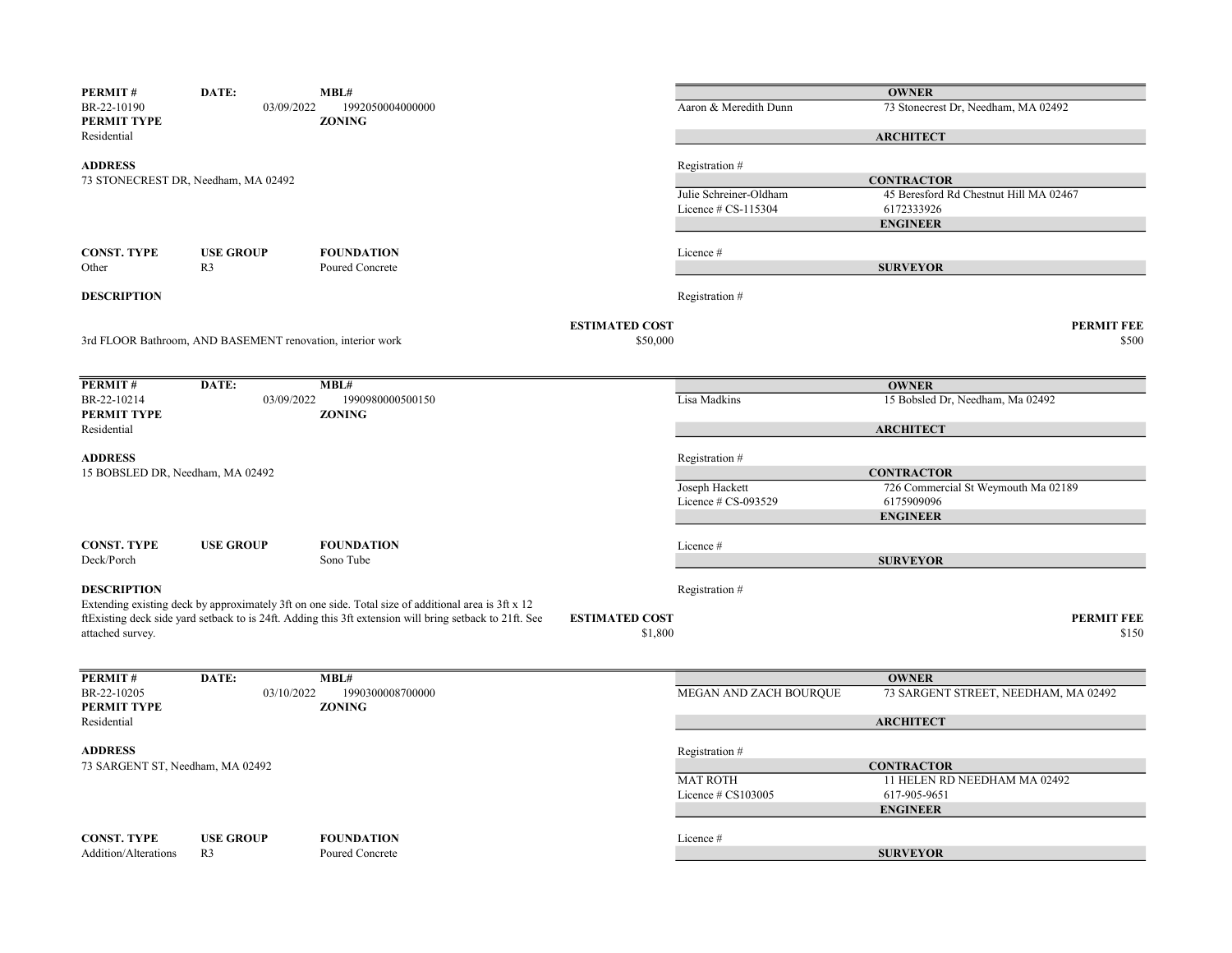| PERMIT # | DATE: | MBL# |
|---|---|---|
| BR-22-10190 | 03/09/2022 | 1992050004000000 |
| **PERMIT TYPE** | | **ZONING** |
| Residential | | |

**ADDRESS**
73 STONECREST DR, Needham, MA 02492

| CONST. TYPE | USE GROUP | FOUNDATION |
|---|---|---|
| Other | R3 | Poured Concrete |

**DESCRIPTION**

3rd FLOOR Bathroom, AND BASEMENT renovation, interior work

**ESTIMATED COST** $50,000

**OWNER**
Aaron & Meredith Dunn — 73 Stonecrest Dr, Needham, MA 02492

**ARCHITECT**
Registration #

**CONTRACTOR**
Julie Schreiner-Oldham — 45 Beresford Rd Chestnut Hill MA 02467
Licence # CS-115304 — 6172333926

**ENGINEER**
Licence #

**SURVEYOR**
Registration #

**PERMIT FEE** $500

---

| PERMIT # | DATE: | MBL# |
|---|---|---|
| BR-22-10214 | 03/09/2022 | 1990980000500150 |
| **PERMIT TYPE** | | **ZONING** |
| Residential | | |

**ADDRESS**
15 BOBSLED DR, Needham, MA 02492

| CONST. TYPE | USE GROUP | FOUNDATION |
|---|---|---|
| Deck/Porch | | Sono Tube |

**DESCRIPTION**
Extending existing deck by approximately 3ft on one side. Total size of additional area is 3ft x 12 ftExisting deck side yard setback to is 24ft. Adding this 3ft extension will bring setback to 21ft. See attached survey.

**ESTIMATED COST** $1,800

**OWNER**
Lisa Madkins — 15 Bobsled Dr, Needham, Ma 02492

**ARCHITECT**
Registration #

**CONTRACTOR**
Joseph Hackett — 726 Commercial St Weymouth Ma 02189
Licence # CS-093529 — 6175909096

**ENGINEER**
Licence #

**SURVEYOR**
Registration #

**PERMIT FEE** $150

---

| PERMIT # | DATE: | MBL# |
|---|---|---|
| BR-22-10205 | 03/10/2022 | 1990300008700000 |
| **PERMIT TYPE** | | **ZONING** |
| Residential | | |

**ADDRESS**
73 SARGENT ST, Needham, MA 02492

| CONST. TYPE | USE GROUP | FOUNDATION |
|---|---|---|
| Addition/Alterations | R3 | Poured Concrete |

**OWNER**
MEGAN AND ZACH BOURQUE — 73 SARGENT STREET, NEEDHAM, MA 02492

**ARCHITECT**
Registration #

**CONTRACTOR**
MAT ROTH — 11 HELEN RD NEEDHAM MA 02492
Licence # CS103005 — 617-905-9651

**ENGINEER**
Licence #

**SURVEYOR**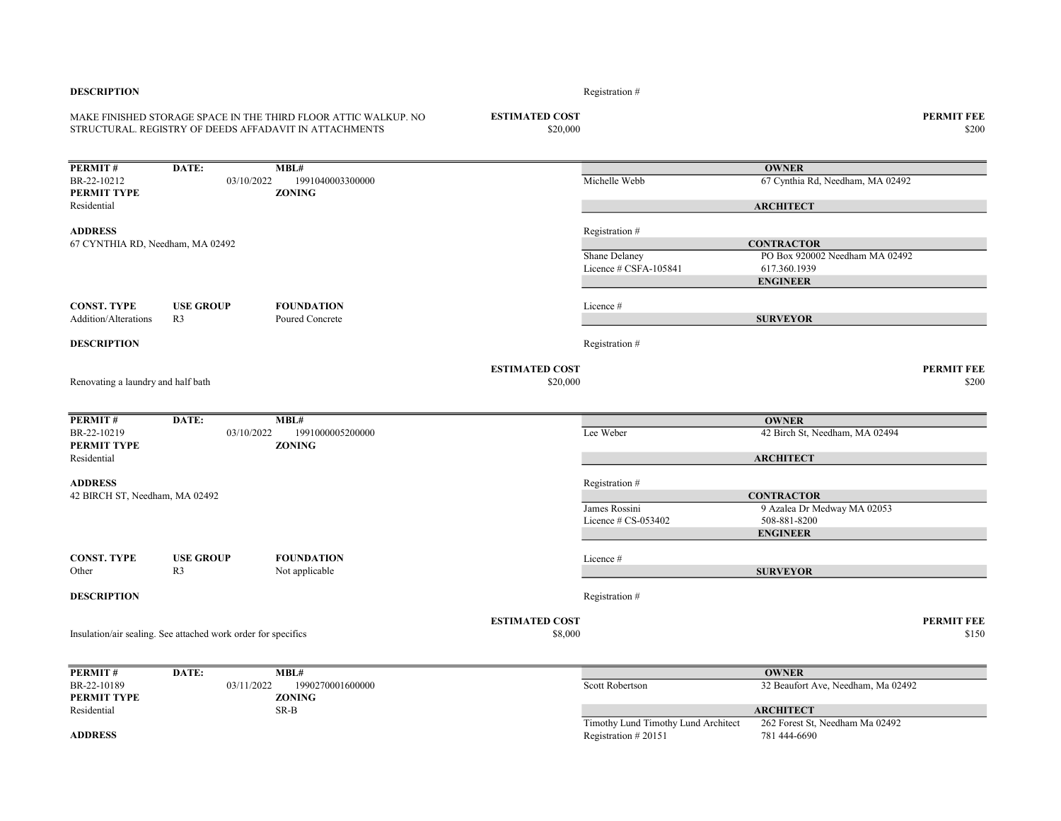**DESCRIPTION**

Registration #

MAKE FINISHED STORAGE SPACE IN THE THIRD FLOOR ATTIC WALKUP. NO STRUCTURAL. REGISTRY OF DEEDS AFFADAVIT IN ATTACHMENTS

**ESTIMATED COST** $20,000

**PERMIT FEE** $200

---

| **PERMIT #** | **DATE:** | **MBL#** |
|---|---|---|
| BR-22-10212 | 03/10/2022 | 1991040003300000 |
| **PERMIT TYPE** | | **ZONING** |
| Residential | | |

**ADDRESS**
67 CYNTHIA RD, Needham, MA 02492

| **CONST. TYPE** | **USE GROUP** | **FOUNDATION** |
|---|---|---|
| Addition/Alterations | R3 | Poured Concrete |

**OWNER**
Michelle Webb — 67 Cynthia Rd, Needham, MA 02492

**ARCHITECT**
Registration #

**CONTRACTOR**
Shane Delaney — PO Box 920002 Needham MA 02492
Licence # CSFA-105841 — 617.360.1939

**ENGINEER**
Licence #

**SURVEYOR**
Registration #

**DESCRIPTION**

Renovating a laundry and half bath

**ESTIMATED COST** $20,000

**PERMIT FEE** $200

---

| **PERMIT #** | **DATE:** | **MBL#** |
|---|---|---|
| BR-22-10219 | 03/10/2022 | 1991000005200000 |
| **PERMIT TYPE** | | **ZONING** |
| Residential | | |

**ADDRESS**
42 BIRCH ST, Needham, MA 02492

| **CONST. TYPE** | **USE GROUP** | **FOUNDATION** |
|---|---|---|
| Other | R3 | Not applicable |

**OWNER**
Lee Weber — 42 Birch St, Needham, MA 02494

**ARCHITECT**
Registration #

**CONTRACTOR**
James Rossini — 9 Azalea Dr Medway MA 02053
Licence # CS-053402 — 508-881-8200

**ENGINEER**
Licence #

**SURVEYOR**
Registration #

**DESCRIPTION**

Insulation/air sealing. See attached work order for specifics

**ESTIMATED COST** $8,000

**PERMIT FEE** $150

---

| **PERMIT #** | **DATE:** | **MBL#** |
|---|---|---|
| BR-22-10189 | 03/11/2022 | 1990270001600000 |
| **PERMIT TYPE** | | **ZONING** |
| Residential | | SR-B |

**ADDRESS**

**OWNER**
Scott Robertson — 32 Beaufort Ave, Needham, Ma 02492

**ARCHITECT**
Timothy Lund Timothy Lund Architect — 262 Forest St, Needham Ma 02492
Registration # 20151 — 781 444-6690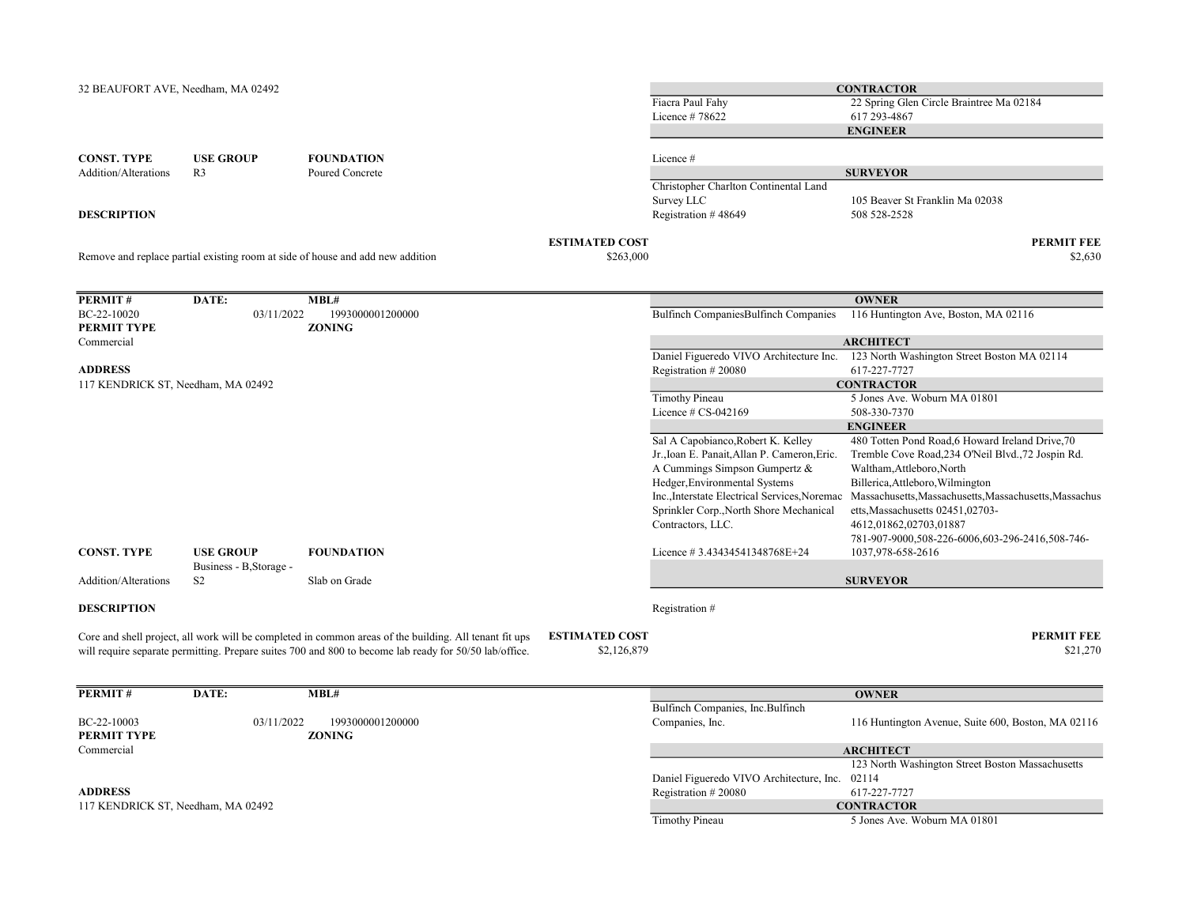32 BEAUFORT AVE, Needham, MA 02492

**CONTRACTOR**

Fiacra Paul Fahy | 22 Spring Glen Circle Braintree Ma 02184
Licence # 78622 | 617 293-4867

**ENGINEER**

Licence #

**SURVEYOR**

Christopher Charlton Continental Land Survey LLC | 105 Beaver St Franklin Ma 02038
Registration # 48649 | 508 528-2528

| CONST. TYPE | USE GROUP | FOUNDATION |
|---|---|---|
| Addition/Alterations | R3 | Poured Concrete |

**DESCRIPTION**

Remove and replace partial existing room at side of house and add new addition

**ESTIMATED COST** $263,000

**PERMIT FEE** $2,630

---

| PERMIT # | DATE: | MBL# |
|---|---|---|
| BC-22-10020 | 03/11/2022 | 1993000001200000 |

**PERMIT TYPE**
Commercial

**ZONING**

**ADDRESS**
117 KENDRICK ST, Needham, MA 02492

**OWNER**

Bulfinch CompaniesBulfinch Companies | 116 Huntington Ave, Boston, MA 02116

**ARCHITECT**

Daniel Figueredo VIVO Architecture Inc. | 123 North Washington Street Boston MA 02114
Registration # 20080 | 617-227-7727

**CONTRACTOR**

Timothy Pineau | 5 Jones Ave. Woburn MA 01801
Licence # CS-042169 | 508-330-7370

**ENGINEER**

Sal A Capobianco,Robert K. Kelley Jr.,Ioan E. Panait,Allan P. Cameron,Eric. A Cummings Simpson Gumpertz & Hedger,Environmental Systems Inc.,Interstate Electrical Services,Noremac Sprinkler Corp.,North Shore Mechanical Contractors, LLC. | 480 Totten Pond Road,6 Howard Ireland Drive,70 Tremble Cove Road,234 O'Neil Blvd.,72 Jospin Rd. Waltham,Attleboro,North Billerica,Attleboro,Wilmington Massachusetts,Massachusetts,Massachusetts,Massachusetts,Massachusetts 02451,02703-4612,01862,02703,01887
Licence # 3.43434541348768E+24 | 781-907-9000,508-226-6006,603-296-2416,508-746-1037,978-658-2616

**SURVEYOR**

Registration #

| CONST. TYPE | USE GROUP | FOUNDATION |
|---|---|---|
| Addition/Alterations | Business - B,Storage - S2 | Slab on Grade |

**DESCRIPTION**

Core and shell project, all work will be completed in common areas of the building. All tenant fit ups will require separate permitting. Prepare suites 700 and 800 to become lab ready for 50/50 lab/office.

**ESTIMATED COST** $2,126,879

**PERMIT FEE** $21,270

---

| PERMIT # | DATE: | MBL# |
|---|---|---|
| BC-22-10003 | 03/11/2022 | 1993000001200000 |

**PERMIT TYPE**
Commercial

**ZONING**

**ADDRESS**
117 KENDRICK ST, Needham, MA 02492

**OWNER**

Bulfinch Companies, Inc.Bulfinch Companies, Inc. | 116 Huntington Avenue, Suite 600, Boston, MA 02116

**ARCHITECT**

Daniel Figueredo VIVO Architecture, Inc. | 123 North Washington Street Boston Massachusetts 02114
Registration # 20080 | 617-227-7727

**CONTRACTOR**

Timothy Pineau | 5 Jones Ave. Woburn MA 01801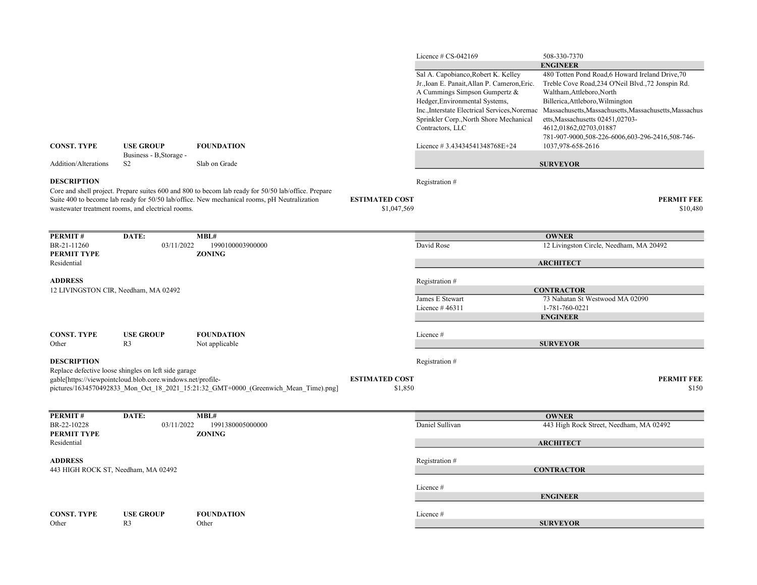Licence # CS-042169 508-330-7370

**ENGINEER**

Sal A. Capobianco,Robert K. Kelley Jr.,Ioan E. Panait,Allan P. Cameron,Eric. A Cummings Simpson Gumpertz & Hedger,Environmental Systems, Inc.,Interstate Electrical Services,Noremac Sprinkler Corp.,North Shore Mechanical Contractors, LLC

480 Totten Pond Road,6 Howard Ireland Drive,70 Treble Cove Road,234 O'Neil Blvd.,72 Jonspin Rd. Waltham,Attleboro,North Billerica,Attleboro,Wilmington Massachusetts,Massachusetts,Massachusetts,Massachusetts,Massachusetts 02451,02703-4612,01862,02703,01887 781-907-9000,508-226-6006,603-296-2416,508-746-1037,978-658-2616

Licence # 3.43434541348768E+24

| CONST. TYPE | USE GROUP | FOUNDATION |
|---|---|---|
| Addition/Alterations | Business - B,Storage - S2 | Slab on Grade |

**SURVEYOR**

Registration #

**DESCRIPTION**

Core and shell project. Prepare suites 600 and 800 to becom lab ready for 50/50 lab/office. Prepare Suite 400 to become lab ready for 50/50 lab/office. New mechanical rooms, pH Neutralization wastewater treatment rooms, and electrical rooms.

**ESTIMATED COST** $1,047,569

**PERMIT FEE** $10,480

---

| PERMIT # | DATE: | MBL# |
|---|---|---|
| BR-21-11260 | 03/11/2022 | 1990100003900000 |

**PERMIT TYPE** Residential

**ZONING**

**ADDRESS**

12 LIVINGSTON CIR, Needham, MA 02492

**OWNER**

David Rose 12 Livingston Circle, Needham, MA 20492

**ARCHITECT**

Registration #

**CONTRACTOR**

James E Stewart 73 Nahatan St Westwood MA 02090

Licence # 46311 1-781-760-0221

**ENGINEER**

Licence #

| CONST. TYPE | USE GROUP | FOUNDATION |
|---|---|---|
| Other | R3 | Not applicable |

**SURVEYOR**

Registration #

**DESCRIPTION**

Replace defective loose shingles on left side garage gable[https://viewpointcloud.blob.core.windows.net/profile-pictures/1634570492833_Mon_Oct_18_2021_15:21:32_GMT+0000_(Greenwich_Mean_Time).png]

**ESTIMATED COST** $1,850

**PERMIT FEE** $150

---

| PERMIT # | DATE: | MBL# |
|---|---|---|
| BR-22-10228 | 03/11/2022 | 1991380005000000 |

**PERMIT TYPE** Residential

**ZONING**

**ADDRESS**

443 HIGH ROCK ST, Needham, MA 02492

**OWNER**

Daniel Sullivan 443 High Rock Street, Needham, MA 02492

**ARCHITECT**

Registration #

**CONTRACTOR**

Licence #

**ENGINEER**

Licence #

| CONST. TYPE | USE GROUP | FOUNDATION |
|---|---|---|
| Other | R3 | Other |

**SURVEYOR**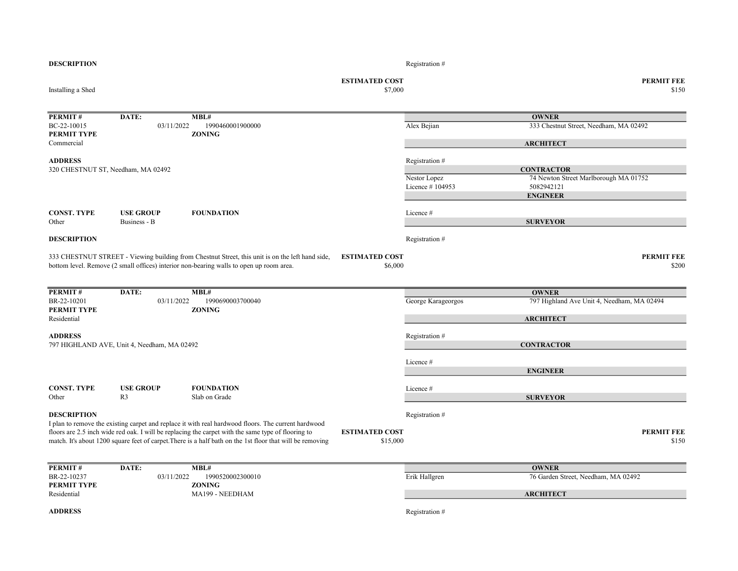**DESCRIPTION**

Registration #

Installing a Shed

**ESTIMATED COST** $7,000

**PERMIT FEE** $150

---

| **PERMIT #** | **DATE:** | **MBL#** |
|---|---|---|
| BC-22-10015 | 03/11/2022 | 1990460001900000 |
| **PERMIT TYPE** | | **ZONING** |
| Commercial | | |

**OWNER**
Alex Bejian — 333 Chestnut Street, Needham, MA 02492

**ARCHITECT**

Registration #

**ADDRESS**
320 CHESTNUT ST, Needham, MA 02492

**CONTRACTOR**
Nestor Lopez — 74 Newton Street Marlborough MA 01752
Licence # 104953 — 5082942121

**ENGINEER**

Licence #

| **CONST. TYPE** | **USE GROUP** | **FOUNDATION** |
|---|---|---|
| Other | Business - B | |

**SURVEYOR**

Registration #

**DESCRIPTION**

333 CHESTNUT STREET - Viewing building from Chestnut Street, this unit is on the left hand side, bottom level. Remove (2 small offices) interior non-bearing walls to open up room area.

**ESTIMATED COST** $6,000

**PERMIT FEE** $200

---

| **PERMIT #** | **DATE:** | **MBL#** |
|---|---|---|
| BR-22-10201 | 03/11/2022 | 1990690003700040 |
| **PERMIT TYPE** | | **ZONING** |
| Residential | | |

**OWNER**
George Karageorgos — 797 Highland Ave Unit 4, Needham, MA 02494

**ARCHITECT**

Registration #

**ADDRESS**
797 HIGHLAND AVE, Unit 4, Needham, MA 02492

**CONTRACTOR**

Licence #

**ENGINEER**

Licence #

| **CONST. TYPE** | **USE GROUP** | **FOUNDATION** |
|---|---|---|
| Other | R3 | Slab on Grade |

**SURVEYOR**

Registration #

**DESCRIPTION**

I plan to remove the existing carpet and replace it with real hardwood floors. The current hardwood floors are 2.5 inch wide red oak. I will be replacing the carpet with the same type of flooring to match. It's about 1200 square feet of carpet.There is a half bath on the 1st floor that will be removing

**ESTIMATED COST** $15,000

**PERMIT FEE** $150

---

| **PERMIT #** | **DATE:** | **MBL#** |
|---|---|---|
| BR-22-10237 | 03/11/2022 | 1990520002300010 |
| **PERMIT TYPE** | | **ZONING** |
| Residential | | MA199 - NEEDHAM |

**OWNER**
Erik Hallgren — 76 Garden Street, Needham, MA 02492

**ARCHITECT**

Registration #

**ADDRESS**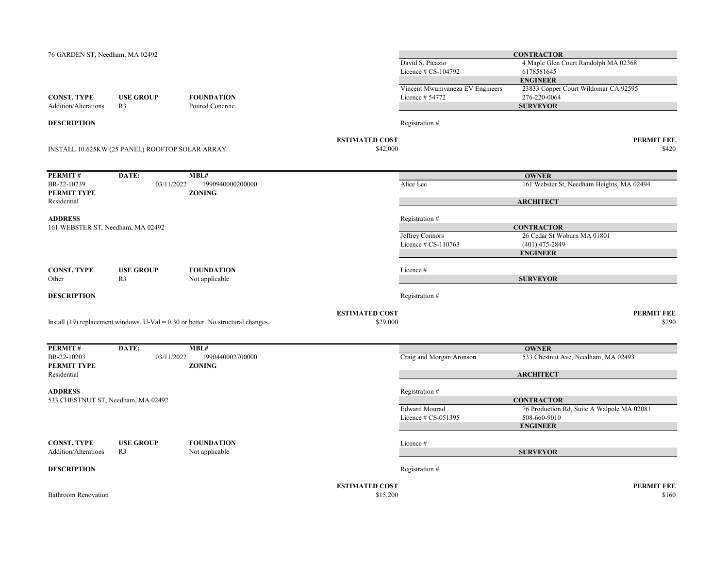76 GARDEN ST, Needham, MA 02492

| CONST. TYPE | USE GROUP | FOUNDATION |
|---|---|---|
| Addition/Alterations | R3 | Poured Concrete |

**CONTRACTOR**
David S. Picazio — 4 Maple Glen Court Randolph MA 02368
Licence # CS-104792 — 6178581645

**ENGINEER**
Vincent Mwumvaneza EV Engineers — 23833 Copper Court Wildomar CA 92595
Licence # 54772 — 276-220-0064

**SURVEYOR**
Registration #

**DESCRIPTION**

INSTALL 10.625KW (25 PANEL) ROOFTOP SOLAR ARRAY

**ESTIMATED COST** $42,000

**PERMIT FEE** $420

---

| PERMIT # | DATE: | MBL# |
|---|---|---|
| BR-22-10239 | 03/11/2022 | 1990940000200000 |

**PERMIT TYPE** Residential

**ZONING**

**ADDRESS**
161 WEBSTER ST, Needham, MA 02492

| CONST. TYPE | USE GROUP | FOUNDATION |
|---|---|---|
| Other | R3 | Not applicable |

**OWNER**
Alice Lee — 161 Webster St, Needham Heights, MA 02494

**ARCHITECT**
Registration #

**CONTRACTOR**
Jeffrey Connors — 26 Cedar St Woburn MA 01801
Licence # CS-110763 — (401) 475-2849

**ENGINEER**
Licence #

**SURVEYOR**
Registration #

**DESCRIPTION**

Install (19) replacement windows. U-Val = 0.30 or better. No structural changes.

**ESTIMATED COST** $29,000

**PERMIT FEE** $290

---

| PERMIT # | DATE: | MBL# |
|---|---|---|
| BR-22-10203 | 03/11/2022 | 1990440002700000 |

**PERMIT TYPE** Residential

**ZONING**

**ADDRESS**
533 CHESTNUT ST, Needham, MA 02492

| CONST. TYPE | USE GROUP | FOUNDATION |
|---|---|---|
| Addition/Alterations | R3 | Not applicable |

**OWNER**
Craig and Morgan Aronson — 533 Chestnut Ave, Needham, MA 02493

**ARCHITECT**
Registration #

**CONTRACTOR**
Edward Mourad — 76 Production Rd, Suite A Walpole MA 02081
Licence # CS-051395 — 508-660-9010

**ENGINEER**
Licence #

**SURVEYOR**
Registration #

**DESCRIPTION**

Bathroom Renovation

**ESTIMATED COST** $15,200

**PERMIT FEE** $160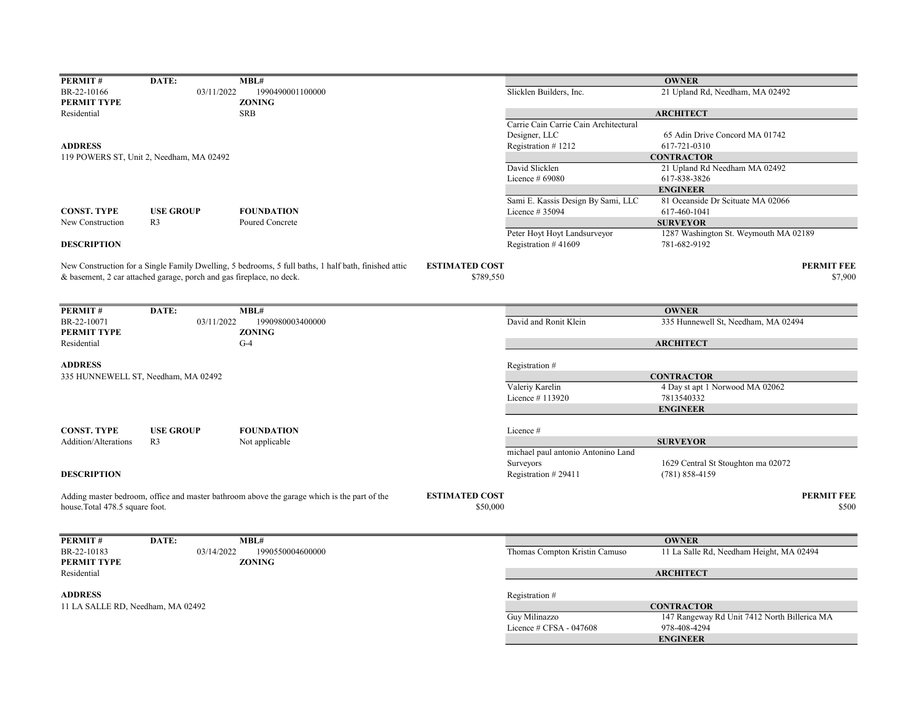| PERMIT # | DATE: | MBL# |
|---|---|---|
| BR-22-10166 | 03/11/2022 | 1990490001100000 |
| **PERMIT TYPE** | | **ZONING** |
| Residential | | SRB |

**ADDRESS**
119 POWERS ST, Unit 2, Needham, MA 02492

| CONST. TYPE | USE GROUP | FOUNDATION |
|---|---|---|
| New Construction | R3 | Poured Concrete |

**DESCRIPTION**

New Construction for a Single Family Dwelling, 5 bedrooms, 5 full baths, 1 half bath, finished attic & basement, 2 car attached garage, porch and gas fireplace, no deck.

**ESTIMATED COST** $789,550

**PERMIT FEE** $7,900

| | |
|---|---|
| | **OWNER** |
| Slicklen Builders, Inc. | 21 Upland Rd, Needham, MA 02492 |
| | **ARCHITECT** |
| Carrie Cain Carrie Cain Architectural Designer, LLC | 65 Adin Drive Concord MA 01742 |
| Registration # 1212 | 617-721-0310 |
| | **CONTRACTOR** |
| David Slicklen | 21 Upland Rd Needham MA 02492 |
| Licence # 69080 | 617-838-3826 |
| | **ENGINEER** |
| Sami E. Kassis Design By Sami, LLC | 81 Oceanside Dr Scituate MA 02066 |
| Licence # 35094 | 617-460-1041 |
| | **SURVEYOR** |
| Peter Hoyt Hoyt Landsurveyor | 1287 Washington St. Weymouth MA 02189 |
| Registration # 41609 | 781-682-9192 |

---

| PERMIT # | DATE: | MBL# |
|---|---|---|
| BR-22-10071 | 03/11/2022 | 1990980003400000 |
| **PERMIT TYPE** | | **ZONING** |
| Residential | | G-4 |

**ADDRESS**
335 HUNNEWELL ST, Needham, MA 02492

| CONST. TYPE | USE GROUP | FOUNDATION |
|---|---|---|
| Addition/Alterations | R3 | Not applicable |

**DESCRIPTION**

Adding master bedroom, office and master bathroom above the garage which is the part of the house.Total 478.5 square foot.

**ESTIMATED COST** $50,000

**PERMIT FEE** $500

| | |
|---|---|
| | **OWNER** |
| David and Ronit Klein | 335 Hunnewell St, Needham, MA 02494 |
| | **ARCHITECT** |
| Registration # | |
| | **CONTRACTOR** |
| Valeriy Karelin | 4 Day st apt 1 Norwood MA 02062 |
| Licence # 113920 | 7813540332 |
| | **ENGINEER** |
| Licence # | |
| | **SURVEYOR** |
| michael paul antonio Antonino Land Surveyors | 1629 Central St Stoughton ma 02072 |
| Registration # 29411 | (781) 858-4159 |

---

| PERMIT # | DATE: | MBL# |
|---|---|---|
| BR-22-10183 | 03/14/2022 | 1990550004600000 |
| **PERMIT TYPE** | | **ZONING** |
| Residential | | |

**ADDRESS**
11 LA SALLE RD, Needham, MA 02492

| | |
|---|---|
| | **OWNER** |
| Thomas Compton Kristin Camuso | 11 La Salle Rd, Needham Height, MA 02494 |
| | **ARCHITECT** |
| Registration # | |
| | **CONTRACTOR** |
| Guy Milinazzo | 147 Rangeway Rd Unit 7412 North Billerica MA |
| Licence # CFSA - 047608 | 978-408-4294 |
| | **ENGINEER** |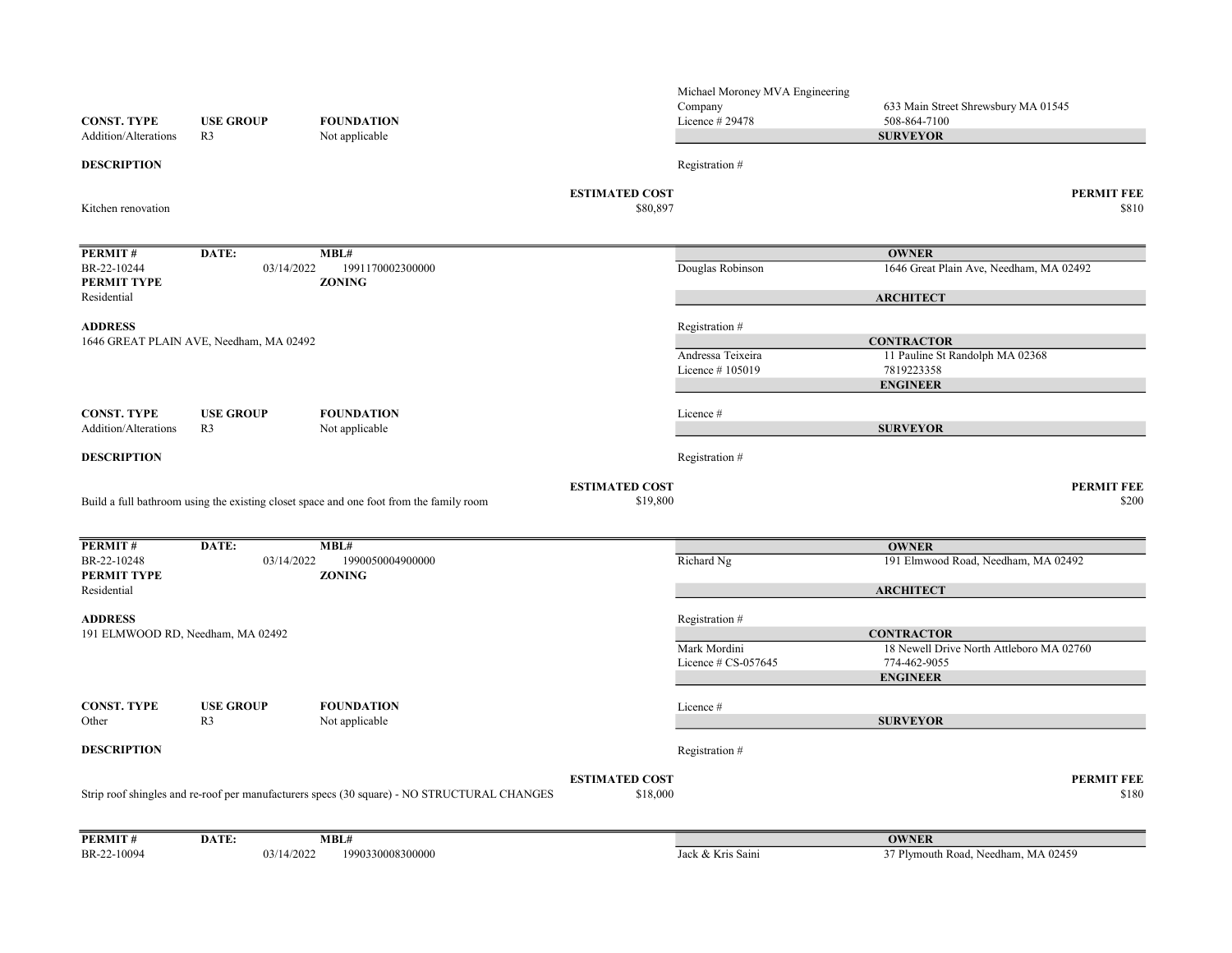| | | | |
|---|---|---|---|
| | | Michael Moroney MVA Engineering Company | 633 Main Street Shrewsbury MA 01545 |
| | | Licence # 29478 | 508-864-7100 |

**CONST. TYPE** Addition/Alterations | **USE GROUP** R3 | **FOUNDATION** Not applicable

**SURVEYOR**

Registration #

**DESCRIPTION**

Kitchen renovation

**ESTIMATED COST** $80,897

**PERMIT FEE** $810

---

| PERMIT # | DATE: | MBL# |
|---|---|---|
| BR-22-10244 | 03/14/2022 | 1991170002300000 |

**PERMIT TYPE** Residential

**ZONING**

**ADDRESS**
1646 GREAT PLAIN AVE, Needham, MA 02492

**OWNER**
Douglas Robinson — 1646 Great Plain Ave, Needham, MA 02492

**ARCHITECT**
Registration #

**CONTRACTOR**
Andressa Teixeira — 11 Pauline St Randolph MA 02368
Licence # 105019 — 7819223358

**ENGINEER**
Licence #

**CONST. TYPE** Addition/Alterations | **USE GROUP** R3 | **FOUNDATION** Not applicable

**SURVEYOR**
Registration #

**DESCRIPTION**

Build a full bathroom using the existing closet space and one foot from the family room

**ESTIMATED COST** $19,800

**PERMIT FEE** $200

---

| PERMIT # | DATE: | MBL# |
|---|---|---|
| BR-22-10248 | 03/14/2022 | 1990050004900000 |

**PERMIT TYPE** Residential

**ZONING**

**ADDRESS**
191 ELMWOOD RD, Needham, MA 02492

**OWNER**
Richard Ng — 191 Elmwood Road, Needham, MA 02492

**ARCHITECT**
Registration #

**CONTRACTOR**
Mark Mordini — 18 Newell Drive North Attleboro MA 02760
Licence # CS-057645 — 774-462-9055

**ENGINEER**
Licence #

**CONST. TYPE** Other | **USE GROUP** R3 | **FOUNDATION** Not applicable

**SURVEYOR**
Registration #

**DESCRIPTION**

Strip roof shingles and re-roof per manufacturers specs (30 square) - NO STRUCTURAL CHANGES

**ESTIMATED COST** $18,000

**PERMIT FEE** $180

---

| PERMIT # | DATE: | MBL# |
|---|---|---|
| BR-22-10094 | 03/14/2022 | 1990330008300000 |

**OWNER**
Jack & Kris Saini — 37 Plymouth Road, Needham, MA 02459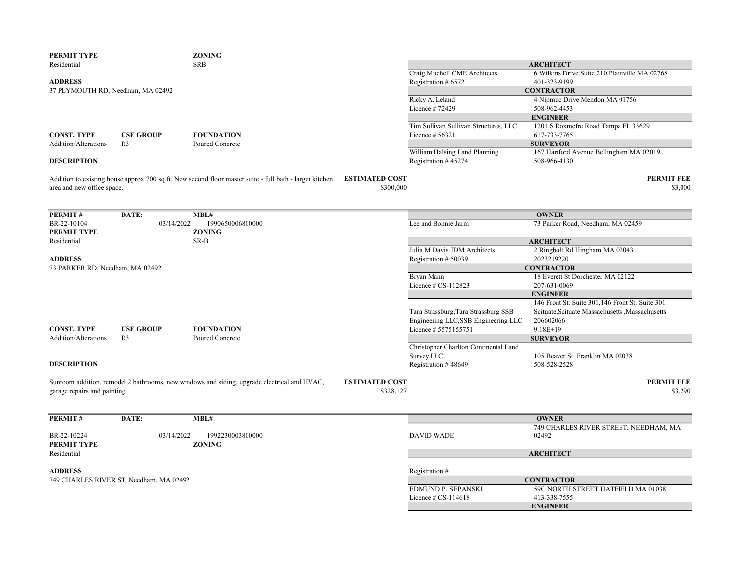**PERMIT TYPE**
Residential

**ZONING**
SRB

**ADDRESS**
37 PLYMOUTH RD, Needham, MA 02492

**CONST. TYPE** Addition/Alterations | **USE GROUP** R3 | **FOUNDATION** Poured Concrete

**DESCRIPTION**

Addition to existing house approx 700 sq.ft. New second floor master suite - full bath - larger kitchen area and new office space.

| | |
|---|---|
| **ARCHITECT** | |
| Craig Mitchell CME Architects | 6 Wilkins Drive Suite 210 Plainville MA 02768 |
| Registration # 6572 | 401-323-9199 |
| **CONTRACTOR** | |
| Ricky A. Leland | 4 Nipmuc Drive Mendon MA 01756 |
| Licence # 72429 | 508-962-4453 |
| **ENGINEER** | |
| Tim Sullivan Sullivan Structures, LLC | 1201 S Roxmefre Road Tampa FL 33629 |
| Licence # 56321 | 617-733-7765 |
| **SURVEYOR** | |
| William Halsing Land Planning | 167 Hartford Avenue Bellingham MA 02019 |
| Registration # 45274 | 508-966-4130 |

**ESTIMATED COST** $300,000

**PERMIT FEE** $3,000

---

**PERMIT #** BR-22-10104 | **DATE:** 03/14/2022 | **MBL#** 1990650006800000

**PERMIT TYPE**
Residential

**ZONING**
SR-B

**ADDRESS**
73 PARKER RD, Needham, MA 02492

**CONST. TYPE** Addition/Alterations | **USE GROUP** R3 | **FOUNDATION** Poured Concrete

**DESCRIPTION**

Sunroom addition, remodel 2 bathrooms, new windows and siding, upgrade electrical and HVAC, garage repairs and painting

| | |
|---|---|
| **OWNER** | |
| Lee and Bonnie Jarm | 73 Parker Road, Needham, MA 02459 |
| **ARCHITECT** | |
| Julia M Davis JDM Architects | 2 Ringbolt Rd Hingham MA 02043 |
| Registration # 50039 | 2023219220 |
| **CONTRACTOR** | |
| Bryan Mann | 18 Everett St Dorchester MA 02122 |
| Licence # CS-112823 | 207-631-0069 |
| **ENGINEER** | |
| Tara Strassburg,Tara Strassburg SSB Engineering LLC,SSB Engineering LLC | 146 Front St. Suite 301,146 Front St. Suite 301 Scituate,Scituate Massachusetts ,Massachusetts 206602066 |
| Licence # 5575155751 | 9.18E+19 |
| **SURVEYOR** | |
| Christopher Charlton Continental Land Survey LLC | 105 Beaver St. Franklin MA 02038 |
| Registration # 48649 | 508-528-2528 |

**ESTIMATED COST** $328,127

**PERMIT FEE** $3,290

---

**PERMIT #** BR-22-10224 | **DATE:** 03/14/2022 | **MBL#** 1992230003800000

**PERMIT TYPE**
Residential

**ZONING**

**ADDRESS**
749 CHARLES RIVER ST, Needham, MA 02492

| | |
|---|---|
| **OWNER** | |
| DAVID WADE | 749 CHARLES RIVER STREET, NEEDHAM, MA 02492 |
| **ARCHITECT** | |
| Registration # | |
| **CONTRACTOR** | |
| EDMUND P. SEPANSKI | 59C NORTH STREET HATFIELD MA 01038 |
| Licence # CS-114618 | 413-338-7555 |
| **ENGINEER** | |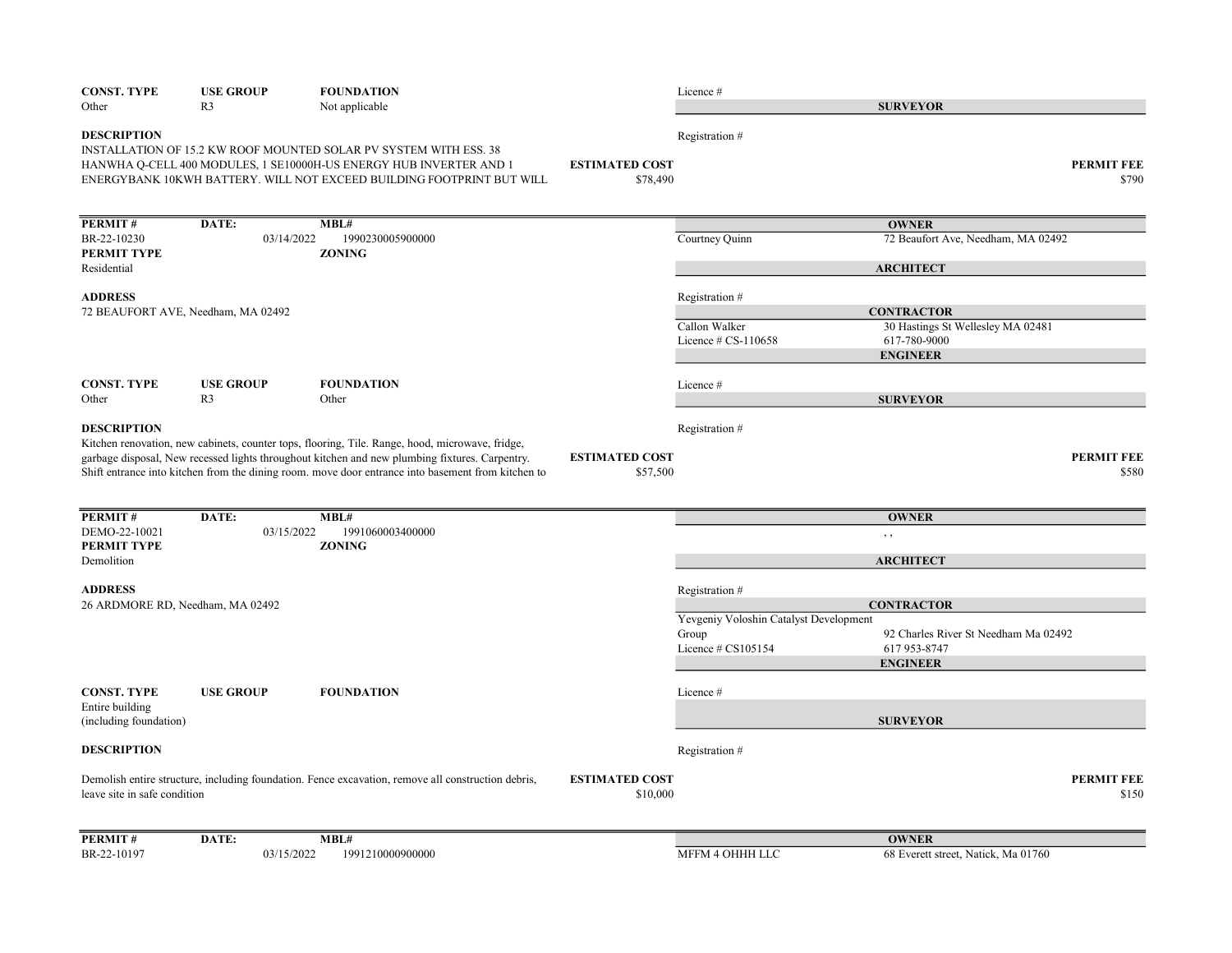| CONST. TYPE | USE GROUP | FOUNDATION |
|---|---|---|
| Other | R3 | Not applicable |

Licence #

**SURVEYOR**

**DESCRIPTION**

INSTALLATION OF 15.2 KW ROOF MOUNTED SOLAR PV SYSTEM WITH ESS. 38 HANWHA Q-CELL 400 MODULES, 1 SE10000H-US ENERGY HUB INVERTER AND 1 ENERGYBANK 10KWH BATTERY. WILL NOT EXCEED BUILDING FOOTPRINT BUT WILL

Registration #

**ESTIMATED COST** $78,490

**PERMIT FEE** $790

---

| PERMIT # | DATE: | MBL# |
|---|---|---|
| BR-22-10230 | 03/14/2022 | 1990230005900000 |

**PERMIT TYPE**

Residential

**ZONING**

**ADDRESS**

72 BEAUFORT AVE, Needham, MA 02492

**OWNER**

Courtney Quinn — 72 Beaufort Ave, Needham, MA 02492

**ARCHITECT**

Registration #

**CONTRACTOR**

Callon Walker — 30 Hastings St Wellesley MA 02481

Licence # CS-110658 — 617-780-9000

**ENGINEER**

| CONST. TYPE | USE GROUP | FOUNDATION |
|---|---|---|
| Other | R3 | Other |

Licence #

**SURVEYOR**

**DESCRIPTION**

Kitchen renovation, new cabinets, counter tops, flooring, Tile. Range, hood, microwave, fridge, garbage disposal, New recessed lights throughout kitchen and new plumbing fixtures. Carpentry. Shift entrance into kitchen from the dining room. move door entrance into basement from kitchen to

Registration #

**ESTIMATED COST** $57,500

**PERMIT FEE** $580

---

| PERMIT # | DATE: | MBL# |
|---|---|---|
| DEMO-22-10021 | 03/15/2022 | 1991060003400000 |

**PERMIT TYPE**

Demolition

**ZONING**

**ADDRESS**

26 ARDMORE RD, Needham, MA 02492

**OWNER**

, ,

**ARCHITECT**

Registration #

**CONTRACTOR**

Yevgeniy Voloshin Catalyst Development Group — 92 Charles River St Needham Ma 02492

Licence # CS105154 — 617 953-8747

**ENGINEER**

| CONST. TYPE | USE GROUP | FOUNDATION |
|---|---|---|
| Entire building (including foundation) | | |

Licence #

**SURVEYOR**

**DESCRIPTION**

Demolish entire structure, including foundation. Fence excavation, remove all construction debris, leave site in safe condition

Registration #

**ESTIMATED COST** $10,000

**PERMIT FEE** $150

---

| PERMIT # | DATE: | MBL# |
|---|---|---|
| BR-22-10197 | 03/15/2022 | 1991210000900000 |

**OWNER**

MFFM 4 OHHH LLC — 68 Everett street, Natick, Ma 01760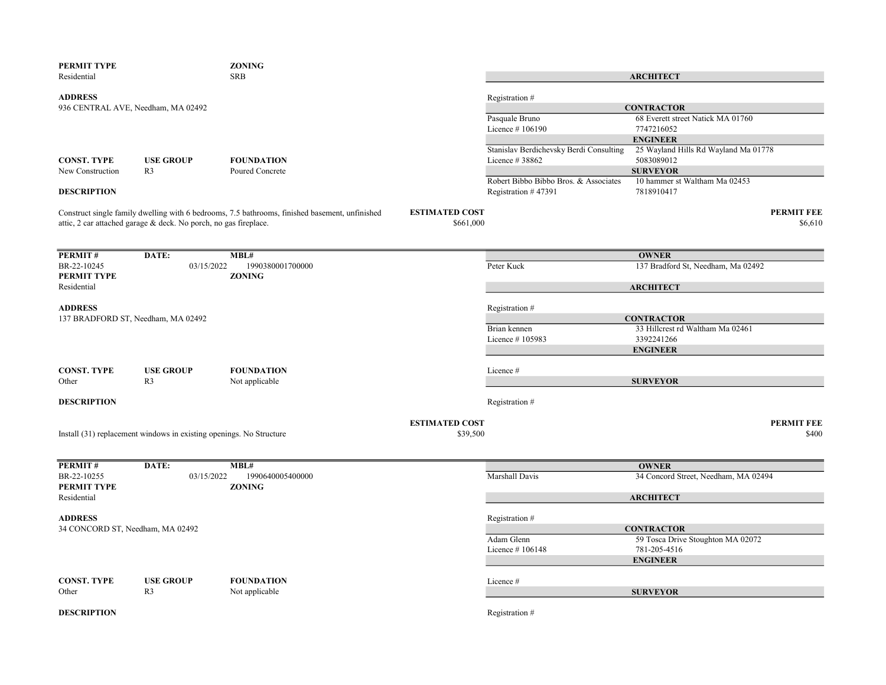**PERMIT TYPE** Residential | **ZONING** SRB

**ADDRESS**
936 CENTRAL AVE, Needham, MA 02492

| **ARCHITECT** | |
|---|---|
| Registration # | |
| **CONTRACTOR** | |
| Pasquale Bruno | 68 Everett street Natick MA 01760 |
| Licence # 106190 | 7747216052 |
| **ENGINEER** | |
| Stanislav Berdichevsky Berdi Consulting | 25 Wayland Hills Rd Wayland Ma 01778 |
| Licence # 38862 | 5083089012 |
| **SURVEYOR** | |
| Robert Bibbo Bibbo Bros. & Associates | 10 hammer st Waltham Ma 02453 |
| Registration # 47391 | 7818910417 |

| CONST. TYPE | USE GROUP | FOUNDATION |
|---|---|---|
| New Construction | R3 | Poured Concrete |

**DESCRIPTION**

Construct single family dwelling with 6 bedrooms, 7.5 bathrooms, finished basement, unfinished attic, 2 car attached garage & deck. No porch, no gas fireplace.

**ESTIMATED COST** $661,000

**PERMIT FEE** $6,610

---

| PERMIT # | DATE: | MBL# |
|---|---|---|
| BR-22-10245 | 03/15/2022 | 1990380001700000 |

**PERMIT TYPE** Residential | **ZONING**

**ADDRESS**
137 BRADFORD ST, Needham, MA 02492

| **OWNER** | |
|---|---|
| Peter Kuck | 137 Bradford St, Needham, Ma 02492 |
| **ARCHITECT** | |
| Registration # | |
| **CONTRACTOR** | |
| Brian kennen | 33 Hillcrest rd Waltham Ma 02461 |
| Licence # 105983 | 3392241266 |
| **ENGINEER** | |
| Licence # | |
| **SURVEYOR** | |
| Registration # | |

| CONST. TYPE | USE GROUP | FOUNDATION |
|---|---|---|
| Other | R3 | Not applicable |

**DESCRIPTION**

Install (31) replacement windows in existing openings. No Structure

**ESTIMATED COST** $39,500

**PERMIT FEE** $400

---

| PERMIT # | DATE: | MBL# |
|---|---|---|
| BR-22-10255 | 03/15/2022 | 1990640005400000 |

**PERMIT TYPE** Residential | **ZONING**

**ADDRESS**
34 CONCORD ST, Needham, MA 02492

| **OWNER** | |
|---|---|
| Marshall Davis | 34 Concord Street, Needham, MA 02494 |
| **ARCHITECT** | |
| Registration # | |
| **CONTRACTOR** | |
| Adam Glenn | 59 Tosca Drive Stoughton MA 02072 |
| Licence # 106148 | 781-205-4516 |
| **ENGINEER** | |
| Licence # | |
| **SURVEYOR** | |
| Registration # | |

| CONST. TYPE | USE GROUP | FOUNDATION |
|---|---|---|
| Other | R3 | Not applicable |

**DESCRIPTION**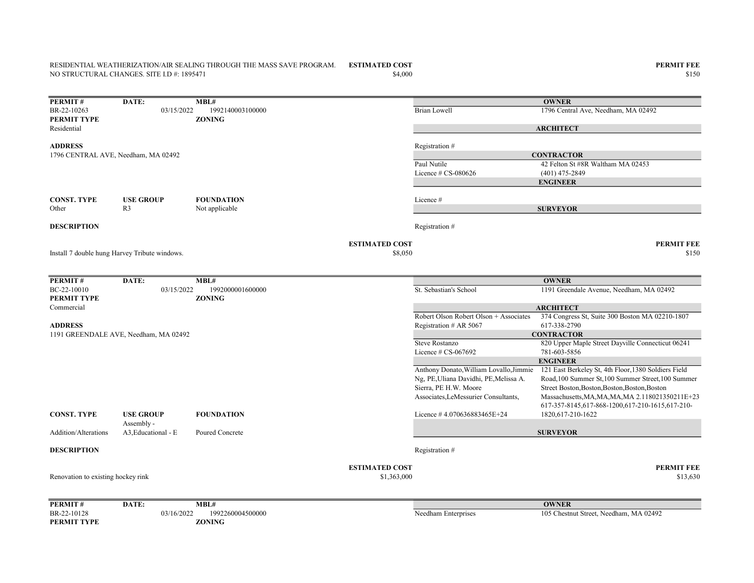RESIDENTIAL WEATHERIZATION/AIR SEALING THROUGH THE MASS SAVE PROGRAM. NO STRUCTURAL CHANGES. SITE I.D #: 1895471

| ESTIMATED COST | PERMIT FEE |
|---|---|
| $4,000 | $150 |

---

| PERMIT # | DATE: | MBL# | | OWNER |
|---|---|---|---|---|
| BR-22-10263 | 03/15/2022 | 1992140003100000 | Brian Lowell | 1796 Central Ave, Needham, MA 02492 |
| **PERMIT TYPE** | | **ZONING** | | |
| Residential | | | | **ARCHITECT** |
| **ADDRESS** | | | Registration # | |
| 1796 CENTRAL AVE, Needham, MA 02492 | | | | **CONTRACTOR** |
| | | | Paul Nutile | 42 Felton St #8R Waltham MA 02453 |
| | | | Licence # CS-080626 | (401) 475-2849 |
| | | | | **ENGINEER** |
| **CONST. TYPE** | **USE GROUP** | **FOUNDATION** | Licence # | |
| Other | R3 | Not applicable | | **SURVEYOR** |
| **DESCRIPTION** | | | Registration # | |

Install 7 double hung Harvey Tribute windows.

| ESTIMATED COST | PERMIT FEE |
|---|---|
| $8,050 | $150 |

---

| PERMIT # | DATE: | MBL# | | OWNER |
|---|---|---|---|---|
| BC-22-10010 | 03/15/2022 | 1992000001600000 | St. Sebastian's School | 1191 Greendale Avenue, Needham, MA 02492 |
| **PERMIT TYPE** | | **ZONING** | | |
| Commercial | | | | **ARCHITECT** |
| | | | Robert Olson Robert Olson + Associates | 374 Congress St, Suite 300 Boston MA 02210-1807 |
| **ADDRESS** | | | Registration # AR 5067 | 617-338-2790 |
| 1191 GREENDALE AVE, Needham, MA 02492 | | | | **CONTRACTOR** |
| | | | Steve Rostanzo | 820 Upper Maple Street Dayville Connecticut 06241 |
| | | | Licence # CS-067692 | 781-603-5856 |
| | | | | **ENGINEER** |
| | | | Anthony Donato,William Lovallo,Jimmie Ng, PE,Uliana Davidhi, PE,Melissa A. Sierra, PE H.W. Moore Associates,LeMessurier Consultants, | 121 East Berkeley St, 4th Floor,1380 Soldiers Field Road,100 Summer St,100 Summer Street,100 Summer Street Boston,Boston,Boston,Boston,Boston Massachusetts,MA,MA,MA,MA 2.118021350211E+23 617-357-8145,617-868-1200,617-210-1615,617-210-1820,617-210-1622 |
| **CONST. TYPE** | **USE GROUP** | **FOUNDATION** | Licence # 4.070636883465E+24 | |
| Addition/Alterations | Assembly - A3,Educational - E | Poured Concrete | | **SURVEYOR** |
| **DESCRIPTION** | | | Registration # | |

Renovation to existing hockey rink

| ESTIMATED COST | PERMIT FEE |
|---|---|
| $1,363,000 | $13,630 |

---

| PERMIT # | DATE: | MBL# | | OWNER |
|---|---|---|---|---|
| BR-22-10128 | 03/16/2022 | 1992260004500000 | Needham Enterprises | 105 Chestnut Street, Needham, MA 02492 |
| **PERMIT TYPE** | | **ZONING** | | |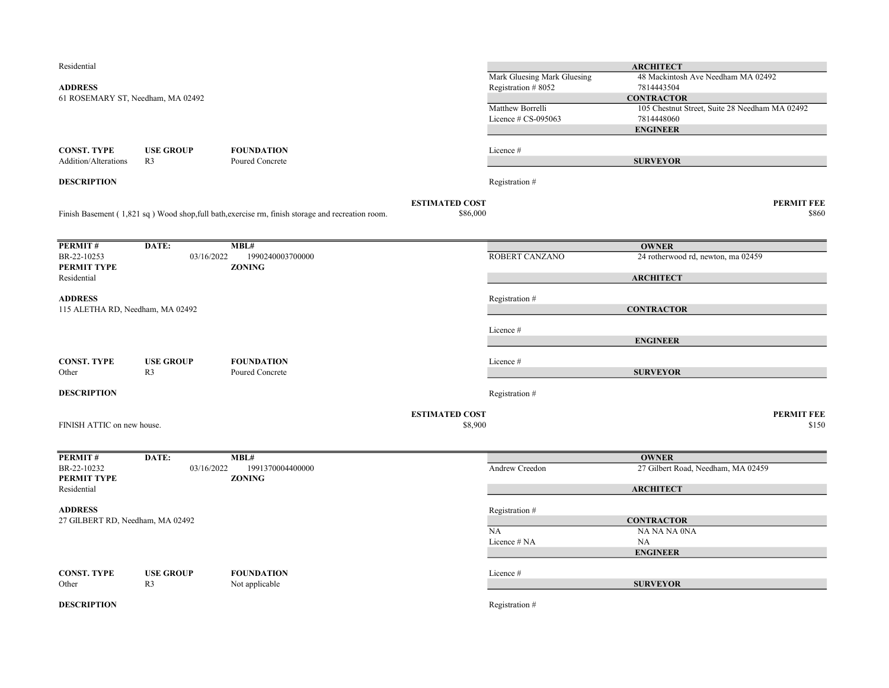Residential

**ADDRESS**
61 ROSEMARY ST, Needham, MA 02492

| ARCHITECT | |
|---|---|
| Mark Gluesing Mark Gluesing | 48 Mackintosh Ave Needham MA 02492 |
| Registration # 8052 | 7814443504 |

| CONTRACTOR | |
|---|---|
| Matthew Borrelli | 105 Chestnut Street, Suite 28 Needham MA 02492 |
| Licence # CS-095063 | 7814448060 |

**ENGINEER**

Licence #

**SURVEYOR**

Registration #

| CONST. TYPE | USE GROUP | FOUNDATION |
|---|---|---|
| Addition/Alterations | R3 | Poured Concrete |

**DESCRIPTION**

Finish Basement ( 1,821 sq ) Wood shop,full bath,exercise rm, finish storage and recreation room.

**ESTIMATED COST** $86,000

**PERMIT FEE** $860

---

| PERMIT # | DATE: | MBL# |
|---|---|---|
| BR-22-10253 | 03/16/2022 | 1990240003700000 |

**PERMIT TYPE**
Residential

**ZONING**

**ADDRESS**
115 ALETHA RD, Needham, MA 02492

| OWNER | |
|---|---|
| ROBERT CANZANO | 24 rotherwood rd, newton, ma 02459 |

**ARCHITECT**

Registration #

**CONTRACTOR**

Licence #

**ENGINEER**

Licence #

**SURVEYOR**

Registration #

| CONST. TYPE | USE GROUP | FOUNDATION |
|---|---|---|
| Other | R3 | Poured Concrete |

**DESCRIPTION**

FINISH ATTIC on new house.

**ESTIMATED COST** $8,900

**PERMIT FEE** $150

---

| PERMIT # | DATE: | MBL# |
|---|---|---|
| BR-22-10232 | 03/16/2022 | 1991370004400000 |

**PERMIT TYPE**
Residential

**ZONING**

**ADDRESS**
27 GILBERT RD, Needham, MA 02492

| OWNER | |
|---|---|
| Andrew Creedon | 27 Gilbert Road, Needham, MA 02459 |

**ARCHITECT**

Registration #

| CONTRACTOR | |
|---|---|
| NA | NA NA NA 0NA |
| Licence # NA | NA |

**ENGINEER**

Licence #

**SURVEYOR**

Registration #

| CONST. TYPE | USE GROUP | FOUNDATION |
|---|---|---|
| Other | R3 | Not applicable |

**DESCRIPTION**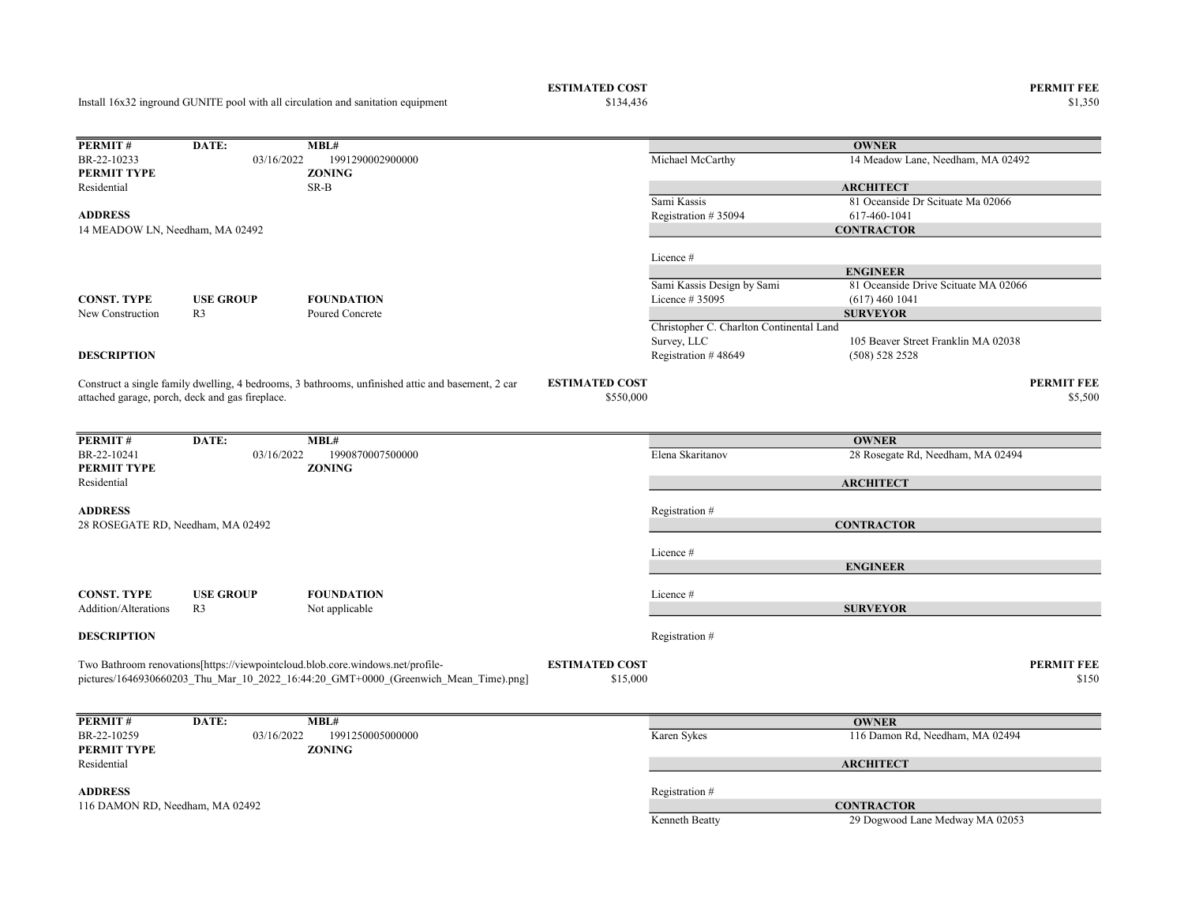Install 16x32 inground GUNITE pool with all circulation and sanitation equipment

**ESTIMATED COST** $134,436

**PERMIT FEE** $1,350

---

| **PERMIT #** | **DATE:** | **MBL#** |
|---|---|---|
| BR-22-10233 | 03/16/2022 | 1991290002900000 |
| **PERMIT TYPE** | | **ZONING** |
| Residential | | SR-B |

**ADDRESS**

14 MEADOW LN, Needham, MA 02492

| **CONST. TYPE** | **USE GROUP** | **FOUNDATION** |
|---|---|---|
| New Construction | R3 | Poured Concrete |

| | |
|---|---|
| **OWNER** | |
| Michael McCarthy | 14 Meadow Lane, Needham, MA 02492 |
| **ARCHITECT** | |
| Sami Kassis | 81 Oceanside Dr Scituate Ma 02066 |
| Registration # 35094 | 617-460-1041 |
| **CONTRACTOR** | |
| Licence # | |
| **ENGINEER** | |
| Sami Kassis Design by Sami | 81 Oceanside Drive Scituate MA 02066 |
| Licence # 35095 | (617) 460 1041 |
| **SURVEYOR** | |
| Christopher C. Charlton Continental Land Survey, LLC | 105 Beaver Street Franklin MA 02038 |
| Registration # 48649 | (508) 528 2528 |

**DESCRIPTION**

Construct a single family dwelling, 4 bedrooms, 3 bathrooms, unfinished attic and basement, 2 car attached garage, porch, deck and gas fireplace.

**ESTIMATED COST** $550,000

**PERMIT FEE** $5,500

---

| **PERMIT #** | **DATE:** | **MBL#** |
|---|---|---|
| BR-22-10241 | 03/16/2022 | 1990870007500000 |
| **PERMIT TYPE** | | **ZONING** |
| Residential | | |

**ADDRESS**

28 ROSEGATE RD, Needham, MA 02492

| **CONST. TYPE** | **USE GROUP** | **FOUNDATION** |
|---|---|---|
| Addition/Alterations | R3 | Not applicable |

| | |
|---|---|
| **OWNER** | |
| Elena Skaritanov | 28 Rosegate Rd, Needham, MA 02494 |
| **ARCHITECT** | |
| Registration # | |
| **CONTRACTOR** | |
| Licence # | |
| **ENGINEER** | |
| Licence # | |
| **SURVEYOR** | |
| Registration # | |

**DESCRIPTION**

Two Bathroom renovations[https://viewpointcloud.blob.core.windows.net/profile-pictures/1646930660203_Thu_Mar_10_2022_16:44:20_GMT+0000_(Greenwich_Mean_Time).png]

**ESTIMATED COST** $15,000

**PERMIT FEE** $150

---

| **PERMIT #** | **DATE:** | **MBL#** |
|---|---|---|
| BR-22-10259 | 03/16/2022 | 1991250005000000 |
| **PERMIT TYPE** | | **ZONING** |
| Residential | | |

**ADDRESS**

116 DAMON RD, Needham, MA 02492

| | |
|---|---|
| **OWNER** | |
| Karen Sykes | 116 Damon Rd, Needham, MA 02494 |
| **ARCHITECT** | |
| Registration # | |
| **CONTRACTOR** | |
| Kenneth Beatty | 29 Dogwood Lane Medway MA 02053 |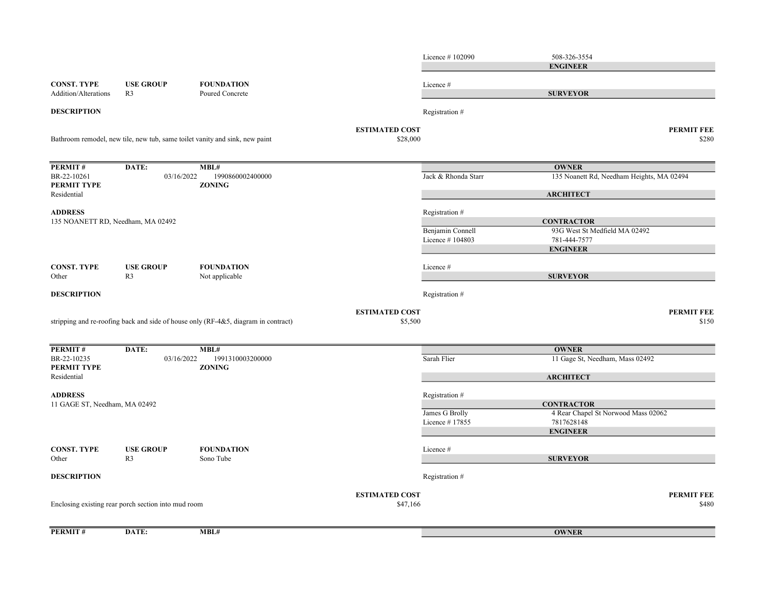Licence # 102090 | 508-326-3554

**ENGINEER**

| **CONST. TYPE** | **USE GROUP** | **FOUNDATION** |
|---|---|---|
| Addition/Alterations | R3 | Poured Concrete |

Licence #

**SURVEYOR**

**DESCRIPTION**

Registration #

| | **ESTIMATED COST** | **PERMIT FEE** |
|---|---|---|
| Bathroom remodel, new tile, new tub, same toilet vanity and sink, new paint | $28,000 | $280 |

---

| **PERMIT #** | **DATE:** | **MBL#** |
|---|---|---|
| BR-22-10261 | 03/16/2022 | 1990860002400000 |
| **PERMIT TYPE** | | **ZONING** |
| Residential | | |

**OWNER**

Jack & Rhonda Starr | 135 Noanett Rd, Needham Heights, MA 02494

**ARCHITECT**

**ADDRESS**

135 NOANETT RD, Needham, MA 02492

Registration #

**CONTRACTOR**

Benjamin Connell | 93G West St Medfield MA 02492
Licence # 104803 | 781-444-7577

**ENGINEER**

| **CONST. TYPE** | **USE GROUP** | **FOUNDATION** |
|---|---|---|
| Other | R3 | Not applicable |

Licence #

**SURVEYOR**

**DESCRIPTION**

Registration #

| | **ESTIMATED COST** | **PERMIT FEE** |
|---|---|---|
| stripping and re-roofing back and side of house only (RF-4&5, diagram in contract) | $5,500 | $150 |

---

| **PERMIT #** | **DATE:** | **MBL#** |
|---|---|---|
| BR-22-10235 | 03/16/2022 | 1991310003200000 |
| **PERMIT TYPE** | | **ZONING** |
| Residential | | |

**OWNER**

Sarah Flier | 11 Gage St, Needham, Mass 02492

**ARCHITECT**

**ADDRESS**

11 GAGE ST, Needham, MA 02492

Registration #

**CONTRACTOR**

James G Brolly | 4 Rear Chapel St Norwood Mass 02062
Licence # 17855 | 7817628148

**ENGINEER**

| **CONST. TYPE** | **USE GROUP** | **FOUNDATION** |
|---|---|---|
| Other | R3 | Sono Tube |

Licence #

**SURVEYOR**

**DESCRIPTION**

Registration #

| | **ESTIMATED COST** | **PERMIT FEE** |
|---|---|---|
| Enclosing existing rear porch section into mud room | $47,166 | $480 |

---

| **PERMIT #** | **DATE:** | **MBL#** |
|---|---|---|

**OWNER**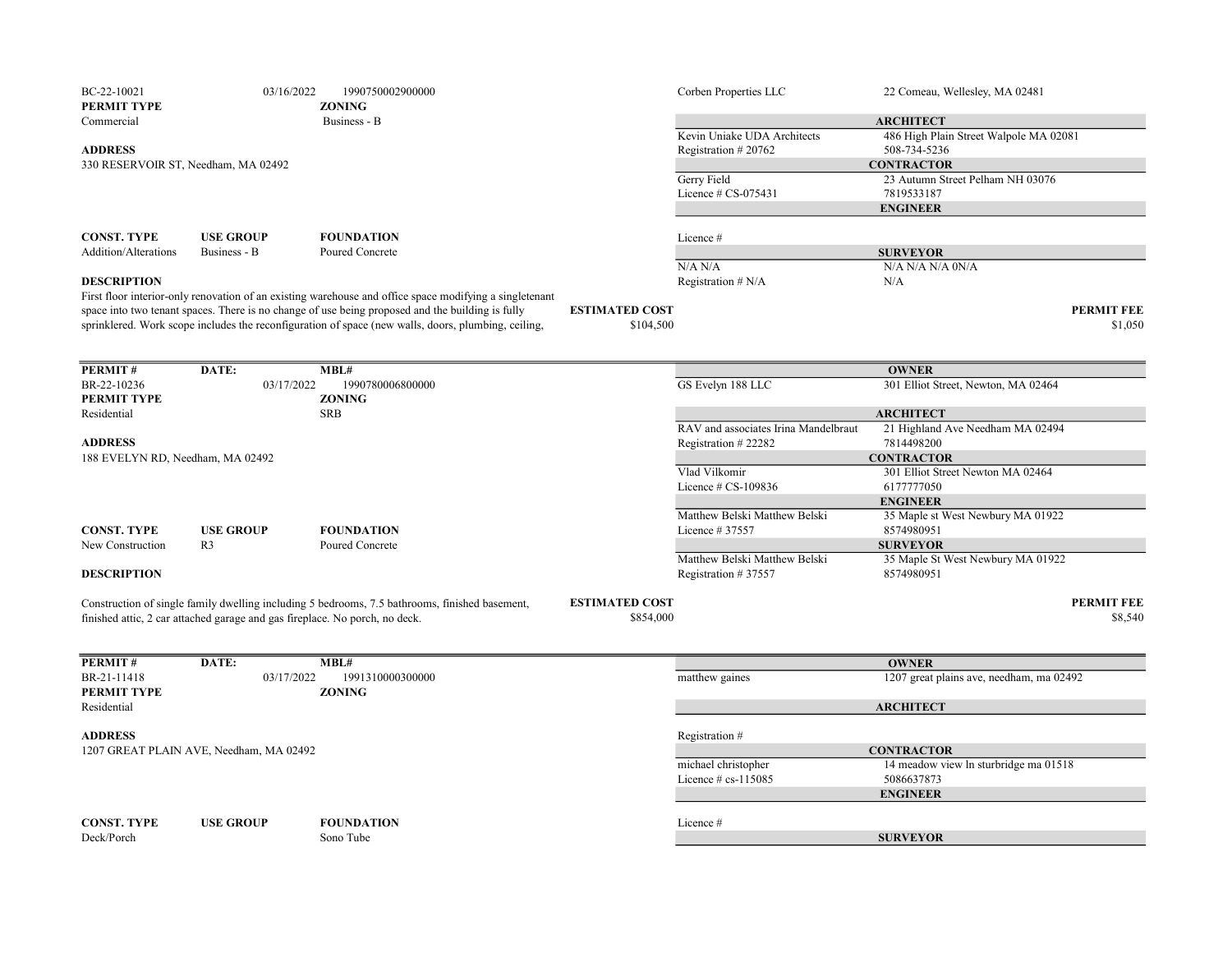BC-22-10021 | 03/16/2022 | 1990750002900000

Corben Properties LLC | 22 Comeau, Wellesley, MA 02481

**PERMIT TYPE**
Commercial

**ZONING**
Business - B

**ADDRESS**
330 RESERVOIR ST, Needham, MA 02492

**ARCHITECT**
Kevin Uniake UDA Architects | 486 High Plain Street Walpole MA 02081
Registration # 20762 | 508-734-5236

**CONTRACTOR**
Gerry Field | 23 Autumn Street Pelham NH 03076
Licence # CS-075431 | 7819533187

**ENGINEER**
Licence #

**SURVEYOR**
N/A N/A | N/A N/A N/A 0N/A
Registration # N/A | N/A

| CONST. TYPE | USE GROUP | FOUNDATION |
|---|---|---|
| Addition/Alterations | Business - B | Poured Concrete |

**DESCRIPTION**
First floor interior-only renovation of an existing warehouse and office space modifying a singletenant space into two tenant spaces. There is no change of use being proposed and the building is fully sprinklered. Work scope includes the reconfiguration of space (new walls, doors, plumbing, ceiling,

**ESTIMATED COST** $104,500

**PERMIT FEE** $1,050

---

| PERMIT # | DATE: | MBL# |
|---|---|---|
| BR-22-10236 | 03/17/2022 | 1990780006800000 |

**OWNER**
GS Evelyn 188 LLC | 301 Elliot Street, Newton, MA 02464

**PERMIT TYPE**
Residential

**ZONING**
SRB

**ADDRESS**
188 EVELYN RD, Needham, MA 02492

**ARCHITECT**
RAV and associates Irina Mandelbraut | 21 Highland Ave Needham MA 02494
Registration # 22282 | 7814498200

**CONTRACTOR**
Vlad Vilkomir | 301 Elliot Street Newton MA 02464
Licence # CS-109836 | 6177777050

**ENGINEER**
Matthew Belski Matthew Belski | 35 Maple st West Newbury MA 01922
Licence # 37557 | 8574980951

**SURVEYOR**
Matthew Belski Matthew Belski | 35 Maple St West Newbury MA 01922
Registration # 37557 | 8574980951

| CONST. TYPE | USE GROUP | FOUNDATION |
|---|---|---|
| New Construction | R3 | Poured Concrete |

**DESCRIPTION**
Construction of single family dwelling including 5 bedrooms, 7.5 bathrooms, finished basement, finished attic, 2 car attached garage and gas fireplace. No porch, no deck.

**ESTIMATED COST** $854,000

**PERMIT FEE** $8,540

---

| PERMIT # | DATE: | MBL# |
|---|---|---|
| BR-21-11418 | 03/17/2022 | 1991310000300000 |

**OWNER**
matthew gaines | 1207 great plains ave, needham, ma 02492

**PERMIT TYPE**
Residential

**ZONING**

**ADDRESS**
1207 GREAT PLAIN AVE, Needham, MA 02492

**ARCHITECT**
Registration #

**CONTRACTOR**
michael christopher | 14 meadow view ln sturbridge ma 01518
Licence # cs-115085 | 5086637873

**ENGINEER**
Licence #

**SURVEYOR**

| CONST. TYPE | USE GROUP | FOUNDATION |
|---|---|---|
| Deck/Porch | | Sono Tube |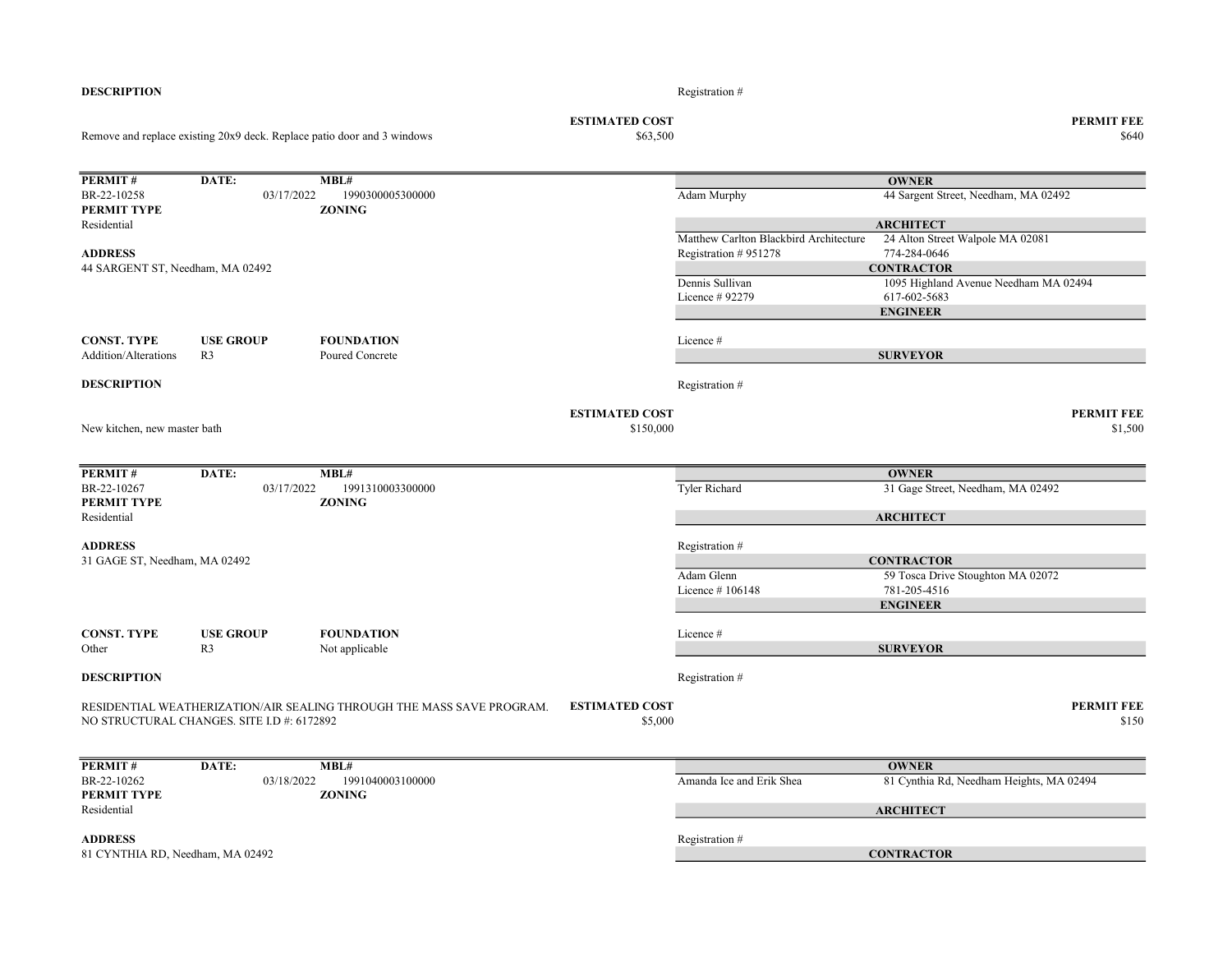**DESCRIPTION**

Registration #

| ESTIMATED COST | PERMIT FEE |
|---|---|
| $63,500 | $640 |

Remove and replace existing 20x9 deck. Replace patio door and 3 windows

---

| PERMIT # | DATE: | MBL# |
|---|---|---|
| BR-22-10258 | 03/17/2022 | 1990300005300000 |

**PERMIT TYPE**
Residential

**ZONING**

**ADDRESS**
44 SARGENT ST, Needham, MA 02492

**OWNER**
Adam Murphy — 44 Sargent Street, Needham, MA 02492

**ARCHITECT**
Matthew Carlton Blackbird Architecture — 24 Alton Street Walpole MA 02081
Registration # 951278 — 774-284-0646

**CONTRACTOR**
Dennis Sullivan — 1095 Highland Avenue Needham MA 02494
Licence # 92279 — 617-602-5683

**ENGINEER**
Licence #

**SURVEYOR**
Registration #

| CONST. TYPE | USE GROUP | FOUNDATION |
|---|---|---|
| Addition/Alterations | R3 | Poured Concrete |

**DESCRIPTION**

New kitchen, new master bath

| ESTIMATED COST | PERMIT FEE |
|---|---|
| $150,000 | $1,500 |

---

| PERMIT # | DATE: | MBL# |
|---|---|---|
| BR-22-10267 | 03/17/2022 | 1991310003300000 |

**PERMIT TYPE**
Residential

**ZONING**

**ADDRESS**
31 GAGE ST, Needham, MA 02492

**OWNER**
Tyler Richard — 31 Gage Street, Needham, MA 02492

**ARCHITECT**
Registration #

**CONTRACTOR**
Adam Glenn — 59 Tosca Drive Stoughton MA 02072
Licence # 106148 — 781-205-4516

**ENGINEER**
Licence #

**SURVEYOR**
Registration #

| CONST. TYPE | USE GROUP | FOUNDATION |
|---|---|---|
| Other | R3 | Not applicable |

**DESCRIPTION**

RESIDENTIAL WEATHERIZATION/AIR SEALING THROUGH THE MASS SAVE PROGRAM. NO STRUCTURAL CHANGES. SITE I.D #: 6172892

| ESTIMATED COST | PERMIT FEE |
|---|---|
| $5,000 | $150 |

---

| PERMIT # | DATE: | MBL# |
|---|---|---|
| BR-22-10262 | 03/18/2022 | 1991040003100000 |

**PERMIT TYPE**
Residential

**ZONING**

**ADDRESS**
81 CYNTHIA RD, Needham, MA 02492

**OWNER**
Amanda Ice and Erik Shea — 81 Cynthia Rd, Needham Heights, MA 02494

**ARCHITECT**
Registration #

**CONTRACTOR**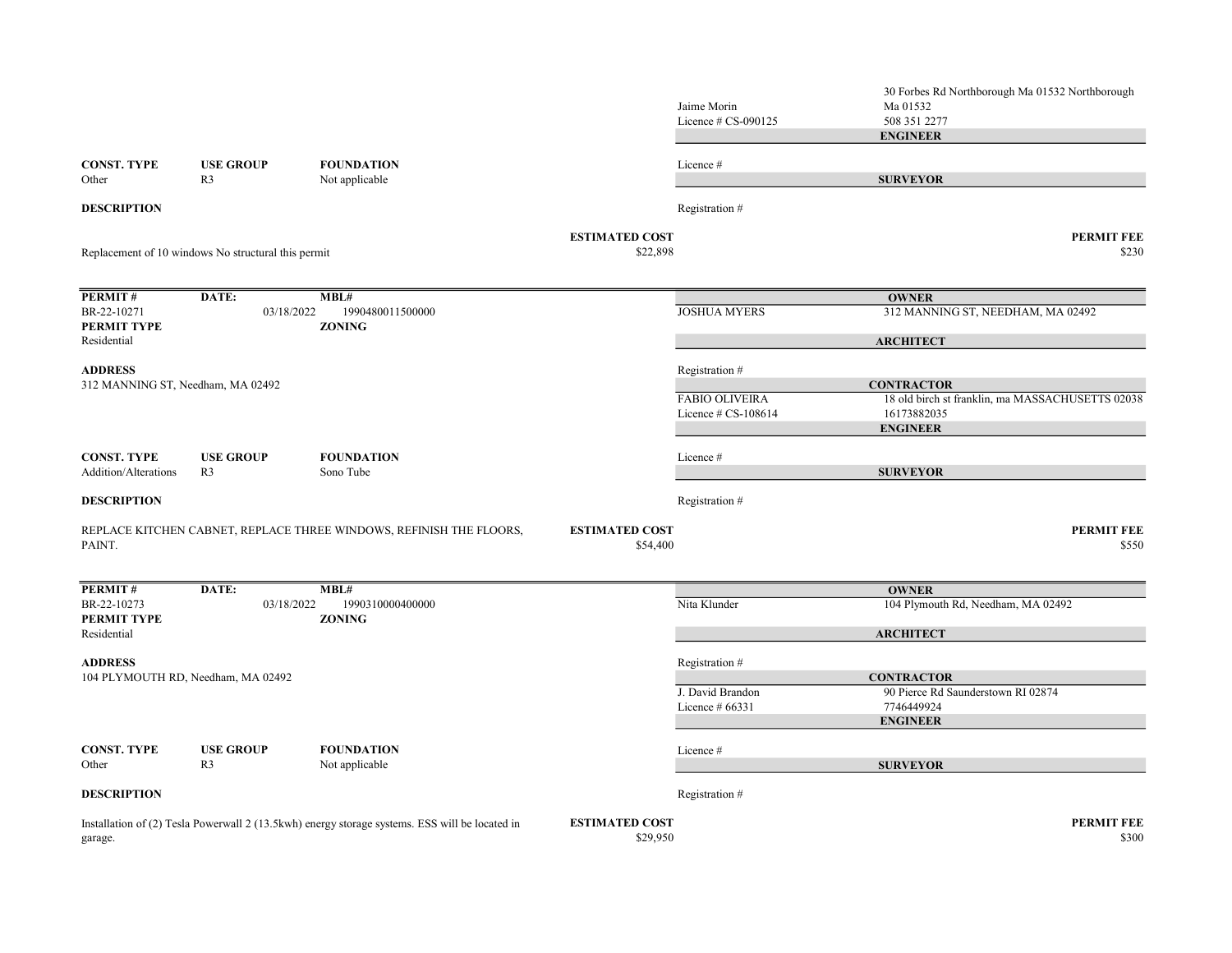| | |
|---|---|
| Jaime Morin<br>Licence # CS-090125 | 30 Forbes Rd Northborough Ma 01532 Northborough Ma 01532<br>508 351 2277 |
| | **ENGINEER** |
| Licence # | |
| | **SURVEYOR** |
| Registration # | |

| CONST. TYPE | USE GROUP | FOUNDATION |
|---|---|---|
| Other | R3 | Not applicable |

**DESCRIPTION**

Replacement of 10 windows No structural this permit

**ESTIMATED COST** $22,898

**PERMIT FEE** $230

---

| PERMIT # | DATE: | MBL# |
|---|---|---|
| BR-22-10271 | 03/18/2022 | 1990480011500000 |
| **PERMIT TYPE** | | **ZONING** |
| Residential | | |

**ADDRESS**

312 MANNING ST, Needham, MA 02492

| | |
|---|---|
| | **OWNER** |
| JOSHUA MYERS | 312 MANNING ST, NEEDHAM, MA 02492 |
| | **ARCHITECT** |
| Registration # | |
| | **CONTRACTOR** |
| FABIO OLIVEIRA<br>Licence # CS-108614 | 18 old birch st franklin, ma MASSACHUSETTS 02038<br>16173882035 |
| | **ENGINEER** |
| Licence # | |
| | **SURVEYOR** |
| Registration # | |

| CONST. TYPE | USE GROUP | FOUNDATION |
|---|---|---|
| Addition/Alterations | R3 | Sono Tube |

**DESCRIPTION**

REPLACE KITCHEN CABNET, REPLACE THREE WINDOWS, REFINISH THE FLOORS, PAINT.

**ESTIMATED COST** $54,400

**PERMIT FEE** $550

---

| PERMIT # | DATE: | MBL# |
|---|---|---|
| BR-22-10273 | 03/18/2022 | 1990310000400000 |
| **PERMIT TYPE** | | **ZONING** |
| Residential | | |

**ADDRESS**

104 PLYMOUTH RD, Needham, MA 02492

| | |
|---|---|
| | **OWNER** |
| Nita Klunder | 104 Plymouth Rd, Needham, MA 02492 |
| | **ARCHITECT** |
| Registration # | |
| | **CONTRACTOR** |
| J. David Brandon<br>Licence # 66331 | 90 Pierce Rd Saunderstown RI 02874<br>7746449924 |
| | **ENGINEER** |
| Licence # | |
| | **SURVEYOR** |
| Registration # | |

| CONST. TYPE | USE GROUP | FOUNDATION |
|---|---|---|
| Other | R3 | Not applicable |

**DESCRIPTION**

Installation of (2) Tesla Powerwall 2 (13.5kwh) energy storage systems. ESS will be located in garage.

**ESTIMATED COST** $29,950

**PERMIT FEE** $300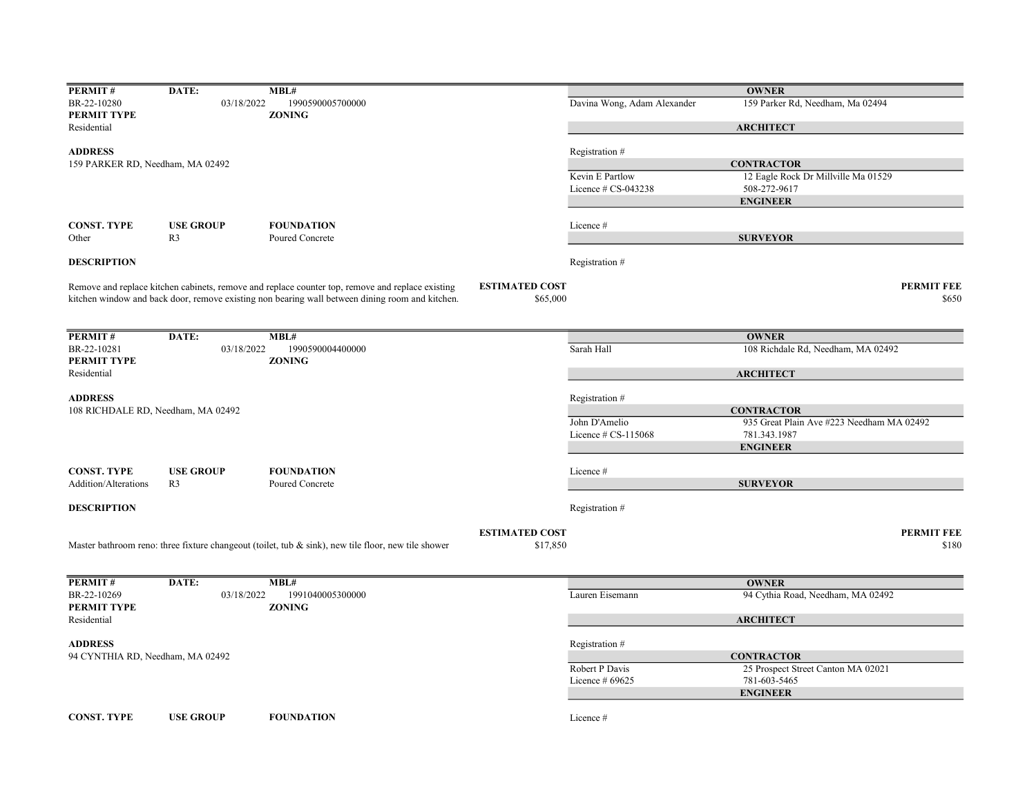| PERMIT # | DATE: | MBL# | | OWNER |
|---|---|---|---|---|
| BR-22-10280 | 03/18/2022 | 1990590005700000 | Davina Wong, Adam Alexander | 159 Parker Rd, Needham, Ma 02494 |
| **PERMIT TYPE** | | **ZONING** | | |
| Residential | | | | **ARCHITECT** |
| **ADDRESS** | | | Registration # | |
| 159 PARKER RD, Needham, MA 02492 | | | | **CONTRACTOR** |
| | | | Kevin E Partlow | 12 Eagle Rock Dr Millville Ma 01529 |
| | | | Licence # CS-043238 | 508-272-9617 |
| | | | | **ENGINEER** |
| **CONST. TYPE** | **USE GROUP** | **FOUNDATION** | Licence # | |
| Other | R3 | Poured Concrete | | **SURVEYOR** |
| **DESCRIPTION** | | | Registration # | |

Remove and replace kitchen cabinets, remove and replace counter top, remove and replace existing kitchen window and back door, remove existing non bearing wall between dining room and kitchen.

| ESTIMATED COST | PERMIT FEE |
|---|---|
| $65,000 | $650 |

| PERMIT # | DATE: | MBL# | | OWNER |
|---|---|---|---|---|
| BR-22-10281 | 03/18/2022 | 1990590004400000 | Sarah Hall | 108 Richdale Rd, Needham, MA 02492 |
| **PERMIT TYPE** | | **ZONING** | | |
| Residential | | | | **ARCHITECT** |
| **ADDRESS** | | | Registration # | |
| 108 RICHDALE RD, Needham, MA 02492 | | | | **CONTRACTOR** |
| | | | John D'Amelio | 935 Great Plain Ave #223 Needham MA 02492 |
| | | | Licence # CS-115068 | 781.343.1987 |
| | | | | **ENGINEER** |
| **CONST. TYPE** | **USE GROUP** | **FOUNDATION** | Licence # | |
| Addition/Alterations | R3 | Poured Concrete | | **SURVEYOR** |
| **DESCRIPTION** | | | Registration # | |

Master bathroom reno: three fixture changeout (toilet, tub & sink), new tile floor, new tile shower

| ESTIMATED COST | PERMIT FEE |
|---|---|
| $17,850 | $180 |

| PERMIT # | DATE: | MBL# | | OWNER |
|---|---|---|---|---|
| BR-22-10269 | 03/18/2022 | 1991040005300000 | Lauren Eisemann | 94 Cythia Road, Needham, MA 02492 |
| **PERMIT TYPE** | | **ZONING** | | |
| Residential | | | | **ARCHITECT** |
| **ADDRESS** | | | Registration # | |
| 94 CYNTHIA RD, Needham, MA 02492 | | | | **CONTRACTOR** |
| | | | Robert P Davis | 25 Prospect Street Canton MA 02021 |
| | | | Licence # 69625 | 781-603-5465 |
| | | | | **ENGINEER** |
| **CONST. TYPE** | **USE GROUP** | **FOUNDATION** | Licence # | |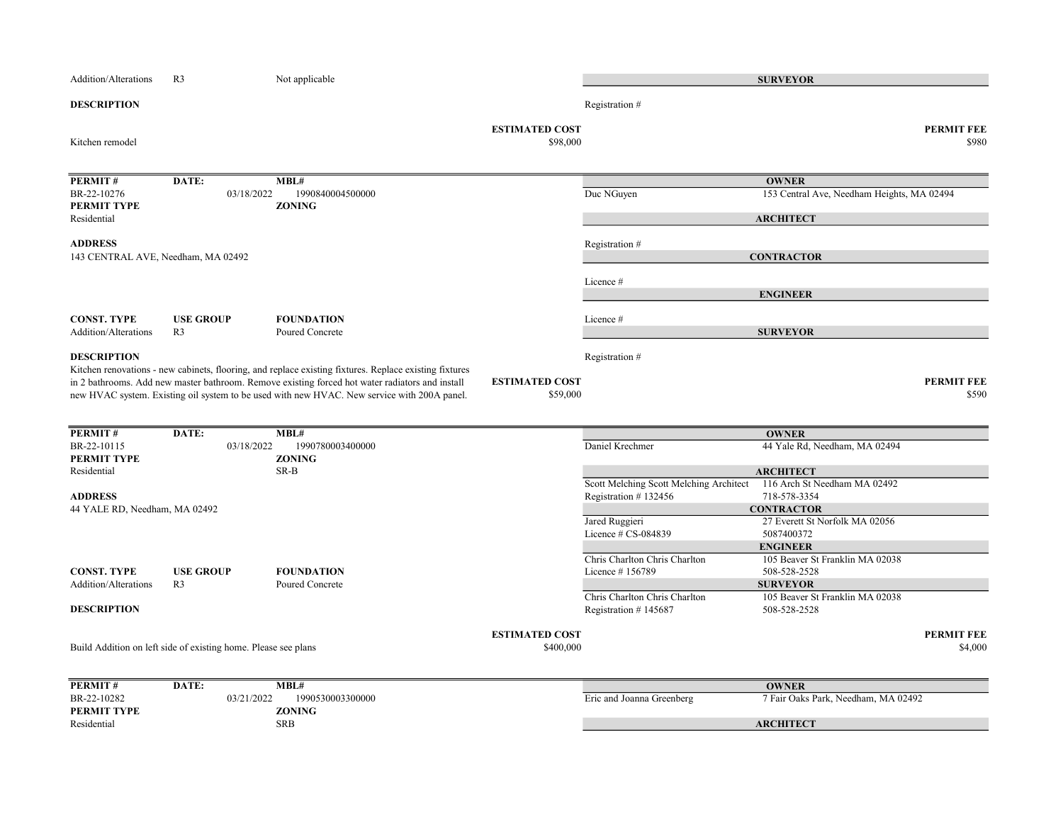| CONST. TYPE | USE GROUP | FOUNDATION |
|---|---|---|
| Addition/Alterations | R3 | Not applicable |

**SURVEYOR**

Registration #

**DESCRIPTION**

Kitchen remodel

**ESTIMATED COST** $98,000

**PERMIT FEE** $980

---

| PERMIT # | DATE: | MBL# |
|---|---|---|
| BR-22-10276 | 03/18/2022 | 1990840004500000 |

**PERMIT TYPE**
Residential

**ZONING**

**ADDRESS**
143 CENTRAL AVE, Needham, MA 02492

**OWNER**
Duc NGuyen — 153 Central Ave, Needham Heights, MA 02494

**ARCHITECT**
Registration #

**CONTRACTOR**
Licence #

**ENGINEER**
Licence #

**SURVEYOR**
Registration #

| CONST. TYPE | USE GROUP | FOUNDATION |
|---|---|---|
| Addition/Alterations | R3 | Poured Concrete |

**DESCRIPTION**

Kitchen renovations - new cabinets, flooring, and replace existing fixtures. Replace existing fixtures in 2 bathrooms. Add new master bathroom. Remove existing forced hot water radiators and install new HVAC system. Existing oil system to be used with new HVAC. New service with 200A panel.

**ESTIMATED COST** $59,000

**PERMIT FEE** $590

---

| PERMIT # | DATE: | MBL# |
|---|---|---|
| BR-22-10115 | 03/18/2022 | 1990780003400000 |

**PERMIT TYPE**
Residential

**ZONING**
SR-B

**ADDRESS**
44 YALE RD, Needham, MA 02492

**OWNER**
Daniel Krechmer — 44 Yale Rd, Needham, MA 02494

**ARCHITECT**
Scott Melching Scott Melching Architect — 116 Arch St Needham MA 02492
Registration # 132456 — 718-578-3354

**CONTRACTOR**
Jared Ruggieri — 27 Everett St Norfolk MA 02056
Licence # CS-084839 — 5087400372

**ENGINEER**
Chris Charlton Chris Charlton — 105 Beaver St Franklin MA 02038
Licence # 156789 — 508-528-2528

**SURVEYOR**
Chris Charlton Chris Charlton — 105 Beaver St Franklin MA 02038
Registration # 145687 — 508-528-2528

| CONST. TYPE | USE GROUP | FOUNDATION |
|---|---|---|
| Addition/Alterations | R3 | Poured Concrete |

**DESCRIPTION**

Build Addition on left side of existing home. Please see plans

**ESTIMATED COST** $400,000

**PERMIT FEE** $4,000

---

| PERMIT # | DATE: | MBL# |
|---|---|---|
| BR-22-10282 | 03/21/2022 | 1990530003300000 |

**PERMIT TYPE**
Residential

**ZONING**
SRB

**OWNER**
Eric and Joanna Greenberg — 7 Fair Oaks Park, Needham, MA 02492

**ARCHITECT**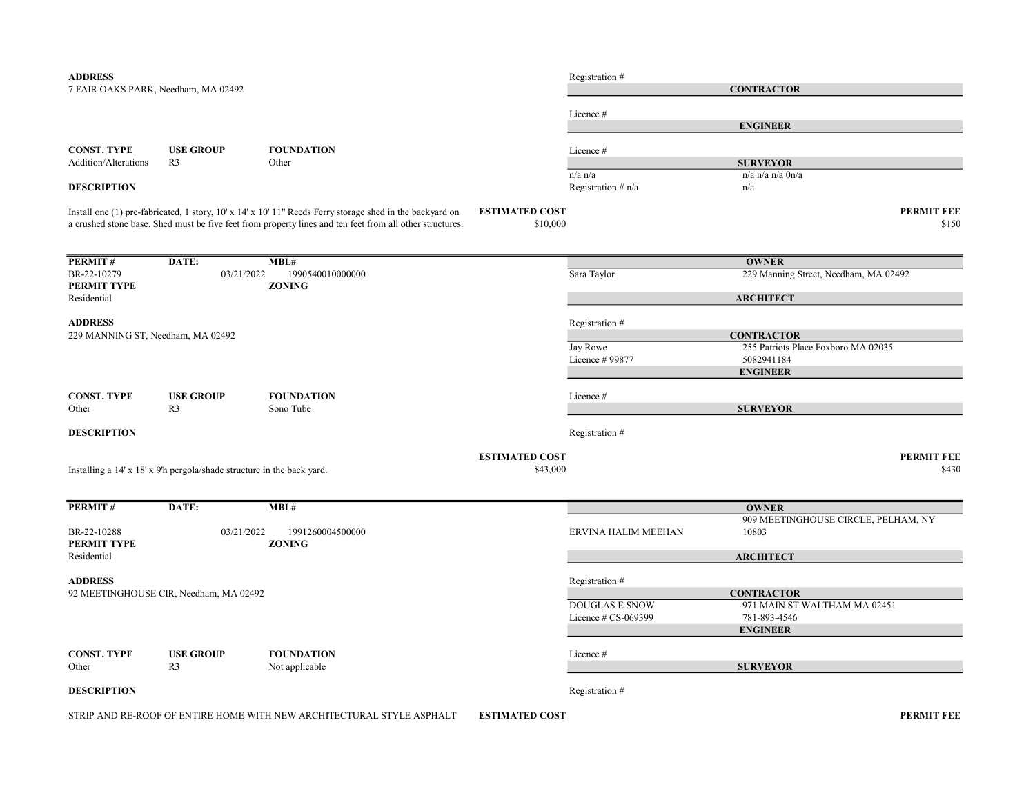**ADDRESS**
7 FAIR OAKS PARK, Needham, MA 02492

| | |
|---|---|
| Registration # | |
| **CONTRACTOR** | |
| Licence # | |
| **ENGINEER** | |
| Licence # | |
| **SURVEYOR** | |
| n/a n/a | n/a n/a n/a 0n/a |
| Registration # n/a | n/a |

| CONST. TYPE | USE GROUP | FOUNDATION |
|---|---|---|
| Addition/Alterations | R3 | Other |

**DESCRIPTION**

Install one (1) pre-fabricated, 1 story, 10' x 14' x 10' 11" Reeds Ferry storage shed in the backyard on a crushed stone base. Shed must be five feet from property lines and ten feet from all other structures.

**ESTIMATED COST** $10,000

**PERMIT FEE** $150

---

| PERMIT # | DATE: | MBL# |
|---|---|---|
| BR-22-10279 | 03/21/2022 | 1990540010000000 |
| **PERMIT TYPE** | | **ZONING** |
| Residential | | |

| **OWNER** | |
|---|---|
| Sara Taylor | 229 Manning Street, Needham, MA 02492 |
| **ARCHITECT** | |
| Registration # | |
| **CONTRACTOR** | |
| Jay Rowe | 255 Patriots Place Foxboro MA 02035 |
| Licence # 99877 | 5082941184 |
| **ENGINEER** | |
| Licence # | |
| **SURVEYOR** | |
| Registration # | |

**ADDRESS**
229 MANNING ST, Needham, MA 02492

| CONST. TYPE | USE GROUP | FOUNDATION |
|---|---|---|
| Other | R3 | Sono Tube |

**DESCRIPTION**

Installing a 14' x 18' x 9'h pergola/shade structure in the back yard.

**ESTIMATED COST** $43,000

**PERMIT FEE** $430

---

| PERMIT # | DATE: | MBL# |
|---|---|---|
| BR-22-10288 | 03/21/2022 | 1991260004500000 |
| **PERMIT TYPE** | | **ZONING** |
| Residential | | |

| **OWNER** | |
|---|---|
| ERVINA HALIM MEEHAN | 909 MEETINGHOUSE CIRCLE, PELHAM, NY 10803 |
| **ARCHITECT** | |
| Registration # | |
| **CONTRACTOR** | |
| DOUGLAS E SNOW | 971 MAIN ST WALTHAM MA 02451 |
| Licence # CS-069399 | 781-893-4546 |
| **ENGINEER** | |
| Licence # | |
| **SURVEYOR** | |
| Registration # | |

**ADDRESS**
92 MEETINGHOUSE CIR, Needham, MA 02492

| CONST. TYPE | USE GROUP | FOUNDATION |
|---|---|---|
| Other | R3 | Not applicable |

**DESCRIPTION**

STRIP AND RE-ROOF OF ENTIRE HOME WITH NEW ARCHITECTURAL STYLE ASPHALT

**ESTIMATED COST**

**PERMIT FEE**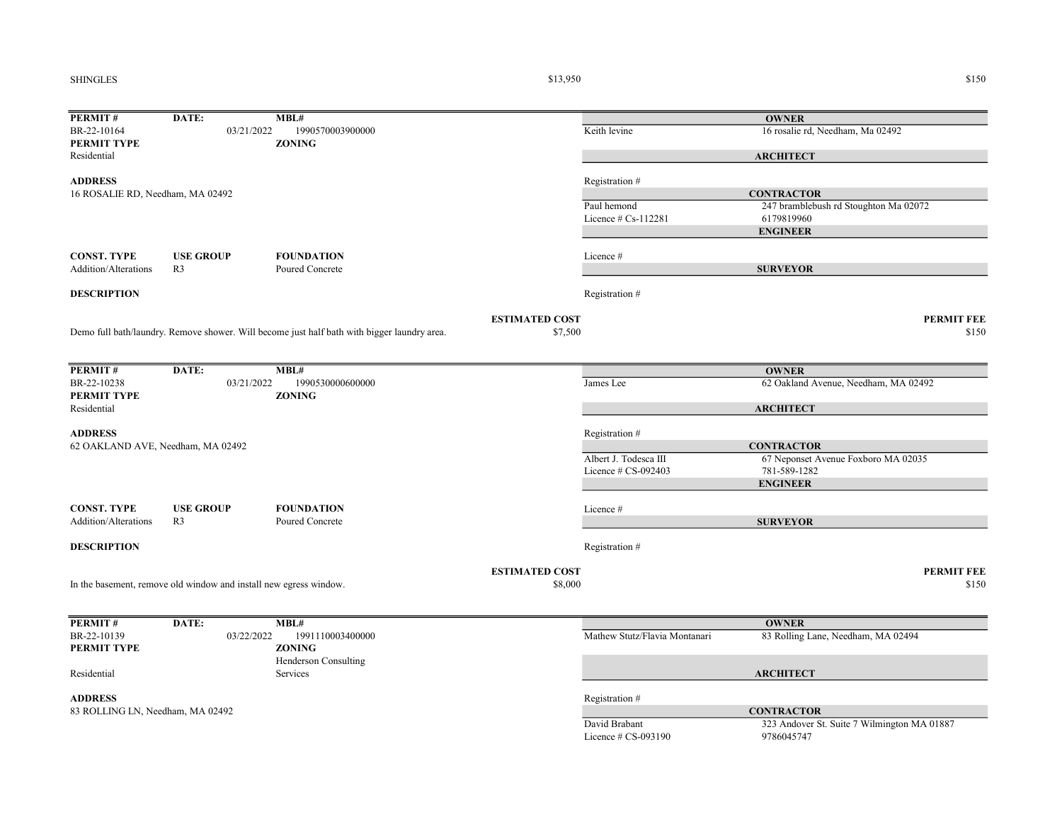SHINGLES $13,950 $150

| PERMIT # | DATE: | MBL# | | OWNER |
|---|---|---|---|---|
| BR-22-10164 | 03/21/2022 | 1990570003900000 | Keith levine | 16 rosalie rd, Needham, Ma 02492 |
| **PERMIT TYPE** | | **ZONING** | | |
| Residential | | | | **ARCHITECT** |
| **ADDRESS** | | | Registration # | |
| 16 ROSALIE RD, Needham, MA 02492 | | | | **CONTRACTOR** |
| | | | Paul hemond | 247 bramblebush rd Stoughton Ma 02072 |
| | | | Licence # Cs-112281 | 6179819960 |
| | | | | **ENGINEER** |
| **CONST. TYPE** | **USE GROUP** | **FOUNDATION** | Licence # | |
| Addition/Alterations | R3 | Poured Concrete | | **SURVEYOR** |
| **DESCRIPTION** | | | Registration # | |

Demo full bath/laundry. Remove shower. Will become just half bath with bigger laundry area.

**ESTIMATED COST** $7,500 **PERMIT FEE** $150

| PERMIT # | DATE: | MBL# | | OWNER |
|---|---|---|---|---|
| BR-22-10238 | 03/21/2022 | 1990530000600000 | James Lee | 62 Oakland Avenue, Needham, MA 02492 |
| **PERMIT TYPE** | | **ZONING** | | |
| Residential | | | | **ARCHITECT** |
| **ADDRESS** | | | Registration # | |
| 62 OAKLAND AVE, Needham, MA 02492 | | | | **CONTRACTOR** |
| | | | Albert J. Todesca III | 67 Neponset Avenue Foxboro MA 02035 |
| | | | Licence # CS-092403 | 781-589-1282 |
| | | | | **ENGINEER** |
| **CONST. TYPE** | **USE GROUP** | **FOUNDATION** | Licence # | |
| Addition/Alterations | R3 | Poured Concrete | | **SURVEYOR** |
| **DESCRIPTION** | | | Registration # | |

In the basement, remove old window and install new egress window.

**ESTIMATED COST** $8,000 **PERMIT FEE** $150

| PERMIT # | DATE: | MBL# | | OWNER |
|---|---|---|---|---|
| BR-22-10139 | 03/22/2022 | 1991110003400000 | Mathew Stutz/Flavia Montanari | 83 Rolling Lane, Needham, MA 02494 |
| **PERMIT TYPE** | | **ZONING** | | |
| Residential | | Henderson Consulting Services | | **ARCHITECT** |
| **ADDRESS** | | | Registration # | |
| 83 ROLLING LN, Needham, MA 02492 | | | | **CONTRACTOR** |
| | | | David Brabant | 323 Andover St. Suite 7 Wilmington MA 01887 |
| | | | Licence # CS-093190 | 9786045747 |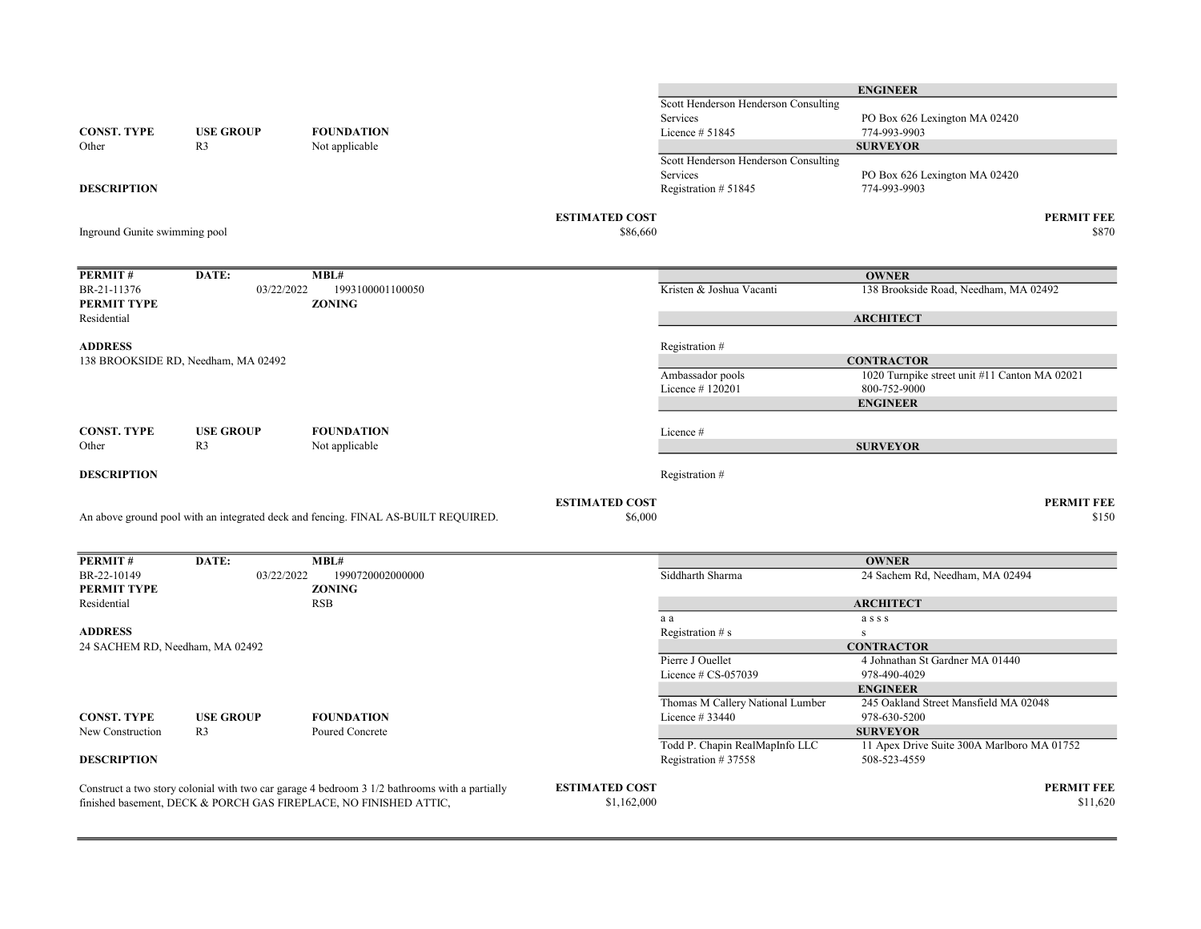| ENGINEER | |
|---|---|
| Scott Henderson Henderson Consulting Services | PO Box 626 Lexington MA 02420 |
| Licence # 51845 | 774-993-9903 |

| CONST. TYPE | USE GROUP | FOUNDATION |
|---|---|---|
| Other | R3 | Not applicable |

| SURVEYOR | |
|---|---|
| Scott Henderson Henderson Consulting Services | PO Box 626 Lexington MA 02420 |
| Registration # 51845 | 774-993-9903 |

**DESCRIPTION**

Inground Gunite swimming pool

**ESTIMATED COST** $86,660

**PERMIT FEE** $870

---

| PERMIT # | DATE: | MBL# |
|---|---|---|
| BR-21-11376 | 03/22/2022 | 1993100001100050 |
| **PERMIT TYPE** | | **ZONING** |
| Residential | | |

**ADDRESS**

138 BROOKSIDE RD, Needham, MA 02492

| OWNER | |
|---|---|
| Kristen & Joshua Vacanti | 138 Brookside Road, Needham, MA 02492 |
| **ARCHITECT** | |
| Registration # | |
| **CONTRACTOR** | |
| Ambassador pools | 1020 Turnpike street unit #11 Canton MA 02021 |
| Licence # 120201 | 800-752-9000 |
| **ENGINEER** | |
| Licence # | |
| **SURVEYOR** | |
| Registration # | |

| CONST. TYPE | USE GROUP | FOUNDATION |
|---|---|---|
| Other | R3 | Not applicable |

**DESCRIPTION**

An above ground pool with an integrated deck and fencing. FINAL AS-BUILT REQUIRED.

**ESTIMATED COST** $6,000

**PERMIT FEE** $150

---

| PERMIT # | DATE: | MBL# |
|---|---|---|
| BR-22-10149 | 03/22/2022 | 1990720002000000 |
| **PERMIT TYPE** | | **ZONING** |
| Residential | | RSB |

**ADDRESS**

24 SACHEM RD, Needham, MA 02492

| OWNER | |
|---|---|
| Siddharth Sharma | 24 Sachem Rd, Needham, MA 02494 |
| **ARCHITECT** | |
| a a | a s s s |
| Registration # s | s |
| **CONTRACTOR** | |
| Pierre J Ouellet | 4 Johnathan St Gardner MA 01440 |
| Licence # CS-057039 | 978-490-4029 |
| **ENGINEER** | |
| Thomas M Callery National Lumber | 245 Oakland Street Mansfield MA 02048 |
| Licence # 33440 | 978-630-5200 |
| **SURVEYOR** | |
| Todd P. Chapin RealMapInfo LLC | 11 Apex Drive Suite 300A Marlboro MA 01752 |
| Registration # 37558 | 508-523-4559 |

| CONST. TYPE | USE GROUP | FOUNDATION |
|---|---|---|
| New Construction | R3 | Poured Concrete |

**DESCRIPTION**

Construct a two story colonial with two car garage 4 bedroom 3 1/2 bathrooms with a partially finished basement, DECK & PORCH GAS FIREPLACE, NO FINISHED ATTIC,

**ESTIMATED COST** $1,162,000

**PERMIT FEE** $11,620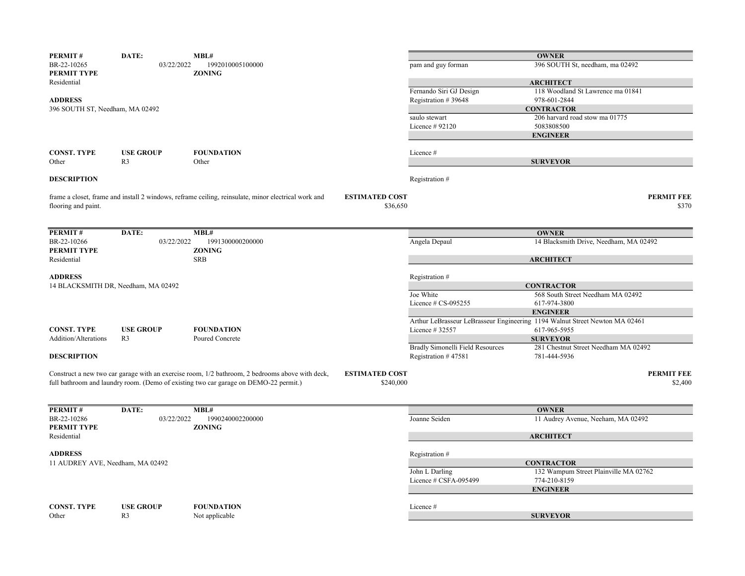**PERMIT #** BR-22-10265 **DATE:** 03/22/2022 **MBL#** 1992010005100000

**PERMIT TYPE** Residential **ZONING**

**ADDRESS**
396 SOUTH ST, Needham, MA 02492

| **OWNER** | |
|---|---|
| pam and guy forman | 396 SOUTH St, needham, ma 02492 |
| **ARCHITECT** | |
| Fernando Siri GJ Design | 118 Woodland St Lawrence ma 01841 |
| Registration # 39648 | 978-601-2844 |
| **CONTRACTOR** | |
| saulo stewart | 206 harvard road stow ma 01775 |
| Licence # 92120 | 5083808500 |
| **ENGINEER** | |
| Licence # | |
| **SURVEYOR** | |
| Registration # | |

| **CONST. TYPE** | **USE GROUP** | **FOUNDATION** |
|---|---|---|
| Other | R3 | Other |

**DESCRIPTION**

frame a closet, frame and install 2 windows, reframe ceiling, reinsulate, minor electrical work and flooring and paint.

**ESTIMATED COST** $36,650

**PERMIT FEE** $370

---

**PERMIT #** BR-22-10266 **DATE:** 03/22/2022 **MBL#** 1991300000200000

**PERMIT TYPE** Residential **ZONING** SRB

**ADDRESS**
14 BLACKSMITH DR, Needham, MA 02492

| **OWNER** | |
|---|---|
| Angela Depaul | 14 Blacksmith Drive, Needham, MA 02492 |
| **ARCHITECT** | |
| Registration # | |
| **CONTRACTOR** | |
| Joe White | 568 South Street Needham MA 02492 |
| Licence # CS-095255 | 617-974-3800 |
| **ENGINEER** | |
| Arthur LeBrasseur LeBrasseur Engineering | 1194 Walnut Street Newton MA 02461 |
| Licence # 32557 | 617-965-5955 |
| **SURVEYOR** | |
| Bradly Simonelli Field Resources | 281 Chestnut Street Needham MA 02492 |
| Registration # 47581 | 781-444-5936 |

| **CONST. TYPE** | **USE GROUP** | **FOUNDATION** |
|---|---|---|
| Addition/Alterations | R3 | Poured Concrete |

**DESCRIPTION**

Construct a new two car garage with an exercise room, 1/2 bathroom, 2 bedrooms above with deck, full bathroom and laundry room. (Demo of existing two car garage on DEMO-22 permit.)

**ESTIMATED COST** $240,000

**PERMIT FEE** $2,400

---

**PERMIT #** BR-22-10286 **DATE:** 03/22/2022 **MBL#** 1990240002200000

**PERMIT TYPE** Residential **ZONING**

**ADDRESS**
11 AUDREY AVE, Needham, MA 02492

| **OWNER** | |
|---|---|
| Joanne Seiden | 11 Audrey Avenue, Neeham, MA 02492 |
| **ARCHITECT** | |
| Registration # | |
| **CONTRACTOR** | |
| John L Darling | 132 Wampum Street Plainville MA 02762 |
| Licence # CSFA-095499 | 774-210-8159 |
| **ENGINEER** | |
| Licence # | |
| **SURVEYOR** | |

| **CONST. TYPE** | **USE GROUP** | **FOUNDATION** |
|---|---|---|
| Other | R3 | Not applicable |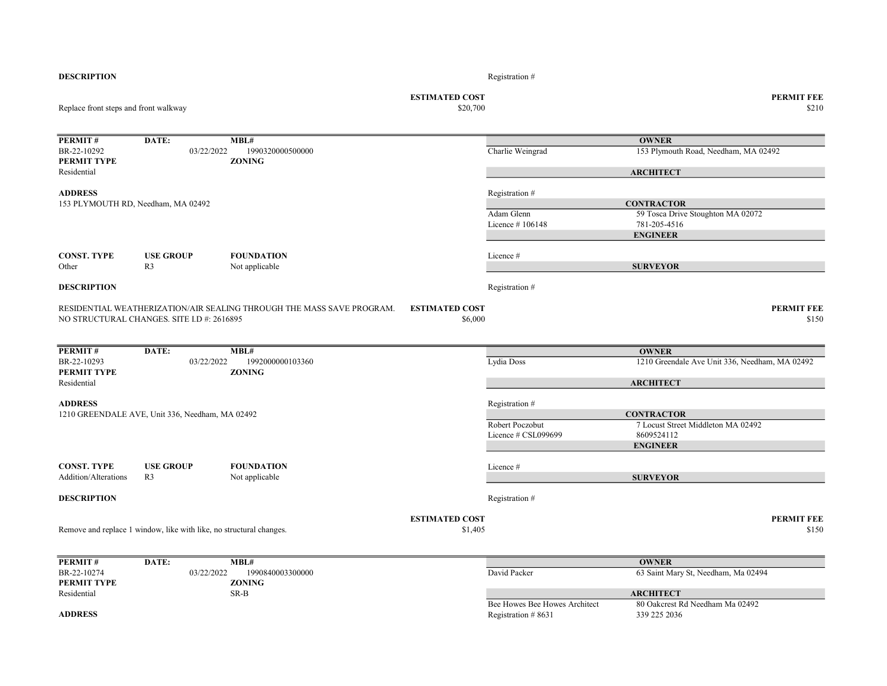**DESCRIPTION**

Registration #

| | ESTIMATED COST | PERMIT FEE |
|---|---|---|
| Replace front steps and front walkway | $20,700 | $210 |

---

| PERMIT # | DATE: | MBL# |
|---|---|---|
| BR-22-10292 | 03/22/2022 | 1990320000500000 |

**PERMIT TYPE**
Residential

**ZONING**

**ADDRESS**
153 PLYMOUTH RD, Needham, MA 02492

| CONST. TYPE | USE GROUP | FOUNDATION |
|---|---|---|
| Other | R3 | Not applicable |

**OWNER**
Charlie Weingrad — 153 Plymouth Road, Needham, MA 02492

**ARCHITECT**
Registration #

**CONTRACTOR**
Adam Glenn — 59 Tosca Drive Stoughton MA 02072
Licence # 106148 — 781-205-4516

**ENGINEER**
Licence #

**SURVEYOR**
Registration #

**DESCRIPTION**

| | ESTIMATED COST | PERMIT FEE |
|---|---|---|
| RESIDENTIAL WEATHERIZATION/AIR SEALING THROUGH THE MASS SAVE PROGRAM. NO STRUCTURAL CHANGES. SITE I.D #: 2616895 | $6,000 | $150 |

---

| PERMIT # | DATE: | MBL# |
|---|---|---|
| BR-22-10293 | 03/22/2022 | 1992000000103360 |

**PERMIT TYPE**
Residential

**ZONING**

**ADDRESS**
1210 GREENDALE AVE, Unit 336, Needham, MA 02492

| CONST. TYPE | USE GROUP | FOUNDATION |
|---|---|---|
| Addition/Alterations | R3 | Not applicable |

**OWNER**
Lydia Doss — 1210 Greendale Ave Unit 336, Needham, MA 02492

**ARCHITECT**
Registration #

**CONTRACTOR**
Robert Poczobut — 7 Locust Street Middleton MA 02492
Licence # CSL099699 — 8609524112

**ENGINEER**
Licence #

**SURVEYOR**
Registration #

**DESCRIPTION**

| | ESTIMATED COST | PERMIT FEE |
|---|---|---|
| Remove and replace 1 window, like with like, no structural changes. | $1,405 | $150 |

---

| PERMIT # | DATE: | MBL# |
|---|---|---|
| BR-22-10274 | 03/22/2022 | 1990840003300000 |

**PERMIT TYPE**
Residential

**ZONING**
SR-B

**ADDRESS**

**OWNER**
David Packer — 63 Saint Mary St, Needham, Ma 02494

**ARCHITECT**
Bee Howes Bee Howes Architect — 80 Oakcrest Rd Needham Ma 02492
Registration # 8631 — 339 225 2036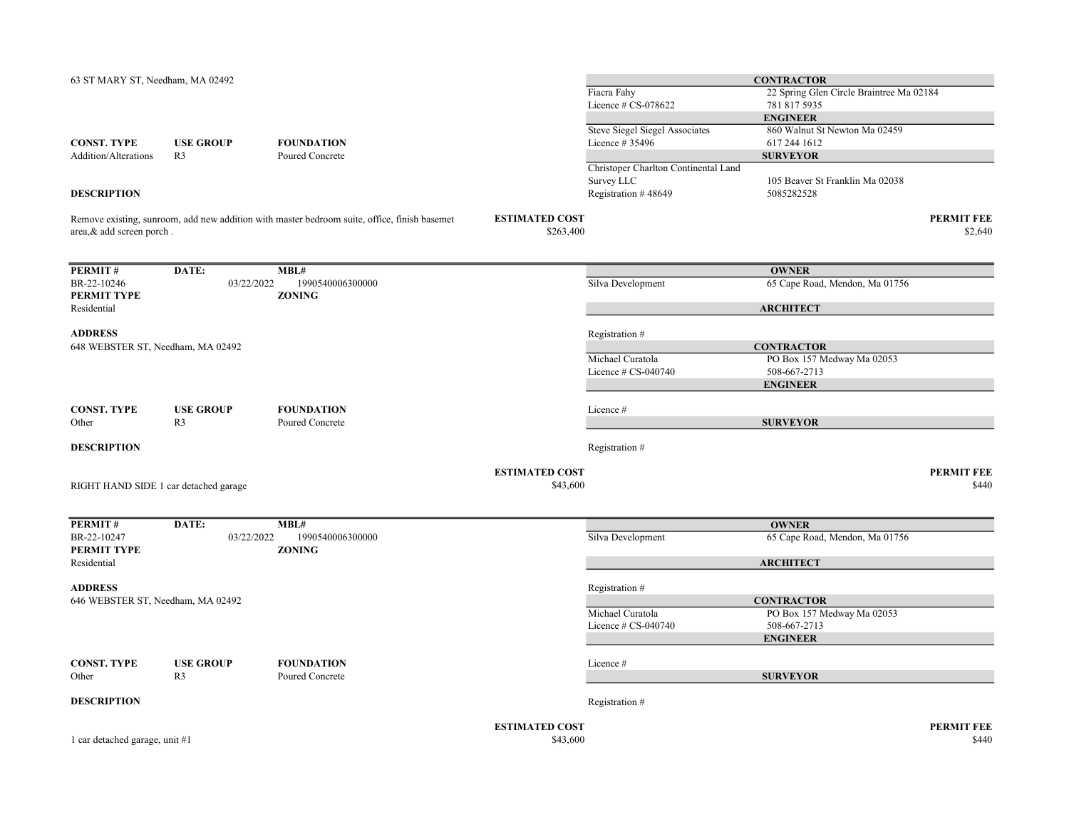63 ST MARY ST, Needham, MA 02492

| CONTRACTOR | |
|---|---|
| Fiacra Fahy | 22 Spring Glen Circle Braintree Ma 02184 |
| Licence # CS-078622 | 781 817 5935 |
| **ENGINEER** | |
| Steve Siegel Siegel Associates | 860 Walnut St Newton Ma 02459 |
| Licence # 35496 | 617 244 1612 |
| **SURVEYOR** | |
| Christoper Charlton Continental Land Survey LLC | 105 Beaver St Franklin Ma 02038 |
| Registration # 48649 | 5085282528 |

| CONST. TYPE | USE GROUP | FOUNDATION |
|---|---|---|
| Addition/Alterations | R3 | Poured Concrete |

**DESCRIPTION**

Remove existing, sunroom, add new addition with master bedroom suite, office, finish basemet area,& add screen porch .

**ESTIMATED COST** $263,400

**PERMIT FEE** $2,640

---

| PERMIT # | DATE: | MBL# |
|---|---|---|
| BR-22-10246 | 03/22/2022 | 1990540006300000 |
| **PERMIT TYPE** | | **ZONING** |
| Residential | | |

**ADDRESS**

648 WEBSTER ST, Needham, MA 02492

| OWNER | |
|---|---|
| Silva Development | 65 Cape Road, Mendon, Ma 01756 |
| **ARCHITECT** | |
| Registration # | |
| **CONTRACTOR** | |
| Michael Curatola | PO Box 157 Medway Ma 02053 |
| Licence # CS-040740 | 508-667-2713 |
| **ENGINEER** | |
| Licence # | |
| **SURVEYOR** | |
| Registration # | |

| CONST. TYPE | USE GROUP | FOUNDATION |
|---|---|---|
| Other | R3 | Poured Concrete |

**DESCRIPTION**

RIGHT HAND SIDE 1 car detached garage

**ESTIMATED COST** $43,600

**PERMIT FEE** $440

---

| PERMIT # | DATE: | MBL# |
|---|---|---|
| BR-22-10247 | 03/22/2022 | 1990540006300000 |
| **PERMIT TYPE** | | **ZONING** |
| Residential | | |

**ADDRESS**

646 WEBSTER ST, Needham, MA 02492

| OWNER | |
|---|---|
| Silva Development | 65 Cape Road, Mendon, Ma 01756 |
| **ARCHITECT** | |
| Registration # | |
| **CONTRACTOR** | |
| Michael Curatola | PO Box 157 Medway Ma 02053 |
| Licence # CS-040740 | 508-667-2713 |
| **ENGINEER** | |
| Licence # | |
| **SURVEYOR** | |
| Registration # | |

| CONST. TYPE | USE GROUP | FOUNDATION |
|---|---|---|
| Other | R3 | Poured Concrete |

**DESCRIPTION**

1 car detached garage, unit #1

**ESTIMATED COST** $43,600

**PERMIT FEE** $440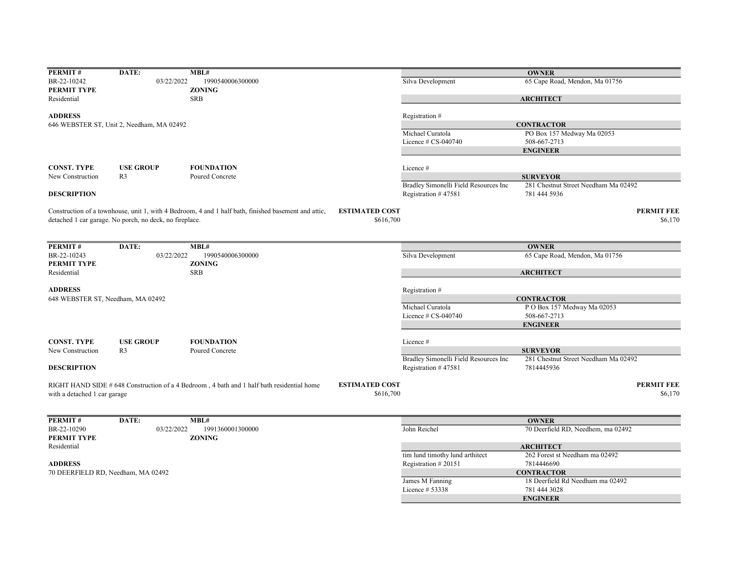| PERMIT # | DATE: | MBL# |
|---|---|---|
| BR-22-10242 | 03/22/2022 | 1990540006300000 |

**PERMIT TYPE:** Residential
**ZONING:** SRB

**ADDRESS**
646 WEBSTER ST, Unit 2, Needham, MA 02492

| CONST. TYPE | USE GROUP | FOUNDATION |
|---|---|---|
| New Construction | R3 | Poured Concrete |

**DESCRIPTION**

Construction of a townhouse, unit 1, with 4 Bedroom, 4 and 1 half bath, finished basement and attic, detached 1 car garage. No porch, no deck, no fireplace.

**ESTIMATED COST:** $616,700

**PERMIT FEE:** $6,170

**OWNER**
Silva Development — 65 Cape Road, Mendon, Ma 01756

**ARCHITECT**
Registration #

**CONTRACTOR**
Michael Curatola — PO Box 157 Medway Ma 02053
Licence # CS-040740 — 508-667-2713

**ENGINEER**
Licence #

**SURVEYOR**
Bradley Simonelli Field Resources Inc — 281 Chestnut Street Needham Ma 02492
Registration # 47581 — 781 444 5936

---

| PERMIT # | DATE: | MBL# |
|---|---|---|
| BR-22-10243 | 03/22/2022 | 1990540006300000 |

**PERMIT TYPE:** Residential
**ZONING:** SRB

**ADDRESS**
648 WEBSTER ST, Needham, MA 02492

| CONST. TYPE | USE GROUP | FOUNDATION |
|---|---|---|
| New Construction | R3 | Poured Concrete |

**DESCRIPTION**

RIGHT HAND SIDE # 648 Construction of a 4 Bedroom , 4 bath and 1 half bath residential home with a detached 1 car garage

**ESTIMATED COST:** $616,700

**PERMIT FEE:** $6,170

**OWNER**
Silva Development — 65 Cape Road, Mendon, Ma 01756

**ARCHITECT**
Registration #

**CONTRACTOR**
Michael Curatola — P O Box 157 Medway Ma 02053
Licence # CS-040740 — 508-667-2713

**ENGINEER**
Licence #

**SURVEYOR**
Bradley Simonelli Field Resources Inc — 281 Chestnut Street Needham Ma 02492
Registration # 47581 — 7814445936

---

| PERMIT # | DATE: | MBL# |
|---|---|---|
| BR-22-10290 | 03/22/2022 | 1991360001300000 |

**PERMIT TYPE:** Residential
**ZONING:**

**ADDRESS**
70 DEERFIELD RD, Needham, MA 02492

**OWNER**
John Reichel — 70 Deerfield RD, Needhem, ma 02492

**ARCHITECT**
tim lund timothy lund arthitect — 262 Forest st Needham ma 02492
Registration # 20151 — 7814446690

**CONTRACTOR**
James M Fanning — 18 Deerfield Rd Needham ma 02492
Licence # 53338 — 781 444 3028

**ENGINEER**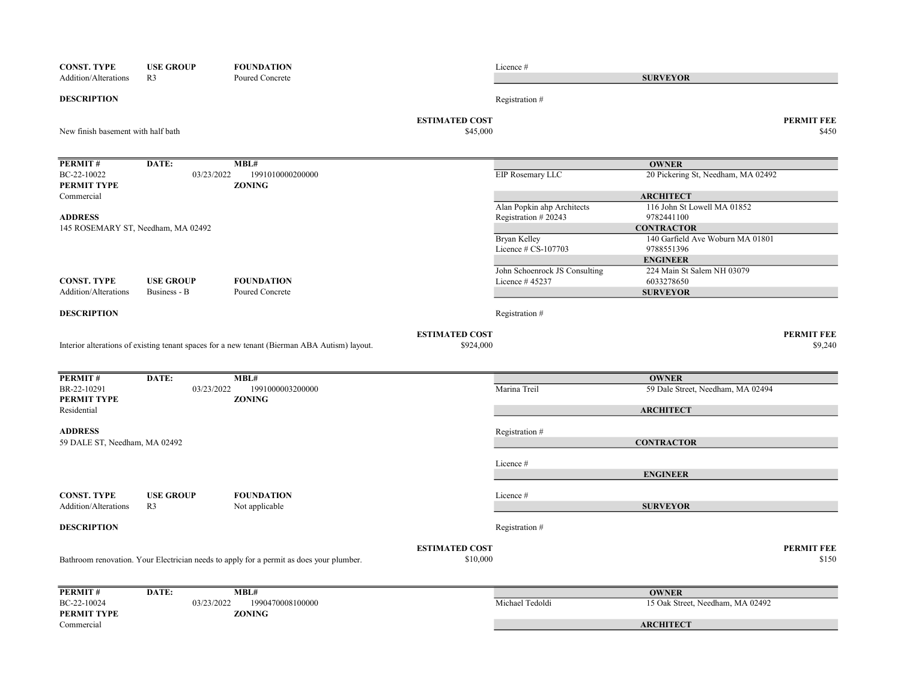| CONST. TYPE | USE GROUP | FOUNDATION |
|---|---|---|
| Addition/Alterations | R3 | Poured Concrete |

Licence #

**SURVEYOR**

**DESCRIPTION**

Registration #

New finish basement with half bath

**ESTIMATED COST** $45,000

**PERMIT FEE** $450

---

| PERMIT # | DATE: | MBL# |
|---|---|---|
| BC-22-10022 | 03/23/2022 | 1991010000200000 |

**PERMIT TYPE**
Commercial

**ZONING**

**ADDRESS**
145 ROSEMARY ST, Needham, MA 02492

| OWNER | |
|---|---|
| EIP Rosemary LLC | 20 Pickering St, Needham, MA 02492 |
| **ARCHITECT** | |
| Alan Popkin ahp Architects | 116 John St Lowell MA 01852 |
| Registration # 20243 | 9782441100 |
| **CONTRACTOR** | |
| Bryan Kelley | 140 Garfield Ave Woburn MA 01801 |
| Licence # CS-107703 | 9788551396 |
| **ENGINEER** | |
| John Schoenrock JS Consulting | 224 Main St Salem NH 03079 |
| Licence # 45237 | 6033278650 |
| **SURVEYOR** | |
| Registration # | |

| CONST. TYPE | USE GROUP | FOUNDATION |
|---|---|---|
| Addition/Alterations | Business - B | Poured Concrete |

**DESCRIPTION**

Interior alterations of existing tenant spaces for a new tenant (Bierman ABA Autism) layout.

**ESTIMATED COST** $924,000

**PERMIT FEE** $9,240

---

| PERMIT # | DATE: | MBL# |
|---|---|---|
| BR-22-10291 | 03/23/2022 | 1991000003200000 |

**PERMIT TYPE**
Residential

**ZONING**

**ADDRESS**
59 DALE ST, Needham, MA 02492

| OWNER | |
|---|---|
| Marina Treil | 59 Dale Street, Needham, MA 02494 |
| **ARCHITECT** | |
| Registration # | |
| **CONTRACTOR** | |
| Licence # | |
| **ENGINEER** | |
| Licence # | |
| **SURVEYOR** | |
| Registration # | |

| CONST. TYPE | USE GROUP | FOUNDATION |
|---|---|---|
| Addition/Alterations | R3 | Not applicable |

**DESCRIPTION**

Bathroom renovation. Your Electrician needs to apply for a permit as does your plumber.

**ESTIMATED COST** $10,000

**PERMIT FEE** $150

---

| PERMIT # | DATE: | MBL# |
|---|---|---|
| BC-22-10024 | 03/23/2022 | 1990470008100000 |

**PERMIT TYPE**
Commercial

**ZONING**

| OWNER | |
|---|---|
| Michael Tedoldi | 15 Oak Street, Needham, MA 02492 |
| **ARCHITECT** | |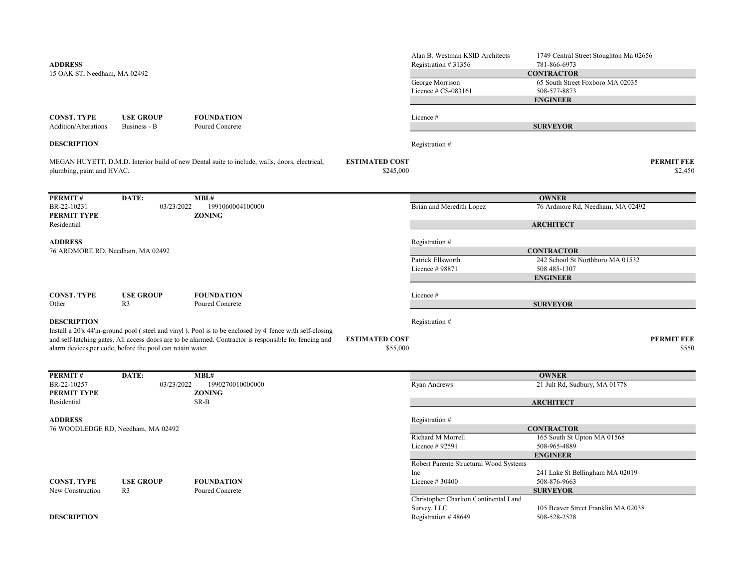**ADDRESS**
15 OAK ST, Needham, MA 02492

Alan B. Westman KSID Architects — 1749 Central Street Stoughton Ma 02656
Registration # 31356 — 781-866-6973

**CONTRACTOR**
George Morrison — 65 South Street Foxboro MA 02035
Licence # CS-083161 — 508-577-8873

**ENGINEER**
Licence #

**SURVEYOR**
Registration #

| CONST. TYPE | USE GROUP | FOUNDATION |
|---|---|---|
| Addition/Alterations | Business - B | Poured Concrete |

**DESCRIPTION**

MEGAN HUYETT, D.M.D. Interior build of new Dental suite to include, walls, doors, electrical, plumbing, paint and HVAC.

**ESTIMATED COST** $245,000

**PERMIT FEE** $2,450

---

| PERMIT # | DATE: | MBL# |
|---|---|---|
| BR-22-10231 | 03/23/2022 | 1991060004100000 |

**PERMIT TYPE**
Residential

**ZONING**

**OWNER**
Brian and Meredith Lopez — 76 Ardmore Rd, Needham, MA 02492

**ARCHITECT**
Registration #

**ADDRESS**
76 ARDMORE RD, Needham, MA 02492

**CONTRACTOR**
Patrick Ellsworth — 242 School St Northboro MA 01532
Licence # 98871 — 508 485-1307

**ENGINEER**
Licence #

| CONST. TYPE | USE GROUP | FOUNDATION |
|---|---|---|
| Other | R3 | Poured Concrete |

**SURVEYOR**
Registration #

**DESCRIPTION**
Install a 20'x 44'in-ground pool ( steel and vinyl ). Pool is to be enclosed by 4' fence with self-closing and self-latching gates. All access doors are to be alarmed. Contractor is responsible for fencing and alarm devices,per code, before the pool can retain water.

**ESTIMATED COST** $55,000

**PERMIT FEE** $550

---

| PERMIT # | DATE: | MBL# |
|---|---|---|
| BR-22-10257 | 03/23/2022 | 1990270010000000 |

**PERMIT TYPE**
Residential

**ZONING**
SR-B

**OWNER**
Ryan Andrews — 21 Jult Rd, Sudbury, MA 01778

**ARCHITECT**
Registration #

**ADDRESS**
76 WOODLEDGE RD, Needham, MA 02492

**CONTRACTOR**
Richard M Morrell — 165 South St Upton MA 01568
Licence # 92591 — 508-965-4889

**ENGINEER**
Robert Parente Structural Wood Systems Inc — 241 Lake St Bellingham MA 02019
Licence # 30400 — 508-876-9663

| CONST. TYPE | USE GROUP | FOUNDATION |
|---|---|---|
| New Construction | R3 | Poured Concrete |

**SURVEYOR**
Christopher Charlton Continental Land Survey, LLC — 105 Beaver Street Franklin MA 02038
Registration # 48649 — 508-528-2528

**DESCRIPTION**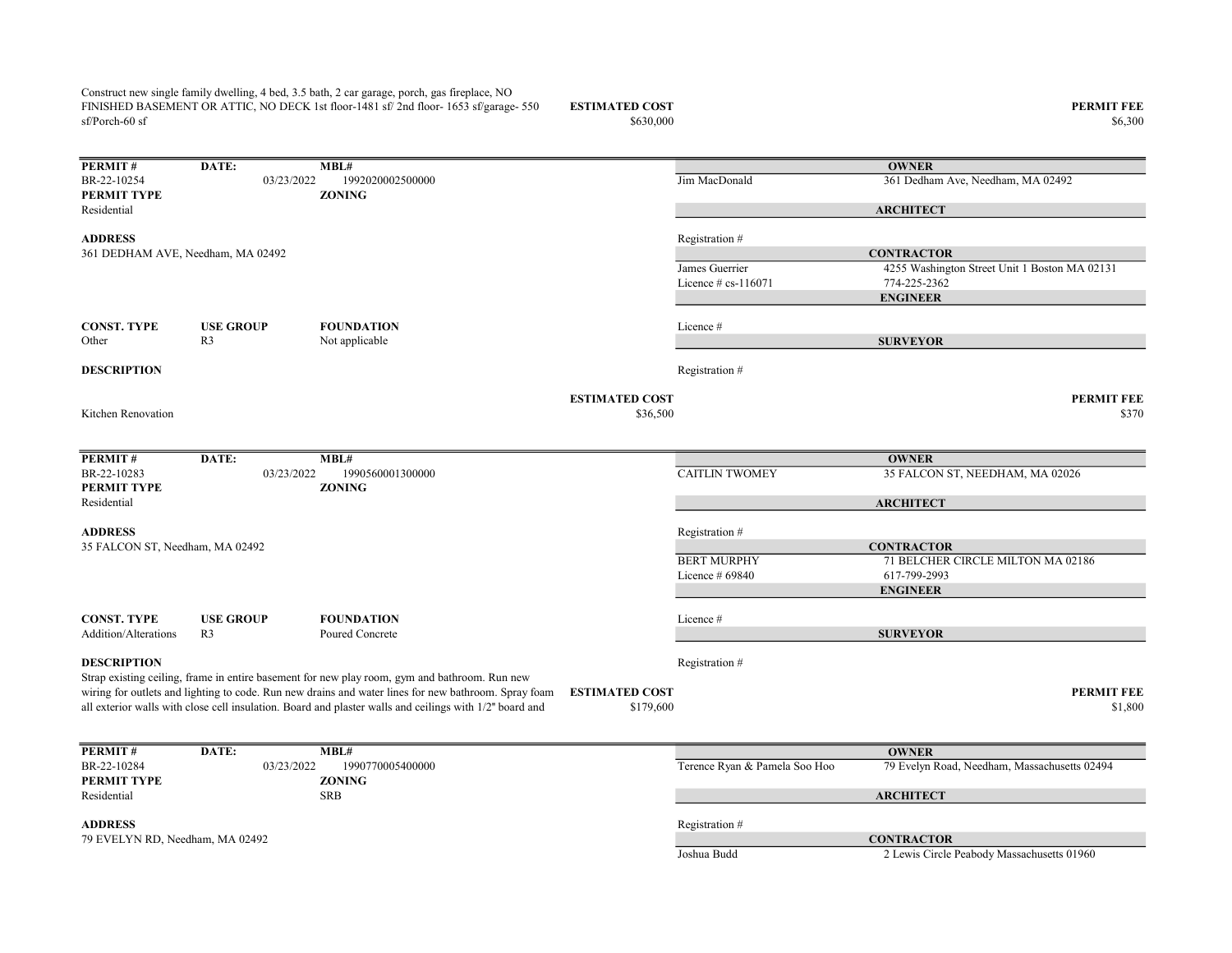Construct new single family dwelling, 4 bed, 3.5 bath, 2 car garage, porch, gas fireplace, NO FINISHED BASEMENT OR ATTIC, NO DECK 1st floor-1481 sf/ 2nd floor- 1653 sf/garage- 550 sf/Porch-60 sf

**ESTIMATED COST** $630,000

**PERMIT FEE** $6,300

---

| **PERMIT #** | **DATE:** | **MBL#** |
|---|---|---|
| BR-22-10254 | 03/23/2022 | 1992020002500000 |
| **PERMIT TYPE** | | **ZONING** |
| Residential | | |

**ADDRESS**
361 DEDHAM AVE, Needham, MA 02492

| **CONST. TYPE** | **USE GROUP** | **FOUNDATION** |
|---|---|---|
| Other | R3 | Not applicable |

**DESCRIPTION**

Kitchen Renovation

**ESTIMATED COST** $36,500

**OWNER**
Jim MacDonald — 361 Dedham Ave, Needham, MA 02492

**ARCHITECT**
Registration #

**CONTRACTOR**
James Guerrier — 4255 Washington Street Unit 1 Boston MA 02131
Licence # cs-116071 — 774-225-2362

**ENGINEER**
Licence #

**SURVEYOR**
Registration #

**PERMIT FEE** $370

---

| **PERMIT #** | **DATE:** | **MBL#** |
|---|---|---|
| BR-22-10283 | 03/23/2022 | 1990560001300000 |
| **PERMIT TYPE** | | **ZONING** |
| Residential | | |

**ADDRESS**
35 FALCON ST, Needham, MA 02492

| **CONST. TYPE** | **USE GROUP** | **FOUNDATION** |
|---|---|---|
| Addition/Alterations | R3 | Poured Concrete |

**DESCRIPTION**

Strap existing ceiling, frame in entire basement for new play room, gym and bathroom. Run new wiring for outlets and lighting to code. Run new drains and water lines for new bathroom. Spray foam all exterior walls with close cell insulation. Board and plaster walls and ceilings with 1/2" board and

**ESTIMATED COST** $179,600

**OWNER**
CAITLIN TWOMEY — 35 FALCON ST, NEEDHAM, MA 02026

**ARCHITECT**
Registration #

**CONTRACTOR**
BERT MURPHY — 71 BELCHER CIRCLE MILTON MA 02186
Licence # 69840 — 617-799-2993

**ENGINEER**
Licence #

**SURVEYOR**
Registration #

**PERMIT FEE** $1,800

---

| **PERMIT #** | **DATE:** | **MBL#** |
|---|---|---|
| BR-22-10284 | 03/23/2022 | 1990770005400000 |
| **PERMIT TYPE** | | **ZONING** |
| Residential | | SRB |

**ADDRESS**
79 EVELYN RD, Needham, MA 02492

**OWNER**
Terence Ryan & Pamela Soo Hoo — 79 Evelyn Road, Needham, Massachusetts 02494

**ARCHITECT**
Registration #

**CONTRACTOR**
Joshua Budd — 2 Lewis Circle Peabody Massachusetts 01960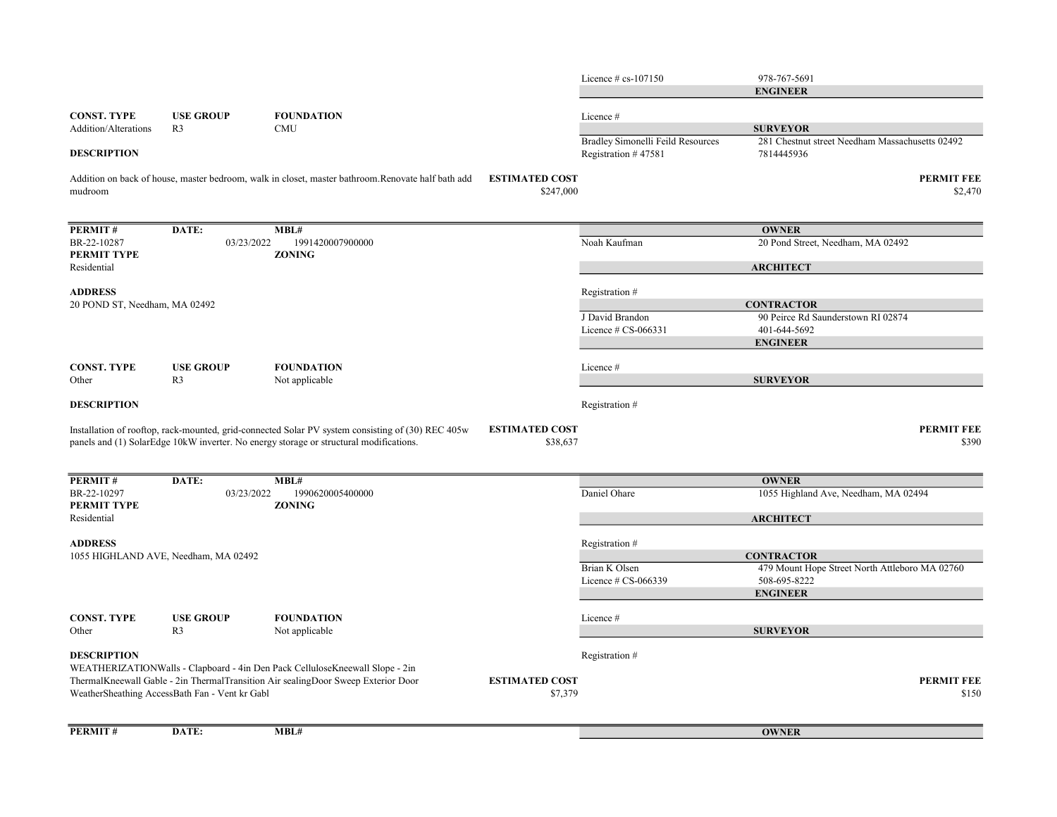Licence # cs-107150 | 978-767-5691

**ENGINEER**

Licence #

**SURVEYOR**

Bradley Simonelli Feild Resources | 281 Chestnut street Needham Massachusetts 02492
Registration # 47581 | 7814445936

| CONST. TYPE | USE GROUP | FOUNDATION |
|---|---|---|
| Addition/Alterations | R3 | CMU |

**DESCRIPTION**

Addition on back of house, master bedroom, walk in closet, master bathroom.Renovate half bath add mudroom

**ESTIMATED COST** $247,000

**PERMIT FEE** $2,470

---

| PERMIT # | DATE: | MBL# |
|---|---|---|
| BR-22-10287 | 03/23/2022 | 1991420007900000 |

**PERMIT TYPE**
Residential

**ZONING**

**ADDRESS**
20 POND ST, Needham, MA 02492

**OWNER**
Noah Kaufman | 20 Pond Street, Needham, MA 02492

**ARCHITECT**
Registration #

**CONTRACTOR**
J David Brandon | 90 Peirce Rd Saunderstown RI 02874
Licence # CS-066331 | 401-644-5692

**ENGINEER**
Licence #

**SURVEYOR**
Registration #

| CONST. TYPE | USE GROUP | FOUNDATION |
|---|---|---|
| Other | R3 | Not applicable |

**DESCRIPTION**

Installation of rooftop, rack-mounted, grid-connected Solar PV system consisting of (30) REC 405w panels and (1) SolarEdge 10kW inverter. No energy storage or structural modifications.

**ESTIMATED COST** $38,637

**PERMIT FEE** $390

---

| PERMIT # | DATE: | MBL# |
|---|---|---|
| BR-22-10297 | 03/23/2022 | 1990620005400000 |

**PERMIT TYPE**
Residential

**ZONING**

**ADDRESS**
1055 HIGHLAND AVE, Needham, MA 02492

**OWNER**
Daniel Ohare | 1055 Highland Ave, Needham, MA 02494

**ARCHITECT**
Registration #

**CONTRACTOR**
Brian K Olsen | 479 Mount Hope Street North Attleboro MA 02760
Licence # CS-066339 | 508-695-8222

**ENGINEER**
Licence #

**SURVEYOR**
Registration #

| CONST. TYPE | USE GROUP | FOUNDATION |
|---|---|---|
| Other | R3 | Not applicable |

**DESCRIPTION**

WEATHERIZATIONWalls - Clapboard - 4in Den Pack CelluloseKneewall Slope - 2in ThermalKneewall Gable - 2in ThermalTransition Air sealingDoor Sweep Exterior Door WeatherSheathing AccessBath Fan - Vent kr Gabl

**ESTIMATED COST** $7,379

**PERMIT FEE** $150

---

| PERMIT # | DATE: | MBL# |
|---|---|---|

**OWNER**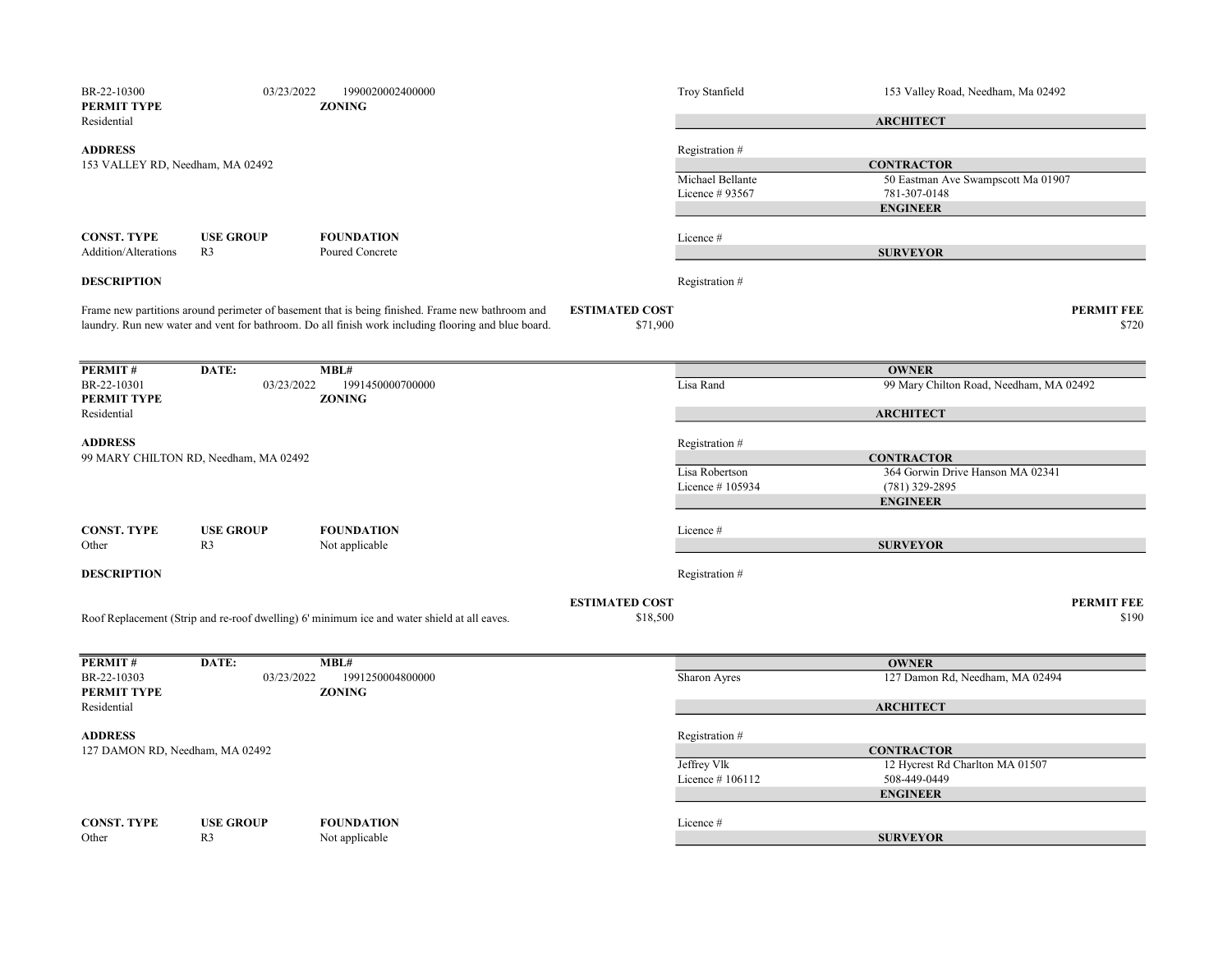BR-22-10300 | 03/23/2022 | 1990020002400000

**PERMIT TYPE**
Residential

**ZONING**

Troy Stanfield — 153 Valley Road, Needham, Ma 02492

**ARCHITECT**

Registration #

**ADDRESS**
153 VALLEY RD, Needham, MA 02492

**CONTRACTOR**
Michael Bellante — 50 Eastman Ave Swampscott Ma 01907
Licence # 93567 — 781-307-0148

**ENGINEER**

Licence #

| CONST. TYPE | USE GROUP | FOUNDATION |
|---|---|---|
| Addition/Alterations | R3 | Poured Concrete |

**SURVEYOR**

Registration #

**DESCRIPTION**

Frame new partitions around perimeter of basement that is being finished. Frame new bathroom and laundry. Run new water and vent for bathroom. Do all finish work including flooring and blue board.

**ESTIMATED COST** $71,900

**PERMIT FEE** $720

---

| PERMIT # | DATE: | MBL# |
|---|---|---|
| BR-22-10301 | 03/23/2022 | 1991450000700000 |

**PERMIT TYPE**
Residential

**ZONING**

**OWNER**
Lisa Rand — 99 Mary Chilton Road, Needham, MA 02492

**ARCHITECT**

Registration #

**ADDRESS**
99 MARY CHILTON RD, Needham, MA 02492

**CONTRACTOR**
Lisa Robertson — 364 Gorwin Drive Hanson MA 02341
Licence # 105934 — (781) 329-2895

**ENGINEER**

Licence #

| CONST. TYPE | USE GROUP | FOUNDATION |
|---|---|---|
| Other | R3 | Not applicable |

**SURVEYOR**

Registration #

**DESCRIPTION**

Roof Replacement (Strip and re-roof dwelling) 6' minimum ice and water shield at all eaves.

**ESTIMATED COST** $18,500

**PERMIT FEE** $190

---

| PERMIT # | DATE: | MBL# |
|---|---|---|
| BR-22-10303 | 03/23/2022 | 1991250004800000 |

**PERMIT TYPE**
Residential

**ZONING**

**OWNER**
Sharon Ayres — 127 Damon Rd, Needham, MA 02494

**ARCHITECT**

Registration #

**ADDRESS**
127 DAMON RD, Needham, MA 02492

**CONTRACTOR**
Jeffrey Vlk — 12 Hycrest Rd Charlton MA 01507
Licence # 106112 — 508-449-0449

**ENGINEER**

Licence #

| CONST. TYPE | USE GROUP | FOUNDATION |
|---|---|---|
| Other | R3 | Not applicable |

**SURVEYOR**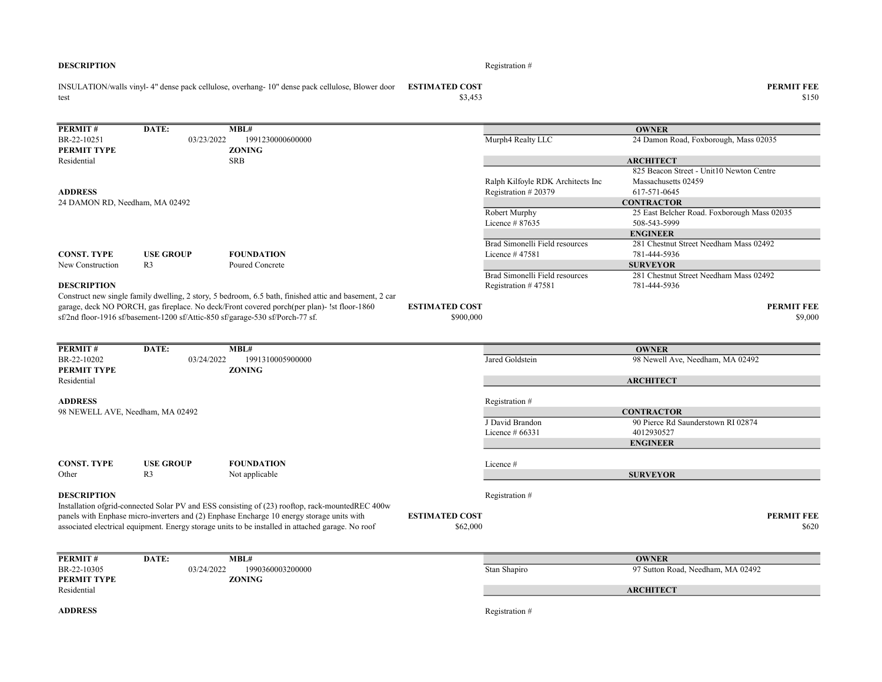**DESCRIPTION**

INSULATION/walls vinyl- 4" dense pack cellulose, overhang- 10" dense pack cellulose, Blower door test

Registration #

**ESTIMATED COST** $3,453

**PERMIT FEE** $150

---

| **PERMIT #** | **DATE:** | **MBL#** |
|---|---|---|
| BR-22-10251 | 03/23/2022 | 1991230000600000 |
| **PERMIT TYPE** | | **ZONING** |
| Residential | | SRB |

**ADDRESS**

24 DAMON RD, Needham, MA 02492

| **CONST. TYPE** | **USE GROUP** | **FOUNDATION** |
|---|---|---|
| New Construction | R3 | Poured Concrete |

**DESCRIPTION**

Construct new single family dwelling, 2 story, 5 bedroom, 6.5 bath, finished attic and basement, 2 car garage, deck NO PORCH, gas fireplace. No deck/Front covered porch(per plan)- !st floor-1860 sf/2nd floor-1916 sf/basement-1200 sf/Attic-850 sf/garage-530 sf/Porch-77 sf.

| | |
|---|---|
| **OWNER** | |
| Murph4 Realty LLC | 24 Damon Road, Foxborough, Mass 02035 |
| **ARCHITECT** | |
| Ralph Kilfoyle RDK Architects Inc<br>Registration # 20379 | 825 Beacon Street - Unit10 Newton Centre Massachusetts 02459<br>617-571-0645 |
| **CONTRACTOR** | |
| Robert Murphy<br>Licence # 87635 | 25 East Belcher Road. Foxborough Mass 02035<br>508-543-5999 |
| **ENGINEER** | |
| Brad Simonelli Field resources<br>Licence # 47581 | 281 Chestnut Street Needham Mass 02492<br>781-444-5936 |
| **SURVEYOR** | |
| Brad Simonelli Field resources<br>Registration # 47581 | 281 Chestnut Street Needham Mass 02492<br>781-444-5936 |

**ESTIMATED COST** $900,000

**PERMIT FEE** $9,000

---

| **PERMIT #** | **DATE:** | **MBL#** |
|---|---|---|
| BR-22-10202 | 03/24/2022 | 1991310005900000 |
| **PERMIT TYPE** | | **ZONING** |
| Residential | | |

**ADDRESS**

98 NEWELL AVE, Needham, MA 02492

| **CONST. TYPE** | **USE GROUP** | **FOUNDATION** |
|---|---|---|
| Other | R3 | Not applicable |

**DESCRIPTION**

Installation ofgrid-connected Solar PV and ESS consisting of (23) rooftop, rack-mountedREC 400w panels with Enphase micro-inverters and (2) Enphase Encharge 10 energy storage units with associated electrical equipment. Energy storage units to be installed in attached garage. No roof

| | |
|---|---|
| **OWNER** | |
| Jared Goldstein | 98 Newell Ave, Needham, MA 02492 |
| **ARCHITECT** | |
| Registration # | |
| **CONTRACTOR** | |
| J David Brandon<br>Licence # 66331 | 90 Pierce Rd Saunderstown RI 02874<br>4012930527 |
| **ENGINEER** | |
| Licence # | |
| **SURVEYOR** | |
| Registration # | |

**ESTIMATED COST** $62,000

**PERMIT FEE** $620

---

| **PERMIT #** | **DATE:** | **MBL#** |
|---|---|---|
| BR-22-10305 | 03/24/2022 | 1990360003200000 |
| **PERMIT TYPE** | | **ZONING** |
| Residential | | |

**ADDRESS**

| | |
|---|---|
| **OWNER** | |
| Stan Shapiro | 97 Sutton Road, Needham, MA 02492 |
| **ARCHITECT** | |
| Registration # | |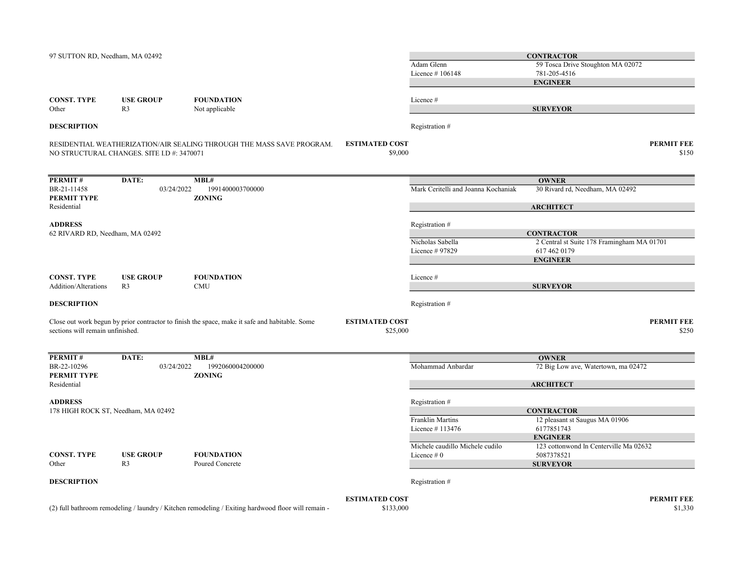97 SUTTON RD, Needham, MA 02492

| | |
|---|---|
| **CONTRACTOR** | |
| Adam Glenn | 59 Tosca Drive Stoughton MA 02072 |
| Licence # 106148 | 781-205-4516 |
| **ENGINEER** | |
| Licence # | |
| **SURVEYOR** | |
| Registration # | |

| CONST. TYPE | USE GROUP | FOUNDATION |
|---|---|---|
| Other | R3 | Not applicable |

**DESCRIPTION**

RESIDENTIAL WEATHERIZATION/AIR SEALING THROUGH THE MASS SAVE PROGRAM. NO STRUCTURAL CHANGES. SITE I.D #: 3470071

**ESTIMATED COST** $9,000

**PERMIT FEE** $150

---

| PERMIT # | DATE: | MBL# |
|---|---|---|
| BR-21-11458 | 03/24/2022 | 1991400003700000 |

**PERMIT TYPE** Residential

**ZONING**

**ADDRESS**
62 RIVARD RD, Needham, MA 02492

| | |
|---|---|
| **OWNER** | |
| Mark Ceritelli and Joanna Kochaniak | 30 Rivard rd, Needham, MA 02492 |
| **ARCHITECT** | |
| Registration # | |
| **CONTRACTOR** | |
| Nicholas Sabella | 2 Central st Suite 178 Framingham MA 01701 |
| Licence # 97829 | 617 462 0179 |
| **ENGINEER** | |
| Licence # | |
| **SURVEYOR** | |
| Registration # | |

| CONST. TYPE | USE GROUP | FOUNDATION |
|---|---|---|
| Addition/Alterations | R3 | CMU |

**DESCRIPTION**

Close out work begun by prior contractor to finish the space, make it safe and habitable. Some sections will remain unfinished.

**ESTIMATED COST** $25,000

**PERMIT FEE** $250

---

| PERMIT # | DATE: | MBL# |
|---|---|---|
| BR-22-10296 | 03/24/2022 | 1992060004200000 |

**PERMIT TYPE** Residential

**ZONING**

**ADDRESS**
178 HIGH ROCK ST, Needham, MA 02492

| | |
|---|---|
| **OWNER** | |
| Mohammad Anbardar | 72 Big Low ave, Watertown, ma 02472 |
| **ARCHITECT** | |
| Registration # | |
| **CONTRACTOR** | |
| Franklin Martins | 12 pleasant st Saugus MA 01906 |
| Licence # 113476 | 6177851743 |
| **ENGINEER** | |
| Michele caudillo Michele cudilo | 123 cottonwond ln Centerville Ma 02632 |
| Licence # 0 | 5087378521 |
| **SURVEYOR** | |
| Registration # | |

| CONST. TYPE | USE GROUP | FOUNDATION |
|---|---|---|
| Other | R3 | Poured Concrete |

**DESCRIPTION**

(2) full bathroom remodeling / laundry / Kitchen remodeling / Exiting hardwood floor will remain -

**ESTIMATED COST** $133,000

**PERMIT FEE** $1,330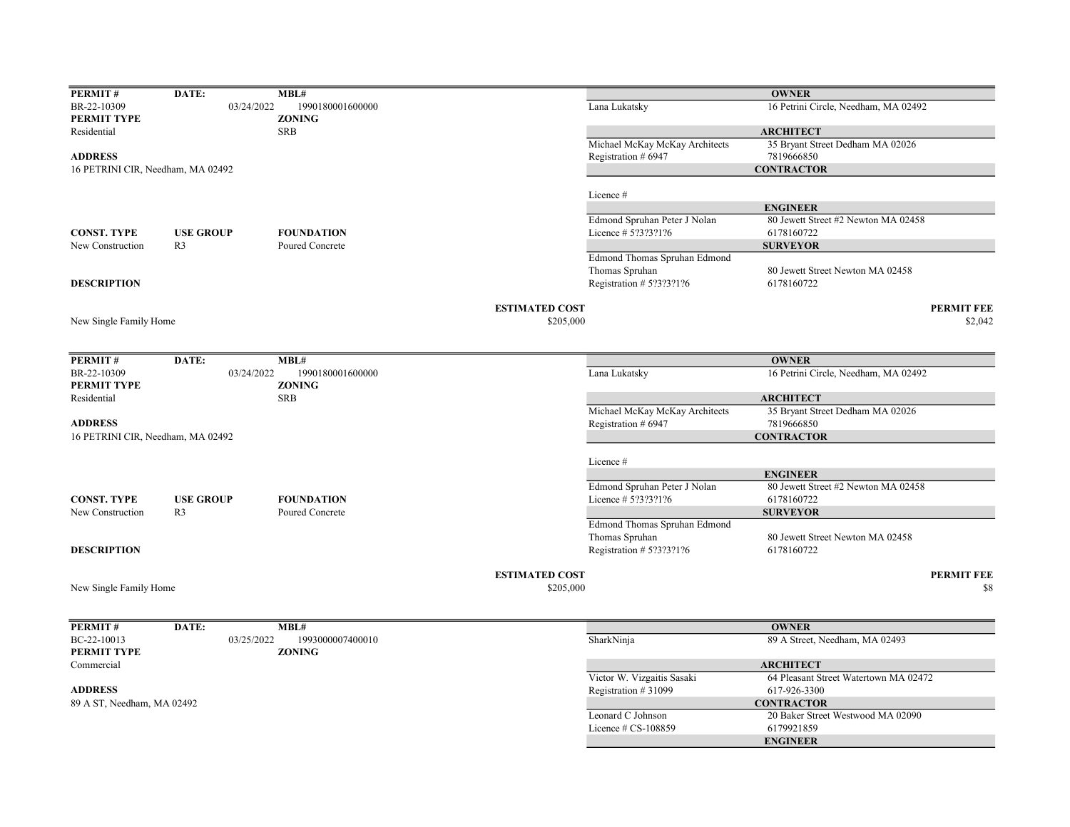| PERMIT # | DATE: | MBL# |
|---|---|---|
| BR-22-10309 | 03/24/2022 | 1990180001600000 |
| **PERMIT TYPE** | | **ZONING** |
| Residential | | SRB |

**ADDRESS**
16 PETRINI CIR, Needham, MA 02492

| CONST. TYPE | USE GROUP | FOUNDATION |
|---|---|---|
| New Construction | R3 | Poured Concrete |

**DESCRIPTION**

New Single Family Home

**ESTIMATED COST** $205,000

| | **OWNER** |
|---|---|
| Lana Lukatsky | 16 Petrini Circle, Needham, MA 02492 |
| | **ARCHITECT** |
| Michael McKay McKay Architects | 35 Bryant Street Dedham MA 02026 |
| Registration # 6947 | 7819666850 |
| | **CONTRACTOR** |
| Licence # | |
| | **ENGINEER** |
| Edmond Spruhan Peter J Nolan | 80 Jewett Street #2 Newton MA 02458 |
| Licence # 5?3?3?1?6 | 6178160722 |
| | **SURVEYOR** |
| Edmond Thomas Spruhan Edmond Thomas Spruhan | 80 Jewett Street Newton MA 02458 |
| Registration # 5?3?3?1?6 | 6178160722 |

**PERMIT FEE** $2,042

---

| PERMIT # | DATE: | MBL# |
|---|---|---|
| BR-22-10309 | 03/24/2022 | 1990180001600000 |
| **PERMIT TYPE** | | **ZONING** |
| Residential | | SRB |

**ADDRESS**
16 PETRINI CIR, Needham, MA 02492

| CONST. TYPE | USE GROUP | FOUNDATION |
|---|---|---|
| New Construction | R3 | Poured Concrete |

**DESCRIPTION**

New Single Family Home

**ESTIMATED COST** $205,000

| | **OWNER** |
|---|---|
| Lana Lukatsky | 16 Petrini Circle, Needham, MA 02492 |
| | **ARCHITECT** |
| Michael McKay McKay Architects | 35 Bryant Street Dedham MA 02026 |
| Registration # 6947 | 7819666850 |
| | **CONTRACTOR** |
| Licence # | |
| | **ENGINEER** |
| Edmond Spruhan Peter J Nolan | 80 Jewett Street #2 Newton MA 02458 |
| Licence # 5?3?3?1?6 | 6178160722 |
| | **SURVEYOR** |
| Edmond Thomas Spruhan Edmond Thomas Spruhan | 80 Jewett Street Newton MA 02458 |
| Registration # 5?3?3?1?6 | 6178160722 |

**PERMIT FEE** $8

---

| PERMIT # | DATE: | MBL# |
|---|---|---|
| BC-22-10013 | 03/25/2022 | 1993000007400010 |
| **PERMIT TYPE** | | **ZONING** |
| Commercial | | |

**ADDRESS**
89 A ST, Needham, MA 02492

| | **OWNER** |
|---|---|
| SharkNinja | 89 A Street, Needham, MA 02493 |
| | **ARCHITECT** |
| Victor W. Vizgaitis Sasaki | 64 Pleasant Street Watertown MA 02472 |
| Registration # 31099 | 617-926-3300 |
| | **CONTRACTOR** |
| Leonard C Johnson | 20 Baker Street Westwood MA 02090 |
| Licence # CS-108859 | 6179921859 |
| | **ENGINEER** |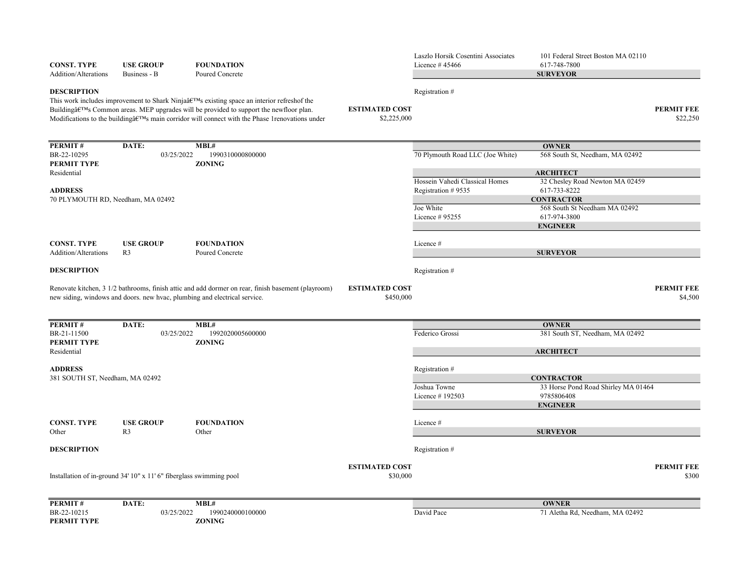| | | | | |
|---|---|---|---|---|
| | | | Laszlo Horsik Cosentini Associates | 101 Federal Street Boston MA 02110 |
| **CONST. TYPE** | **USE GROUP** | **FOUNDATION** | Licence # 45466 | 617-748-7800 |
| Addition/Alterations | Business - B | Poured Concrete | | **SURVEYOR** |

**DESCRIPTION**

Registration #

This work includes improvement to Shark Ninjaâ€™s existing space an interior refreshof the Buildingâ€™s Common areas. MEP upgrades will be provided to support the newfloor plan. Modifications to the buildingâ€™s main corridor will connect with the Phase 1renovations under

**ESTIMATED COST** $2,225,000

**PERMIT FEE** $22,250

---

| **PERMIT #** | **DATE:** | **MBL#** | | **OWNER** |
|---|---|---|---|---|
| BR-22-10295 | 03/25/2022 | 1990310000800000 | 70 Plymouth Road LLC (Joe White) | 568 South St, Needham, MA 02492 |
| **PERMIT TYPE** | | **ZONING** | | |
| Residential | | | | **ARCHITECT** |
| | | | Hossein Vahedi Classical Homes | 32 Chesley Road Newton MA 02459 |
| **ADDRESS** | | | Registration # 9535 | 617-733-8222 |
| 70 PLYMOUTH RD, Needham, MA 02492 | | | | **CONTRACTOR** |
| | | | Joe White | 568 South St Needham MA 02492 |
| | | | Licence # 95255 | 617-974-3800 |
| | | | | **ENGINEER** |
| **CONST. TYPE** | **USE GROUP** | **FOUNDATION** | Licence # | |
| Addition/Alterations | R3 | Poured Concrete | | **SURVEYOR** |

**DESCRIPTION**

Registration #

Renovate kitchen, 3 1/2 bathrooms, finish attic and add dormer on rear, finish basement (playroom) new siding, windows and doors. new hvac, plumbing and electrical service.

**ESTIMATED COST** $450,000

**PERMIT FEE** $4,500

---

| **PERMIT #** | **DATE:** | **MBL#** | | **OWNER** |
|---|---|---|---|---|
| BR-21-11500 | 03/25/2022 | 1992020005600000 | Federico Grossi | 381 South ST, Needham, MA 02492 |
| **PERMIT TYPE** | | **ZONING** | | |
| Residential | | | | **ARCHITECT** |
| **ADDRESS** | | | Registration # | |
| 381 SOUTH ST, Needham, MA 02492 | | | | **CONTRACTOR** |
| | | | Joshua Towne | 33 Horse Pond Road Shirley MA 01464 |
| | | | Licence # 192503 | 9785806408 |
| | | | | **ENGINEER** |
| **CONST. TYPE** | **USE GROUP** | **FOUNDATION** | Licence # | |
| Other | R3 | Other | | **SURVEYOR** |

**DESCRIPTION**

Registration #

Installation of in-ground 34' 10" x 11' 6" fiberglass swimming pool

**ESTIMATED COST** $30,000

**PERMIT FEE** $300

---

| **PERMIT #** | **DATE:** | **MBL#** | | **OWNER** |
|---|---|---|---|---|
| BR-22-10215 | 03/25/2022 | 1990240000100000 | David Pace | 71 Aletha Rd, Needham, MA 02492 |
| **PERMIT TYPE** | | **ZONING** | | |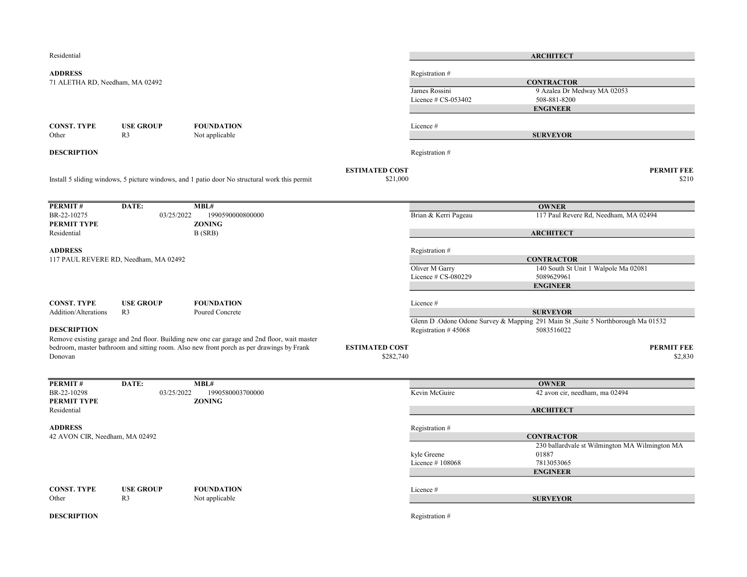Residential

**ADDRESS**
71 ALETHA RD, Needham, MA 02492

**ARCHITECT**
Registration #

**CONTRACTOR**
James Rossini — 9 Azalea Dr Medway MA 02053
Licence # CS-053402 — 508-881-8200

**ENGINEER**
Licence #

| CONST. TYPE | USE GROUP | FOUNDATION |
|---|---|---|
| Other | R3 | Not applicable |

**SURVEYOR**
Registration #

**DESCRIPTION**

Install 5 sliding windows, 5 picture windows, and 1 patio door No structural work this permit

**ESTIMATED COST** $21,000

**PERMIT FEE** $210

---

| PERMIT # | DATE: | MBL# |
|---|---|---|
| BR-22-10275 | 03/25/2022 | 1990590000800000 |

**PERMIT TYPE**: Residential
**ZONING**: B (SRB)

**OWNER**
Brian & Kerri Pageau — 117 Paul Revere Rd, Needham, MA 02494

**ARCHITECT**
Registration #

**ADDRESS**
117 PAUL REVERE RD, Needham, MA 02492

**CONTRACTOR**
Oliver M Garry — 140 South St Unit 1 Walpole Ma 02081
Licence # CS-080229 — 5089629961

**ENGINEER**
Licence #

| CONST. TYPE | USE GROUP | FOUNDATION |
|---|---|---|
| Addition/Alterations | R3 | Poured Concrete |

**SURVEYOR**
Glenn D .Odone Odone Survey & Mapping 291 Main St ,Suite 5 Northborough Ma 01532
Registration # 45068 — 5083516022

**DESCRIPTION**

Remove existing garage and 2nd floor. Building new one car garage and 2nd floor, wait master bedroom, master bathroom and sitting room. Also new front porch as per drawings by Frank Donovan

**ESTIMATED COST** $282,740

**PERMIT FEE** $2,830

---

| PERMIT # | DATE: | MBL# |
|---|---|---|
| BR-22-10298 | 03/25/2022 | 1990580003700000 |

**PERMIT TYPE**: Residential
**ZONING**:

**OWNER**
Kevin McGuire — 42 avon cir, needham, ma 02494

**ARCHITECT**
Registration #

**ADDRESS**
42 AVON CIR, Needham, MA 02492

**CONTRACTOR**
kyle Greene — 230 ballardvale st Wilmington MA Wilmington MA 01887
Licence # 108068 — 7813053065

**ENGINEER**
Licence #

| CONST. TYPE | USE GROUP | FOUNDATION |
|---|---|---|
| Other | R3 | Not applicable |

**SURVEYOR**
Registration #

**DESCRIPTION**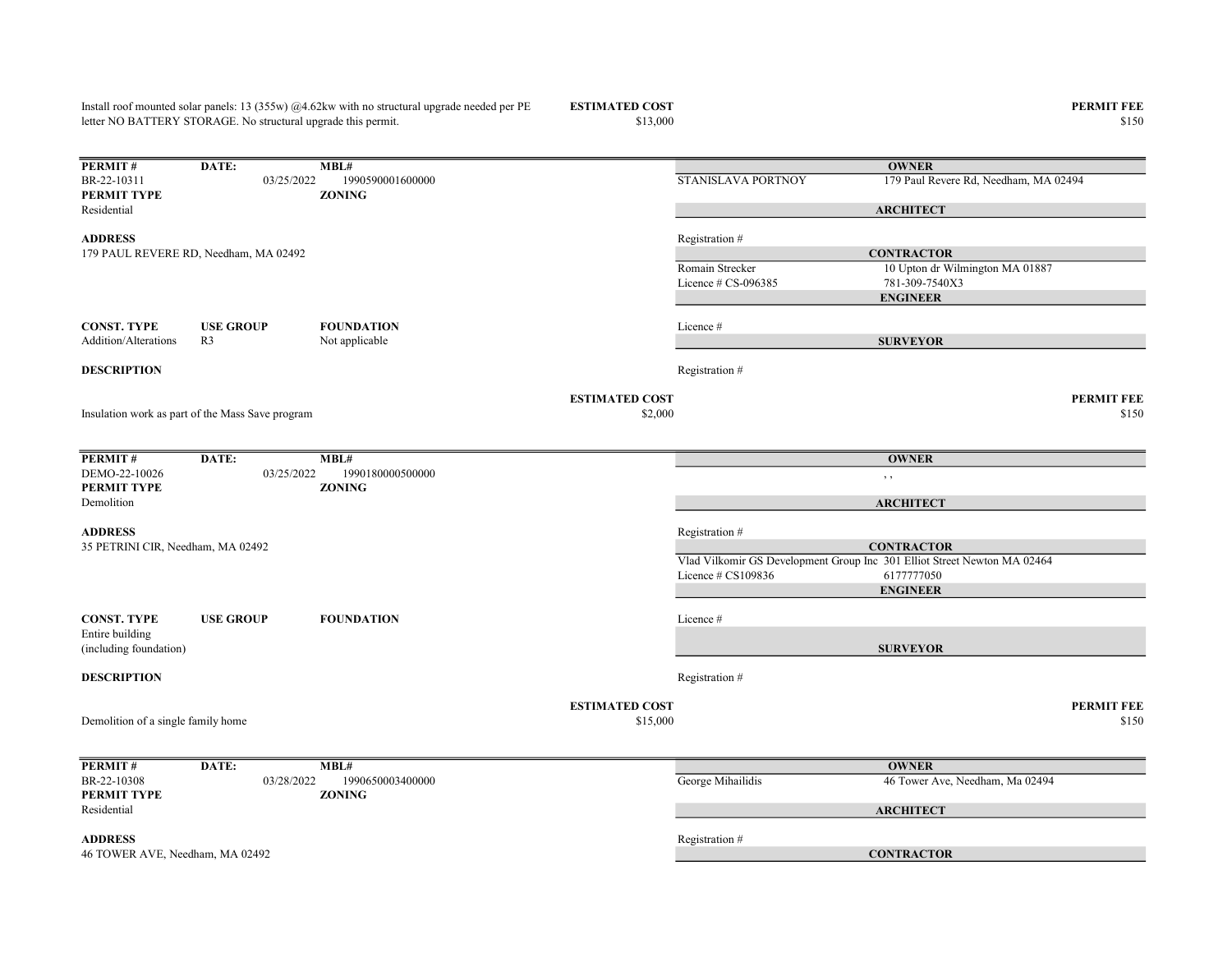Install roof mounted solar panels: 13 (355w) @4.62kw with no structural upgrade needed per PE letter NO BATTERY STORAGE. No structural upgrade this permit.

**ESTIMATED COST** $13,000

**PERMIT FEE** $150

---

| PERMIT # | DATE: | MBL# |
|---|---|---|
| BR-22-10311 | 03/25/2022 | 1990590001600000 |

**PERMIT TYPE**
Residential

**ZONING**

**ADDRESS**
179 PAUL REVERE RD, Needham, MA 02492

**OWNER**
STANISLAVA PORTNOY — 179 Paul Revere Rd, Needham, MA 02494

**ARCHITECT**
Registration #

**CONTRACTOR**
Romain Strecker — 10 Upton dr Wilmington MA 01887
Licence # CS-096385 — 781-309-7540X3

**ENGINEER**
Licence #

**SURVEYOR**
Registration #

| CONST. TYPE | USE GROUP | FOUNDATION |
|---|---|---|
| Addition/Alterations | R3 | Not applicable |

**DESCRIPTION**

Insulation work as part of the Mass Save program

**ESTIMATED COST** $2,000

**PERMIT FEE** $150

---

| PERMIT # | DATE: | MBL# |
|---|---|---|
| DEMO-22-10026 | 03/25/2022 | 1990180000500000 |

**PERMIT TYPE**
Demolition

**ZONING**

**ADDRESS**
35 PETRINI CIR, Needham, MA 02492

**OWNER**
, ,

**ARCHITECT**
Registration #

**CONTRACTOR**
Vlad Vilkomir GS Development Group Inc — 301 Elliot Street Newton MA 02464
Licence # CS109836 — 6177777050

**ENGINEER**
Licence #

**SURVEYOR**
Registration #

| CONST. TYPE | USE GROUP | FOUNDATION |
|---|---|---|
| Entire building (including foundation) | | |

**DESCRIPTION**

Demolition of a single family home

**ESTIMATED COST** $15,000

**PERMIT FEE** $150

---

| PERMIT # | DATE: | MBL# |
|---|---|---|
| BR-22-10308 | 03/28/2022 | 1990650003400000 |

**PERMIT TYPE**
Residential

**ZONING**

**ADDRESS**
46 TOWER AVE, Needham, MA 02492

**OWNER**
George Mihailidis — 46 Tower Ave, Needham, Ma 02494

**ARCHITECT**
Registration #

**CONTRACTOR**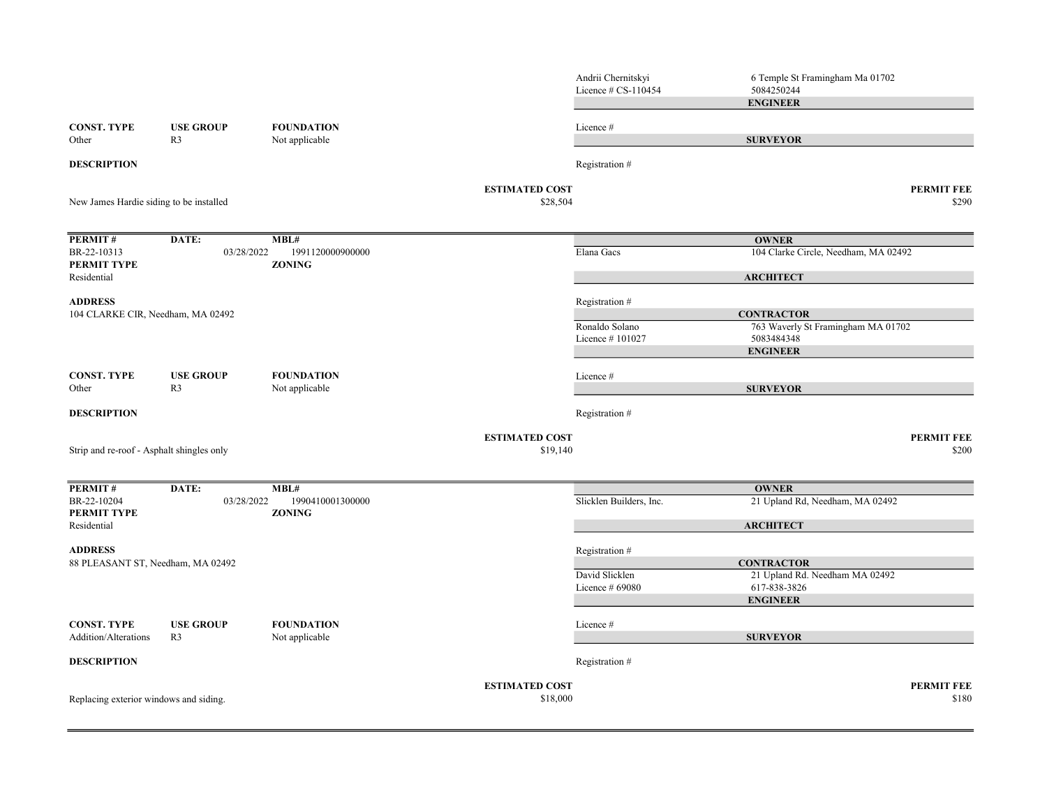Andrii Chernitskyi | 6 Temple St Framingham Ma 01702
Licence # CS-110454 | 5084250244

**ENGINEER**

| **CONST. TYPE** | **USE GROUP** | **FOUNDATION** |
|---|---|---|
| Other | R3 | Not applicable |

Licence #

**SURVEYOR**

**DESCRIPTION**

Registration #

New James Hardie siding to be installed

**ESTIMATED COST** $28,504

**PERMIT FEE** $290

---

| **PERMIT #** | **DATE:** | **MBL#** |
|---|---|---|
| BR-22-10313 | 03/28/2022 | 1991120000900000 |

**PERMIT TYPE**
Residential

**ZONING**

**ADDRESS**
104 CLARKE CIR, Needham, MA 02492

**OWNER**
Elana Gacs | 104 Clarke Circle, Needham, MA 02492

**ARCHITECT**
Registration #

**CONTRACTOR**
Ronaldo Solano | 763 Waverly St Framingham MA 01702
Licence # 101027 | 5083484348

**ENGINEER**
Licence #

| **CONST. TYPE** | **USE GROUP** | **FOUNDATION** |
|---|---|---|
| Other | R3 | Not applicable |

**SURVEYOR**
Registration #

**DESCRIPTION**

Strip and re-roof - Asphalt shingles only

**ESTIMATED COST** $19,140

**PERMIT FEE** $200

---

| **PERMIT #** | **DATE:** | **MBL#** |
|---|---|---|
| BR-22-10204 | 03/28/2022 | 1990410001300000 |

**PERMIT TYPE**
Residential

**ZONING**

**ADDRESS**
88 PLEASANT ST, Needham, MA 02492

**OWNER**
Slicklen Builders, Inc. | 21 Upland Rd, Needham, MA 02492

**ARCHITECT**
Registration #

**CONTRACTOR**
David Slicklen | 21 Upland Rd. Needham MA 02492
Licence # 69080 | 617-838-3826

**ENGINEER**
Licence #

| **CONST. TYPE** | **USE GROUP** | **FOUNDATION** |
|---|---|---|
| Addition/Alterations | R3 | Not applicable |

**SURVEYOR**
Registration #

**DESCRIPTION**

Replacing exterior windows and siding.

**ESTIMATED COST** $18,000

**PERMIT FEE** $180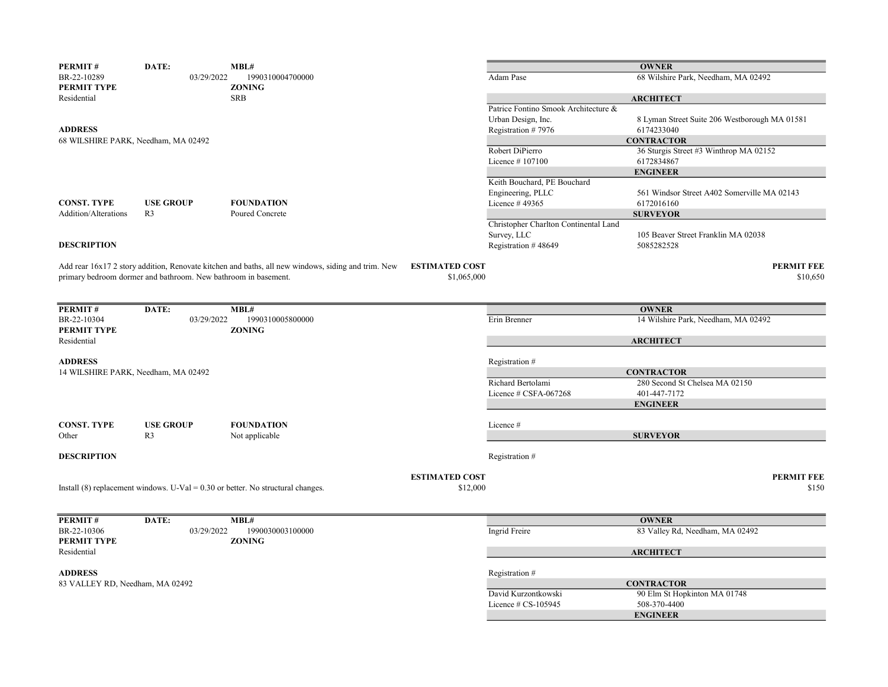| PERMIT # | DATE: | MBL# |
|---|---|---|
| BR-22-10289 | 03/29/2022 | 1990310004700000 |

**PERMIT TYPE**: Residential
**ZONING**: SRB

**ADDRESS**
68 WILSHIRE PARK, Needham, MA 02492

| CONST. TYPE | USE GROUP | FOUNDATION |
|---|---|---|
| Addition/Alterations | R3 | Poured Concrete |

**DESCRIPTION**

Add rear 16x17 2 story addition, Renovate kitchen and baths, all new windows, siding and trim. New primary bedroom dormer and bathroom. New bathroom in basement.

**ESTIMATED COST**: $1,065,000

| | |
|---|---|
| **OWNER** | |
| Adam Pase | 68 Wilshire Park, Needham, MA 02492 |
| **ARCHITECT** | |
| Patrice Fontino Smook Architecture & Urban Design, Inc. | 8 Lyman Street Suite 206 Westborough MA 01581 |
| Registration # 7976 | 6174233040 |
| **CONTRACTOR** | |
| Robert DiPierro | 36 Sturgis Street #3 Winthrop MA 02152 |
| Licence # 107100 | 6172834867 |
| **ENGINEER** | |
| Keith Bouchard, PE Bouchard Engineering, PLLC | 561 Windsor Street A402 Somerville MA 02143 |
| Licence # 49365 | 6172016160 |
| **SURVEYOR** | |
| Christopher Charlton Continental Land Survey, LLC | 105 Beaver Street Franklin MA 02038 |
| Registration # 48649 | 5085282528 |

**PERMIT FEE**: $10,650

---

| PERMIT # | DATE: | MBL# |
|---|---|---|
| BR-22-10304 | 03/29/2022 | 1990310005800000 |

**PERMIT TYPE**: Residential
**ZONING**:

**ADDRESS**
14 WILSHIRE PARK, Needham, MA 02492

| CONST. TYPE | USE GROUP | FOUNDATION |
|---|---|---|
| Other | R3 | Not applicable |

**DESCRIPTION**

Install (8) replacement windows. U-Val = 0.30 or better. No structural changes.

**ESTIMATED COST**: $12,000

| | |
|---|---|
| **OWNER** | |
| Erin Brenner | 14 Wilshire Park, Needham, MA 02492 |
| **ARCHITECT** | |
| Registration # | |
| **CONTRACTOR** | |
| Richard Bertolami | 280 Second St Chelsea MA 02150 |
| Licence # CSFA-067268 | 401-447-7172 |
| **ENGINEER** | |
| Licence # | |
| **SURVEYOR** | |
| Registration # | |

**PERMIT FEE**: $150

---

| PERMIT # | DATE: | MBL# |
|---|---|---|
| BR-22-10306 | 03/29/2022 | 1990030003100000 |

**PERMIT TYPE**: Residential
**ZONING**:

**ADDRESS**
83 VALLEY RD, Needham, MA 02492

| | |
|---|---|
| **OWNER** | |
| Ingrid Freire | 83 Valley Rd, Needham, MA 02492 |
| **ARCHITECT** | |
| Registration # | |
| **CONTRACTOR** | |
| David Kurzontkowski | 90 Elm St Hopkinton MA 01748 |
| Licence # CS-105945 | 508-370-4400 |
| **ENGINEER** | |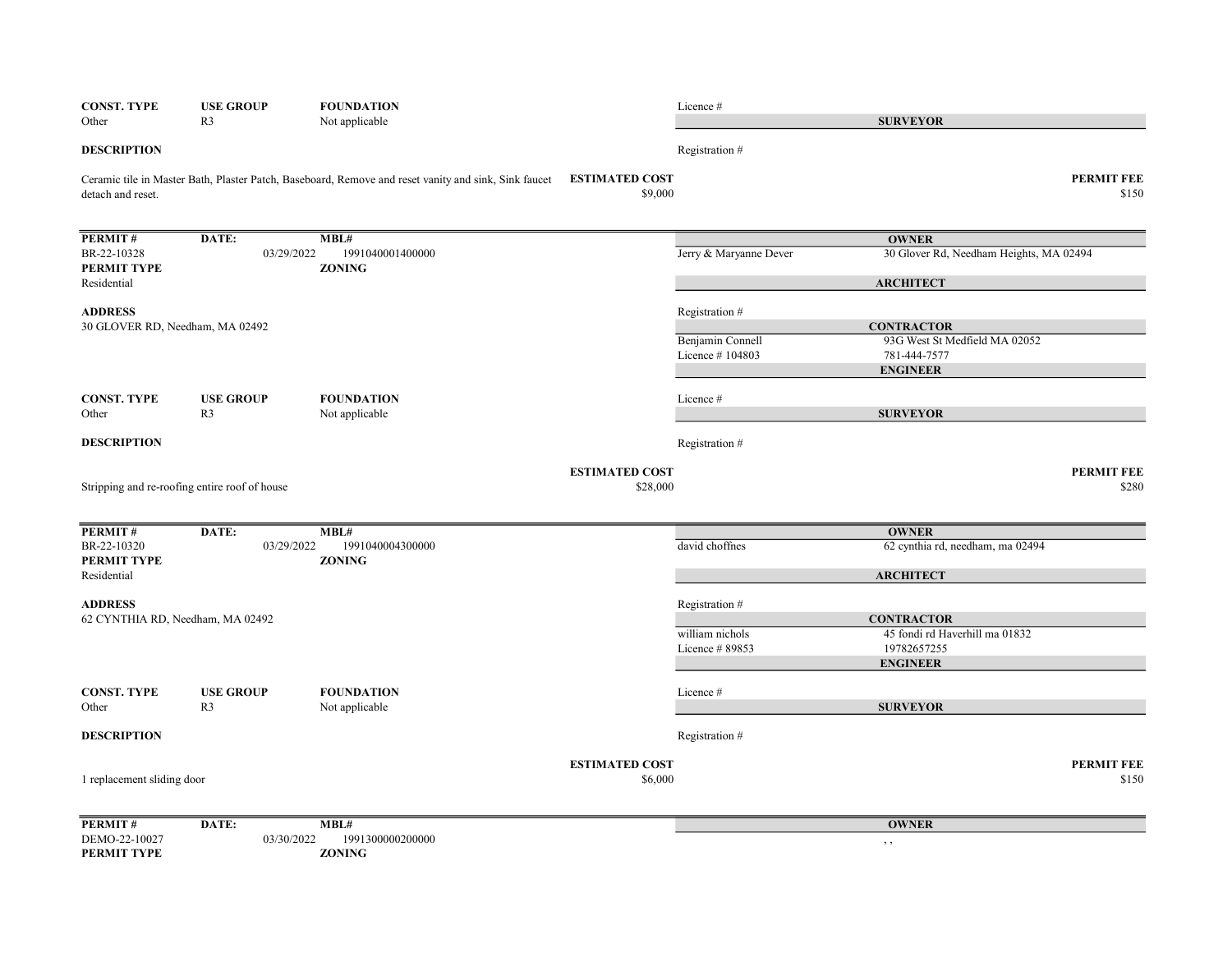| CONST. TYPE | USE GROUP | FOUNDATION |
|---|---|---|
| Other | R3 | Not applicable |

Licence #

**SURVEYOR**

**DESCRIPTION**

Registration #

Ceramic tile in Master Bath, Plaster Patch, Baseboard, Remove and reset vanity and sink, Sink faucet detach and reset.

**ESTIMATED COST** $9,000

**PERMIT FEE** $150

---

| PERMIT # | DATE: | MBL# |
|---|---|---|
| BR-22-10328 | 03/29/2022 | 1991040001400000 |

**PERMIT TYPE** Residential

**ZONING**

**OWNER**
Jerry & Maryanne Dever — 30 Glover Rd, Needham Heights, MA 02494

**ARCHITECT**
Registration #

**ADDRESS**
30 GLOVER RD, Needham, MA 02492

**CONTRACTOR**
Benjamin Connell — 93G West St Medfield MA 02052
Licence # 104803 — 781-444-7577

**ENGINEER**
Licence #

| CONST. TYPE | USE GROUP | FOUNDATION |
|---|---|---|
| Other | R3 | Not applicable |

**SURVEYOR**
Registration #

**DESCRIPTION**

Stripping and re-roofing entire roof of house

**ESTIMATED COST** $28,000

**PERMIT FEE** $280

---

| PERMIT # | DATE: | MBL# |
|---|---|---|
| BR-22-10320 | 03/29/2022 | 1991040004300000 |

**PERMIT TYPE** Residential

**ZONING**

**OWNER**
david choffnes — 62 cynthia rd, needham, ma 02494

**ARCHITECT**
Registration #

**ADDRESS**
62 CYNTHIA RD, Needham, MA 02492

**CONTRACTOR**
william nichols — 45 fondi rd Haverhill ma 01832
Licence # 89853 — 19782657255

**ENGINEER**
Licence #

| CONST. TYPE | USE GROUP | FOUNDATION |
|---|---|---|
| Other | R3 | Not applicable |

**SURVEYOR**
Registration #

**DESCRIPTION**

1 replacement sliding door

**ESTIMATED COST** $6,000

**PERMIT FEE** $150

---

| PERMIT # | DATE: | MBL# |
|---|---|---|
| DEMO-22-10027 | 03/30/2022 | 1991300000200000 |

**PERMIT TYPE**

**ZONING**

**OWNER**
, ,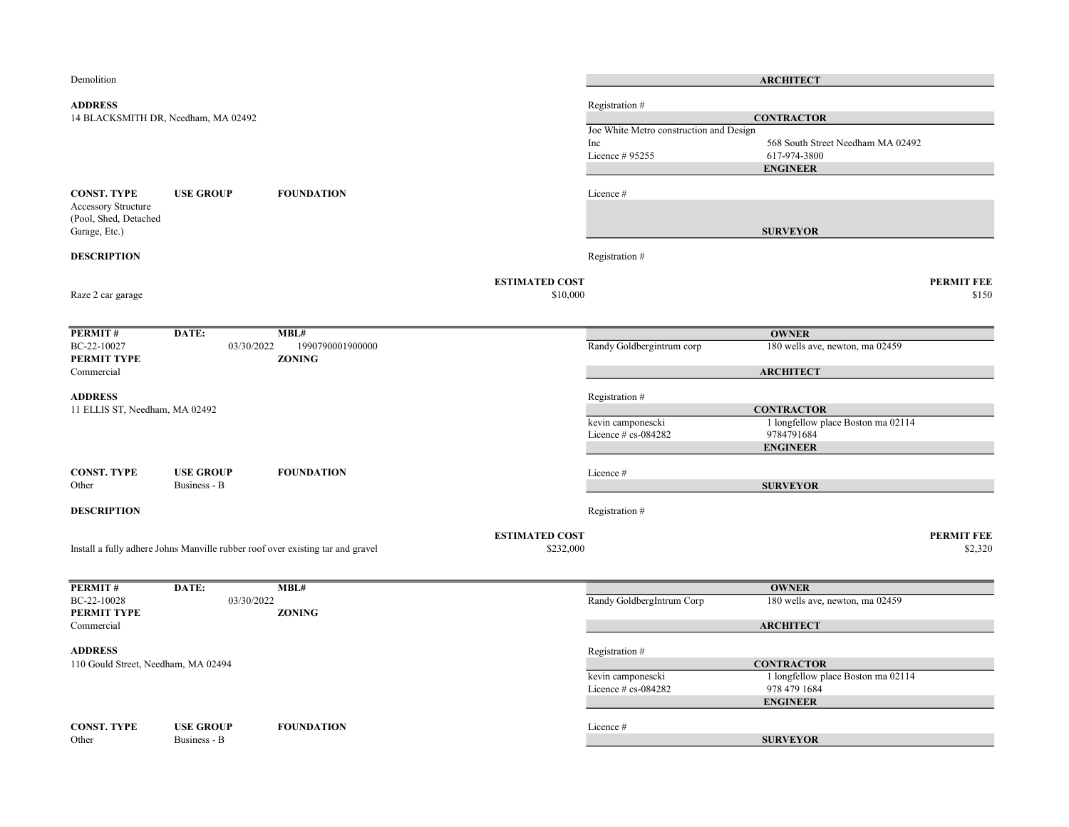Demolition

**ADDRESS**
14 BLACKSMITH DR, Needham, MA 02492

**CONST. TYPE** | **USE GROUP** | **FOUNDATION**
Accessory Structure (Pool, Shed, Detached Garage, Etc.)

**DESCRIPTION**

Raze 2 car garage

**ESTIMATED COST** $10,000

**ARCHITECT**
Registration #

**CONTRACTOR**
Joe White Metro construction and Design Inc — 568 South Street Needham MA 02492
Licence # 95255 — 617-974-3800

**ENGINEER**
Licence #

**SURVEYOR**
Registration #

**PERMIT FEE** $150

---

**PERMIT #** BC-22-10027 | **DATE:** 03/30/2022 | **MBL#** 1990790001900000

**PERMIT TYPE** Commercial | **ZONING**

**ADDRESS**
11 ELLIS ST, Needham, MA 02492

**CONST. TYPE** Other | **USE GROUP** Business - B | **FOUNDATION**

**DESCRIPTION**

Install a fully adhere Johns Manville rubber roof over existing tar and gravel

**ESTIMATED COST** $232,000

**OWNER**
Randy Goldbergintrum corp — 180 wells ave, newton, ma 02459

**ARCHITECT**
Registration #

**CONTRACTOR**
kevin camponescki — 1 longfellow place Boston ma 02114
Licence # cs-084282 — 9784791684

**ENGINEER**
Licence #

**SURVEYOR**
Registration #

**PERMIT FEE** $2,320

---

**PERMIT #** BC-22-10028 | **DATE:** 03/30/2022 | **MBL#**

**PERMIT TYPE** Commercial | **ZONING**

**ADDRESS**
110 Gould Street, Needham, MA 02494

**CONST. TYPE** Other | **USE GROUP** Business - B | **FOUNDATION**

**OWNER**
Randy GoldbergIntrum Corp — 180 wells ave, newton, ma 02459

**ARCHITECT**
Registration #

**CONTRACTOR**
kevin camponescki — 1 longfellow place Boston ma 02114
Licence # cs-084282 — 978 479 1684

**ENGINEER**
Licence #

**SURVEYOR**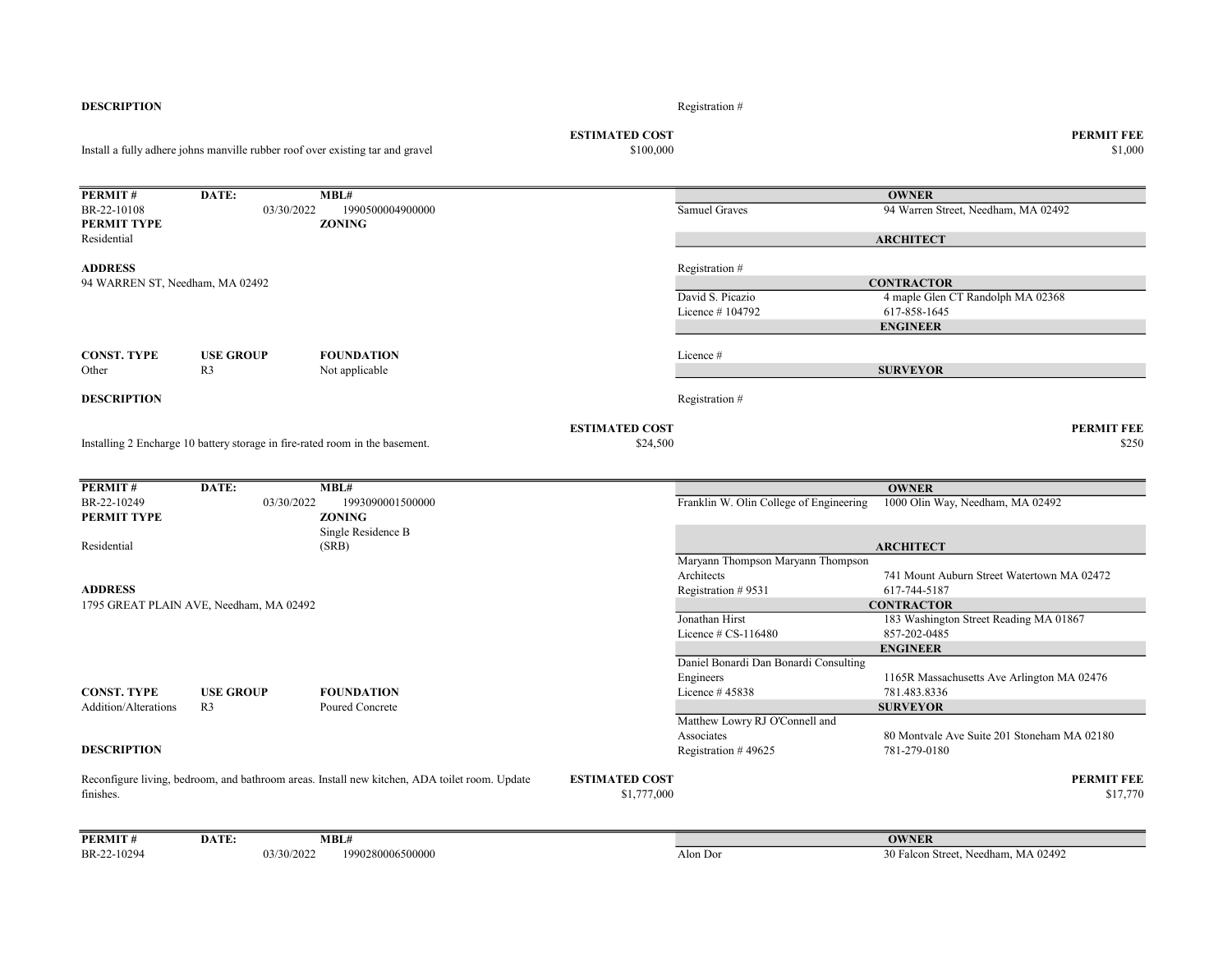**DESCRIPTION**

Registration #

**ESTIMATED COST** $100,000

**PERMIT FEE** $1,000

Install a fully adhere johns manville rubber roof over existing tar and gravel

---

| PERMIT # | DATE: | MBL# |
|---|---|---|
| BR-22-10108 | 03/30/2022 | 1990500004900000 |

**PERMIT TYPE**
Residential

**ZONING**

**ADDRESS**
94 WARREN ST, Needham, MA 02492

| CONST. TYPE | USE GROUP | FOUNDATION |
|---|---|---|
| Other | R3 | Not applicable |

**OWNER**
Samuel Graves — 94 Warren Street, Needham, MA 02492

**ARCHITECT**
Registration #

**CONTRACTOR**
David S. Picazio — 4 maple Glen CT Randolph MA 02368
Licence # 104792 — 617-858-1645

**ENGINEER**
Licence #

**SURVEYOR**
Registration #

**DESCRIPTION**

Installing 2 Encharge 10 battery storage in fire-rated room in the basement.

**ESTIMATED COST** $24,500

**PERMIT FEE** $250

---

| PERMIT # | DATE: | MBL# |
|---|---|---|
| BR-22-10249 | 03/30/2022 | 1993090001500000 |

**PERMIT TYPE**
Residential

**ZONING**
Single Residence B (SRB)

**ADDRESS**
1795 GREAT PLAIN AVE, Needham, MA 02492

| CONST. TYPE | USE GROUP | FOUNDATION |
|---|---|---|
| Addition/Alterations | R3 | Poured Concrete |

**OWNER**
Franklin W. Olin College of Engineering — 1000 Olin Way, Needham, MA 02492

**ARCHITECT**
Maryann Thompson Maryann Thompson Architects — 741 Mount Auburn Street Watertown MA 02472
Registration # 9531 — 617-744-5187

**CONTRACTOR**
Jonathan Hirst — 183 Washington Street Reading MA 01867
Licence # CS-116480 — 857-202-0485

**ENGINEER**
Daniel Bonardi Dan Bonardi Consulting Engineers — 1165R Massachusetts Ave Arlington MA 02476
Licence # 45838 — 781.483.8336

**SURVEYOR**
Matthew Lowry RJ O'Connell and Associates — 80 Montvale Ave Suite 201 Stoneham MA 02180
Registration # 49625 — 781-279-0180

**DESCRIPTION**

Reconfigure living, bedroom, and bathroom areas. Install new kitchen, ADA toilet room. Update finishes.

**ESTIMATED COST** $1,777,000

**PERMIT FEE** $17,770

---

| PERMIT # | DATE: | MBL# |
|---|---|---|
| BR-22-10294 | 03/30/2022 | 1990280006500000 |

**OWNER**
Alon Dor — 30 Falcon Street, Needham, MA 02492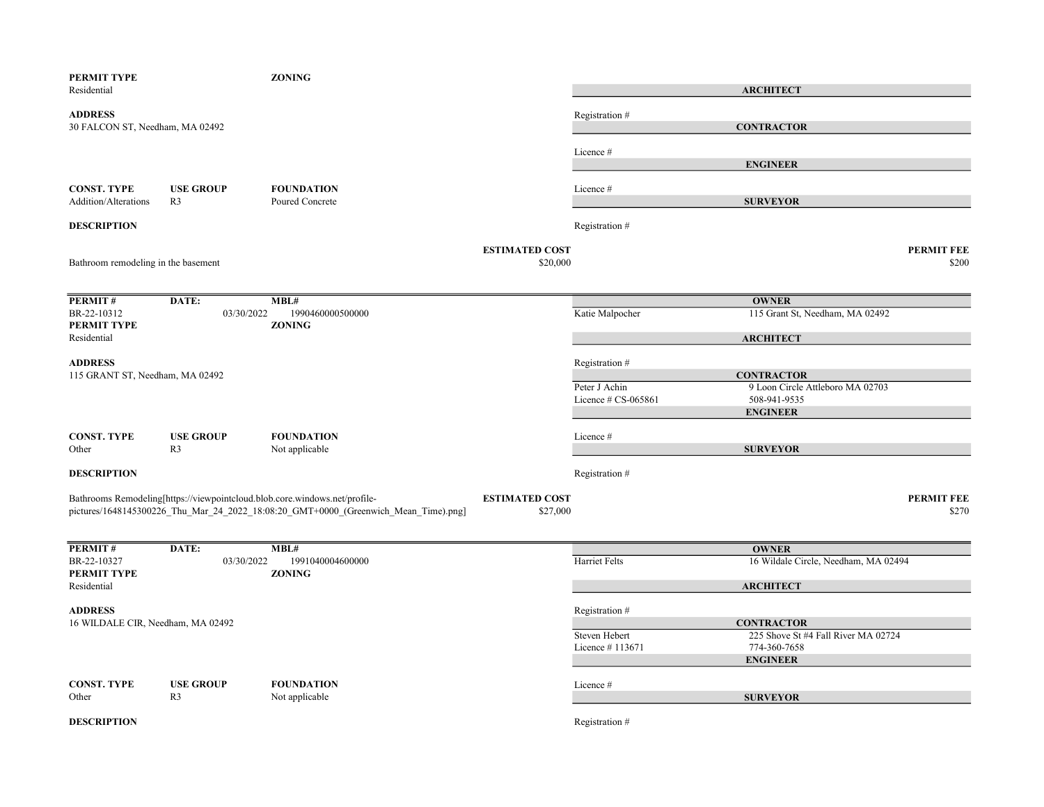**PERMIT TYPE** Residential

**ZONING**

**ADDRESS**
30 FALCON ST, Needham, MA 02492

| ARCHITECT | |
|---|---|
| Registration # | |

| CONTRACTOR | |
|---|---|
| Licence # | |

| ENGINEER | |
|---|---|
| Licence # | |

| SURVEYOR | |
|---|---|
| Registration # | |

| CONST. TYPE | USE GROUP | FOUNDATION |
|---|---|---|
| Addition/Alterations | R3 | Poured Concrete |

**DESCRIPTION**

Bathroom remodeling in the basement

**ESTIMATED COST** $20,000

**PERMIT FEE** $200

---

| PERMIT # | DATE: | MBL# |
|---|---|---|
| BR-22-10312 | 03/30/2022 | 1990460000500000 |

**PERMIT TYPE** Residential

**ZONING**

**ADDRESS**
115 GRANT ST, Needham, MA 02492

| OWNER | |
|---|---|
| Katie Malpocher | 115 Grant St, Needham, MA 02492 |

| ARCHITECT | |
|---|---|
| Registration # | |

| CONTRACTOR | |
|---|---|
| Peter J Achin | 9 Loon Circle Attleboro MA 02703 |
| Licence # CS-065861 | 508-941-9535 |

| ENGINEER | |
|---|---|
| Licence # | |

| SURVEYOR | |
|---|---|
| Registration # | |

| CONST. TYPE | USE GROUP | FOUNDATION |
|---|---|---|
| Other | R3 | Not applicable |

**DESCRIPTION**

Bathrooms Remodeling[https://viewpointcloud.blob.core.windows.net/profile-pictures/1648145300226_Thu_Mar_24_2022_18:08:20_GMT+0000_(Greenwich_Mean_Time).png]

**ESTIMATED COST** $27,000

**PERMIT FEE** $270

---

| PERMIT # | DATE: | MBL# |
|---|---|---|
| BR-22-10327 | 03/30/2022 | 1991040004600000 |

**PERMIT TYPE** Residential

**ZONING**

**ADDRESS**
16 WILDALE CIR, Needham, MA 02492

| OWNER | |
|---|---|
| Harriet Felts | 16 Wildale Circle, Needham, MA 02494 |

| ARCHITECT | |
|---|---|
| Registration # | |

| CONTRACTOR | |
|---|---|
| Steven Hebert | 225 Shove St #4 Fall River MA 02724 |
| Licence # 113671 | 774-360-7658 |

| ENGINEER | |
|---|---|
| Licence # | |

| SURVEYOR | |
|---|---|
| Registration # | |

| CONST. TYPE | USE GROUP | FOUNDATION |
|---|---|---|
| Other | R3 | Not applicable |

**DESCRIPTION**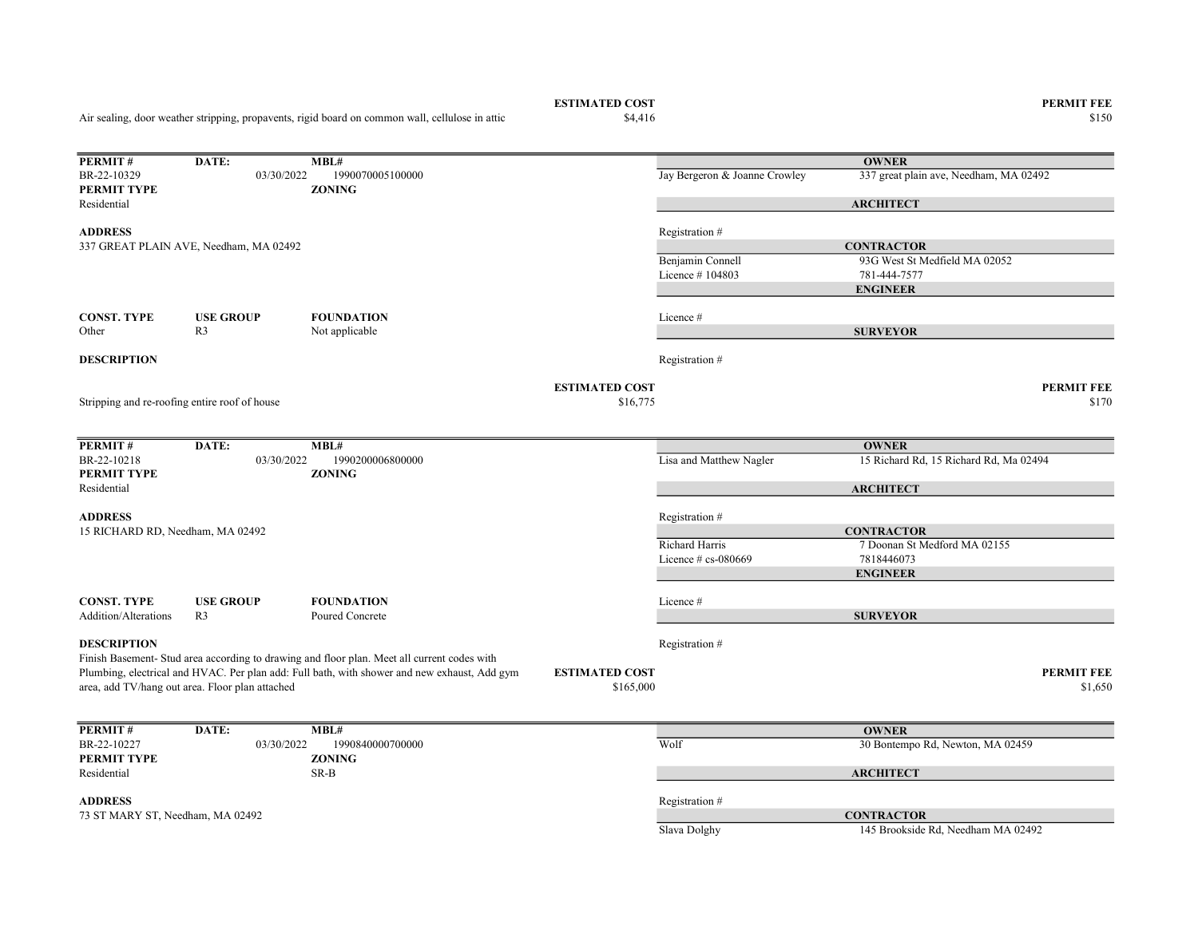Air sealing, door weather stripping, propavents, rigid board on common wall, cellulose in attic

**ESTIMATED COST** $4,416

**PERMIT FEE** $150

---

| PERMIT # | DATE: | MBL# |
|---|---|---|
| BR-22-10329 | 03/30/2022 | 1990070005100000 |
| **PERMIT TYPE** | | **ZONING** |
| Residential | | |

**ADDRESS**
337 GREAT PLAIN AVE, Needham, MA 02492

| CONST. TYPE | USE GROUP | FOUNDATION |
|---|---|---|
| Other | R3 | Not applicable |

**OWNER**
Jay Bergeron & Joanne Crowley — 337 great plain ave, Needham, MA 02492

**ARCHITECT**
Registration #

**CONTRACTOR**
Benjamin Connell — 93G West St Medfield MA 02052
Licence # 104803 — 781-444-7577

**ENGINEER**
Licence #

**SURVEYOR**
Registration #

**DESCRIPTION**
Stripping and re-roofing entire roof of house

**ESTIMATED COST** $16,775

**PERMIT FEE** $170

---

| PERMIT # | DATE: | MBL# |
|---|---|---|
| BR-22-10218 | 03/30/2022 | 1990200006800000 |
| **PERMIT TYPE** | | **ZONING** |
| Residential | | |

**ADDRESS**
15 RICHARD RD, Needham, MA 02492

| CONST. TYPE | USE GROUP | FOUNDATION |
|---|---|---|
| Addition/Alterations | R3 | Poured Concrete |

**OWNER**
Lisa and Matthew Nagler — 15 Richard Rd, 15 Richard Rd, Ma 02494

**ARCHITECT**
Registration #

**CONTRACTOR**
Richard Harris — 7 Doonan St Medford MA 02155
Licence # cs-080669 — 7818446073

**ENGINEER**
Licence #

**SURVEYOR**
Registration #

**DESCRIPTION**
Finish Basement- Stud area according to drawing and floor plan. Meet all current codes with Plumbing, electrical and HVAC. Per plan add: Full bath, with shower and new exhaust, Add gym area, add TV/hang out area. Floor plan attached

**ESTIMATED COST** $165,000

**PERMIT FEE** $1,650

---

| PERMIT # | DATE: | MBL# |
|---|---|---|
| BR-22-10227 | 03/30/2022 | 1990840000700000 |
| **PERMIT TYPE** | | **ZONING** |
| Residential | | SR-B |

**ADDRESS**
73 ST MARY ST, Needham, MA 02492

**OWNER**
Wolf — 30 Bontempo Rd, Newton, MA 02459

**ARCHITECT**
Registration #

**CONTRACTOR**
Slava Dolghy — 145 Brookside Rd, Needham MA 02492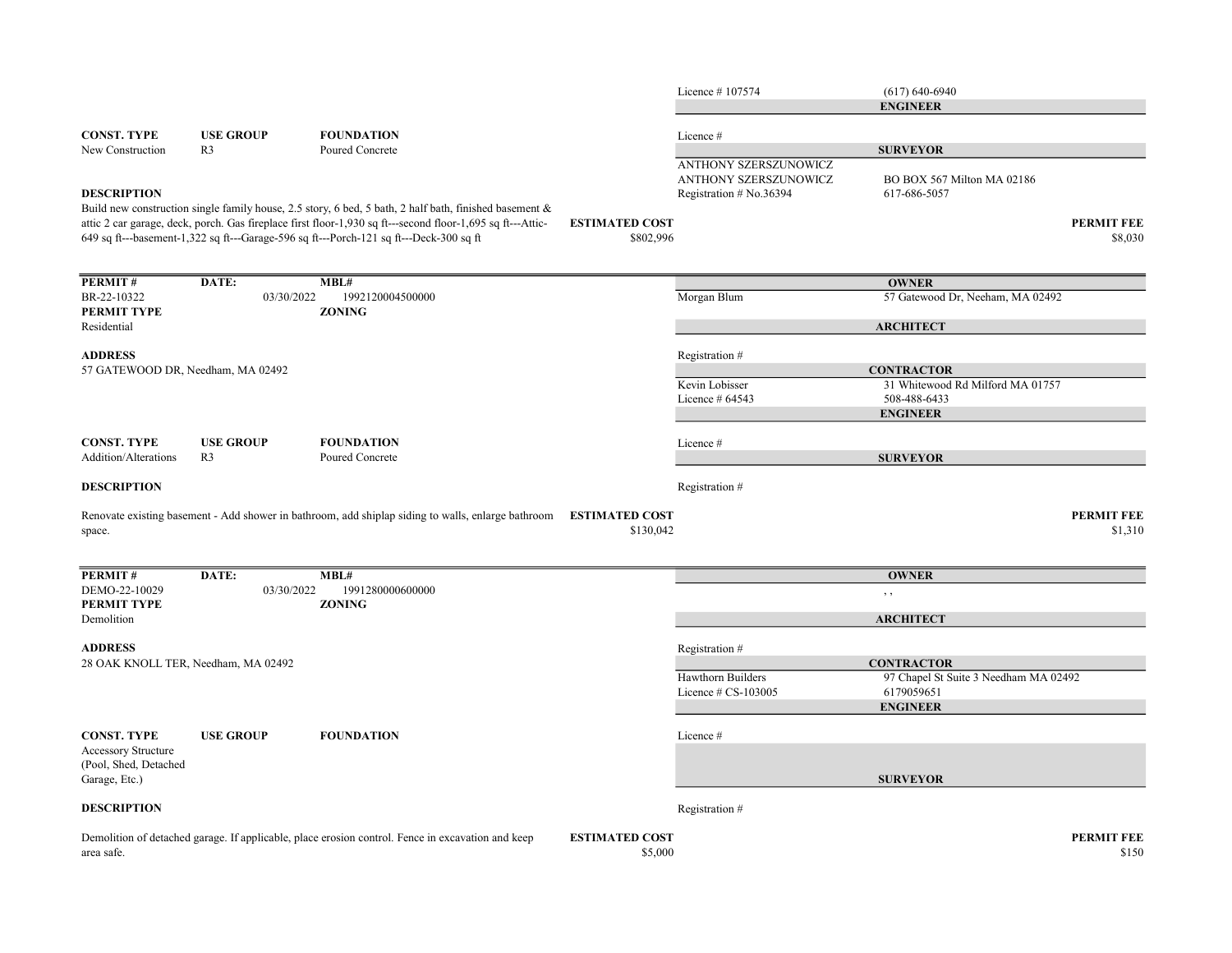Licence # 107574 | (617) 640-6940

**ENGINEER**

**CONST. TYPE**: New Construction
**USE GROUP**: R3
**FOUNDATION**: Poured Concrete

Licence #

**SURVEYOR**

ANTHONY SZERSZUNOWICZ
ANTHONY SZERSZUNOWICZ | BO BOX 567 Milton MA 02186
Registration # No.36394 | 617-686-5057

**DESCRIPTION**

Build new construction single family house, 2.5 story, 6 bed, 5 bath, 2 half bath, finished basement & attic 2 car garage, deck, porch. Gas fireplace first floor-1,930 sq ft---second floor-1,695 sq ft---Attic-649 sq ft---basement-1,322 sq ft---Garage-596 sq ft---Porch-121 sq ft---Deck-300 sq ft

**ESTIMATED COST**: $802,996
**PERMIT FEE**: $8,030

---

**PERMIT #**: BR-22-10322
**DATE:** 03/30/2022
**MBL#**: 1992120004500000
**PERMIT TYPE**: Residential
**ZONING**:

**ADDRESS**
57 GATEWOOD DR, Needham, MA 02492

**OWNER**
Morgan Blum | 57 Gatewood Dr, Neeham, MA 02492

**ARCHITECT**
Registration #

**CONTRACTOR**
Kevin Lobisser | 31 Whitewood Rd Milford MA 01757
Licence # 64543 | 508-488-6433

**ENGINEER**
Licence #

**CONST. TYPE**: Addition/Alterations
**USE GROUP**: R3
**FOUNDATION**: Poured Concrete

**SURVEYOR**
Registration #

**DESCRIPTION**

Renovate existing basement - Add shower in bathroom, add shiplap siding to walls, enlarge bathroom space.

**ESTIMATED COST**: $130,042
**PERMIT FEE**: $1,310

---

**PERMIT #**: DEMO-22-10029
**DATE:** 03/30/2022
**MBL#**: 1991280000600000
**PERMIT TYPE**: Demolition
**ZONING**:

**ADDRESS**
28 OAK KNOLL TER, Needham, MA 02492

**OWNER**
, ,

**ARCHITECT**
Registration #

**CONTRACTOR**
Hawthorn Builders | 97 Chapel St Suite 3 Needham MA 02492
Licence # CS-103005 | 6179059651

**ENGINEER**
Licence #

**CONST. TYPE**: Accessory Structure (Pool, Shed, Detached Garage, Etc.)
**USE GROUP**:
**FOUNDATION**:

**SURVEYOR**
Registration #

**DESCRIPTION**

Demolition of detached garage. If applicable, place erosion control. Fence in excavation and keep area safe.

**ESTIMATED COST**: $5,000
**PERMIT FEE**: $150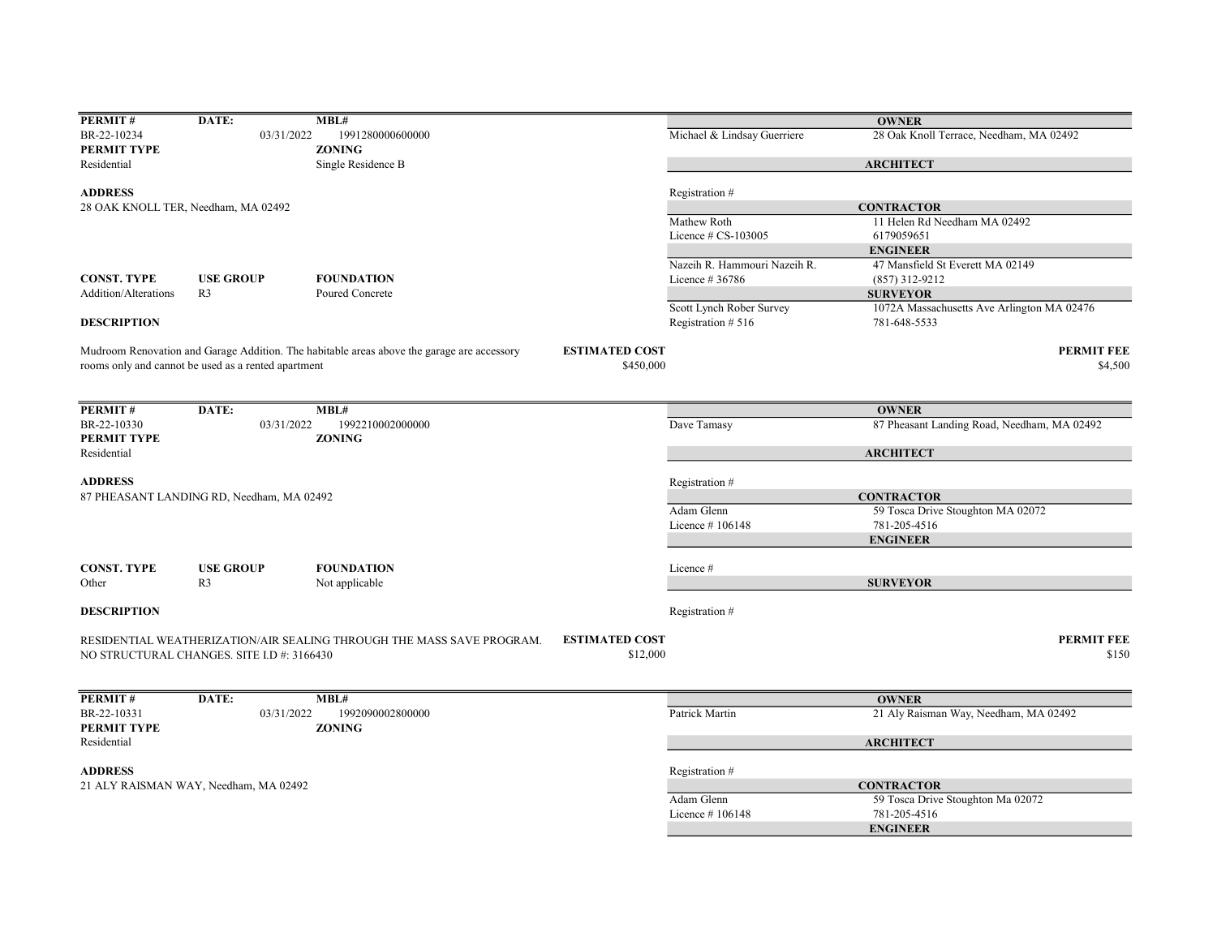| PERMIT # | DATE: | MBL# |
|---|---|---|
| BR-22-10234 | 03/31/2022 | 1991280000600000 |

**PERMIT TYPE:** Residential
**ZONING:** Single Residence B

**ADDRESS**
28 OAK KNOLL TER, Needham, MA 02492

| CONST. TYPE | USE GROUP | FOUNDATION |
|---|---|---|
| Addition/Alterations | R3 | Poured Concrete |

**DESCRIPTION**

Mudroom Renovation and Garage Addition. The habitable areas above the garage are accessory rooms only and cannot be used as a rented apartment

**ESTIMATED COST:** $450,000
**PERMIT FEE:** $4,500

| | |
|---|---|
| **OWNER** | |
| Michael & Lindsay Guerriere | 28 Oak Knoll Terrace, Needham, MA 02492 |
| **ARCHITECT** | |
| Registration # | |
| **CONTRACTOR** | |
| Mathew Roth | 11 Helen Rd Needham MA 02492 |
| Licence # CS-103005 | 6179059651 |
| **ENGINEER** | |
| Nazeih R. Hammouri Nazeih R. | 47 Mansfield St Everett MA 02149 |
| Licence # 36786 | (857) 312-9212 |
| **SURVEYOR** | |
| Scott Lynch Rober Survey | 1072A Massachusetts Ave Arlington MA 02476 |
| Registration # 516 | 781-648-5533 |

---

| PERMIT # | DATE: | MBL# |
|---|---|---|
| BR-22-10330 | 03/31/2022 | 1992210002000000 |

**PERMIT TYPE:** Residential
**ZONING:**

**ADDRESS**
87 PHEASANT LANDING RD, Needham, MA 02492

| CONST. TYPE | USE GROUP | FOUNDATION |
|---|---|---|
| Other | R3 | Not applicable |

**DESCRIPTION**

RESIDENTIAL WEATHERIZATION/AIR SEALING THROUGH THE MASS SAVE PROGRAM. NO STRUCTURAL CHANGES. SITE I.D #: 3166430

**ESTIMATED COST:** $12,000
**PERMIT FEE:** $150

| | |
|---|---|
| **OWNER** | |
| Dave Tamasy | 87 Pheasant Landing Road, Needham, MA 02492 |
| **ARCHITECT** | |
| Registration # | |
| **CONTRACTOR** | |
| Adam Glenn | 59 Tosca Drive Stoughton MA 02072 |
| Licence # 106148 | 781-205-4516 |
| **ENGINEER** | |
| Licence # | |
| **SURVEYOR** | |
| Registration # | |

---

| PERMIT # | DATE: | MBL# |
|---|---|---|
| BR-22-10331 | 03/31/2022 | 1992090002800000 |

**PERMIT TYPE:** Residential
**ZONING:**

**ADDRESS**
21 ALY RAISMAN WAY, Needham, MA 02492

| | |
|---|---|
| **OWNER** | |
| Patrick Martin | 21 Aly Raisman Way, Needham, MA 02492 |
| **ARCHITECT** | |
| Registration # | |
| **CONTRACTOR** | |
| Adam Glenn | 59 Tosca Drive Stoughton Ma 02072 |
| Licence # 106148 | 781-205-4516 |
| **ENGINEER** | |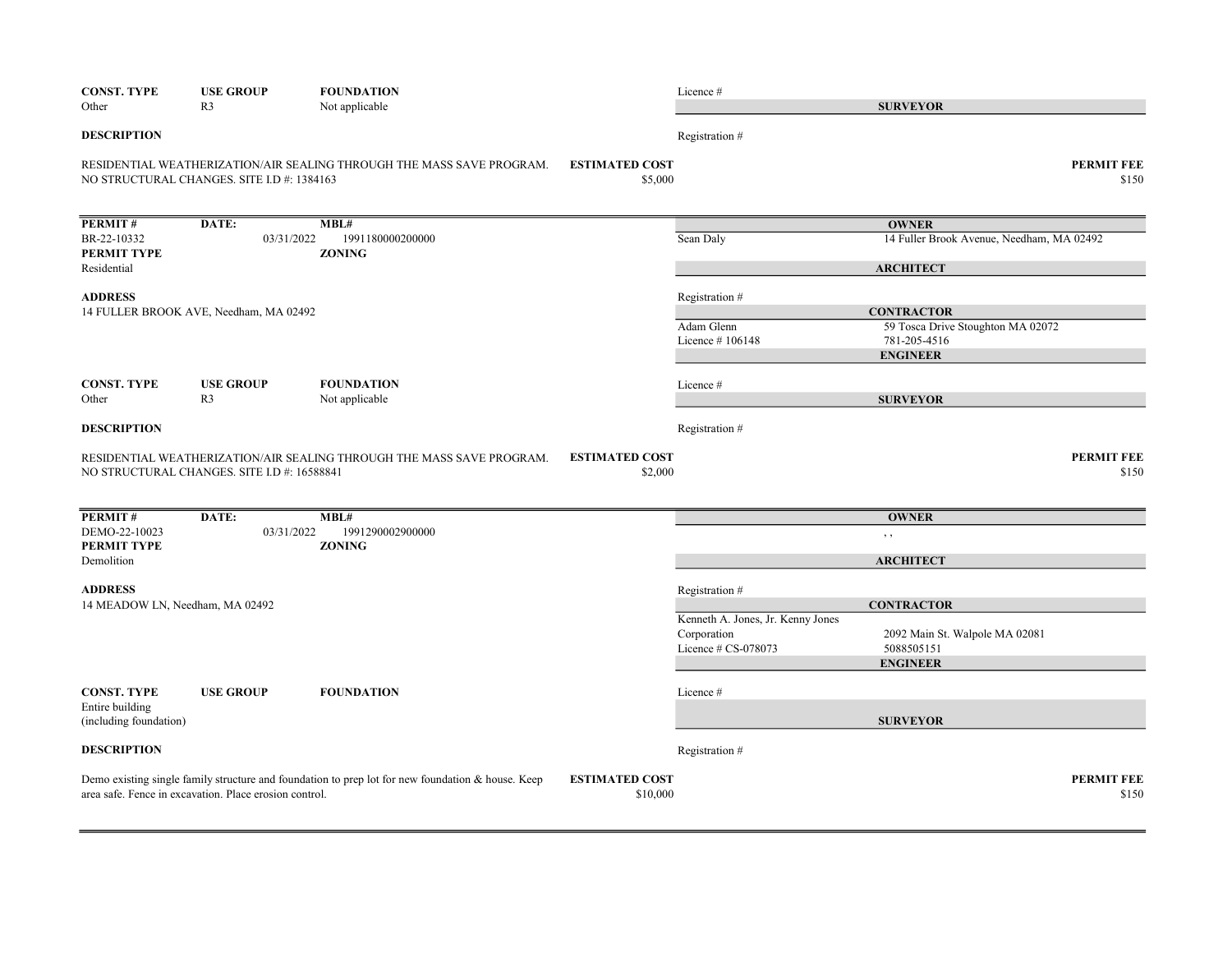| CONST. TYPE | USE GROUP | FOUNDATION |
|---|---|---|
| Other | R3 | Not applicable |

Licence #

**SURVEYOR**

**DESCRIPTION**

Registration #

RESIDENTIAL WEATHERIZATION/AIR SEALING THROUGH THE MASS SAVE PROGRAM. NO STRUCTURAL CHANGES. SITE I.D #: 1384163

**ESTIMATED COST** $5,000

**PERMIT FEE** $150

---

| PERMIT # | DATE: | MBL# |
|---|---|---|
| BR-22-10332 | 03/31/2022 | 1991180000200000 |

**PERMIT TYPE**
Residential

**ZONING**

**ADDRESS**
14 FULLER BROOK AVE, Needham, MA 02492

**OWNER**
Sean Daly — 14 Fuller Brook Avenue, Needham, MA 02492

**ARCHITECT**
Registration #

**CONTRACTOR**
Adam Glenn — 59 Tosca Drive Stoughton MA 02072
Licence # 106148 — 781-205-4516

**ENGINEER**
Licence #

| CONST. TYPE | USE GROUP | FOUNDATION |
|---|---|---|
| Other | R3 | Not applicable |

**SURVEYOR**
Registration #

**DESCRIPTION**

RESIDENTIAL WEATHERIZATION/AIR SEALING THROUGH THE MASS SAVE PROGRAM. NO STRUCTURAL CHANGES. SITE I.D #: 16588841

**ESTIMATED COST** $2,000

**PERMIT FEE** $150

---

| PERMIT # | DATE: | MBL# |
|---|---|---|
| DEMO-22-10023 | 03/31/2022 | 1991290002900000 |

**PERMIT TYPE**
Demolition

**ZONING**

**ADDRESS**
14 MEADOW LN, Needham, MA 02492

**OWNER**
, ,

**ARCHITECT**
Registration #

**CONTRACTOR**
Kenneth A. Jones, Jr. Kenny Jones Corporation — 2092 Main St. Walpole MA 02081
Licence # CS-078073 — 5088505151

**ENGINEER**
Licence #

| CONST. TYPE | USE GROUP | FOUNDATION |
|---|---|---|
| Entire building (including foundation) | | |

**SURVEYOR**
Registration #

**DESCRIPTION**

Demo existing single family structure and foundation to prep lot for new foundation & house. Keep area safe. Fence in excavation. Place erosion control.

**ESTIMATED COST** $10,000

**PERMIT FEE** $150